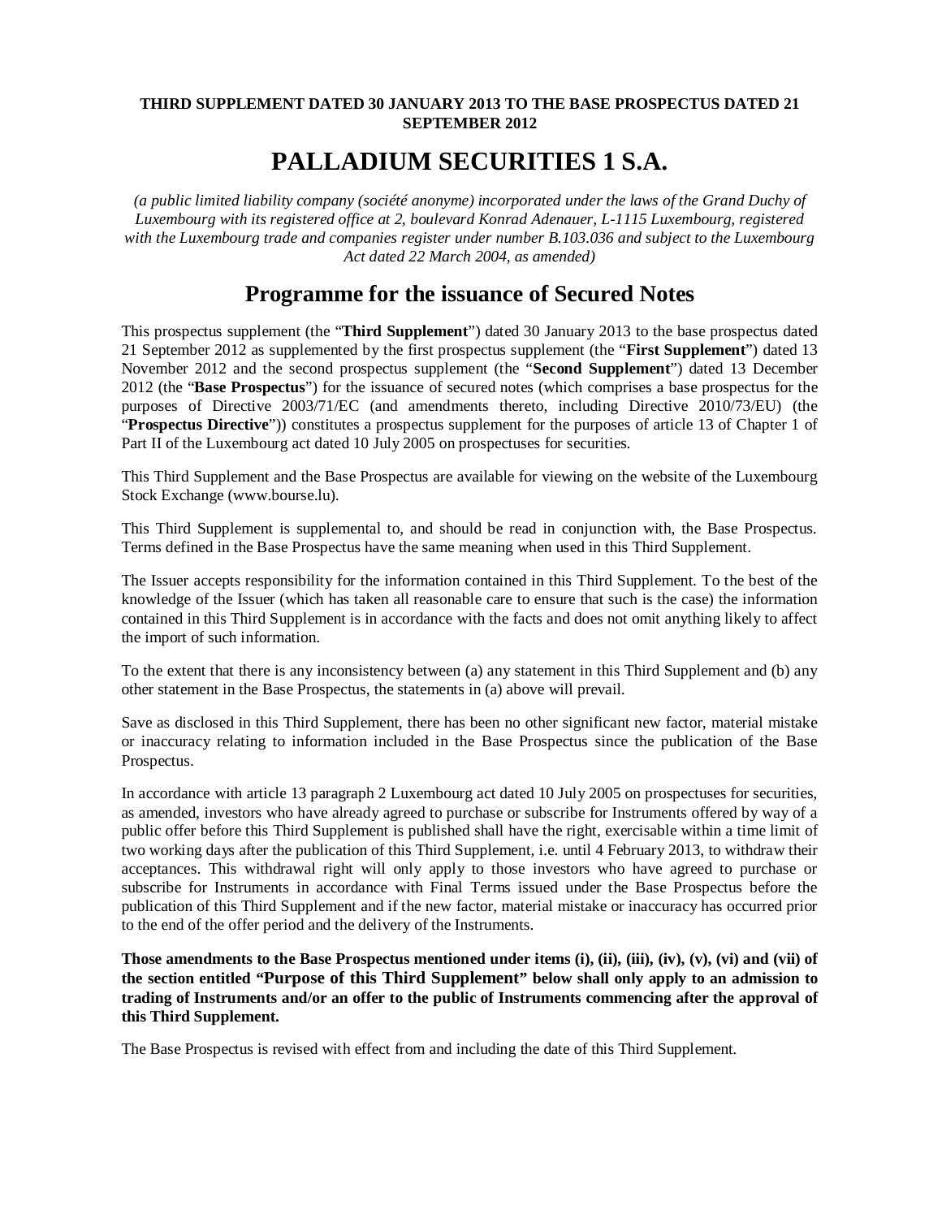**THIRD SUPPLEMENT DATED 30 JANUARY 2013 TO THE BASE PROSPECTUS DATED 21 SEPTEMBER 2012**

# PALLADIUM SECURITIES 1 S.A.

*(a public limited liability company (société anonyme) incorporated under the laws of the Grand Duchy of Luxembourg with its registered office at 2, boulevard Konrad Adenauer, L-1115 Luxembourg, registered with the Luxembourg trade and companies register under number B.103.036 and subject to the Luxembourg Act dated 22 March 2004, as amended)*

## Programme for the issuance of Secured Notes

This prospectus supplement (the "**Third Supplement**") dated 30 January 2013 to the base prospectus dated 21 September 2012 as supplemented by the first prospectus supplement (the "**First Supplement**") dated 13 November 2012 and the second prospectus supplement (the "**Second Supplement**") dated 13 December 2012 (the "**Base Prospectus**") for the issuance of secured notes (which comprises a base prospectus for the purposes of Directive 2003/71/EC (and amendments thereto, including Directive 2010/73/EU) (the "**Prospectus Directive**")) constitutes a prospectus supplement for the purposes of article 13 of Chapter 1 of Part II of the Luxembourg act dated 10 July 2005 on prospectuses for securities.

This Third Supplement and the Base Prospectus are available for viewing on the website of the Luxembourg Stock Exchange (www.bourse.lu).

This Third Supplement is supplemental to, and should be read in conjunction with, the Base Prospectus. Terms defined in the Base Prospectus have the same meaning when used in this Third Supplement.

The Issuer accepts responsibility for the information contained in this Third Supplement. To the best of the knowledge of the Issuer (which has taken all reasonable care to ensure that such is the case) the information contained in this Third Supplement is in accordance with the facts and does not omit anything likely to affect the import of such information.

To the extent that there is any inconsistency between (a) any statement in this Third Supplement and (b) any other statement in the Base Prospectus, the statements in (a) above will prevail.

Save as disclosed in this Third Supplement, there has been no other significant new factor, material mistake or inaccuracy relating to information included in the Base Prospectus since the publication of the Base Prospectus.

In accordance with article 13 paragraph 2 Luxembourg act dated 10 July 2005 on prospectuses for securities, as amended, investors who have already agreed to purchase or subscribe for Instruments offered by way of a public offer before this Third Supplement is published shall have the right, exercisable within a time limit of two working days after the publication of this Third Supplement, i.e. until 4 February 2013, to withdraw their acceptances. This withdrawal right will only apply to those investors who have agreed to purchase or subscribe for Instruments in accordance with Final Terms issued under the Base Prospectus before the publication of this Third Supplement and if the new factor, material mistake or inaccuracy has occurred prior to the end of the offer period and the delivery of the Instruments.

**Those amendments to the Base Prospectus mentioned under items (i), (ii), (iii), (iv), (v), (vi) and (vii) of the section entitled "Purpose of this Third Supplement" below shall only apply to an admission to trading of Instruments and/or an offer to the public of Instruments commencing after the approval of this Third Supplement.**

The Base Prospectus is revised with effect from and including the date of this Third Supplement.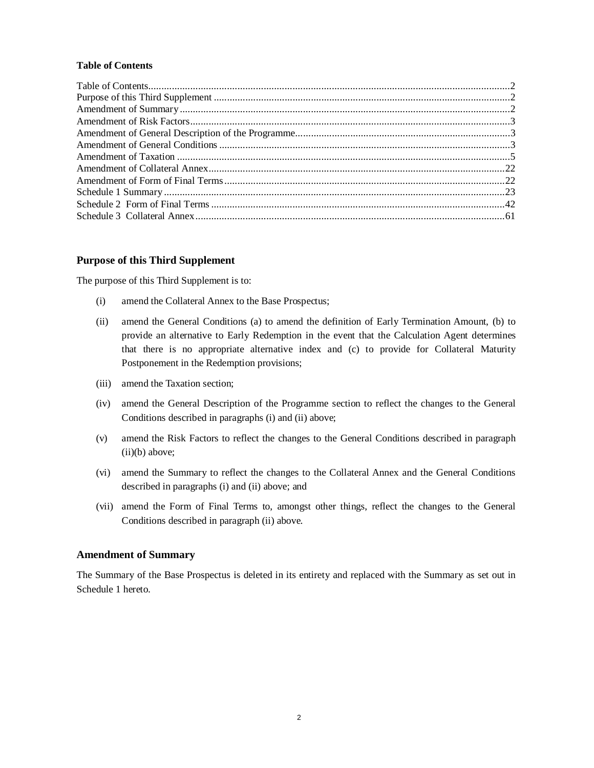**Table of Contents**

| | |
|---|---|
| Table of Contents | 2 |
| Purpose of this Third Supplement | 2 |
| Amendment of Summary | 2 |
| Amendment of Risk Factors | 3 |
| Amendment of General Description of the Programme | 3 |
| Amendment of General Conditions | 3 |
| Amendment of Taxation | 5 |
| Amendment of Collateral Annex | 22 |
| Amendment of Form of Final Terms | 22 |
| Schedule 1 Summary | 23 |
| Schedule 2 Form of Final Terms | 42 |
| Schedule 3 Collateral Annex | 61 |

## Purpose of this Third Supplement

The purpose of this Third Supplement is to:

(i) amend the Collateral Annex to the Base Prospectus;

(ii) amend the General Conditions (a) to amend the definition of Early Termination Amount, (b) to provide an alternative to Early Redemption in the event that the Calculation Agent determines that there is no appropriate alternative index and (c) to provide for Collateral Maturity Postponement in the Redemption provisions;

(iii) amend the Taxation section;

(iv) amend the General Description of the Programme section to reflect the changes to the General Conditions described in paragraphs (i) and (ii) above;

(v) amend the Risk Factors to reflect the changes to the General Conditions described in paragraph (ii)(b) above;

(vi) amend the Summary to reflect the changes to the Collateral Annex and the General Conditions described in paragraphs (i) and (ii) above; and

(vii) amend the Form of Final Terms to, amongst other things, reflect the changes to the General Conditions described in paragraph (ii) above.

## Amendment of Summary

The Summary of the Base Prospectus is deleted in its entirety and replaced with the Summary as set out in Schedule 1 hereto.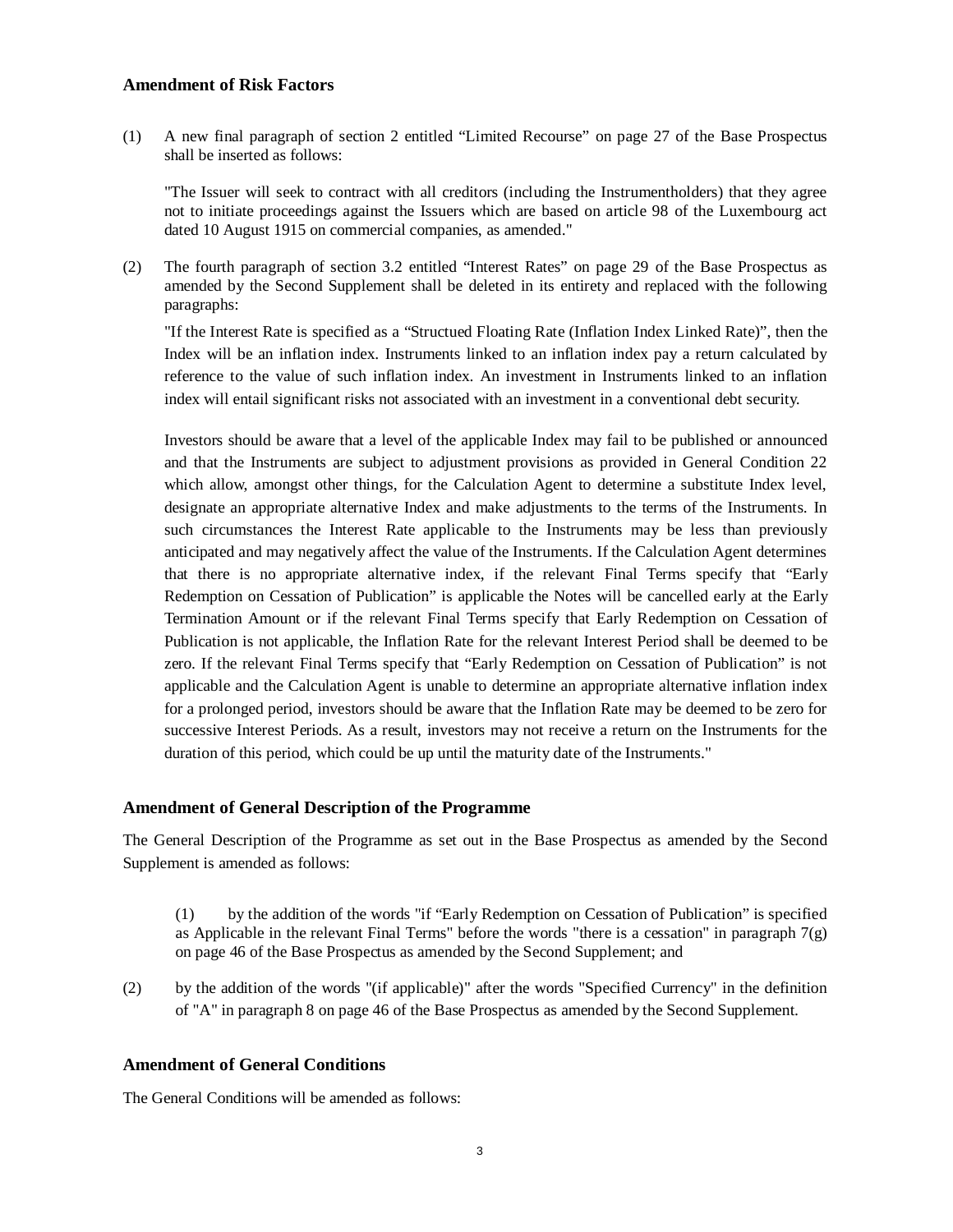### Amendment of Risk Factors

(1) A new final paragraph of section 2 entitled "Limited Recourse" on page 27 of the Base Prospectus shall be inserted as follows:

"The Issuer will seek to contract with all creditors (including the Instrumentholders) that they agree not to initiate proceedings against the Issuers which are based on article 98 of the Luxembourg act dated 10 August 1915 on commercial companies, as amended."

(2) The fourth paragraph of section 3.2 entitled "Interest Rates" on page 29 of the Base Prospectus as amended by the Second Supplement shall be deleted in its entirety and replaced with the following paragraphs:

"If the Interest Rate is specified as a "Structued Floating Rate (Inflation Index Linked Rate)", then the Index will be an inflation index. Instruments linked to an inflation index pay a return calculated by reference to the value of such inflation index. An investment in Instruments linked to an inflation index will entail significant risks not associated with an investment in a conventional debt security.

Investors should be aware that a level of the applicable Index may fail to be published or announced and that the Instruments are subject to adjustment provisions as provided in General Condition 22 which allow, amongst other things, for the Calculation Agent to determine a substitute Index level, designate an appropriate alternative Index and make adjustments to the terms of the Instruments. In such circumstances the Interest Rate applicable to the Instruments may be less than previously anticipated and may negatively affect the value of the Instruments. If the Calculation Agent determines that there is no appropriate alternative index, if the relevant Final Terms specify that "Early Redemption on Cessation of Publication" is applicable the Notes will be cancelled early at the Early Termination Amount or if the relevant Final Terms specify that Early Redemption on Cessation of Publication is not applicable, the Inflation Rate for the relevant Interest Period shall be deemed to be zero. If the relevant Final Terms specify that "Early Redemption on Cessation of Publication" is not applicable and the Calculation Agent is unable to determine an appropriate alternative inflation index for a prolonged period, investors should be aware that the Inflation Rate may be deemed to be zero for successive Interest Periods. As a result, investors may not receive a return on the Instruments for the duration of this period, which could be up until the maturity date of the Instruments."

### Amendment of General Description of the Programme

The General Description of the Programme as set out in the Base Prospectus as amended by the Second Supplement is amended as follows:

(1) by the addition of the words "if "Early Redemption on Cessation of Publication" is specified as Applicable in the relevant Final Terms" before the words "there is a cessation" in paragraph 7(g) on page 46 of the Base Prospectus as amended by the Second Supplement; and

(2) by the addition of the words "(if applicable)" after the words "Specified Currency" in the definition of "A" in paragraph 8 on page 46 of the Base Prospectus as amended by the Second Supplement.

### Amendment of General Conditions

The General Conditions will be amended as follows: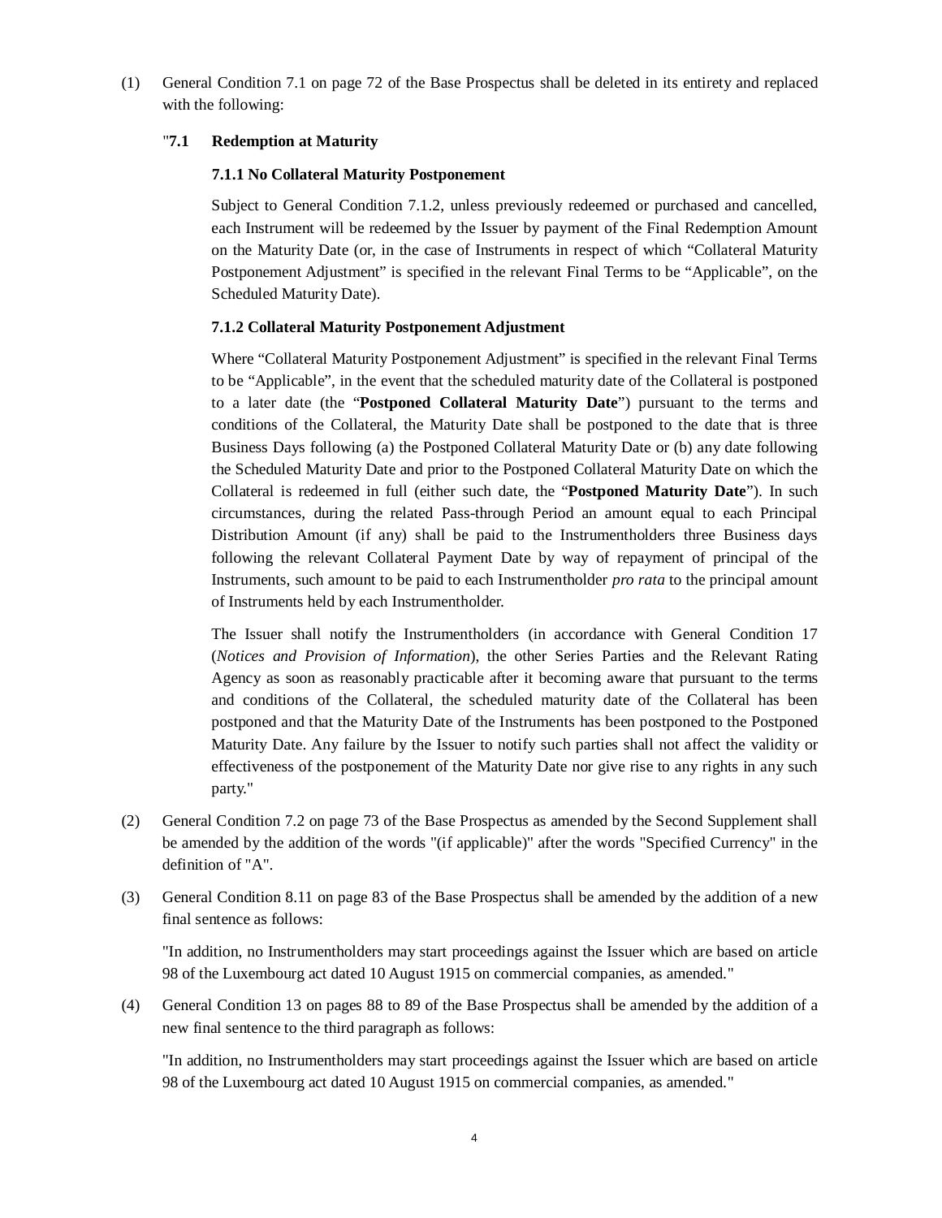(1) General Condition 7.1 on page 72 of the Base Prospectus shall be deleted in its entirety and replaced with the following:

"**7.1 Redemption at Maturity**

**7.1.1 No Collateral Maturity Postponement**

Subject to General Condition 7.1.2, unless previously redeemed or purchased and cancelled, each Instrument will be redeemed by the Issuer by payment of the Final Redemption Amount on the Maturity Date (or, in the case of Instruments in respect of which "Collateral Maturity Postponement Adjustment" is specified in the relevant Final Terms to be "Applicable", on the Scheduled Maturity Date).

**7.1.2 Collateral Maturity Postponement Adjustment**

Where "Collateral Maturity Postponement Adjustment" is specified in the relevant Final Terms to be "Applicable", in the event that the scheduled maturity date of the Collateral is postponed to a later date (the "**Postponed Collateral Maturity Date**") pursuant to the terms and conditions of the Collateral, the Maturity Date shall be postponed to the date that is three Business Days following (a) the Postponed Collateral Maturity Date or (b) any date following the Scheduled Maturity Date and prior to the Postponed Collateral Maturity Date on which the Collateral is redeemed in full (either such date, the "**Postponed Maturity Date**"). In such circumstances, during the related Pass-through Period an amount equal to each Principal Distribution Amount (if any) shall be paid to the Instrumentholders three Business days following the relevant Collateral Payment Date by way of repayment of principal of the Instruments, such amount to be paid to each Instrumentholder *pro rata* to the principal amount of Instruments held by each Instrumentholder.

The Issuer shall notify the Instrumentholders (in accordance with General Condition 17 (*Notices and Provision of Information*), the other Series Parties and the Relevant Rating Agency as soon as reasonably practicable after it becoming aware that pursuant to the terms and conditions of the Collateral, the scheduled maturity date of the Collateral has been postponed and that the Maturity Date of the Instruments has been postponed to the Postponed Maturity Date. Any failure by the Issuer to notify such parties shall not affect the validity or effectiveness of the postponement of the Maturity Date nor give rise to any rights in any such party."

(2) General Condition 7.2 on page 73 of the Base Prospectus as amended by the Second Supplement shall be amended by the addition of the words "(if applicable)" after the words "Specified Currency" in the definition of "A".

(3) General Condition 8.11 on page 83 of the Base Prospectus shall be amended by the addition of a new final sentence as follows:

"In addition, no Instrumentholders may start proceedings against the Issuer which are based on article 98 of the Luxembourg act dated 10 August 1915 on commercial companies, as amended."

(4) General Condition 13 on pages 88 to 89 of the Base Prospectus shall be amended by the addition of a new final sentence to the third paragraph as follows:

"In addition, no Instrumentholders may start proceedings against the Issuer which are based on article 98 of the Luxembourg act dated 10 August 1915 on commercial companies, as amended."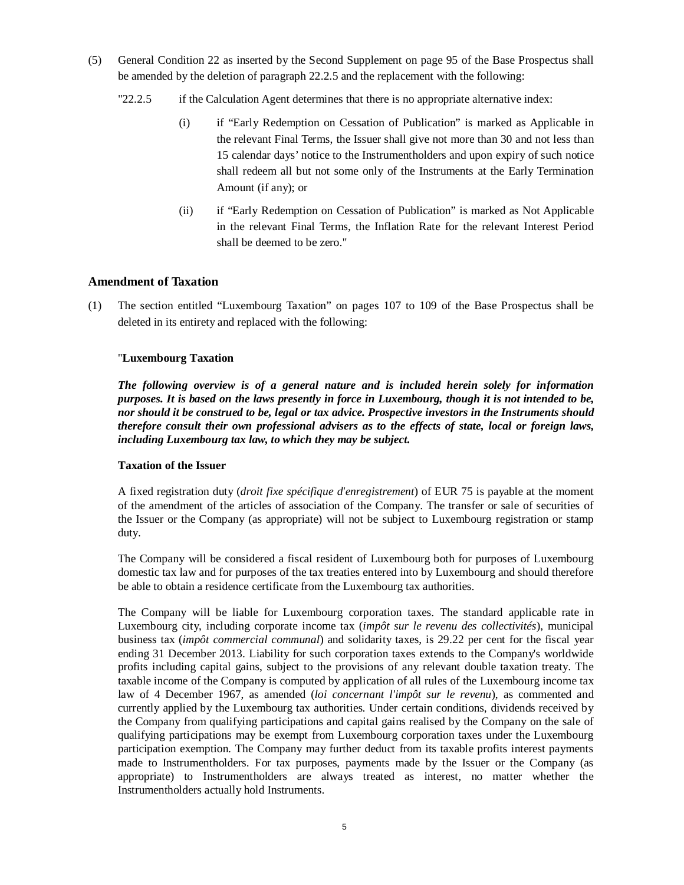(5) General Condition 22 as inserted by the Second Supplement on page 95 of the Base Prospectus shall be amended by the deletion of paragraph 22.2.5 and the replacement with the following:

"22.2.5 if the Calculation Agent determines that there is no appropriate alternative index:

(i) if "Early Redemption on Cessation of Publication" is marked as Applicable in the relevant Final Terms, the Issuer shall give not more than 30 and not less than 15 calendar days' notice to the Instrumentholders and upon expiry of such notice shall redeem all but not some only of the Instruments at the Early Termination Amount (if any); or

(ii) if "Early Redemption on Cessation of Publication" is marked as Not Applicable in the relevant Final Terms, the Inflation Rate for the relevant Interest Period shall be deemed to be zero."

## Amendment of Taxation

(1) The section entitled "Luxembourg Taxation" on pages 107 to 109 of the Base Prospectus shall be deleted in its entirety and replaced with the following:

"**Luxembourg Taxation**

***The following overview is of a general nature and is included herein solely for information purposes. It is based on the laws presently in force in Luxembourg, though it is not intended to be, nor should it be construed to be, legal or tax advice. Prospective investors in the Instruments should therefore consult their own professional advisers as to the effects of state, local or foreign laws, including Luxembourg tax law, to which they may be subject.***

**Taxation of the Issuer**

A fixed registration duty (*droit fixe spécifique d'enregistrement*) of EUR 75 is payable at the moment of the amendment of the articles of association of the Company. The transfer or sale of securities of the Issuer or the Company (as appropriate) will not be subject to Luxembourg registration or stamp duty.

The Company will be considered a fiscal resident of Luxembourg both for purposes of Luxembourg domestic tax law and for purposes of the tax treaties entered into by Luxembourg and should therefore be able to obtain a residence certificate from the Luxembourg tax authorities.

The Company will be liable for Luxembourg corporation taxes. The standard applicable rate in Luxembourg city, including corporate income tax (*impôt sur le revenu des collectivités*), municipal business tax (*impôt commercial communal*) and solidarity taxes, is 29.22 per cent for the fiscal year ending 31 December 2013. Liability for such corporation taxes extends to the Company's worldwide profits including capital gains, subject to the provisions of any relevant double taxation treaty. The taxable income of the Company is computed by application of all rules of the Luxembourg income tax law of 4 December 1967, as amended (*loi concernant l'impôt sur le revenu*), as commented and currently applied by the Luxembourg tax authorities. Under certain conditions, dividends received by the Company from qualifying participations and capital gains realised by the Company on the sale of qualifying participations may be exempt from Luxembourg corporation taxes under the Luxembourg participation exemption. The Company may further deduct from its taxable profits interest payments made to Instrumentholders. For tax purposes, payments made by the Issuer or the Company (as appropriate) to Instrumentholders are always treated as interest, no matter whether the Instrumentholders actually hold Instruments.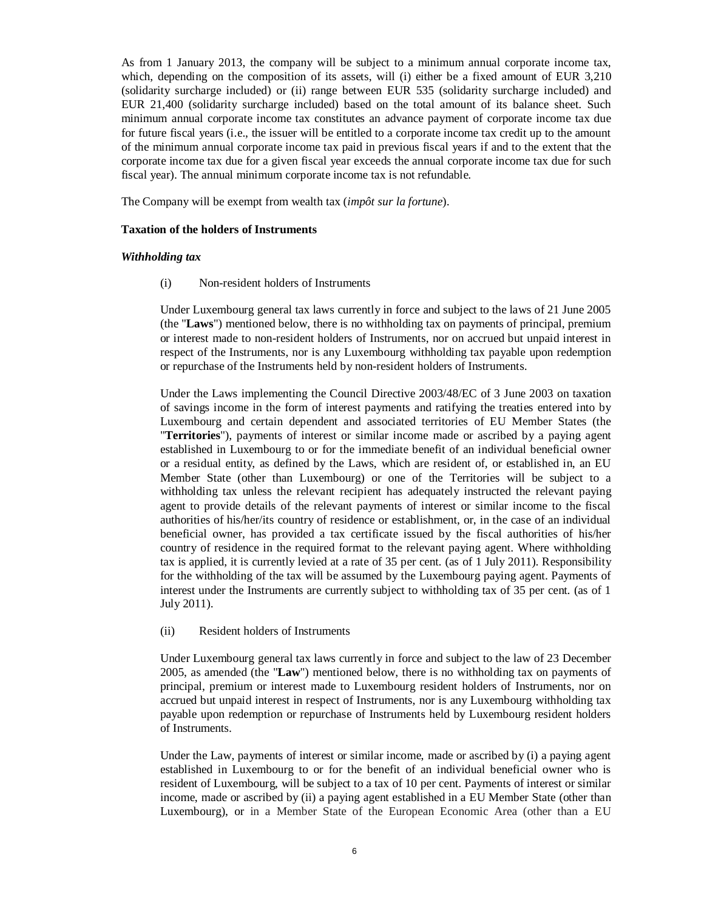As from 1 January 2013, the company will be subject to a minimum annual corporate income tax, which, depending on the composition of its assets, will (i) either be a fixed amount of EUR 3,210 (solidarity surcharge included) or (ii) range between EUR 535 (solidarity surcharge included) and EUR 21,400 (solidarity surcharge included) based on the total amount of its balance sheet. Such minimum annual corporate income tax constitutes an advance payment of corporate income tax due for future fiscal years (i.e., the issuer will be entitled to a corporate income tax credit up to the amount of the minimum annual corporate income tax paid in previous fiscal years if and to the extent that the corporate income tax due for a given fiscal year exceeds the annual corporate income tax due for such fiscal year). The annual minimum corporate income tax is not refundable.

The Company will be exempt from wealth tax (*impôt sur la fortune*).

**Taxation of the holders of Instruments**

***Withholding tax***

(i) Non-resident holders of Instruments

Under Luxembourg general tax laws currently in force and subject to the laws of 21 June 2005 (the "**Laws**") mentioned below, there is no withholding tax on payments of principal, premium or interest made to non-resident holders of Instruments, nor on accrued but unpaid interest in respect of the Instruments, nor is any Luxembourg withholding tax payable upon redemption or repurchase of the Instruments held by non-resident holders of Instruments.

Under the Laws implementing the Council Directive 2003/48/EC of 3 June 2003 on taxation of savings income in the form of interest payments and ratifying the treaties entered into by Luxembourg and certain dependent and associated territories of EU Member States (the "**Territories**"), payments of interest or similar income made or ascribed by a paying agent established in Luxembourg to or for the immediate benefit of an individual beneficial owner or a residual entity, as defined by the Laws, which are resident of, or established in, an EU Member State (other than Luxembourg) or one of the Territories will be subject to a withholding tax unless the relevant recipient has adequately instructed the relevant paying agent to provide details of the relevant payments of interest or similar income to the fiscal authorities of his/her/its country of residence or establishment, or, in the case of an individual beneficial owner, has provided a tax certificate issued by the fiscal authorities of his/her country of residence in the required format to the relevant paying agent. Where withholding tax is applied, it is currently levied at a rate of 35 per cent. (as of 1 July 2011). Responsibility for the withholding of the tax will be assumed by the Luxembourg paying agent. Payments of interest under the Instruments are currently subject to withholding tax of 35 per cent. (as of 1 July 2011).

(ii) Resident holders of Instruments

Under Luxembourg general tax laws currently in force and subject to the law of 23 December 2005, as amended (the "**Law**") mentioned below, there is no withholding tax on payments of principal, premium or interest made to Luxembourg resident holders of Instruments, nor on accrued but unpaid interest in respect of Instruments, nor is any Luxembourg withholding tax payable upon redemption or repurchase of Instruments held by Luxembourg resident holders of Instruments.

Under the Law, payments of interest or similar income, made or ascribed by (i) a paying agent established in Luxembourg to or for the benefit of an individual beneficial owner who is resident of Luxembourg, will be subject to a tax of 10 per cent. Payments of interest or similar income, made or ascribed by (ii) a paying agent established in a EU Member State (other than Luxembourg), or in a Member State of the European Economic Area (other than a EU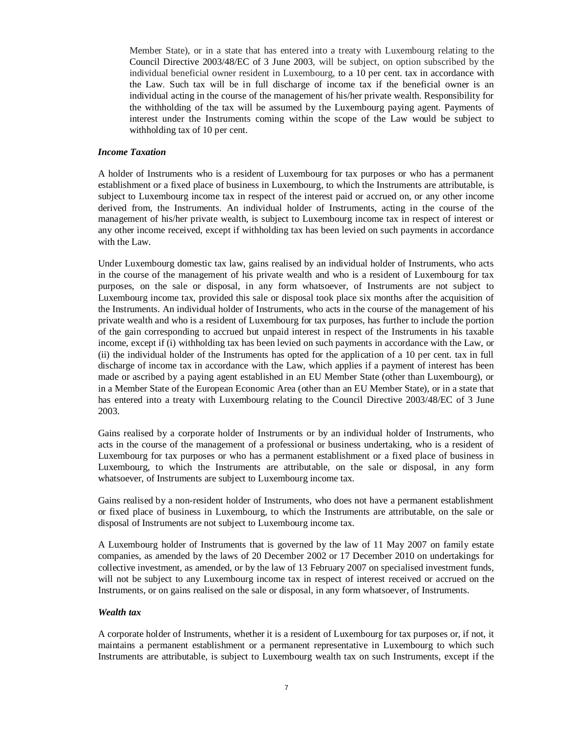Member State), or in a state that has entered into a treaty with Luxembourg relating to the Council Directive 2003/48/EC of 3 June 2003, will be subject, on option subscribed by the individual beneficial owner resident in Luxembourg, to a 10 per cent. tax in accordance with the Law. Such tax will be in full discharge of income tax if the beneficial owner is an individual acting in the course of the management of his/her private wealth. Responsibility for the withholding of the tax will be assumed by the Luxembourg paying agent. Payments of interest under the Instruments coming within the scope of the Law would be subject to withholding tax of 10 per cent.

***Income Taxation***

A holder of Instruments who is a resident of Luxembourg for tax purposes or who has a permanent establishment or a fixed place of business in Luxembourg, to which the Instruments are attributable, is subject to Luxembourg income tax in respect of the interest paid or accrued on, or any other income derived from, the Instruments. An individual holder of Instruments, acting in the course of the management of his/her private wealth, is subject to Luxembourg income tax in respect of interest or any other income received, except if withholding tax has been levied on such payments in accordance with the Law.

Under Luxembourg domestic tax law, gains realised by an individual holder of Instruments, who acts in the course of the management of his private wealth and who is a resident of Luxembourg for tax purposes, on the sale or disposal, in any form whatsoever, of Instruments are not subject to Luxembourg income tax, provided this sale or disposal took place six months after the acquisition of the Instruments. An individual holder of Instruments, who acts in the course of the management of his private wealth and who is a resident of Luxembourg for tax purposes, has further to include the portion of the gain corresponding to accrued but unpaid interest in respect of the Instruments in his taxable income, except if (i) withholding tax has been levied on such payments in accordance with the Law, or (ii) the individual holder of the Instruments has opted for the application of a 10 per cent. tax in full discharge of income tax in accordance with the Law, which applies if a payment of interest has been made or ascribed by a paying agent established in an EU Member State (other than Luxembourg), or in a Member State of the European Economic Area (other than an EU Member State), or in a state that has entered into a treaty with Luxembourg relating to the Council Directive 2003/48/EC of 3 June 2003.

Gains realised by a corporate holder of Instruments or by an individual holder of Instruments, who acts in the course of the management of a professional or business undertaking, who is a resident of Luxembourg for tax purposes or who has a permanent establishment or a fixed place of business in Luxembourg, to which the Instruments are attributable, on the sale or disposal, in any form whatsoever, of Instruments are subject to Luxembourg income tax.

Gains realised by a non-resident holder of Instruments, who does not have a permanent establishment or fixed place of business in Luxembourg, to which the Instruments are attributable, on the sale or disposal of Instruments are not subject to Luxembourg income tax.

A Luxembourg holder of Instruments that is governed by the law of 11 May 2007 on family estate companies, as amended by the laws of 20 December 2002 or 17 December 2010 on undertakings for collective investment, as amended, or by the law of 13 February 2007 on specialised investment funds, will not be subject to any Luxembourg income tax in respect of interest received or accrued on the Instruments, or on gains realised on the sale or disposal, in any form whatsoever, of Instruments.

***Wealth tax***

A corporate holder of Instruments, whether it is a resident of Luxembourg for tax purposes or, if not, it maintains a permanent establishment or a permanent representative in Luxembourg to which such Instruments are attributable, is subject to Luxembourg wealth tax on such Instruments, except if the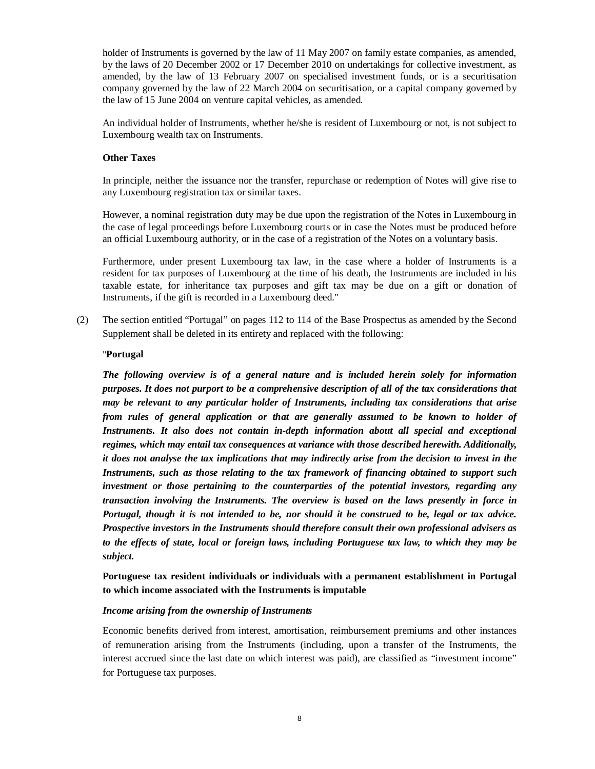holder of Instruments is governed by the law of 11 May 2007 on family estate companies, as amended, by the laws of 20 December 2002 or 17 December 2010 on undertakings for collective investment, as amended, by the law of 13 February 2007 on specialised investment funds, or is a securitisation company governed by the law of 22 March 2004 on securitisation, or a capital company governed by the law of 15 June 2004 on venture capital vehicles, as amended.

An individual holder of Instruments, whether he/she is resident of Luxembourg or not, is not subject to Luxembourg wealth tax on Instruments.

**Other Taxes**

In principle, neither the issuance nor the transfer, repurchase or redemption of Notes will give rise to any Luxembourg registration tax or similar taxes.

However, a nominal registration duty may be due upon the registration of the Notes in Luxembourg in the case of legal proceedings before Luxembourg courts or in case the Notes must be produced before an official Luxembourg authority, or in the case of a registration of the Notes on a voluntary basis.

Furthermore, under present Luxembourg tax law, in the case where a holder of Instruments is a resident for tax purposes of Luxembourg at the time of his death, the Instruments are included in his taxable estate, for inheritance tax purposes and gift tax may be due on a gift or donation of Instruments, if the gift is recorded in a Luxembourg deed."

(2) The section entitled "Portugal" on pages 112 to 114 of the Base Prospectus as amended by the Second Supplement shall be deleted in its entirety and replaced with the following:

"**Portugal**

***The following overview is of a general nature and is included herein solely for information purposes. It does not purport to be a comprehensive description of all of the tax considerations that may be relevant to any particular holder of Instruments, including tax considerations that arise from rules of general application or that are generally assumed to be known to holder of Instruments. It also does not contain in-depth information about all special and exceptional regimes, which may entail tax consequences at variance with those described herewith. Additionally, it does not analyse the tax implications that may indirectly arise from the decision to invest in the Instruments, such as those relating to the tax framework of financing obtained to support such investment or those pertaining to the counterparties of the potential investors, regarding any transaction involving the Instruments. The overview is based on the laws presently in force in Portugal, though it is not intended to be, nor should it be construed to be, legal or tax advice. Prospective investors in the Instruments should therefore consult their own professional advisers as to the effects of state, local or foreign laws, including Portuguese tax law, to which they may be subject.***

**Portuguese tax resident individuals or individuals with a permanent establishment in Portugal to which income associated with the Instruments is imputable**

***Income arising from the ownership of Instruments***

Economic benefits derived from interest, amortisation, reimbursement premiums and other instances of remuneration arising from the Instruments (including, upon a transfer of the Instruments, the interest accrued since the last date on which interest was paid), are classified as "investment income" for Portuguese tax purposes.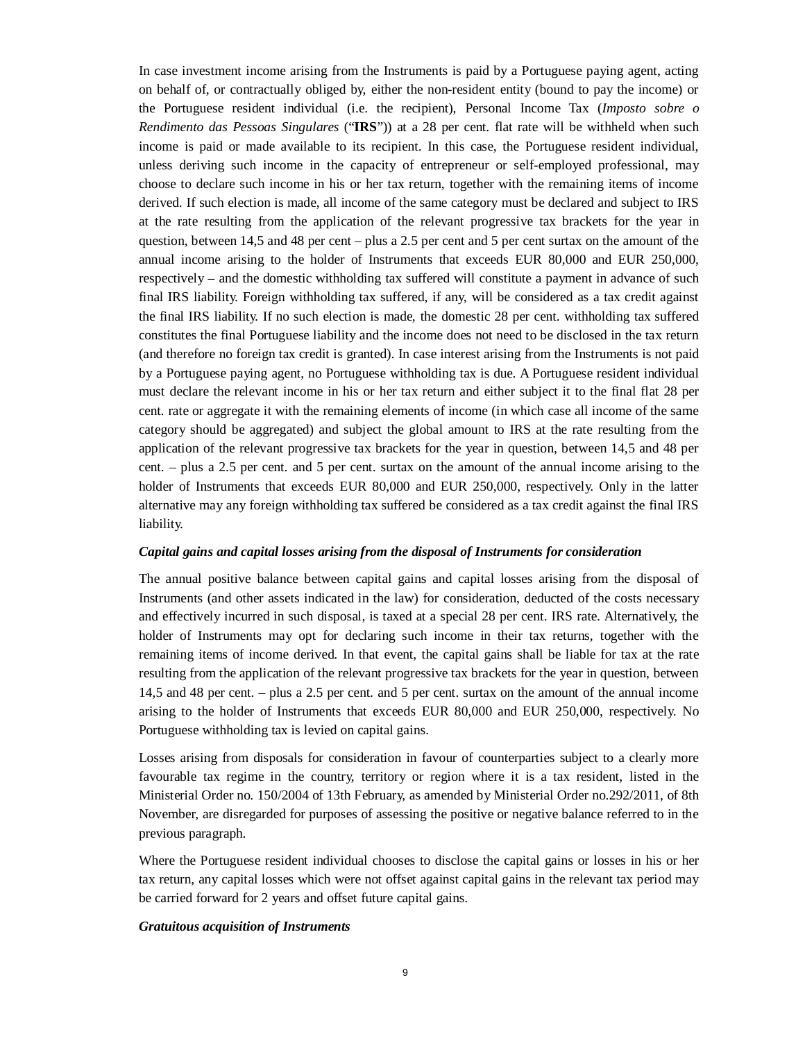In case investment income arising from the Instruments is paid by a Portuguese paying agent, acting on behalf of, or contractually obliged by, either the non-resident entity (bound to pay the income) or the Portuguese resident individual (i.e. the recipient), Personal Income Tax (*Imposto sobre o Rendimento das Pessoas Singulares* ("**IRS**")) at a 28 per cent. flat rate will be withheld when such income is paid or made available to its recipient. In this case, the Portuguese resident individual, unless deriving such income in the capacity of entrepreneur or self-employed professional, may choose to declare such income in his or her tax return, together with the remaining items of income derived. If such election is made, all income of the same category must be declared and subject to IRS at the rate resulting from the application of the relevant progressive tax brackets for the year in question, between 14,5 and 48 per cent – plus a 2.5 per cent and 5 per cent surtax on the amount of the annual income arising to the holder of Instruments that exceeds EUR 80,000 and EUR 250,000, respectively – and the domestic withholding tax suffered will constitute a payment in advance of such final IRS liability. Foreign withholding tax suffered, if any, will be considered as a tax credit against the final IRS liability. If no such election is made, the domestic 28 per cent. withholding tax suffered constitutes the final Portuguese liability and the income does not need to be disclosed in the tax return (and therefore no foreign tax credit is granted). In case interest arising from the Instruments is not paid by a Portuguese paying agent, no Portuguese withholding tax is due. A Portuguese resident individual must declare the relevant income in his or her tax return and either subject it to the final flat 28 per cent. rate or aggregate it with the remaining elements of income (in which case all income of the same category should be aggregated) and subject the global amount to IRS at the rate resulting from the application of the relevant progressive tax brackets for the year in question, between 14,5 and 48 per cent. – plus a 2.5 per cent. and 5 per cent. surtax on the amount of the annual income arising to the holder of Instruments that exceeds EUR 80,000 and EUR 250,000, respectively. Only in the latter alternative may any foreign withholding tax suffered be considered as a tax credit against the final IRS liability.

***Capital gains and capital losses arising from the disposal of Instruments for consideration***

The annual positive balance between capital gains and capital losses arising from the disposal of Instruments (and other assets indicated in the law) for consideration, deducted of the costs necessary and effectively incurred in such disposal, is taxed at a special 28 per cent. IRS rate. Alternatively, the holder of Instruments may opt for declaring such income in their tax returns, together with the remaining items of income derived. In that event, the capital gains shall be liable for tax at the rate resulting from the application of the relevant progressive tax brackets for the year in question, between 14,5 and 48 per cent. – plus a 2.5 per cent. and 5 per cent. surtax on the amount of the annual income arising to the holder of Instruments that exceeds EUR 80,000 and EUR 250,000, respectively. No Portuguese withholding tax is levied on capital gains.

Losses arising from disposals for consideration in favour of counterparties subject to a clearly more favourable tax regime in the country, territory or region where it is a tax resident, listed in the Ministerial Order no. 150/2004 of 13th February, as amended by Ministerial Order no.292/2011, of 8th November, are disregarded for purposes of assessing the positive or negative balance referred to in the previous paragraph.

Where the Portuguese resident individual chooses to disclose the capital gains or losses in his or her tax return, any capital losses which were not offset against capital gains in the relevant tax period may be carried forward for 2 years and offset future capital gains.

***Gratuitous acquisition of Instruments***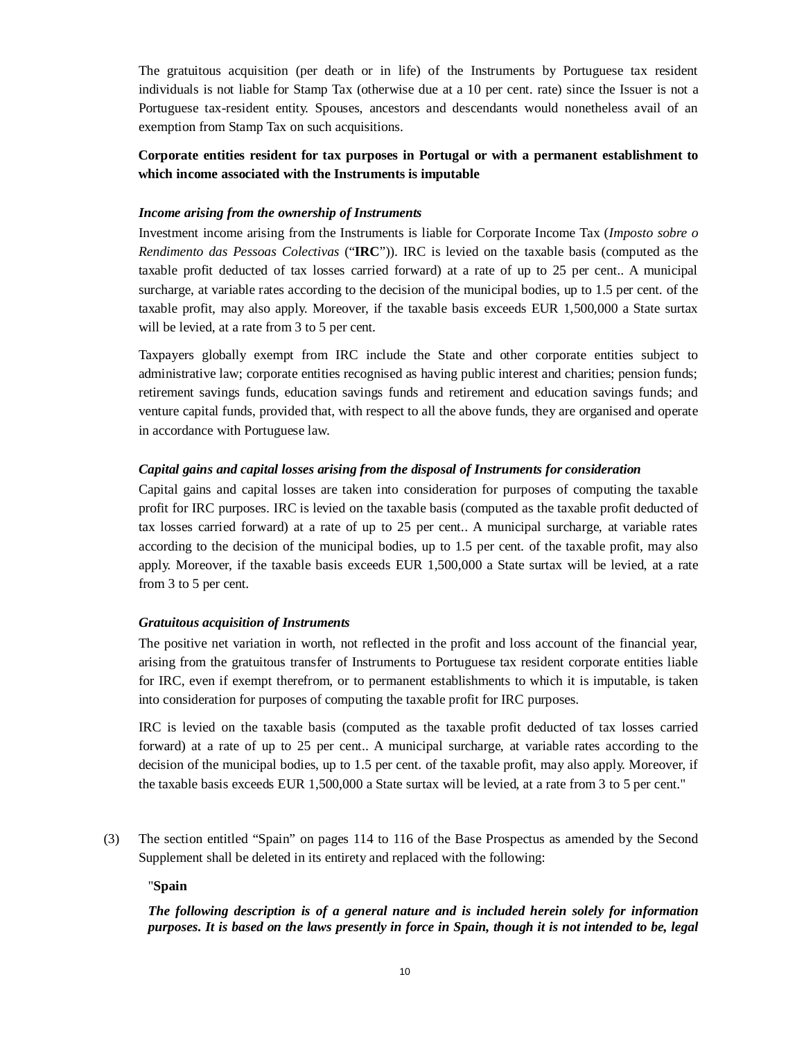The gratuitous acquisition (per death or in life) of the Instruments by Portuguese tax resident individuals is not liable for Stamp Tax (otherwise due at a 10 per cent. rate) since the Issuer is not a Portuguese tax-resident entity. Spouses, ancestors and descendants would nonetheless avail of an exemption from Stamp Tax on such acquisitions.

**Corporate entities resident for tax purposes in Portugal or with a permanent establishment to which income associated with the Instruments is imputable**

***Income arising from the ownership of Instruments***

Investment income arising from the Instruments is liable for Corporate Income Tax (*Imposto sobre o Rendimento das Pessoas Colectivas* ("**IRC**")). IRC is levied on the taxable basis (computed as the taxable profit deducted of tax losses carried forward) at a rate of up to 25 per cent.. A municipal surcharge, at variable rates according to the decision of the municipal bodies, up to 1.5 per cent. of the taxable profit, may also apply. Moreover, if the taxable basis exceeds EUR 1,500,000 a State surtax will be levied, at a rate from 3 to 5 per cent.

Taxpayers globally exempt from IRC include the State and other corporate entities subject to administrative law; corporate entities recognised as having public interest and charities; pension funds; retirement savings funds, education savings funds and retirement and education savings funds; and venture capital funds, provided that, with respect to all the above funds, they are organised and operate in accordance with Portuguese law.

***Capital gains and capital losses arising from the disposal of Instruments for consideration***

Capital gains and capital losses are taken into consideration for purposes of computing the taxable profit for IRC purposes. IRC is levied on the taxable basis (computed as the taxable profit deducted of tax losses carried forward) at a rate of up to 25 per cent.. A municipal surcharge, at variable rates according to the decision of the municipal bodies, up to 1.5 per cent. of the taxable profit, may also apply. Moreover, if the taxable basis exceeds EUR 1,500,000 a State surtax will be levied, at a rate from 3 to 5 per cent.

***Gratuitous acquisition of Instruments***

The positive net variation in worth, not reflected in the profit and loss account of the financial year, arising from the gratuitous transfer of Instruments to Portuguese tax resident corporate entities liable for IRC, even if exempt therefrom, or to permanent establishments to which it is imputable, is taken into consideration for purposes of computing the taxable profit for IRC purposes.

IRC is levied on the taxable basis (computed as the taxable profit deducted of tax losses carried forward) at a rate of up to 25 per cent.. A municipal surcharge, at variable rates according to the decision of the municipal bodies, up to 1.5 per cent. of the taxable profit, may also apply. Moreover, if the taxable basis exceeds EUR 1,500,000 a State surtax will be levied, at a rate from 3 to 5 per cent."

(3) The section entitled "Spain" on pages 114 to 116 of the Base Prospectus as amended by the Second Supplement shall be deleted in its entirety and replaced with the following:

"**Spain**

***The following description is of a general nature and is included herein solely for information purposes. It is based on the laws presently in force in Spain, though it is not intended to be, legal***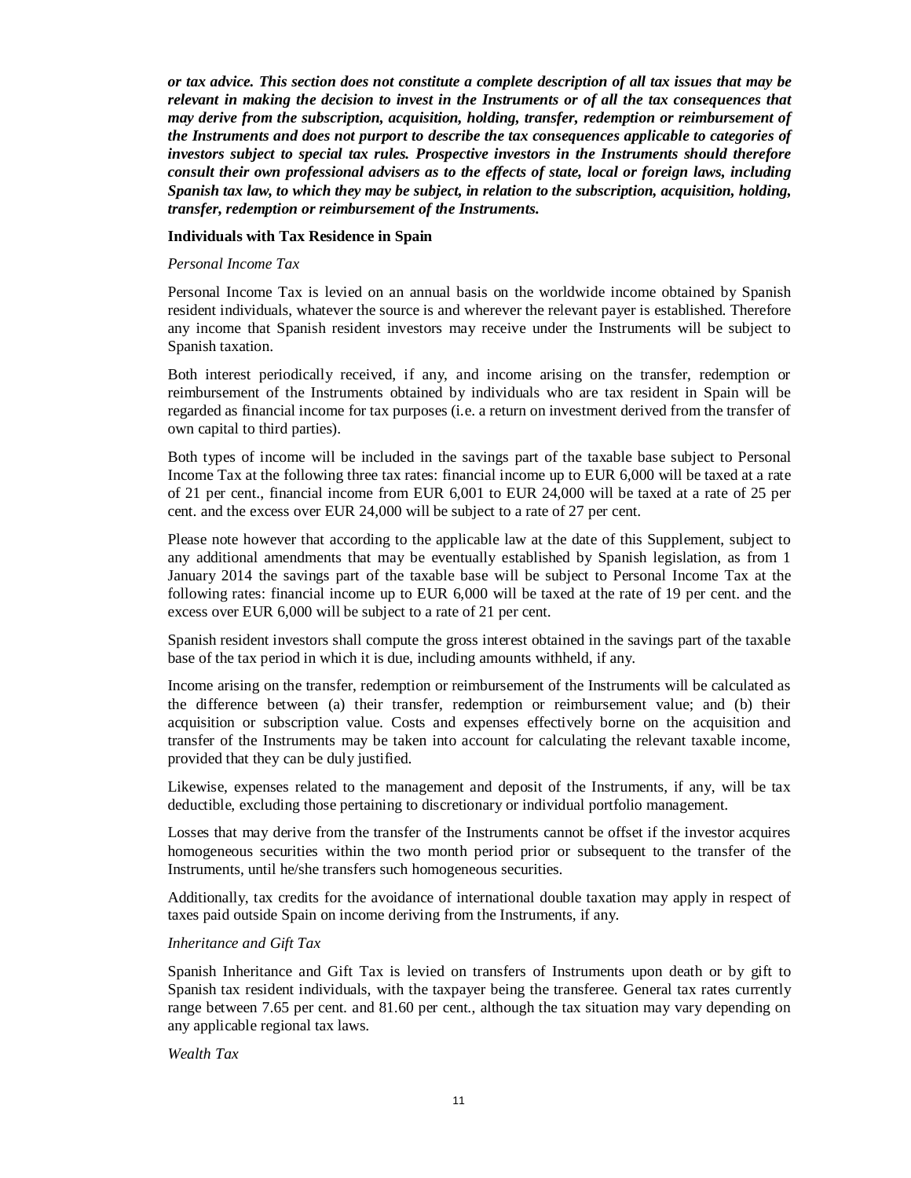***or tax advice. This section does not constitute a complete description of all tax issues that may be relevant in making the decision to invest in the Instruments or of all the tax consequences that may derive from the subscription, acquisition, holding, transfer, redemption or reimbursement of the Instruments and does not purport to describe the tax consequences applicable to categories of investors subject to special tax rules. Prospective investors in the Instruments should therefore consult their own professional advisers as to the effects of state, local or foreign laws, including Spanish tax law, to which they may be subject, in relation to the subscription, acquisition, holding, transfer, redemption or reimbursement of the Instruments.***

**Individuals with Tax Residence in Spain**

*Personal Income Tax*

Personal Income Tax is levied on an annual basis on the worldwide income obtained by Spanish resident individuals, whatever the source is and wherever the relevant payer is established. Therefore any income that Spanish resident investors may receive under the Instruments will be subject to Spanish taxation.

Both interest periodically received, if any, and income arising on the transfer, redemption or reimbursement of the Instruments obtained by individuals who are tax resident in Spain will be regarded as financial income for tax purposes (i.e. a return on investment derived from the transfer of own capital to third parties).

Both types of income will be included in the savings part of the taxable base subject to Personal Income Tax at the following three tax rates: financial income up to EUR 6,000 will be taxed at a rate of 21 per cent., financial income from EUR 6,001 to EUR 24,000 will be taxed at a rate of 25 per cent. and the excess over EUR 24,000 will be subject to a rate of 27 per cent.

Please note however that according to the applicable law at the date of this Supplement, subject to any additional amendments that may be eventually established by Spanish legislation, as from 1 January 2014 the savings part of the taxable base will be subject to Personal Income Tax at the following rates: financial income up to EUR 6,000 will be taxed at the rate of 19 per cent. and the excess over EUR 6,000 will be subject to a rate of 21 per cent.

Spanish resident investors shall compute the gross interest obtained in the savings part of the taxable base of the tax period in which it is due, including amounts withheld, if any.

Income arising on the transfer, redemption or reimbursement of the Instruments will be calculated as the difference between (a) their transfer, redemption or reimbursement value; and (b) their acquisition or subscription value. Costs and expenses effectively borne on the acquisition and transfer of the Instruments may be taken into account for calculating the relevant taxable income, provided that they can be duly justified.

Likewise, expenses related to the management and deposit of the Instruments, if any, will be tax deductible, excluding those pertaining to discretionary or individual portfolio management.

Losses that may derive from the transfer of the Instruments cannot be offset if the investor acquires homogeneous securities within the two month period prior or subsequent to the transfer of the Instruments, until he/she transfers such homogeneous securities.

Additionally, tax credits for the avoidance of international double taxation may apply in respect of taxes paid outside Spain on income deriving from the Instruments, if any.

*Inheritance and Gift Tax*

Spanish Inheritance and Gift Tax is levied on transfers of Instruments upon death or by gift to Spanish tax resident individuals, with the taxpayer being the transferee. General tax rates currently range between 7.65 per cent. and 81.60 per cent., although the tax situation may vary depending on any applicable regional tax laws.

*Wealth Tax*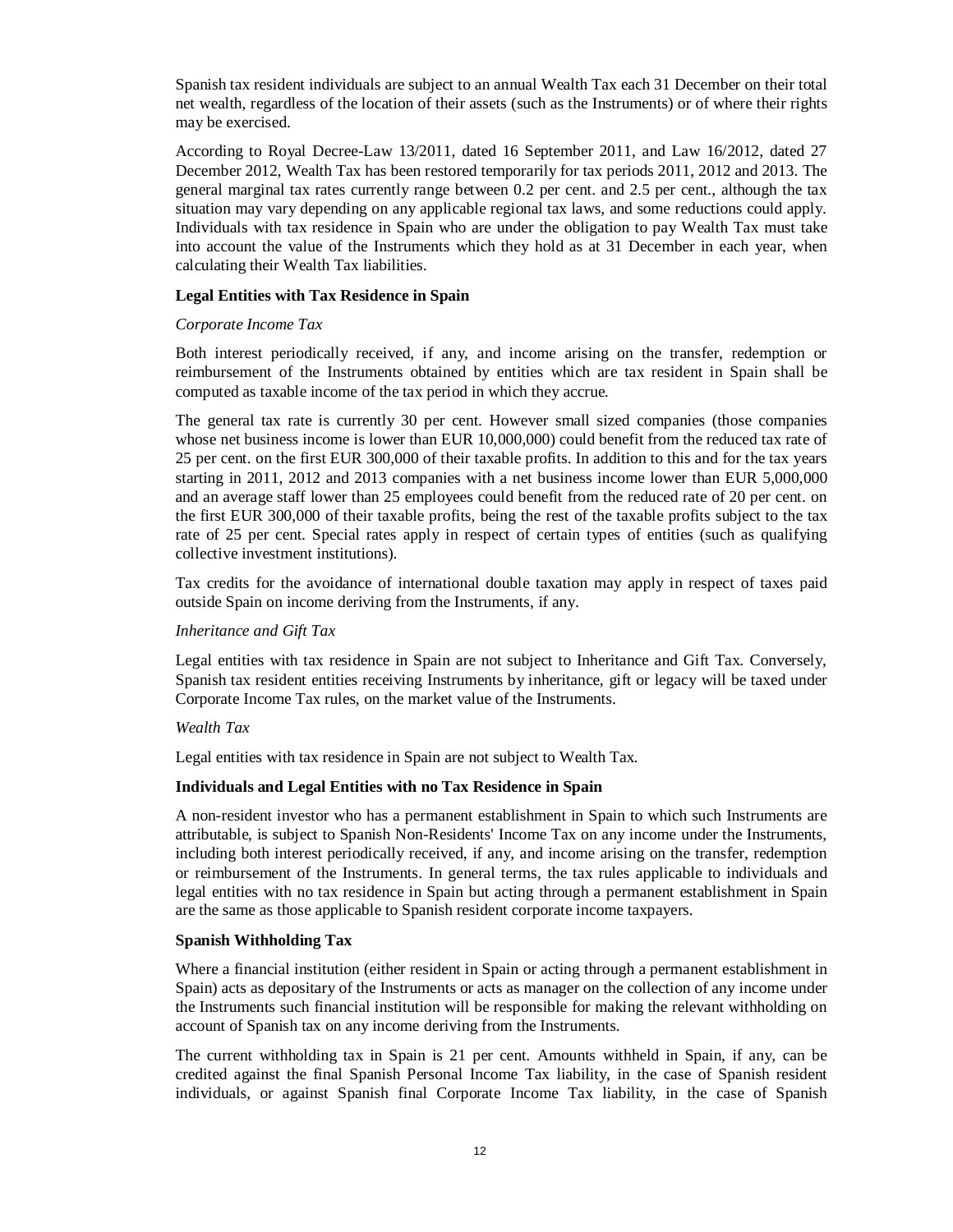Spanish tax resident individuals are subject to an annual Wealth Tax each 31 December on their total net wealth, regardless of the location of their assets (such as the Instruments) or of where their rights may be exercised.

According to Royal Decree-Law 13/2011, dated 16 September 2011, and Law 16/2012, dated 27 December 2012, Wealth Tax has been restored temporarily for tax periods 2011, 2012 and 2013. The general marginal tax rates currently range between 0.2 per cent. and 2.5 per cent., although the tax situation may vary depending on any applicable regional tax laws, and some reductions could apply. Individuals with tax residence in Spain who are under the obligation to pay Wealth Tax must take into account the value of the Instruments which they hold as at 31 December in each year, when calculating their Wealth Tax liabilities.

**Legal Entities with Tax Residence in Spain**

*Corporate Income Tax*

Both interest periodically received, if any, and income arising on the transfer, redemption or reimbursement of the Instruments obtained by entities which are tax resident in Spain shall be computed as taxable income of the tax period in which they accrue.

The general tax rate is currently 30 per cent. However small sized companies (those companies whose net business income is lower than EUR 10,000,000) could benefit from the reduced tax rate of 25 per cent. on the first EUR 300,000 of their taxable profits. In addition to this and for the tax years starting in 2011, 2012 and 2013 companies with a net business income lower than EUR 5,000,000 and an average staff lower than 25 employees could benefit from the reduced rate of 20 per cent. on the first EUR 300,000 of their taxable profits, being the rest of the taxable profits subject to the tax rate of 25 per cent. Special rates apply in respect of certain types of entities (such as qualifying collective investment institutions).

Tax credits for the avoidance of international double taxation may apply in respect of taxes paid outside Spain on income deriving from the Instruments, if any.

*Inheritance and Gift Tax*

Legal entities with tax residence in Spain are not subject to Inheritance and Gift Tax. Conversely, Spanish tax resident entities receiving Instruments by inheritance, gift or legacy will be taxed under Corporate Income Tax rules, on the market value of the Instruments.

*Wealth Tax*

Legal entities with tax residence in Spain are not subject to Wealth Tax.

**Individuals and Legal Entities with no Tax Residence in Spain**

A non-resident investor who has a permanent establishment in Spain to which such Instruments are attributable, is subject to Spanish Non-Residents' Income Tax on any income under the Instruments, including both interest periodically received, if any, and income arising on the transfer, redemption or reimbursement of the Instruments. In general terms, the tax rules applicable to individuals and legal entities with no tax residence in Spain but acting through a permanent establishment in Spain are the same as those applicable to Spanish resident corporate income taxpayers.

**Spanish Withholding Tax**

Where a financial institution (either resident in Spain or acting through a permanent establishment in Spain) acts as depositary of the Instruments or acts as manager on the collection of any income under the Instruments such financial institution will be responsible for making the relevant withholding on account of Spanish tax on any income deriving from the Instruments.

The current withholding tax in Spain is 21 per cent. Amounts withheld in Spain, if any, can be credited against the final Spanish Personal Income Tax liability, in the case of Spanish resident individuals, or against Spanish final Corporate Income Tax liability, in the case of Spanish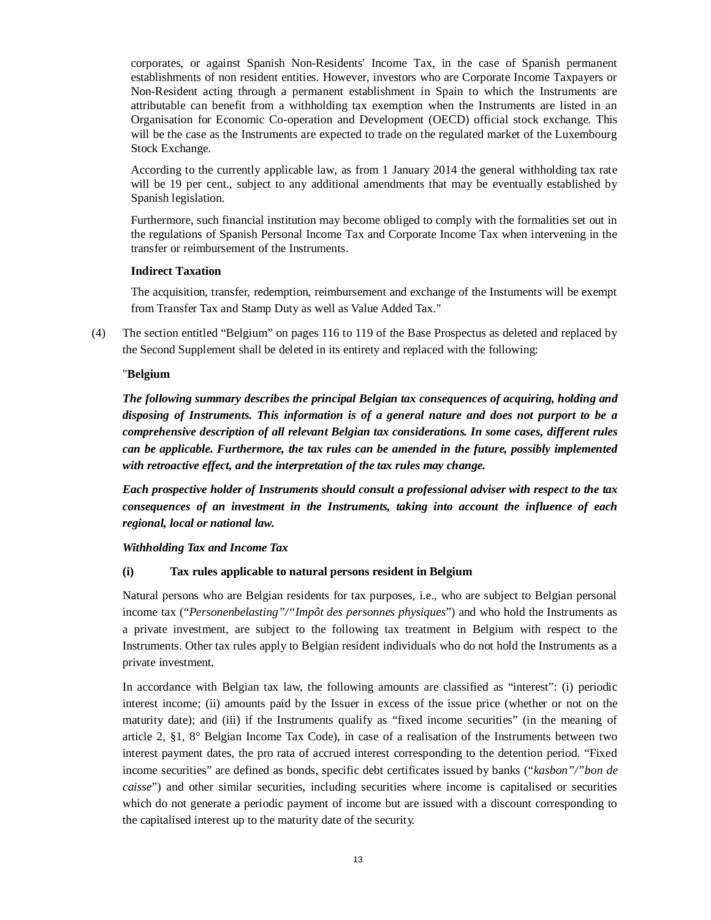corporates, or against Spanish Non-Residents' Income Tax, in the case of Spanish permanent establishments of non resident entities. However, investors who are Corporate Income Taxpayers or Non-Resident acting through a permanent establishment in Spain to which the Instruments are attributable can benefit from a withholding tax exemption when the Instruments are listed in an Organisation for Economic Co-operation and Development (OECD) official stock exchange. This will be the case as the Instruments are expected to trade on the regulated market of the Luxembourg Stock Exchange.

According to the currently applicable law, as from 1 January 2014 the general withholding tax rate will be 19 per cent., subject to any additional amendments that may be eventually established by Spanish legislation.

Furthermore, such financial institution may become obliged to comply with the formalities set out in the regulations of Spanish Personal Income Tax and Corporate Income Tax when intervening in the transfer or reimbursement of the Instruments.

**Indirect Taxation**

The acquisition, transfer, redemption, reimbursement and exchange of the Instuments will be exempt from Transfer Tax and Stamp Duty as well as Value Added Tax."

(4) The section entitled "Belgium" on pages 116 to 119 of the Base Prospectus as deleted and replaced by the Second Supplement shall be deleted in its entirety and replaced with the following:

"**Belgium**

***The following summary describes the principal Belgian tax consequences of acquiring, holding and disposing of Instruments. This information is of a general nature and does not purport to be a comprehensive description of all relevant Belgian tax considerations. In some cases, different rules can be applicable. Furthermore, the tax rules can be amended in the future, possibly implemented with retroactive effect, and the interpretation of the tax rules may change.***

***Each prospective holder of Instruments should consult a professional adviser with respect to the tax consequences of an investment in the Instruments, taking into account the influence of each regional, local or national law.***

***Withholding Tax and Income Tax***

**(i) Tax rules applicable to natural persons resident in Belgium**

Natural persons who are Belgian residents for tax purposes, i.e., who are subject to Belgian personal income tax ("*Personenbelasting"*/"*Impôt des personnes physiques*") and who hold the Instruments as a private investment, are subject to the following tax treatment in Belgium with respect to the Instruments. Other tax rules apply to Belgian resident individuals who do not hold the Instruments as a private investment.

In accordance with Belgian tax law, the following amounts are classified as "interest": (i) periodic interest income; (ii) amounts paid by the Issuer in excess of the issue price (whether or not on the maturity date); and (iii) if the Instruments qualify as "fixed income securities" (in the meaning of article 2, §1, 8° Belgian Income Tax Code), in case of a realisation of the Instruments between two interest payment dates, the pro rata of accrued interest corresponding to the detention period. "Fixed income securities" are defined as bonds, specific debt certificates issued by banks ("*kasbon"*/"*bon de caisse*") and other similar securities, including securities where income is capitalised or securities which do not generate a periodic payment of income but are issued with a discount corresponding to the capitalised interest up to the maturity date of the security.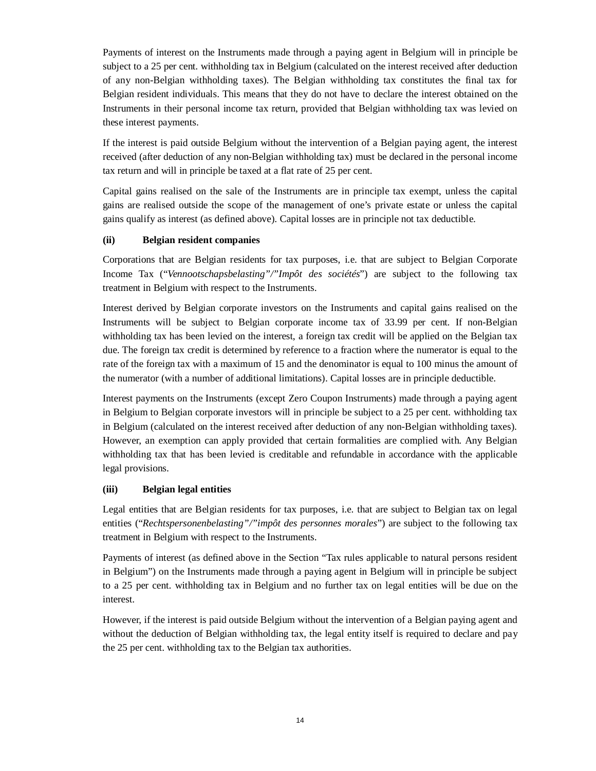Payments of interest on the Instruments made through a paying agent in Belgium will in principle be subject to a 25 per cent. withholding tax in Belgium (calculated on the interest received after deduction of any non-Belgian withholding taxes). The Belgian withholding tax constitutes the final tax for Belgian resident individuals. This means that they do not have to declare the interest obtained on the Instruments in their personal income tax return, provided that Belgian withholding tax was levied on these interest payments.

If the interest is paid outside Belgium without the intervention of a Belgian paying agent, the interest received (after deduction of any non-Belgian withholding tax) must be declared in the personal income tax return and will in principle be taxed at a flat rate of 25 per cent.

Capital gains realised on the sale of the Instruments are in principle tax exempt, unless the capital gains are realised outside the scope of the management of one's private estate or unless the capital gains qualify as interest (as defined above). Capital losses are in principle not tax deductible.

**(ii) Belgian resident companies**

Corporations that are Belgian residents for tax purposes, i.e. that are subject to Belgian Corporate Income Tax ("*Vennootschapsbelasting*"/"*Impôt des sociétés*") are subject to the following tax treatment in Belgium with respect to the Instruments.

Interest derived by Belgian corporate investors on the Instruments and capital gains realised on the Instruments will be subject to Belgian corporate income tax of 33.99 per cent. If non-Belgian withholding tax has been levied on the interest, a foreign tax credit will be applied on the Belgian tax due. The foreign tax credit is determined by reference to a fraction where the numerator is equal to the rate of the foreign tax with a maximum of 15 and the denominator is equal to 100 minus the amount of the numerator (with a number of additional limitations). Capital losses are in principle deductible.

Interest payments on the Instruments (except Zero Coupon Instruments) made through a paying agent in Belgium to Belgian corporate investors will in principle be subject to a 25 per cent. withholding tax in Belgium (calculated on the interest received after deduction of any non-Belgian withholding taxes). However, an exemption can apply provided that certain formalities are complied with. Any Belgian withholding tax that has been levied is creditable and refundable in accordance with the applicable legal provisions.

**(iii) Belgian legal entities**

Legal entities that are Belgian residents for tax purposes, i.e. that are subject to Belgian tax on legal entities ("*Rechtspersonenbelasting*"/"*impôt des personnes morales*") are subject to the following tax treatment in Belgium with respect to the Instruments.

Payments of interest (as defined above in the Section "Tax rules applicable to natural persons resident in Belgium") on the Instruments made through a paying agent in Belgium will in principle be subject to a 25 per cent. withholding tax in Belgium and no further tax on legal entities will be due on the interest.

However, if the interest is paid outside Belgium without the intervention of a Belgian paying agent and without the deduction of Belgian withholding tax, the legal entity itself is required to declare and pay the 25 per cent. withholding tax to the Belgian tax authorities.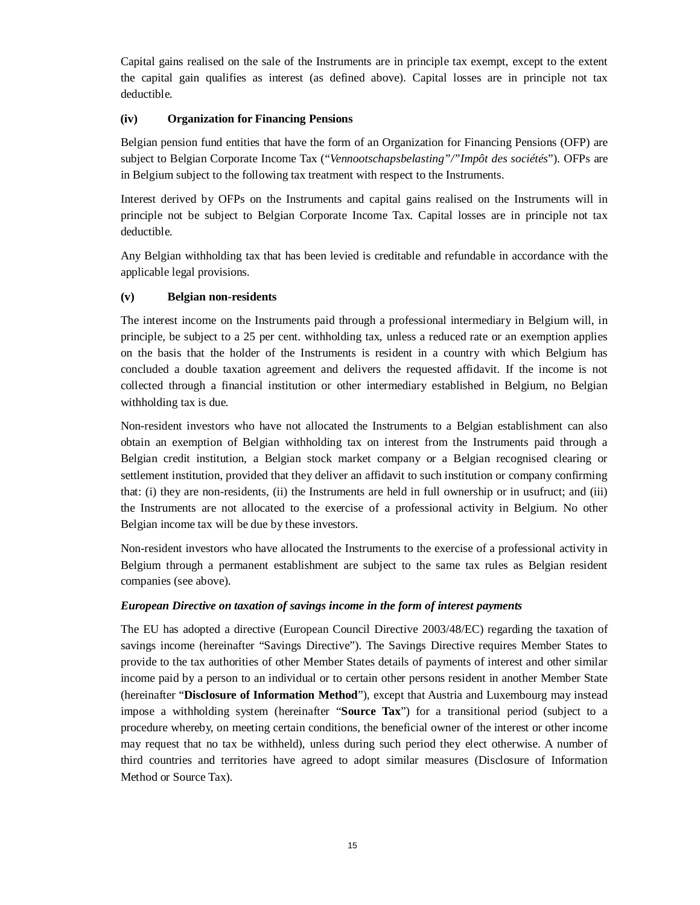Capital gains realised on the sale of the Instruments are in principle tax exempt, except to the extent the capital gain qualifies as interest (as defined above). Capital losses are in principle not tax deductible.

**(iv) Organization for Financing Pensions**

Belgian pension fund entities that have the form of an Organization for Financing Pensions (OFP) are subject to Belgian Corporate Income Tax ("*Vennootschapsbelasting"/"Impôt des sociétés*"). OFPs are in Belgium subject to the following tax treatment with respect to the Instruments.

Interest derived by OFPs on the Instruments and capital gains realised on the Instruments will in principle not be subject to Belgian Corporate Income Tax. Capital losses are in principle not tax deductible.

Any Belgian withholding tax that has been levied is creditable and refundable in accordance with the applicable legal provisions.

**(v) Belgian non-residents**

The interest income on the Instruments paid through a professional intermediary in Belgium will, in principle, be subject to a 25 per cent. withholding tax, unless a reduced rate or an exemption applies on the basis that the holder of the Instruments is resident in a country with which Belgium has concluded a double taxation agreement and delivers the requested affidavit. If the income is not collected through a financial institution or other intermediary established in Belgium, no Belgian withholding tax is due.

Non-resident investors who have not allocated the Instruments to a Belgian establishment can also obtain an exemption of Belgian withholding tax on interest from the Instruments paid through a Belgian credit institution, a Belgian stock market company or a Belgian recognised clearing or settlement institution, provided that they deliver an affidavit to such institution or company confirming that: (i) they are non-residents, (ii) the Instruments are held in full ownership or in usufruct; and (iii) the Instruments are not allocated to the exercise of a professional activity in Belgium. No other Belgian income tax will be due by these investors.

Non-resident investors who have allocated the Instruments to the exercise of a professional activity in Belgium through a permanent establishment are subject to the same tax rules as Belgian resident companies (see above).

***European Directive on taxation of savings income in the form of interest payments***

The EU has adopted a directive (European Council Directive 2003/48/EC) regarding the taxation of savings income (hereinafter "Savings Directive"). The Savings Directive requires Member States to provide to the tax authorities of other Member States details of payments of interest and other similar income paid by a person to an individual or to certain other persons resident in another Member State (hereinafter "**Disclosure of Information Method**"), except that Austria and Luxembourg may instead impose a withholding system (hereinafter "**Source Tax**") for a transitional period (subject to a procedure whereby, on meeting certain conditions, the beneficial owner of the interest or other income may request that no tax be withheld), unless during such period they elect otherwise. A number of third countries and territories have agreed to adopt similar measures (Disclosure of Information Method or Source Tax).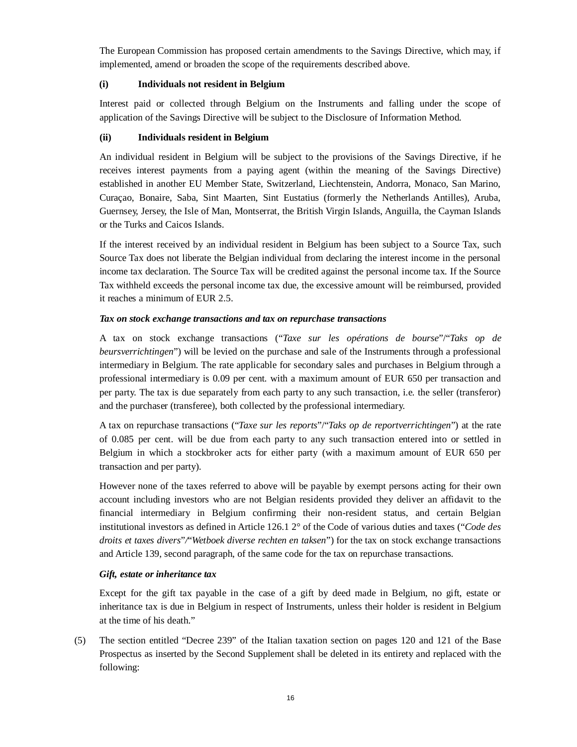The European Commission has proposed certain amendments to the Savings Directive, which may, if implemented, amend or broaden the scope of the requirements described above.

**(i) Individuals not resident in Belgium**

Interest paid or collected through Belgium on the Instruments and falling under the scope of application of the Savings Directive will be subject to the Disclosure of Information Method.

**(ii) Individuals resident in Belgium**

An individual resident in Belgium will be subject to the provisions of the Savings Directive, if he receives interest payments from a paying agent (within the meaning of the Savings Directive) established in another EU Member State, Switzerland, Liechtenstein, Andorra, Monaco, San Marino, Curaçao, Bonaire, Saba, Sint Maarten, Sint Eustatius (formerly the Netherlands Antilles), Aruba, Guernsey, Jersey, the Isle of Man, Montserrat, the British Virgin Islands, Anguilla, the Cayman Islands or the Turks and Caicos Islands.

If the interest received by an individual resident in Belgium has been subject to a Source Tax, such Source Tax does not liberate the Belgian individual from declaring the interest income in the personal income tax declaration. The Source Tax will be credited against the personal income tax. If the Source Tax withheld exceeds the personal income tax due, the excessive amount will be reimbursed, provided it reaches a minimum of EUR 2.5.

***Tax on stock exchange transactions and tax on repurchase transactions***

A tax on stock exchange transactions ("*Taxe sur les opérations de bourse*"/"*Taks op de beursverrichtingen*") will be levied on the purchase and sale of the Instruments through a professional intermediary in Belgium. The rate applicable for secondary sales and purchases in Belgium through a professional intermediary is 0.09 per cent. with a maximum amount of EUR 650 per transaction and per party. The tax is due separately from each party to any such transaction, i.e. the seller (transferor) and the purchaser (transferee), both collected by the professional intermediary.

A tax on repurchase transactions ("*Taxe sur les reports*"/"*Taks op de reportverrichtingen*") at the rate of 0.085 per cent. will be due from each party to any such transaction entered into or settled in Belgium in which a stockbroker acts for either party (with a maximum amount of EUR 650 per transaction and per party).

However none of the taxes referred to above will be payable by exempt persons acting for their own account including investors who are not Belgian residents provided they deliver an affidavit to the financial intermediary in Belgium confirming their non-resident status, and certain Belgian institutional investors as defined in Article 126.1 2° of the Code of various duties and taxes ("*Code des droits et taxes divers*"/"*Wetboek diverse rechten en taksen*") for the tax on stock exchange transactions and Article 139, second paragraph, of the same code for the tax on repurchase transactions.

***Gift, estate or inheritance tax***

Except for the gift tax payable in the case of a gift by deed made in Belgium, no gift, estate or inheritance tax is due in Belgium in respect of Instruments, unless their holder is resident in Belgium at the time of his death."

(5) The section entitled "Decree 239" of the Italian taxation section on pages 120 and 121 of the Base Prospectus as inserted by the Second Supplement shall be deleted in its entirety and replaced with the following: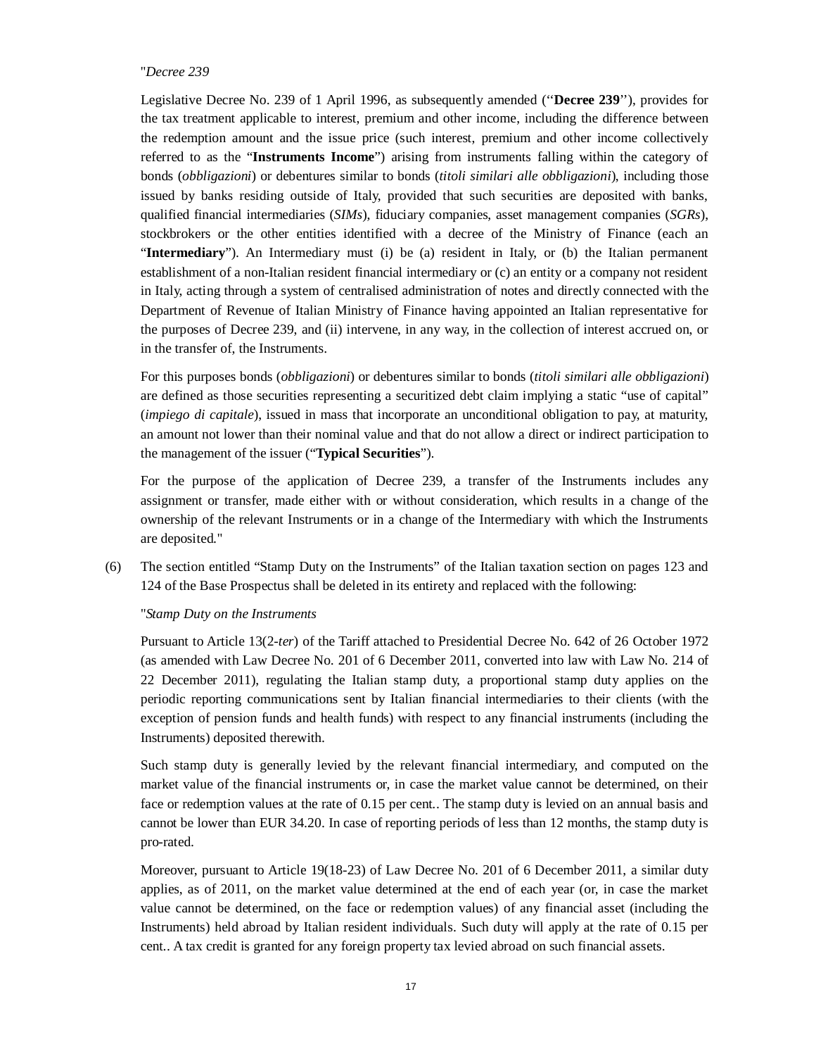"*Decree 239*

Legislative Decree No. 239 of 1 April 1996, as subsequently amended (''**Decree 239**''), provides for the tax treatment applicable to interest, premium and other income, including the difference between the redemption amount and the issue price (such interest, premium and other income collectively referred to as the "**Instruments Income**") arising from instruments falling within the category of bonds (*obbligazioni*) or debentures similar to bonds (*titoli similari alle obbligazioni*), including those issued by banks residing outside of Italy, provided that such securities are deposited with banks, qualified financial intermediaries (*SIMs*), fiduciary companies, asset management companies (*SGRs*), stockbrokers or the other entities identified with a decree of the Ministry of Finance (each an "**Intermediary**"). An Intermediary must (i) be (a) resident in Italy, or (b) the Italian permanent establishment of a non-Italian resident financial intermediary or (c) an entity or a company not resident in Italy, acting through a system of centralised administration of notes and directly connected with the Department of Revenue of Italian Ministry of Finance having appointed an Italian representative for the purposes of Decree 239, and (ii) intervene, in any way, in the collection of interest accrued on, or in the transfer of, the Instruments.

For this purposes bonds (*obbligazioni*) or debentures similar to bonds (*titoli similari alle obbligazioni*) are defined as those securities representing a securitized debt claim implying a static "use of capital" (*impiego di capitale*), issued in mass that incorporate an unconditional obligation to pay, at maturity, an amount not lower than their nominal value and that do not allow a direct or indirect participation to the management of the issuer ("**Typical Securities**").

For the purpose of the application of Decree 239, a transfer of the Instruments includes any assignment or transfer, made either with or without consideration, which results in a change of the ownership of the relevant Instruments or in a change of the Intermediary with which the Instruments are deposited."

(6) The section entitled "Stamp Duty on the Instruments" of the Italian taxation section on pages 123 and 124 of the Base Prospectus shall be deleted in its entirety and replaced with the following:

"*Stamp Duty on the Instruments*

Pursuant to Article 13(2-*ter*) of the Tariff attached to Presidential Decree No. 642 of 26 October 1972 (as amended with Law Decree No. 201 of 6 December 2011, converted into law with Law No. 214 of 22 December 2011), regulating the Italian stamp duty, a proportional stamp duty applies on the periodic reporting communications sent by Italian financial intermediaries to their clients (with the exception of pension funds and health funds) with respect to any financial instruments (including the Instruments) deposited therewith.

Such stamp duty is generally levied by the relevant financial intermediary, and computed on the market value of the financial instruments or, in case the market value cannot be determined, on their face or redemption values at the rate of 0.15 per cent.. The stamp duty is levied on an annual basis and cannot be lower than EUR 34.20. In case of reporting periods of less than 12 months, the stamp duty is pro-rated.

Moreover, pursuant to Article 19(18-23) of Law Decree No. 201 of 6 December 2011, a similar duty applies, as of 2011, on the market value determined at the end of each year (or, in case the market value cannot be determined, on the face or redemption values) of any financial asset (including the Instruments) held abroad by Italian resident individuals. Such duty will apply at the rate of 0.15 per cent.. A tax credit is granted for any foreign property tax levied abroad on such financial assets.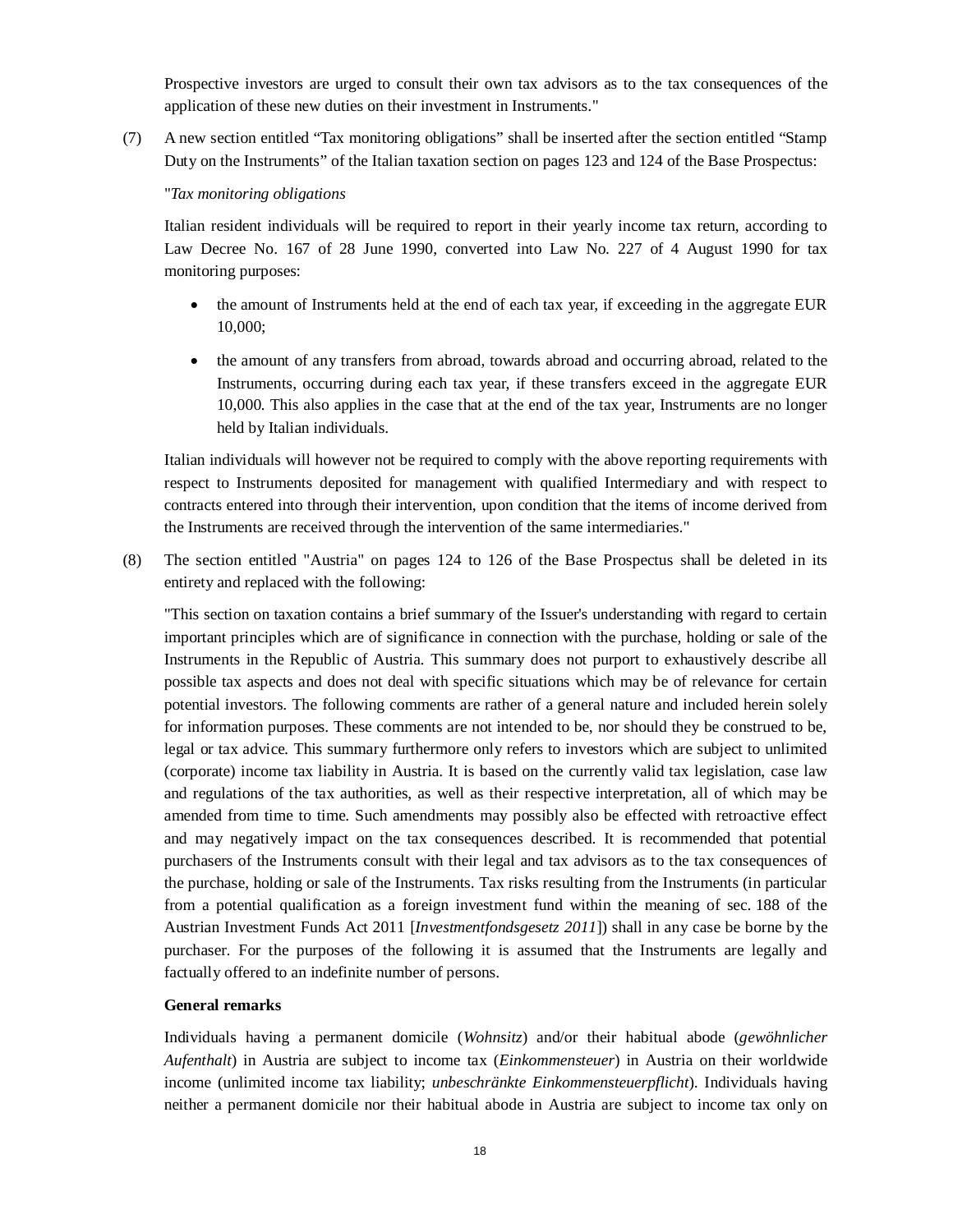Prospective investors are urged to consult their own tax advisors as to the tax consequences of the application of these new duties on their investment in Instruments."

(7) A new section entitled "Tax monitoring obligations" shall be inserted after the section entitled "Stamp Duty on the Instruments" of the Italian taxation section on pages 123 and 124 of the Base Prospectus:

"*Tax monitoring obligations*

Italian resident individuals will be required to report in their yearly income tax return, according to Law Decree No. 167 of 28 June 1990, converted into Law No. 227 of 4 August 1990 for tax monitoring purposes:

- the amount of Instruments held at the end of each tax year, if exceeding in the aggregate EUR 10,000;
- the amount of any transfers from abroad, towards abroad and occurring abroad, related to the Instruments, occurring during each tax year, if these transfers exceed in the aggregate EUR 10,000. This also applies in the case that at the end of the tax year, Instruments are no longer held by Italian individuals.

Italian individuals will however not be required to comply with the above reporting requirements with respect to Instruments deposited for management with qualified Intermediary and with respect to contracts entered into through their intervention, upon condition that the items of income derived from the Instruments are received through the intervention of the same intermediaries."

(8) The section entitled "Austria" on pages 124 to 126 of the Base Prospectus shall be deleted in its entirety and replaced with the following:

"This section on taxation contains a brief summary of the Issuer's understanding with regard to certain important principles which are of significance in connection with the purchase, holding or sale of the Instruments in the Republic of Austria. This summary does not purport to exhaustively describe all possible tax aspects and does not deal with specific situations which may be of relevance for certain potential investors. The following comments are rather of a general nature and included herein solely for information purposes. These comments are not intended to be, nor should they be construed to be, legal or tax advice. This summary furthermore only refers to investors which are subject to unlimited (corporate) income tax liability in Austria. It is based on the currently valid tax legislation, case law and regulations of the tax authorities, as well as their respective interpretation, all of which may be amended from time to time. Such amendments may possibly also be effected with retroactive effect and may negatively impact on the tax consequences described. It is recommended that potential purchasers of the Instruments consult with their legal and tax advisors as to the tax consequences of the purchase, holding or sale of the Instruments. Tax risks resulting from the Instruments (in particular from a potential qualification as a foreign investment fund within the meaning of sec. 188 of the Austrian Investment Funds Act 2011 [*Investmentfondsgesetz 2011*]) shall in any case be borne by the purchaser. For the purposes of the following it is assumed that the Instruments are legally and factually offered to an indefinite number of persons.

**General remarks**

Individuals having a permanent domicile (*Wohnsitz*) and/or their habitual abode (*gewöhnlicher Aufenthalt*) in Austria are subject to income tax (*Einkommensteuer*) in Austria on their worldwide income (unlimited income tax liability; *unbeschränkte Einkommensteuerpflicht*). Individuals having neither a permanent domicile nor their habitual abode in Austria are subject to income tax only on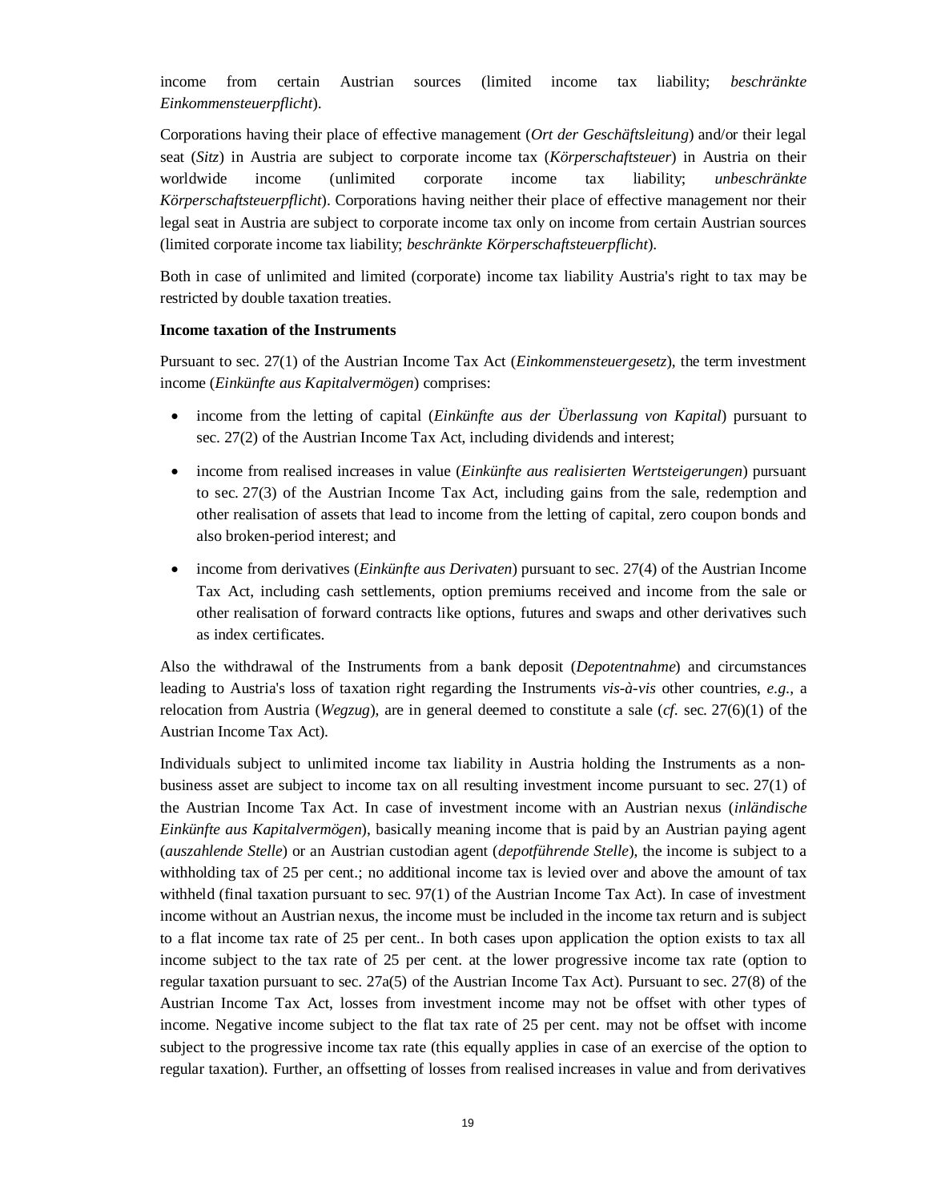income from certain Austrian sources (limited income tax liability; *beschränkte Einkommensteuerpflicht*).

Corporations having their place of effective management (*Ort der Geschäftsleitung*) and/or their legal seat (*Sitz*) in Austria are subject to corporate income tax (*Körperschaftsteuer*) in Austria on their worldwide income (unlimited corporate income tax liability; *unbeschränkte Körperschaftsteuerpflicht*). Corporations having neither their place of effective management nor their legal seat in Austria are subject to corporate income tax only on income from certain Austrian sources (limited corporate income tax liability; *beschränkte Körperschaftsteuerpflicht*).

Both in case of unlimited and limited (corporate) income tax liability Austria's right to tax may be restricted by double taxation treaties.

**Income taxation of the Instruments**

Pursuant to sec. 27(1) of the Austrian Income Tax Act (*Einkommensteuergesetz*), the term investment income (*Einkünfte aus Kapitalvermögen*) comprises:

- income from the letting of capital (*Einkünfte aus der Überlassung von Kapital*) pursuant to sec. 27(2) of the Austrian Income Tax Act, including dividends and interest;
- income from realised increases in value (*Einkünfte aus realisierten Wertsteigerungen*) pursuant to sec. 27(3) of the Austrian Income Tax Act, including gains from the sale, redemption and other realisation of assets that lead to income from the letting of capital, zero coupon bonds and also broken-period interest; and
- income from derivatives (*Einkünfte aus Derivaten*) pursuant to sec. 27(4) of the Austrian Income Tax Act, including cash settlements, option premiums received and income from the sale or other realisation of forward contracts like options, futures and swaps and other derivatives such as index certificates.

Also the withdrawal of the Instruments from a bank deposit (*Depotentnahme*) and circumstances leading to Austria's loss of taxation right regarding the Instruments *vis-à-vis* other countries, *e.g.*, a relocation from Austria (*Wegzug*), are in general deemed to constitute a sale (*cf.* sec. 27(6)(1) of the Austrian Income Tax Act).

Individuals subject to unlimited income tax liability in Austria holding the Instruments as a non-business asset are subject to income tax on all resulting investment income pursuant to sec. 27(1) of the Austrian Income Tax Act. In case of investment income with an Austrian nexus (*inländische Einkünfte aus Kapitalvermögen*), basically meaning income that is paid by an Austrian paying agent (*auszahlende Stelle*) or an Austrian custodian agent (*depotführende Stelle*), the income is subject to a withholding tax of 25 per cent.; no additional income tax is levied over and above the amount of tax withheld (final taxation pursuant to sec. 97(1) of the Austrian Income Tax Act). In case of investment income without an Austrian nexus, the income must be included in the income tax return and is subject to a flat income tax rate of 25 per cent.. In both cases upon application the option exists to tax all income subject to the tax rate of 25 per cent. at the lower progressive income tax rate (option to regular taxation pursuant to sec. 27a(5) of the Austrian Income Tax Act). Pursuant to sec. 27(8) of the Austrian Income Tax Act, losses from investment income may not be offset with other types of income. Negative income subject to the flat tax rate of 25 per cent. may not be offset with income subject to the progressive income tax rate (this equally applies in case of an exercise of the option to regular taxation). Further, an offsetting of losses from realised increases in value and from derivatives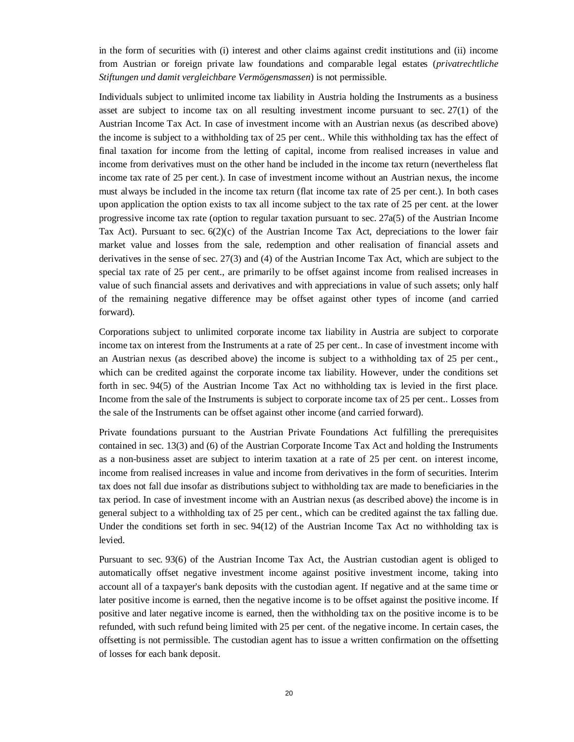in the form of securities with (i) interest and other claims against credit institutions and (ii) income from Austrian or foreign private law foundations and comparable legal estates (*privatrechtliche Stiftungen und damit vergleichbare Vermögensmassen*) is not permissible.

Individuals subject to unlimited income tax liability in Austria holding the Instruments as a business asset are subject to income tax on all resulting investment income pursuant to sec. 27(1) of the Austrian Income Tax Act. In case of investment income with an Austrian nexus (as described above) the income is subject to a withholding tax of 25 per cent.. While this withholding tax has the effect of final taxation for income from the letting of capital, income from realised increases in value and income from derivatives must on the other hand be included in the income tax return (nevertheless flat income tax rate of 25 per cent.). In case of investment income without an Austrian nexus, the income must always be included in the income tax return (flat income tax rate of 25 per cent.). In both cases upon application the option exists to tax all income subject to the tax rate of 25 per cent. at the lower progressive income tax rate (option to regular taxation pursuant to sec. 27a(5) of the Austrian Income Tax Act). Pursuant to sec. 6(2)(c) of the Austrian Income Tax Act, depreciations to the lower fair market value and losses from the sale, redemption and other realisation of financial assets and derivatives in the sense of sec. 27(3) and (4) of the Austrian Income Tax Act, which are subject to the special tax rate of 25 per cent., are primarily to be offset against income from realised increases in value of such financial assets and derivatives and with appreciations in value of such assets; only half of the remaining negative difference may be offset against other types of income (and carried forward).

Corporations subject to unlimited corporate income tax liability in Austria are subject to corporate income tax on interest from the Instruments at a rate of 25 per cent.. In case of investment income with an Austrian nexus (as described above) the income is subject to a withholding tax of 25 per cent., which can be credited against the corporate income tax liability. However, under the conditions set forth in sec. 94(5) of the Austrian Income Tax Act no withholding tax is levied in the first place. Income from the sale of the Instruments is subject to corporate income tax of 25 per cent.. Losses from the sale of the Instruments can be offset against other income (and carried forward).

Private foundations pursuant to the Austrian Private Foundations Act fulfilling the prerequisites contained in sec. 13(3) and (6) of the Austrian Corporate Income Tax Act and holding the Instruments as a non-business asset are subject to interim taxation at a rate of 25 per cent. on interest income, income from realised increases in value and income from derivatives in the form of securities. Interim tax does not fall due insofar as distributions subject to withholding tax are made to beneficiaries in the tax period. In case of investment income with an Austrian nexus (as described above) the income is in general subject to a withholding tax of 25 per cent., which can be credited against the tax falling due. Under the conditions set forth in sec. 94(12) of the Austrian Income Tax Act no withholding tax is levied.

Pursuant to sec. 93(6) of the Austrian Income Tax Act, the Austrian custodian agent is obliged to automatically offset negative investment income against positive investment income, taking into account all of a taxpayer's bank deposits with the custodian agent. If negative and at the same time or later positive income is earned, then the negative income is to be offset against the positive income. If positive and later negative income is earned, then the withholding tax on the positive income is to be refunded, with such refund being limited with 25 per cent. of the negative income. In certain cases, the offsetting is not permissible. The custodian agent has to issue a written confirmation on the offsetting of losses for each bank deposit.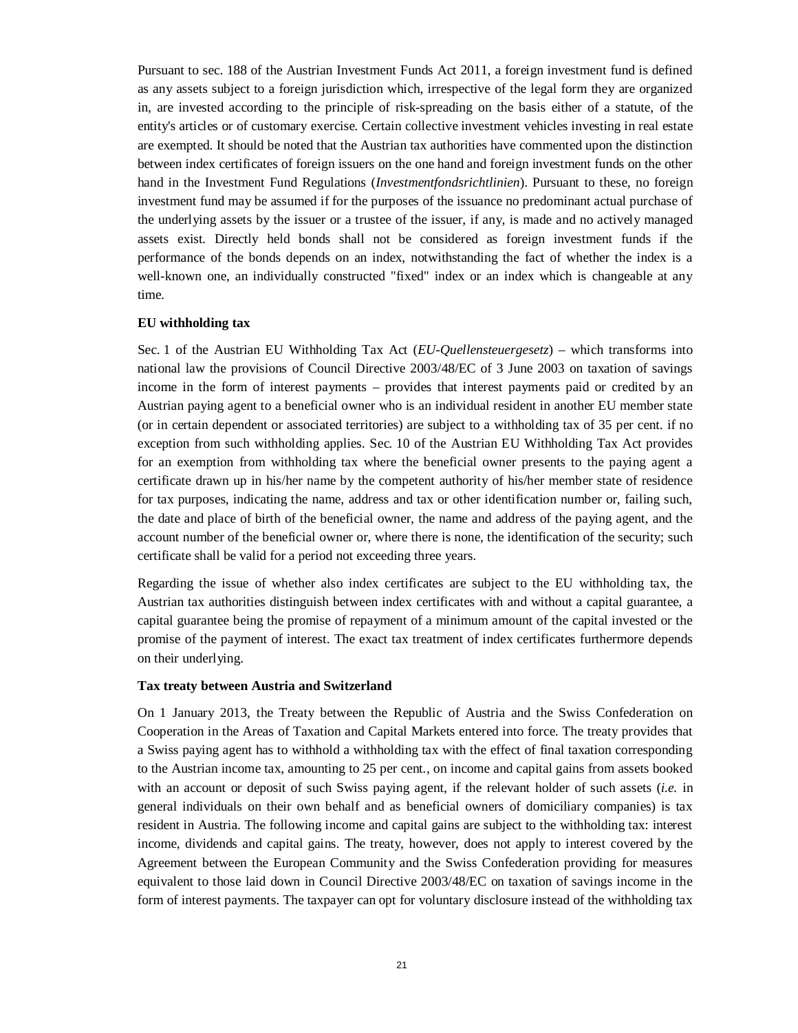Pursuant to sec. 188 of the Austrian Investment Funds Act 2011, a foreign investment fund is defined as any assets subject to a foreign jurisdiction which, irrespective of the legal form they are organized in, are invested according to the principle of risk-spreading on the basis either of a statute, of the entity's articles or of customary exercise. Certain collective investment vehicles investing in real estate are exempted. It should be noted that the Austrian tax authorities have commented upon the distinction between index certificates of foreign issuers on the one hand and foreign investment funds on the other hand in the Investment Fund Regulations (*Investmentfondsrichtlinien*). Pursuant to these, no foreign investment fund may be assumed if for the purposes of the issuance no predominant actual purchase of the underlying assets by the issuer or a trustee of the issuer, if any, is made and no actively managed assets exist. Directly held bonds shall not be considered as foreign investment funds if the performance of the bonds depends on an index, notwithstanding the fact of whether the index is a well-known one, an individually constructed "fixed" index or an index which is changeable at any time.

**EU withholding tax**

Sec. 1 of the Austrian EU Withholding Tax Act (*EU-Quellensteuergesetz*) – which transforms into national law the provisions of Council Directive 2003/48/EC of 3 June 2003 on taxation of savings income in the form of interest payments – provides that interest payments paid or credited by an Austrian paying agent to a beneficial owner who is an individual resident in another EU member state (or in certain dependent or associated territories) are subject to a withholding tax of 35 per cent. if no exception from such withholding applies. Sec. 10 of the Austrian EU Withholding Tax Act provides for an exemption from withholding tax where the beneficial owner presents to the paying agent a certificate drawn up in his/her name by the competent authority of his/her member state of residence for tax purposes, indicating the name, address and tax or other identification number or, failing such, the date and place of birth of the beneficial owner, the name and address of the paying agent, and the account number of the beneficial owner or, where there is none, the identification of the security; such certificate shall be valid for a period not exceeding three years.

Regarding the issue of whether also index certificates are subject to the EU withholding tax, the Austrian tax authorities distinguish between index certificates with and without a capital guarantee, a capital guarantee being the promise of repayment of a minimum amount of the capital invested or the promise of the payment of interest. The exact tax treatment of index certificates furthermore depends on their underlying.

**Tax treaty between Austria and Switzerland**

On 1 January 2013, the Treaty between the Republic of Austria and the Swiss Confederation on Cooperation in the Areas of Taxation and Capital Markets entered into force. The treaty provides that a Swiss paying agent has to withhold a withholding tax with the effect of final taxation corresponding to the Austrian income tax, amounting to 25 per cent., on income and capital gains from assets booked with an account or deposit of such Swiss paying agent, if the relevant holder of such assets (*i.e.* in general individuals on their own behalf and as beneficial owners of domiciliary companies) is tax resident in Austria. The following income and capital gains are subject to the withholding tax: interest income, dividends and capital gains. The treaty, however, does not apply to interest covered by the Agreement between the European Community and the Swiss Confederation providing for measures equivalent to those laid down in Council Directive 2003/48/EC on taxation of savings income in the form of interest payments. The taxpayer can opt for voluntary disclosure instead of the withholding tax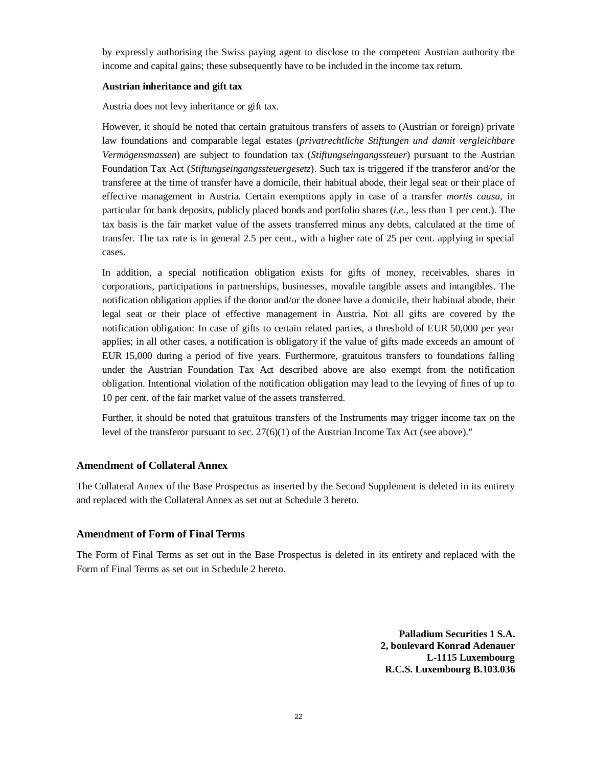by expressly authorising the Swiss paying agent to disclose to the competent Austrian authority the income and capital gains; these subsequently have to be included in the income tax return.

**Austrian inheritance and gift tax**

Austria does not levy inheritance or gift tax.

However, it should be noted that certain gratuitous transfers of assets to (Austrian or foreign) private law foundations and comparable legal estates (*privatrechtliche Stiftungen und damit vergleichbare Vermögensmassen*) are subject to foundation tax (*Stiftungseingangssteuer*) pursuant to the Austrian Foundation Tax Act (*Stiftungseingangssteuergesetz*). Such tax is triggered if the transferor and/or the transferee at the time of transfer have a domicile, their habitual abode, their legal seat or their place of effective management in Austria. Certain exemptions apply in case of a transfer *mortis causa*, in particular for bank deposits, publicly placed bonds and portfolio shares (*i.e.*, less than 1 per cent.). The tax basis is the fair market value of the assets transferred minus any debts, calculated at the time of transfer. The tax rate is in general 2.5 per cent., with a higher rate of 25 per cent. applying in special cases.

In addition, a special notification obligation exists for gifts of money, receivables, shares in corporations, participations in partnerships, businesses, movable tangible assets and intangibles. The notification obligation applies if the donor and/or the donee have a domicile, their habitual abode, their legal seat or their place of effective management in Austria. Not all gifts are covered by the notification obligation: In case of gifts to certain related parties, a threshold of EUR 50,000 per year applies; in all other cases, a notification is obligatory if the value of gifts made exceeds an amount of EUR 15,000 during a period of five years. Furthermore, gratuitous transfers to foundations falling under the Austrian Foundation Tax Act described above are also exempt from the notification obligation. Intentional violation of the notification obligation may lead to the levying of fines of up to 10 per cent. of the fair market value of the assets transferred.

Further, it should be noted that gratuitous transfers of the Instruments may trigger income tax on the level of the transferor pursuant to sec. 27(6)(1) of the Austrian Income Tax Act (see above)."

## Amendment of Collateral Annex

The Collateral Annex of the Base Prospectus as inserted by the Second Supplement is deleted in its entirety and replaced with the Collateral Annex as set out at Schedule 3 hereto.

## Amendment of Form of Final Terms

The Form of Final Terms as set out in the Base Prospectus is deleted in its entirety and replaced with the Form of Final Terms as set out in Schedule 2 hereto.

**Palladium Securities 1 S.A.**
**2, boulevard Konrad Adenauer**
**L-1115 Luxembourg**
**R.C.S. Luxembourg B.103.036**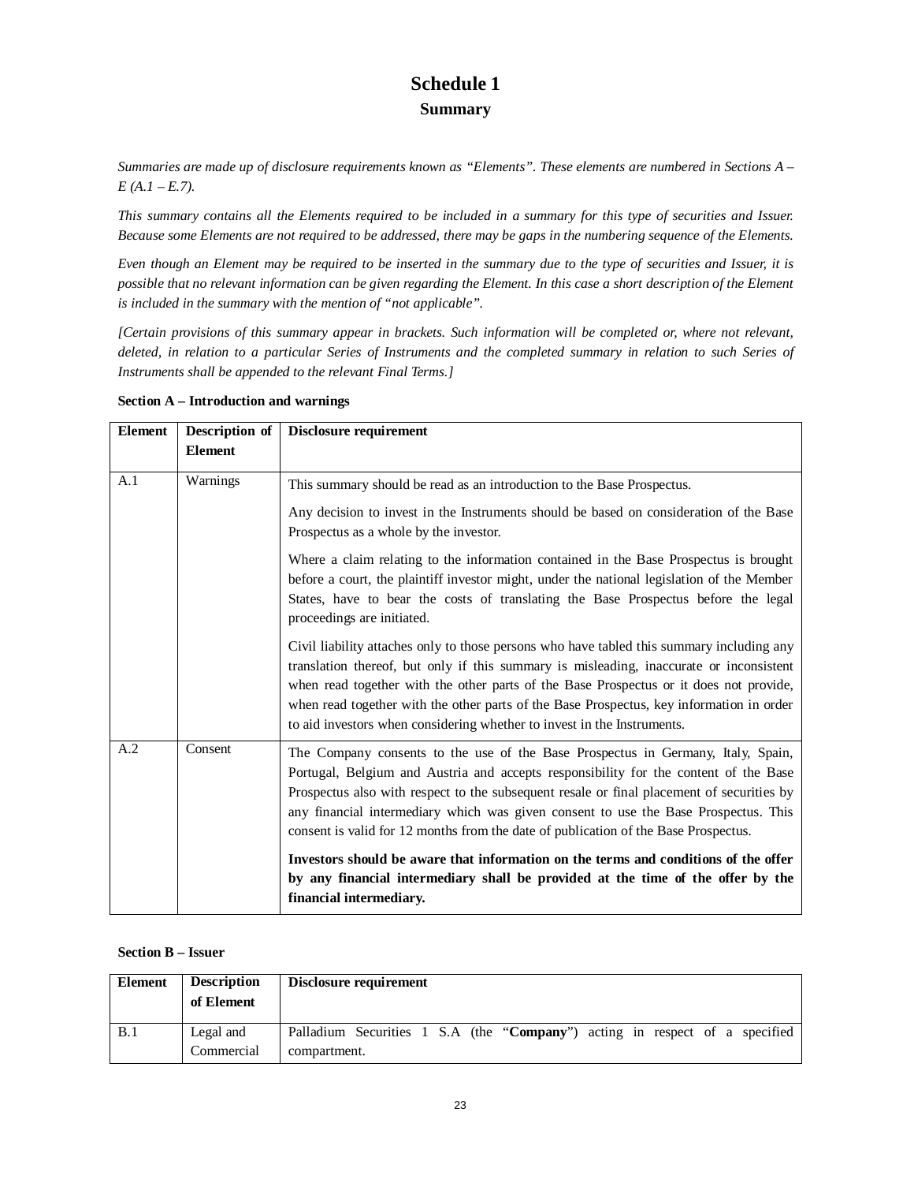# Schedule 1

## Summary

*Summaries are made up of disclosure requirements known as "Elements". These elements are numbered in Sections A – E (A.1 – E.7).*

*This summary contains all the Elements required to be included in a summary for this type of securities and Issuer. Because some Elements are not required to be addressed, there may be gaps in the numbering sequence of the Elements.*

*Even though an Element may be required to be inserted in the summary due to the type of securities and Issuer, it is possible that no relevant information can be given regarding the Element. In this case a short description of the Element is included in the summary with the mention of "not applicable".*

*[Certain provisions of this summary appear in brackets. Such information will be completed or, where not relevant, deleted, in relation to a particular Series of Instruments and the completed summary in relation to such Series of Instruments shall be appended to the relevant Final Terms.]*

**Section A – Introduction and warnings**

| Element | Description of Element | Disclosure requirement |
|---|---|---|
| A.1 | Warnings | This summary should be read as an introduction to the Base Prospectus.<br><br>Any decision to invest in the Instruments should be based on consideration of the Base Prospectus as a whole by the investor.<br><br>Where a claim relating to the information contained in the Base Prospectus is brought before a court, the plaintiff investor might, under the national legislation of the Member States, have to bear the costs of translating the Base Prospectus before the legal proceedings are initiated.<br><br>Civil liability attaches only to those persons who have tabled this summary including any translation thereof, but only if this summary is misleading, inaccurate or inconsistent when read together with the other parts of the Base Prospectus or it does not provide, when read together with the other parts of the Base Prospectus, key information in order to aid investors when considering whether to invest in the Instruments. |
| A.2 | Consent | The Company consents to the use of the Base Prospectus in Germany, Italy, Spain, Portugal, Belgium and Austria and accepts responsibility for the content of the Base Prospectus also with respect to the subsequent resale or final placement of securities by any financial intermediary which was given consent to use the Base Prospectus. This consent is valid for 12 months from the date of publication of the Base Prospectus.<br><br>**Investors should be aware that information on the terms and conditions of the offer by any financial intermediary shall be provided at the time of the offer by the financial intermediary.** |

**Section B – Issuer**

| Element | Description of Element | Disclosure requirement |
|---|---|---|
| B.1 | Legal and Commercial | Palladium Securities 1 S.A (the "**Company**") acting in respect of a specified compartment. |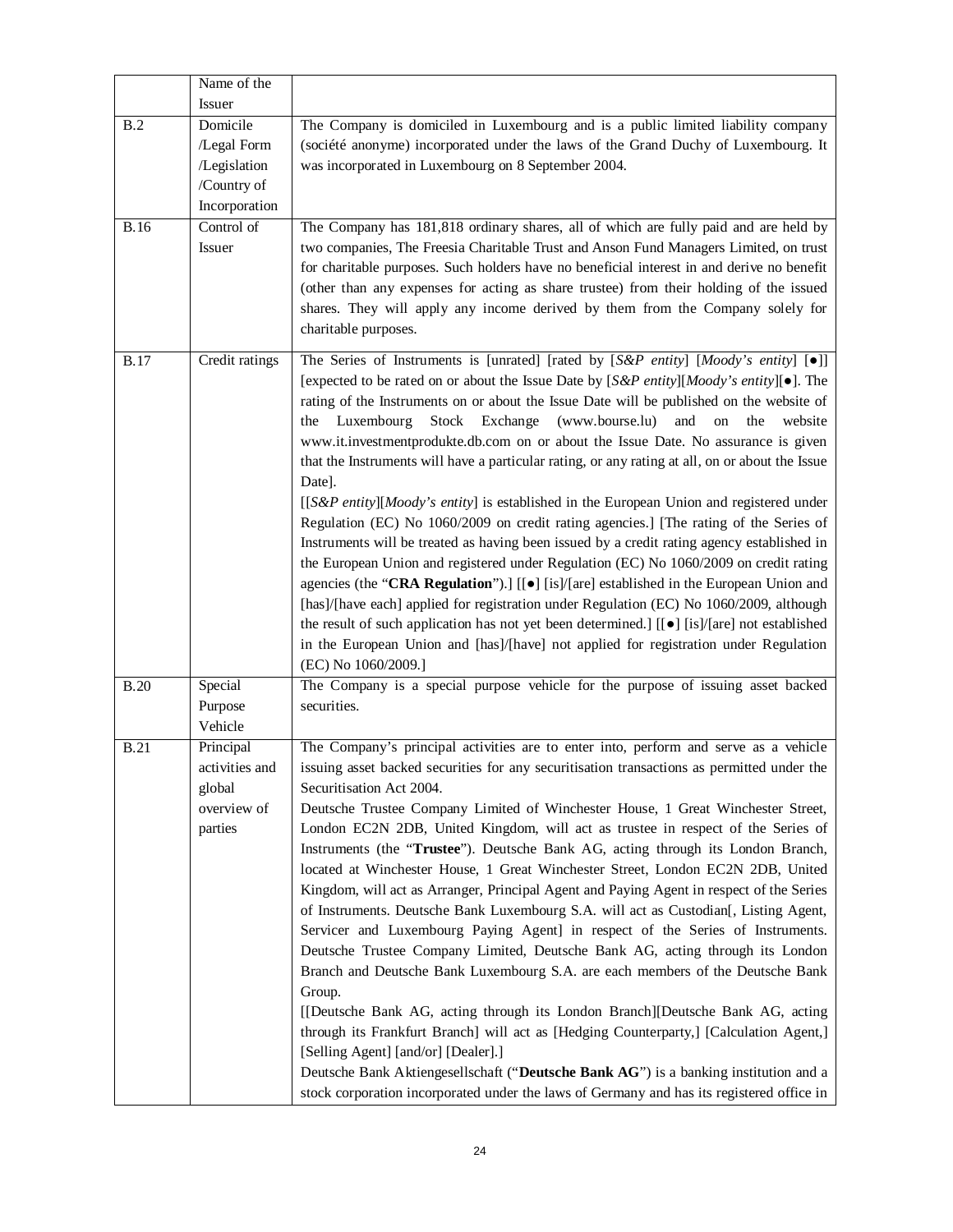| | Name of the Issuer | |
|---|---|---|
| B.2 | Domicile /Legal Form /Legislation /Country of Incorporation | The Company is domiciled in Luxembourg and is a public limited liability company (société anonyme) incorporated under the laws of the Grand Duchy of Luxembourg. It was incorporated in Luxembourg on 8 September 2004. |
| B.16 | Control of Issuer | The Company has 181,818 ordinary shares, all of which are fully paid and are held by two companies, The Freesia Charitable Trust and Anson Fund Managers Limited, on trust for charitable purposes. Such holders have no beneficial interest in and derive no benefit (other than any expenses for acting as share trustee) from their holding of the issued shares. They will apply any income derived by them from the Company solely for charitable purposes. |
| B.17 | Credit ratings | The Series of Instruments is [unrated] [rated by [*S&P entity*] [*Moody's entity*] [●]] [expected to be rated on or about the Issue Date by [*S&P entity*][*Moody's entity*][●]. The rating of the Instruments on or about the Issue Date will be published on the website of the Luxembourg Stock Exchange (www.bourse.lu) and on the website www.it.investmentprodukte.db.com on or about the Issue Date. No assurance is given that the Instruments will have a particular rating, or any rating at all, on or about the Issue Date].<br>[[*S&P entity*][*Moody's entity*] is established in the European Union and registered under Regulation (EC) No 1060/2009 on credit rating agencies.] [The rating of the Series of Instruments will be treated as having been issued by a credit rating agency established in the European Union and registered under Regulation (EC) No 1060/2009 on credit rating agencies (the "**CRA Regulation**").] [[●] [is]/[are] established in the European Union and [has]/[have each] applied for registration under Regulation (EC) No 1060/2009, although the result of such application has not yet been determined.] [[●] [is]/[are] not established in the European Union and [has]/[have] not applied for registration under Regulation (EC) No 1060/2009.] |
| B.20 | Special Purpose Vehicle | The Company is a special purpose vehicle for the purpose of issuing asset backed securities. |
| B.21 | Principal activities and global overview of parties | The Company's principal activities are to enter into, perform and serve as a vehicle issuing asset backed securities for any securitisation transactions as permitted under the Securitisation Act 2004.<br>Deutsche Trustee Company Limited of Winchester House, 1 Great Winchester Street, London EC2N 2DB, United Kingdom, will act as trustee in respect of the Series of Instruments (the "**Trustee**"). Deutsche Bank AG, acting through its London Branch, located at Winchester House, 1 Great Winchester Street, London EC2N 2DB, United Kingdom, will act as Arranger, Principal Agent and Paying Agent in respect of the Series of Instruments. Deutsche Bank Luxembourg S.A. will act as Custodian[, Listing Agent, Servicer and Luxembourg Paying Agent] in respect of the Series of Instruments. Deutsche Trustee Company Limited, Deutsche Bank AG, acting through its London Branch and Deutsche Bank Luxembourg S.A. are each members of the Deutsche Bank Group.<br>[[Deutsche Bank AG, acting through its London Branch][Deutsche Bank AG, acting through its Frankfurt Branch] will act as [Hedging Counterparty,] [Calculation Agent,] [Selling Agent] [and/or] [Dealer].]<br>Deutsche Bank Aktiengesellschaft ("**Deutsche Bank AG**") is a banking institution and a stock corporation incorporated under the laws of Germany and has its registered office in |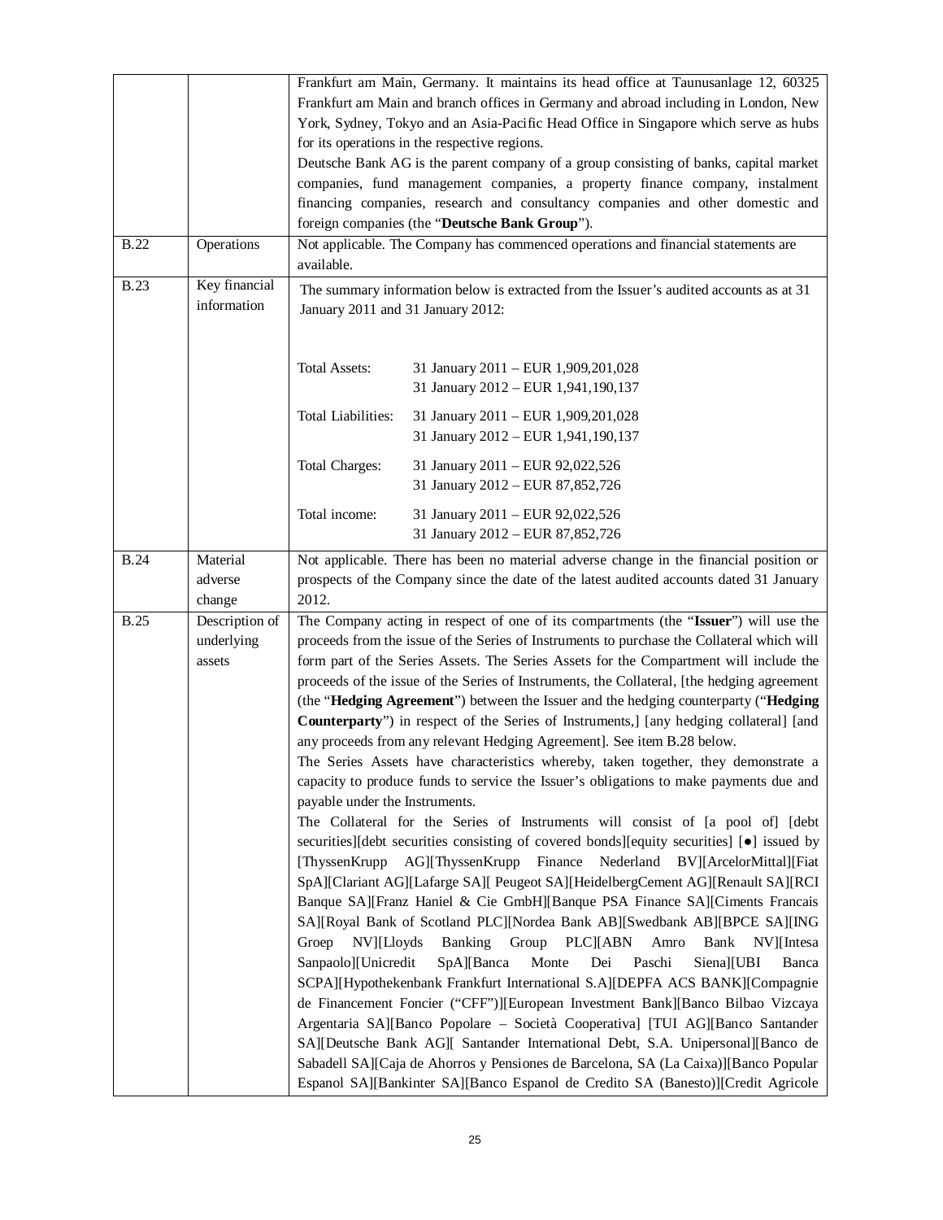| | | |
|---|---|---|
| | | Frankfurt am Main, Germany. It maintains its head office at Taunusanlage 12, 60325 Frankfurt am Main and branch offices in Germany and abroad including in London, New York, Sydney, Tokyo and an Asia-Pacific Head Office in Singapore which serve as hubs for its operations in the respective regions.<br>Deutsche Bank AG is the parent company of a group consisting of banks, capital market companies, fund management companies, a property finance company, instalment financing companies, research and consultancy companies and other domestic and foreign companies (the "**Deutsche Bank Group**"). |
| B.22 | Operations | Not applicable. The Company has commenced operations and financial statements are available. |
| B.23 | Key financial information | The summary information below is extracted from the Issuer's audited accounts as at 31 January 2011 and 31 January 2012:<br><br>Total Assets: 31 January 2011 – EUR 1,909,201,028<br>31 January 2012 – EUR 1,941,190,137<br><br>Total Liabilities: 31 January 2011 – EUR 1,909,201,028<br>31 January 2012 – EUR 1,941,190,137<br><br>Total Charges: 31 January 2011 – EUR 92,022,526<br>31 January 2012 – EUR 87,852,726<br><br>Total income: 31 January 2011 – EUR 92,022,526<br>31 January 2012 – EUR 87,852,726 |
| B.24 | Material adverse change | Not applicable. There has been no material adverse change in the financial position or prospects of the Company since the date of the latest audited accounts dated 31 January 2012. |
| B.25 | Description of underlying assets | The Company acting in respect of one of its compartments (the "**Issuer**") will use the proceeds from the issue of the Series of Instruments to purchase the Collateral which will form part of the Series Assets. The Series Assets for the Compartment will include the proceeds of the issue of the Series of Instruments, the Collateral, [the hedging agreement (the "**Hedging Agreement**") between the Issuer and the hedging counterparty ("**Hedging Counterparty**") in respect of the Series of Instruments,] [any hedging collateral] [and any proceeds from any relevant Hedging Agreement]. See item B.28 below.<br>The Series Assets have characteristics whereby, taken together, they demonstrate a capacity to produce funds to service the Issuer's obligations to make payments due and payable under the Instruments.<br>The Collateral for the Series of Instruments will consist of [a pool of] [debt securities][debt securities consisting of covered bonds][equity securities] [●] issued by [ThyssenKrupp AG][ThyssenKrupp Finance Nederland BV][ArcelorMittal][Fiat SpA][Clariant AG][Lafarge SA][ Peugeot SA][HeidelbergCement AG][Renault SA][RCI Banque SA][Franz Haniel & Cie GmbH][Banque PSA Finance SA][Ciments Francais SA][Royal Bank of Scotland PLC][Nordea Bank AB][Swedbank AB][BPCE SA][ING Groep NV][Lloyds Banking Group PLC][ABN Amro Bank NV][Intesa Sanpaolo][Unicredit SpA][Banca Monte Dei Paschi Siena][UBI Banca SCPA][Hypothekenbank Frankfurt International S.A][DEPFA ACS BANK][Compagnie de Financement Foncier ("CFF")][European Investment Bank][Banco Bilbao Vizcaya Argentaria SA][Banco Popolare – Società Cooperativa] [TUI AG][Banco Santander SA][Deutsche Bank AG][ Santander International Debt, S.A. Unipersonal][Banco de Sabadell SA][Caja de Ahorros y Pensiones de Barcelona, SA (La Caixa)][Banco Popular Espanol SA][Bankinter SA][Banco Espanol de Credito SA (Banesto)][Credit Agricole |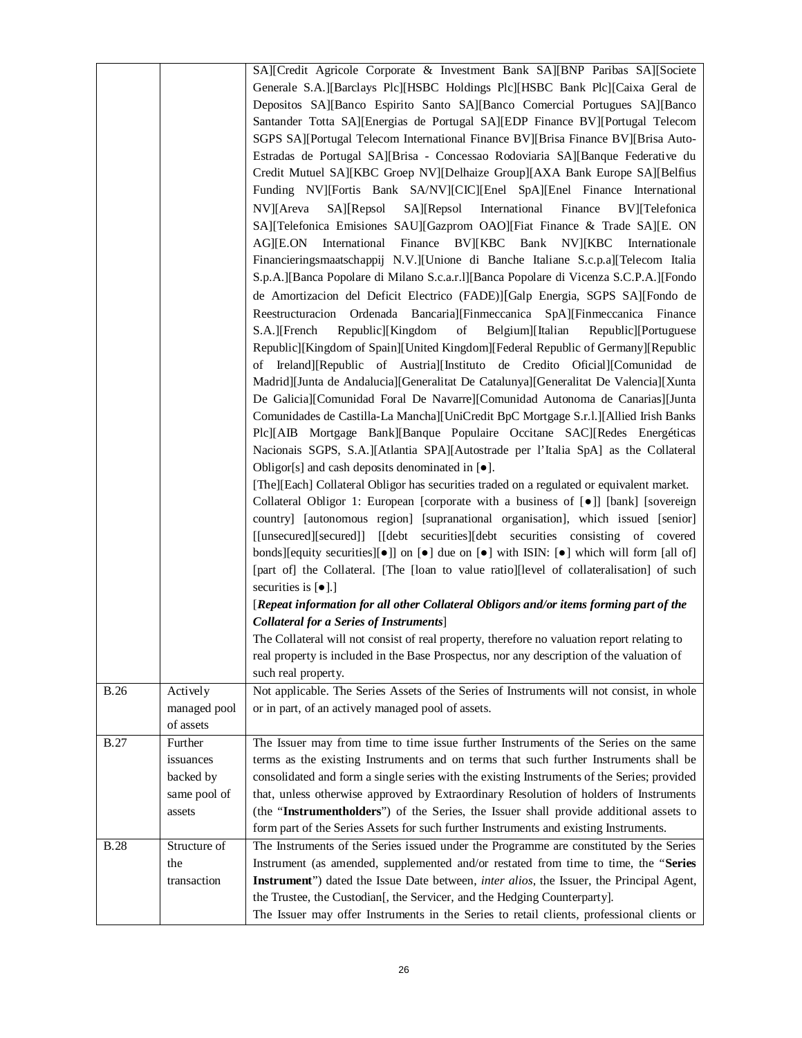| | | SA][Credit Agricole Corporate & Investment Bank SA][BNP Paribas SA][Societe Generale S.A.][Barclays Plc][HSBC Holdings Plc][HSBC Bank Plc][Caixa Geral de Depositos SA][Banco Espirito Santo SA][Banco Comercial Portugues SA][Banco Santander Totta SA][Energias de Portugal SA][EDP Finance BV][Portugal Telecom SGPS SA][Portugal Telecom International Finance BV][Brisa Finance BV][Brisa Auto-Estradas de Portugal SA][Brisa - Concessao Rodoviaria SA][Banque Federative du Credit Mutuel SA][KBC Groep NV][Delhaize Group][AXA Bank Europe SA][Belfius Funding NV][Fortis Bank SA/NV][CIC][Enel SpA][Enel Finance International NV][Areva SA][Repsol SA][Repsol International Finance BV][Telefonica SA][Telefonica Emisiones SAU][Gazprom OAO][Fiat Finance & Trade SA][E. ON AG][E.ON International Finance BV][KBC Bank NV][KBC Internationale Financieringsmaatschappij N.V.][Unione di Banche Italiane S.c.p.a][Telecom Italia S.p.A.][Banca Popolare di Milano S.c.a.r.l][Banca Popolare di Vicenza S.C.P.A.][Fondo de Amortizacion del Deficit Electrico (FADE)][Galp Energia, SGPS SA][Fondo de Reestructuracion Ordenada Bancaria][Finmeccanica SpA][Finmeccanica Finance S.A.][French Republic][Kingdom of Belgium][Italian Republic][Portuguese Republic][Kingdom of Spain][United Kingdom][Federal Republic of Germany][Republic of Ireland][Republic of Austria][Instituto de Credito Oficial][Comunidad de Madrid][Junta de Andalucia][Generalitat De Catalunya][Generalitat De Valencia][Xunta De Galicia][Comunidad Foral De Navarre][Comunidad Autonoma de Canarias][Junta Comunidades de Castilla-La Mancha][UniCredit BpC Mortgage S.r.l.][Allied Irish Banks Plc][AIB Mortgage Bank][Banque Populaire Occitane SAC][Redes Energéticas Nacionais SGPS, S.A.][Atlantia SPA][Autostrade per l'Italia SpA] as the Collateral Obligor[s] and cash deposits denominated in [●].<br>[The][Each] Collateral Obligor has securities traded on a regulated or equivalent market.<br>Collateral Obligor 1: European [corporate with a business of [●]] [bank] [sovereign country] [autonomous region] [supranational organisation], which issued [senior] [[unsecured][secured]] [[debt securities][debt securities consisting of covered bonds][equity securities][●]] on [●] due on [●] with ISIN: [●] which will form [all of] [part of] the Collateral. [The [loan to value ratio][level of collateralisation] of such securities is [●].]<br>[***Repeat information for all other Collateral Obligors and/or items forming part of the Collateral for a Series of Instruments***]<br>The Collateral will not consist of real property, therefore no valuation report relating to real property is included in the Base Prospectus, nor any description of the valuation of such real property. |
|---|---|---|
| B.26 | Actively managed pool of assets | Not applicable. The Series Assets of the Series of Instruments will not consist, in whole or in part, of an actively managed pool of assets. |
| B.27 | Further issuances backed by same pool of assets | The Issuer may from time to time issue further Instruments of the Series on the same terms as the existing Instruments and on terms that such further Instruments shall be consolidated and form a single series with the existing Instruments of the Series; provided that, unless otherwise approved by Extraordinary Resolution of holders of Instruments (the "**Instrumentholders**") of the Series, the Issuer shall provide additional assets to form part of the Series Assets for such further Instruments and existing Instruments. |
| B.28 | Structure of the transaction | The Instruments of the Series issued under the Programme are constituted by the Series Instrument (as amended, supplemented and/or restated from time to time, the "**Series Instrument**") dated the Issue Date between, *inter alios*, the Issuer, the Principal Agent, the Trustee, the Custodian[, the Servicer, and the Hedging Counterparty].<br>The Issuer may offer Instruments in the Series to retail clients, professional clients or |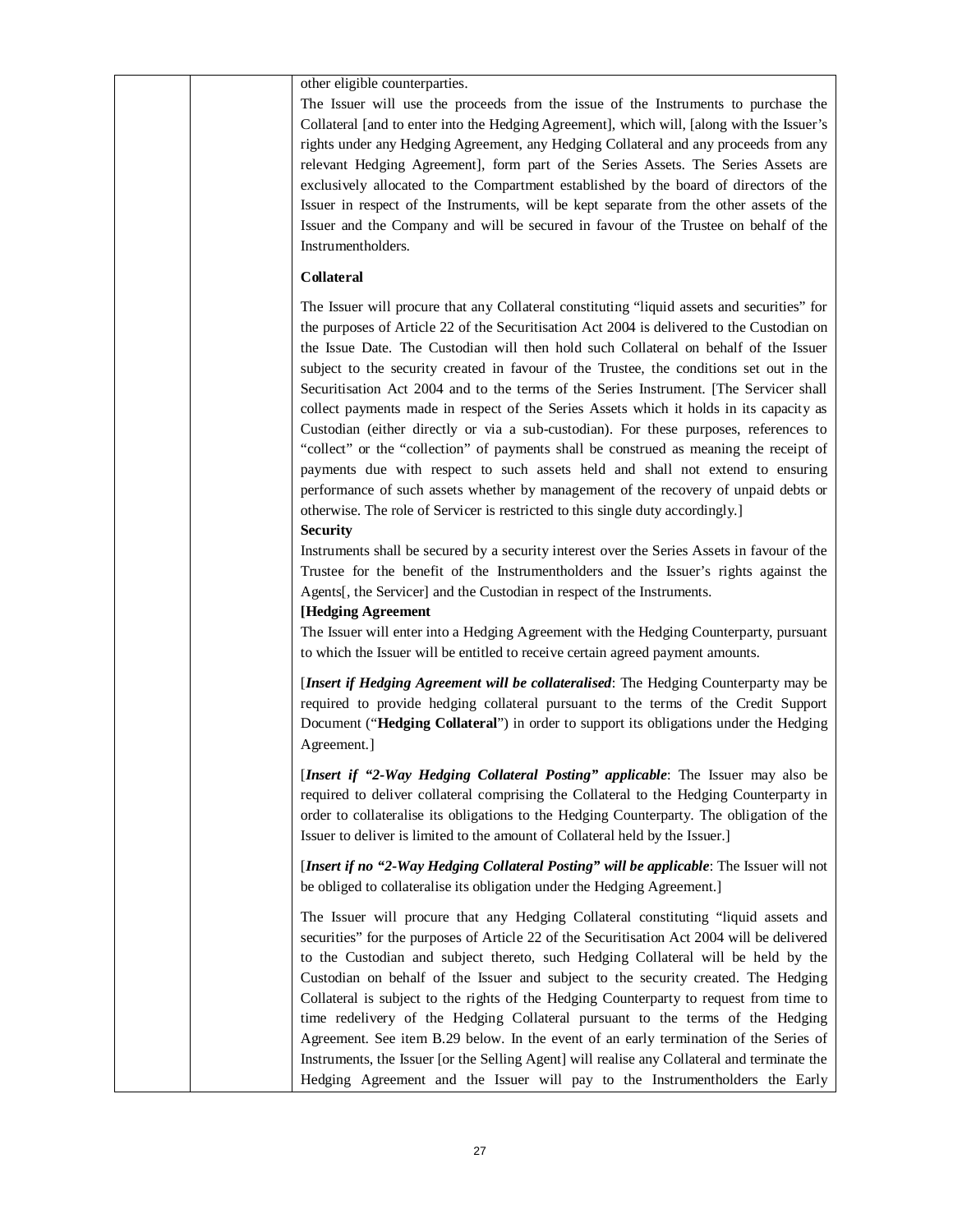other eligible counterparties.

The Issuer will use the proceeds from the issue of the Instruments to purchase the Collateral [and to enter into the Hedging Agreement], which will, [along with the Issuer's rights under any Hedging Agreement, any Hedging Collateral and any proceeds from any relevant Hedging Agreement], form part of the Series Assets. The Series Assets are exclusively allocated to the Compartment established by the board of directors of the Issuer in respect of the Instruments, will be kept separate from the other assets of the Issuer and the Company and will be secured in favour of the Trustee on behalf of the Instrumentholders.

**Collateral**

The Issuer will procure that any Collateral constituting "liquid assets and securities" for the purposes of Article 22 of the Securitisation Act 2004 is delivered to the Custodian on the Issue Date. The Custodian will then hold such Collateral on behalf of the Issuer subject to the security created in favour of the Trustee, the conditions set out in the Securitisation Act 2004 and to the terms of the Series Instrument. [The Servicer shall collect payments made in respect of the Series Assets which it holds in its capacity as Custodian (either directly or via a sub-custodian). For these purposes, references to "collect" or the "collection" of payments shall be construed as meaning the receipt of payments due with respect to such assets held and shall not extend to ensuring performance of such assets whether by management of the recovery of unpaid debts or otherwise. The role of Servicer is restricted to this single duty accordingly.]

**Security**

Instruments shall be secured by a security interest over the Series Assets in favour of the Trustee for the benefit of the Instrumentholders and the Issuer's rights against the Agents[, the Servicer] and the Custodian in respect of the Instruments.

**[Hedging Agreement**

The Issuer will enter into a Hedging Agreement with the Hedging Counterparty, pursuant to which the Issuer will be entitled to receive certain agreed payment amounts.

[***Insert if Hedging Agreement will be collateralised***: The Hedging Counterparty may be required to provide hedging collateral pursuant to the terms of the Credit Support Document ("**Hedging Collateral**") in order to support its obligations under the Hedging Agreement.]

[***Insert if "2-Way Hedging Collateral Posting" applicable***: The Issuer may also be required to deliver collateral comprising the Collateral to the Hedging Counterparty in order to collateralise its obligations to the Hedging Counterparty. The obligation of the Issuer to deliver is limited to the amount of Collateral held by the Issuer.]

[***Insert if no "2-Way Hedging Collateral Posting" will be applicable***: The Issuer will not be obliged to collateralise its obligation under the Hedging Agreement.]

The Issuer will procure that any Hedging Collateral constituting "liquid assets and securities" for the purposes of Article 22 of the Securitisation Act 2004 will be delivered to the Custodian and subject thereto, such Hedging Collateral will be held by the Custodian on behalf of the Issuer and subject to the security created. The Hedging Collateral is subject to the rights of the Hedging Counterparty to request from time to time redelivery of the Hedging Collateral pursuant to the terms of the Hedging Agreement. See item B.29 below. In the event of an early termination of the Series of Instruments, the Issuer [or the Selling Agent] will realise any Collateral and terminate the Hedging Agreement and the Issuer will pay to the Instrumentholders the Early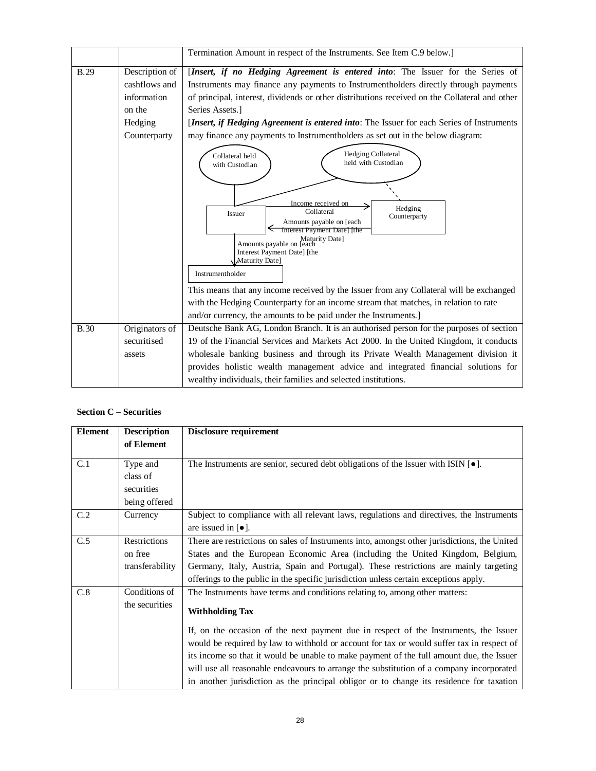| | | |
|---|---|---|
| | | Termination Amount in respect of the Instruments. See Item C.9 below.] |
| B.29 | Description of cashflows and information on the Hedging Counterparty | [*Insert, if no Hedging Agreement is entered into*: The Issuer for the Series of Instruments may finance any payments to Instrumentholders directly through payments of principal, interest, dividends or other distributions received on the Collateral and other Series Assets.]<br><br>[*Insert, if Hedging Agreement is entered into*: The Issuer for each Series of Instruments may finance any payments to Instrumentholders as set out in the below diagram:<br><br>Collateral held with Custodian; Hedging Collateral held with Custodian; Issuer; Hedging Counterparty; Income received on Collateral; Amounts payable on [each Interest Payment Date] [the Maturity Date]; Amounts payable on [each Interest Payment Date] [the Maturity Date]; Instrumentholder<br><br>This means that any income received by the Issuer from any Collateral will be exchanged with the Hedging Counterparty for an income stream that matches, in relation to rate and/or currency, the amounts to be paid under the Instruments.] |
| B.30 | Originators of securitised assets | Deutsche Bank AG, London Branch. It is an authorised person for the purposes of section 19 of the Financial Services and Markets Act 2000. In the United Kingdom, it conducts wholesale banking business and through its Private Wealth Management division it provides holistic wealth management advice and integrated financial solutions for wealthy individuals, their families and selected institutions. |

**Section C – Securities**

| Element | Description of Element | Disclosure requirement |
|---|---|---|
| C.1 | Type and class of securities being offered | The Instruments are senior, secured debt obligations of the Issuer with ISIN [●]. |
| C.2 | Currency | Subject to compliance with all relevant laws, regulations and directives, the Instruments are issued in [●]. |
| C.5 | Restrictions on free transferability | There are restrictions on sales of Instruments into, amongst other jurisdictions, the United States and the European Economic Area (including the United Kingdom, Belgium, Germany, Italy, Austria, Spain and Portugal). These restrictions are mainly targeting offerings to the public in the specific jurisdiction unless certain exceptions apply. |
| C.8 | Conditions of the securities | The Instruments have terms and conditions relating to, among other matters:<br><br>**Withholding Tax**<br><br>If, on the occasion of the next payment due in respect of the Instruments, the Issuer would be required by law to withhold or account for tax or would suffer tax in respect of its income so that it would be unable to make payment of the full amount due, the Issuer will use all reasonable endeavours to arrange the substitution of a company incorporated in another jurisdiction as the principal obligor or to change its residence for taxation |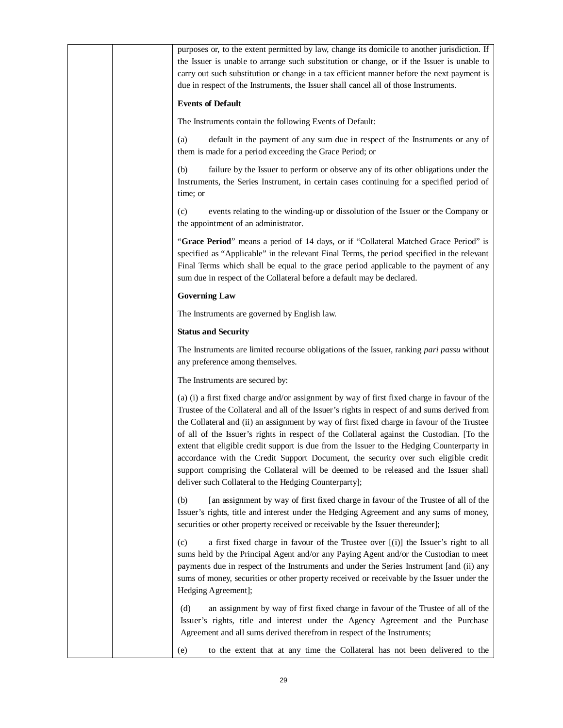purposes or, to the extent permitted by law, change its domicile to another jurisdiction. If the Issuer is unable to arrange such substitution or change, or if the Issuer is unable to carry out such substitution or change in a tax efficient manner before the next payment is due in respect of the Instruments, the Issuer shall cancel all of those Instruments.

**Events of Default**

The Instruments contain the following Events of Default:

(a) default in the payment of any sum due in respect of the Instruments or any of them is made for a period exceeding the Grace Period; or

(b) failure by the Issuer to perform or observe any of its other obligations under the Instruments, the Series Instrument, in certain cases continuing for a specified period of time; or

(c) events relating to the winding-up or dissolution of the Issuer or the Company or the appointment of an administrator.

"**Grace Period**" means a period of 14 days, or if "Collateral Matched Grace Period" is specified as "Applicable" in the relevant Final Terms, the period specified in the relevant Final Terms which shall be equal to the grace period applicable to the payment of any sum due in respect of the Collateral before a default may be declared.

**Governing Law**

The Instruments are governed by English law.

**Status and Security**

The Instruments are limited recourse obligations of the Issuer, ranking *pari passu* without any preference among themselves.

The Instruments are secured by:

(a) (i) a first fixed charge and/or assignment by way of first fixed charge in favour of the Trustee of the Collateral and all of the Issuer's rights in respect of and sums derived from the Collateral and (ii) an assignment by way of first fixed charge in favour of the Trustee of all of the Issuer's rights in respect of the Collateral against the Custodian. [To the extent that eligible credit support is due from the Issuer to the Hedging Counterparty in accordance with the Credit Support Document, the security over such eligible credit support comprising the Collateral will be deemed to be released and the Issuer shall deliver such Collateral to the Hedging Counterparty];

(b) [an assignment by way of first fixed charge in favour of the Trustee of all of the Issuer's rights, title and interest under the Hedging Agreement and any sums of money, securities or other property received or receivable by the Issuer thereunder];

(c) a first fixed charge in favour of the Trustee over [(i)] the Issuer's right to all sums held by the Principal Agent and/or any Paying Agent and/or the Custodian to meet payments due in respect of the Instruments and under the Series Instrument [and (ii) any sums of money, securities or other property received or receivable by the Issuer under the Hedging Agreement];

(d) an assignment by way of first fixed charge in favour of the Trustee of all of the Issuer's rights, title and interest under the Agency Agreement and the Purchase Agreement and all sums derived therefrom in respect of the Instruments;

(e) to the extent that at any time the Collateral has not been delivered to the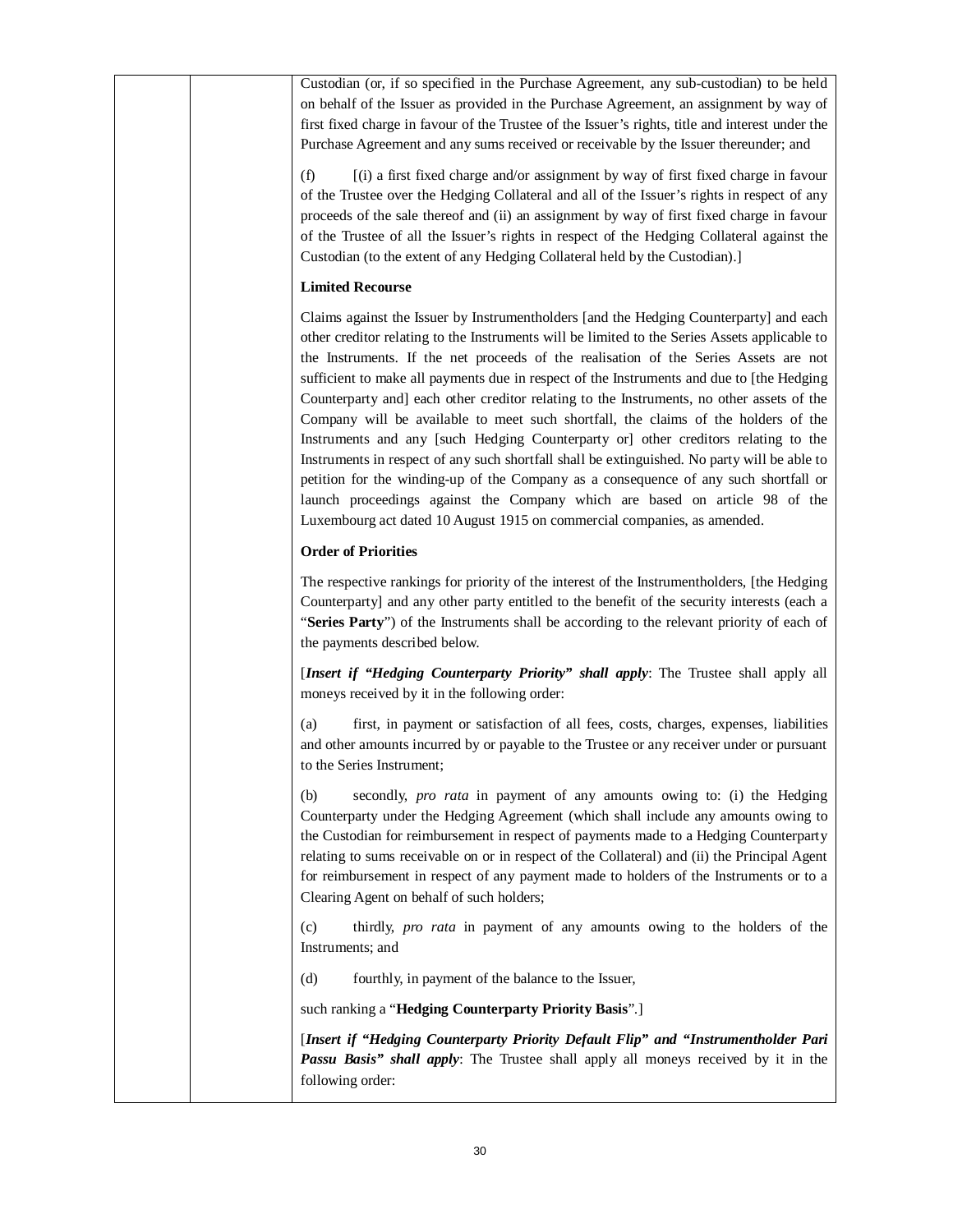Custodian (or, if so specified in the Purchase Agreement, any sub-custodian) to be held on behalf of the Issuer as provided in the Purchase Agreement, an assignment by way of first fixed charge in favour of the Trustee of the Issuer's rights, title and interest under the Purchase Agreement and any sums received or receivable by the Issuer thereunder; and

(f) [(i) a first fixed charge and/or assignment by way of first fixed charge in favour of the Trustee over the Hedging Collateral and all of the Issuer's rights in respect of any proceeds of the sale thereof and (ii) an assignment by way of first fixed charge in favour of the Trustee of all the Issuer's rights in respect of the Hedging Collateral against the Custodian (to the extent of any Hedging Collateral held by the Custodian).]

**Limited Recourse**

Claims against the Issuer by Instrumentholders [and the Hedging Counterparty] and each other creditor relating to the Instruments will be limited to the Series Assets applicable to the Instruments. If the net proceeds of the realisation of the Series Assets are not sufficient to make all payments due in respect of the Instruments and due to [the Hedging Counterparty and] each other creditor relating to the Instruments, no other assets of the Company will be available to meet such shortfall, the claims of the holders of the Instruments and any [such Hedging Counterparty or] other creditors relating to the Instruments in respect of any such shortfall shall be extinguished. No party will be able to petition for the winding-up of the Company as a consequence of any such shortfall or launch proceedings against the Company which are based on article 98 of the Luxembourg act dated 10 August 1915 on commercial companies, as amended.

**Order of Priorities**

The respective rankings for priority of the interest of the Instrumentholders, [the Hedging Counterparty] and any other party entitled to the benefit of the security interests (each a "**Series Party**") of the Instruments shall be according to the relevant priority of each of the payments described below.

[***Insert if "Hedging Counterparty Priority" shall apply***: The Trustee shall apply all moneys received by it in the following order:

(a) first, in payment or satisfaction of all fees, costs, charges, expenses, liabilities and other amounts incurred by or payable to the Trustee or any receiver under or pursuant to the Series Instrument;

(b) secondly, *pro rata* in payment of any amounts owing to: (i) the Hedging Counterparty under the Hedging Agreement (which shall include any amounts owing to the Custodian for reimbursement in respect of payments made to a Hedging Counterparty relating to sums receivable on or in respect of the Collateral) and (ii) the Principal Agent for reimbursement in respect of any payment made to holders of the Instruments or to a Clearing Agent on behalf of such holders;

(c) thirdly, *pro rata* in payment of any amounts owing to the holders of the Instruments; and

(d) fourthly, in payment of the balance to the Issuer,

such ranking a "**Hedging Counterparty Priority Basis**".]

[***Insert if "Hedging Counterparty Priority Default Flip" and "Instrumentholder Pari Passu Basis" shall apply***: The Trustee shall apply all moneys received by it in the following order: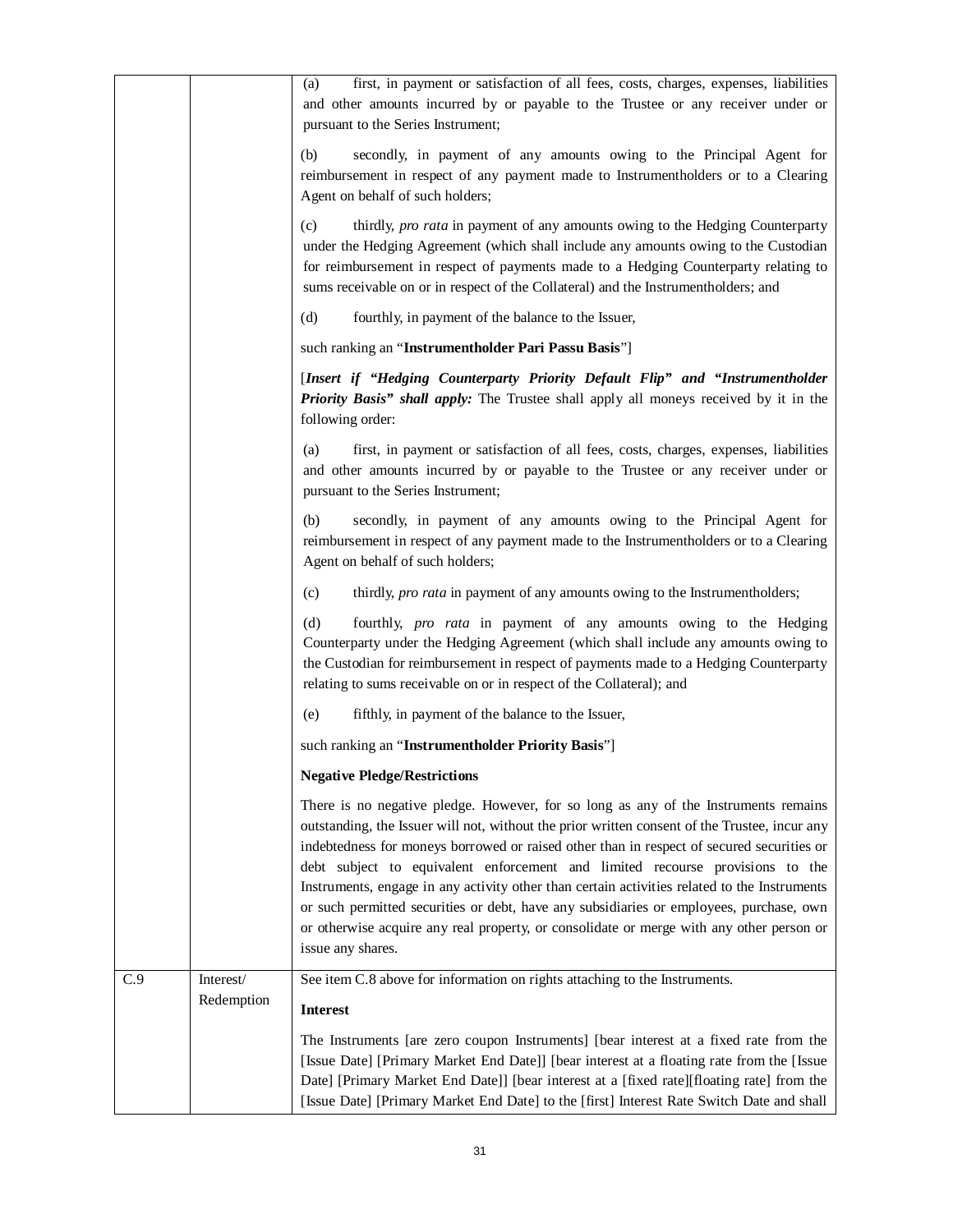| | | |
|---|---|---|
| | | (a) first, in payment or satisfaction of all fees, costs, charges, expenses, liabilities and other amounts incurred by or payable to the Trustee or any receiver under or pursuant to the Series Instrument;<br><br>(b) secondly, in payment of any amounts owing to the Principal Agent for reimbursement in respect of any payment made to Instrumentholders or to a Clearing Agent on behalf of such holders;<br><br>(c) thirdly, *pro rata* in payment of any amounts owing to the Hedging Counterparty under the Hedging Agreement (which shall include any amounts owing to the Custodian for reimbursement in respect of payments made to a Hedging Counterparty relating to sums receivable on or in respect of the Collateral) and the Instrumentholders; and<br><br>(d) fourthly, in payment of the balance to the Issuer,<br><br>such ranking an "**Instrumentholder Pari Passu Basis**"]<br><br>[***Insert if "Hedging Counterparty Priority Default Flip" and "Instrumentholder Priority Basis" shall apply:*** The Trustee shall apply all moneys received by it in the following order:<br><br>(a) first, in payment or satisfaction of all fees, costs, charges, expenses, liabilities and other amounts incurred by or payable to the Trustee or any receiver under or pursuant to the Series Instrument;<br><br>(b) secondly, in payment of any amounts owing to the Principal Agent for reimbursement in respect of any payment made to the Instrumentholders or to a Clearing Agent on behalf of such holders;<br><br>(c) thirdly, *pro rata* in payment of any amounts owing to the Instrumentholders;<br><br>(d) fourthly, *pro rata* in payment of any amounts owing to the Hedging Counterparty under the Hedging Agreement (which shall include any amounts owing to the Custodian for reimbursement in respect of payments made to a Hedging Counterparty relating to sums receivable on or in respect of the Collateral); and<br><br>(e) fifthly, in payment of the balance to the Issuer,<br><br>such ranking an "**Instrumentholder Priority Basis**"]<br><br>**Negative Pledge/Restrictions**<br><br>There is no negative pledge. However, for so long as any of the Instruments remains outstanding, the Issuer will not, without the prior written consent of the Trustee, incur any indebtedness for moneys borrowed or raised other than in respect of secured securities or debt subject to equivalent enforcement and limited recourse provisions to the Instruments, engage in any activity other than certain activities related to the Instruments or such permitted securities or debt, have any subsidiaries or employees, purchase, own or otherwise acquire any real property, or consolidate or merge with any other person or issue any shares. |
| C.9 | Interest/ Redemption | See item C.8 above for information on rights attaching to the Instruments.<br><br>**Interest**<br><br>The Instruments [are zero coupon Instruments] [bear interest at a fixed rate from the [Issue Date] [Primary Market End Date]] [bear interest at a floating rate from the [Issue Date] [Primary Market End Date]] [bear interest at a [fixed rate][floating rate] from the [Issue Date] [Primary Market End Date] to the [first] Interest Rate Switch Date and shall |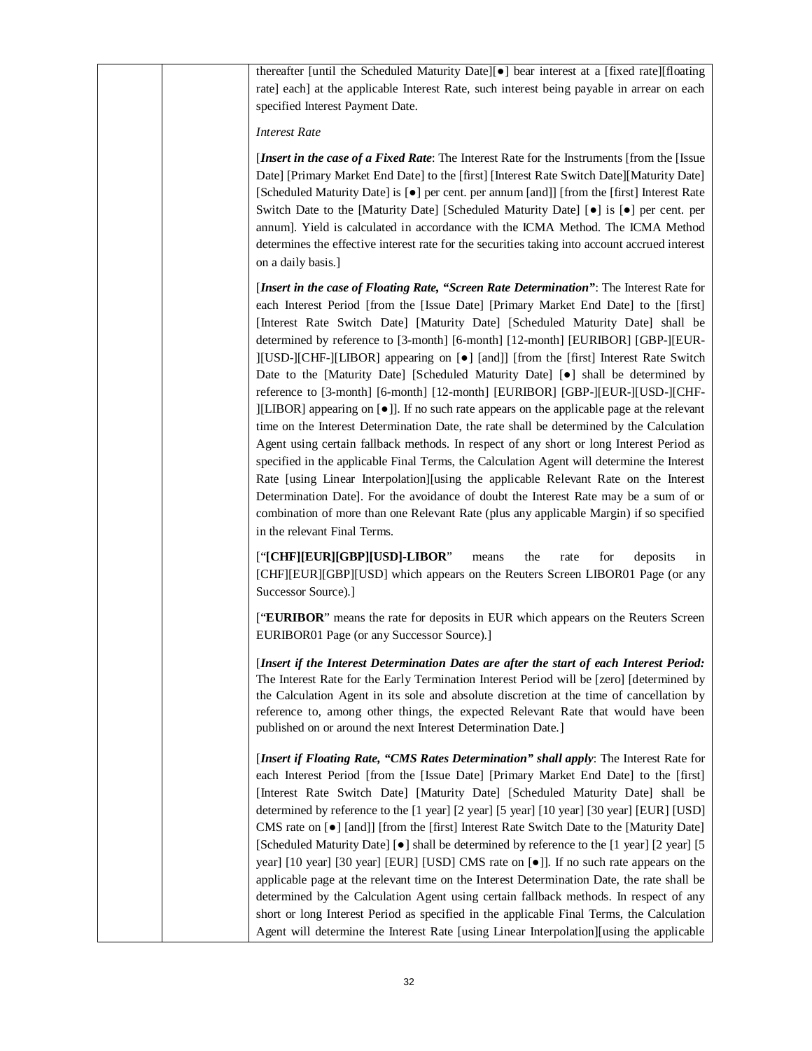thereafter [until the Scheduled Maturity Date][●] bear interest at a [fixed rate][floating rate] each] at the applicable Interest Rate, such interest being payable in arrear on each specified Interest Payment Date.

*Interest Rate*

[***Insert in the case of a Fixed Rate***: The Interest Rate for the Instruments [from the [Issue Date] [Primary Market End Date] to the [first] [Interest Rate Switch Date][Maturity Date] [Scheduled Maturity Date] is [●] per cent. per annum [and]] [from the [first] Interest Rate Switch Date to the [Maturity Date] [Scheduled Maturity Date] [●] is [●] per cent. per annum]. Yield is calculated in accordance with the ICMA Method. The ICMA Method determines the effective interest rate for the securities taking into account accrued interest on a daily basis.]

[***Insert in the case of Floating Rate, "Screen Rate Determination"***: The Interest Rate for each Interest Period [from the [Issue Date] [Primary Market End Date] to the [first] [Interest Rate Switch Date] [Maturity Date] [Scheduled Maturity Date] shall be determined by reference to [3-month] [6-month] [12-month] [EURIBOR] [GBP-][EUR-][USD-][CHF-][LIBOR] appearing on [●] [and]] [from the [first] Interest Rate Switch Date to the [Maturity Date] [Scheduled Maturity Date] [●] shall be determined by reference to [3-month] [6-month] [12-month] [EURIBOR] [GBP-][EUR-][USD-][CHF-][LIBOR] appearing on [●]]. If no such rate appears on the applicable page at the relevant time on the Interest Determination Date, the rate shall be determined by the Calculation Agent using certain fallback methods. In respect of any short or long Interest Period as specified in the applicable Final Terms, the Calculation Agent will determine the Interest Rate [using Linear Interpolation][using the applicable Relevant Rate on the Interest Determination Date]. For the avoidance of doubt the Interest Rate may be a sum of or combination of more than one Relevant Rate (plus any applicable Margin) if so specified in the relevant Final Terms.

["**[CHF][EUR][GBP][USD]-LIBOR**" means the rate for deposits in [CHF][EUR][GBP][USD] which appears on the Reuters Screen LIBOR01 Page (or any Successor Source).]

["**EURIBOR**" means the rate for deposits in EUR which appears on the Reuters Screen EURIBOR01 Page (or any Successor Source).]

[***Insert if the Interest Determination Dates are after the start of each Interest Period:*** The Interest Rate for the Early Termination Interest Period will be [zero] [determined by the Calculation Agent in its sole and absolute discretion at the time of cancellation by reference to, among other things, the expected Relevant Rate that would have been published on or around the next Interest Determination Date.]

[***Insert if Floating Rate, "CMS Rates Determination" shall apply***: The Interest Rate for each Interest Period [from the [Issue Date] [Primary Market End Date] to the [first] [Interest Rate Switch Date] [Maturity Date] [Scheduled Maturity Date] shall be determined by reference to the [1 year] [2 year] [5 year] [10 year] [30 year] [EUR] [USD] CMS rate on [●] [and]] [from the [first] Interest Rate Switch Date to the [Maturity Date] [Scheduled Maturity Date] [●] shall be determined by reference to the [1 year] [2 year] [5 year] [10 year] [30 year] [EUR] [USD] CMS rate on [●]]. If no such rate appears on the applicable page at the relevant time on the Interest Determination Date, the rate shall be determined by the Calculation Agent using certain fallback methods. In respect of any short or long Interest Period as specified in the applicable Final Terms, the Calculation Agent will determine the Interest Rate [using Linear Interpolation][using the applicable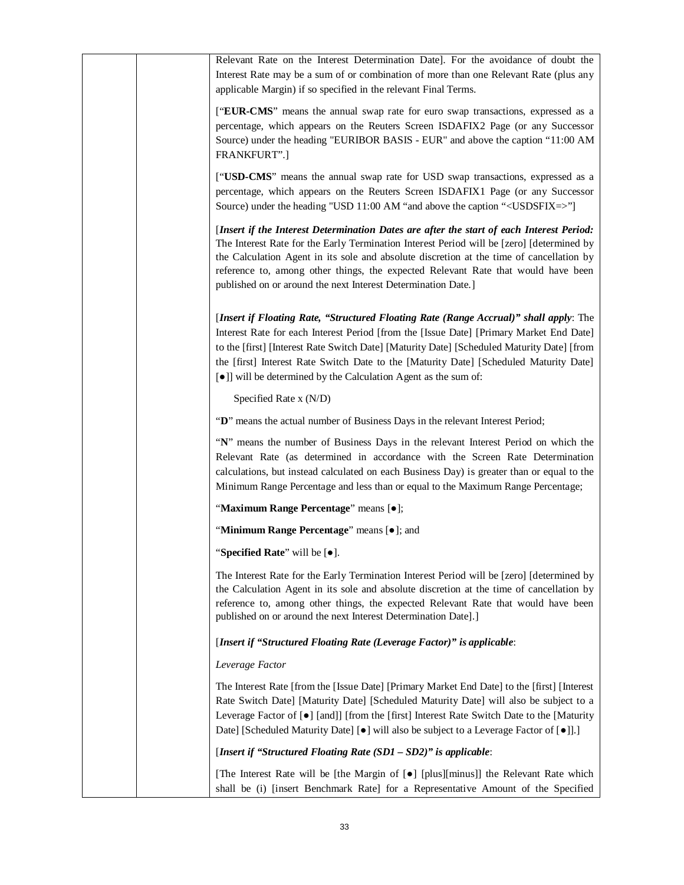Relevant Rate on the Interest Determination Date]. For the avoidance of doubt the Interest Rate may be a sum of or combination of more than one Relevant Rate (plus any applicable Margin) if so specified in the relevant Final Terms.

["**EUR-CMS**" means the annual swap rate for euro swap transactions, expressed as a percentage, which appears on the Reuters Screen ISDAFIX2 Page (or any Successor Source) under the heading "EURIBOR BASIS - EUR" and above the caption "11:00 AM FRANKFURT".]

["**USD-CMS**" means the annual swap rate for USD swap transactions, expressed as a percentage, which appears on the Reuters Screen ISDAFIX1 Page (or any Successor Source) under the heading "USD 11:00 AM "and above the caption "<USDSFIX=>"]

[***Insert if the Interest Determination Dates are after the start of each Interest Period:*** The Interest Rate for the Early Termination Interest Period will be [zero] [determined by the Calculation Agent in its sole and absolute discretion at the time of cancellation by reference to, among other things, the expected Relevant Rate that would have been published on or around the next Interest Determination Date.]

[***Insert if Floating Rate, "Structured Floating Rate (Range Accrual)" shall apply***: The Interest Rate for each Interest Period [from the [Issue Date] [Primary Market End Date] to the [first] [Interest Rate Switch Date] [Maturity Date] [Scheduled Maturity Date] [from the [first] Interest Rate Switch Date to the [Maturity Date] [Scheduled Maturity Date] [●]] will be determined by the Calculation Agent as the sum of:

Specified Rate x (N/D)

"**D**" means the actual number of Business Days in the relevant Interest Period;

"**N**" means the number of Business Days in the relevant Interest Period on which the Relevant Rate (as determined in accordance with the Screen Rate Determination calculations, but instead calculated on each Business Day) is greater than or equal to the Minimum Range Percentage and less than or equal to the Maximum Range Percentage;

"**Maximum Range Percentage**" means [●];

"**Minimum Range Percentage**" means [●]; and

"**Specified Rate**" will be [●].

The Interest Rate for the Early Termination Interest Period will be [zero] [determined by the Calculation Agent in its sole and absolute discretion at the time of cancellation by reference to, among other things, the expected Relevant Rate that would have been published on or around the next Interest Determination Date].]

[***Insert if "Structured Floating Rate (Leverage Factor)" is applicable***:

*Leverage Factor*

The Interest Rate [from the [Issue Date] [Primary Market End Date] to the [first] [Interest Rate Switch Date] [Maturity Date] [Scheduled Maturity Date] will also be subject to a Leverage Factor of [●] [and]] [from the [first] Interest Rate Switch Date to the [Maturity Date] [Scheduled Maturity Date] [●] will also be subject to a Leverage Factor of [●]].]

[***Insert if "Structured Floating Rate (SD1 – SD2)" is applicable***:

[The Interest Rate will be [the Margin of [●] [plus][minus]] the Relevant Rate which shall be (i) [insert Benchmark Rate] for a Representative Amount of the Specified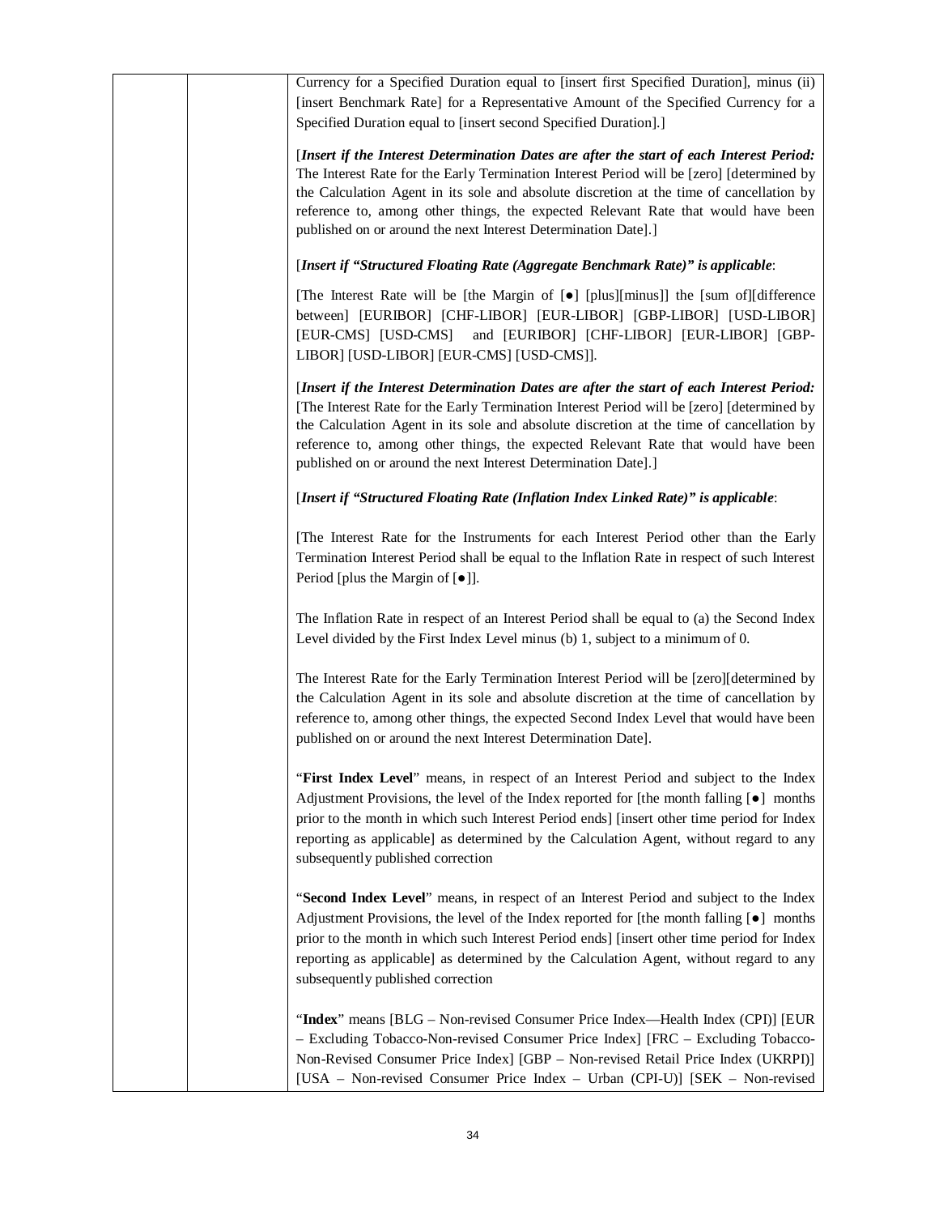Currency for a Specified Duration equal to [insert first Specified Duration], minus (ii) [insert Benchmark Rate] for a Representative Amount of the Specified Currency for a Specified Duration equal to [insert second Specified Duration].]

[***Insert if the Interest Determination Dates are after the start of each Interest Period:*** The Interest Rate for the Early Termination Interest Period will be [zero] [determined by the Calculation Agent in its sole and absolute discretion at the time of cancellation by reference to, among other things, the expected Relevant Rate that would have been published on or around the next Interest Determination Date].]

[***Insert if "Structured Floating Rate (Aggregate Benchmark Rate)" is applicable***:

[The Interest Rate will be [the Margin of [●] [plus][minus]] the [sum of][difference between] [EURIBOR] [CHF-LIBOR] [EUR-LIBOR] [GBP-LIBOR] [USD-LIBOR] [EUR-CMS] [USD-CMS] and [EURIBOR] [CHF-LIBOR] [EUR-LIBOR] [GBP-LIBOR] [USD-LIBOR] [EUR-CMS] [USD-CMS]].

[***Insert if the Interest Determination Dates are after the start of each Interest Period:*** [The Interest Rate for the Early Termination Interest Period will be [zero] [determined by the Calculation Agent in its sole and absolute discretion at the time of cancellation by reference to, among other things, the expected Relevant Rate that would have been published on or around the next Interest Determination Date].]

[***Insert if "Structured Floating Rate (Inflation Index Linked Rate)" is applicable***:

[The Interest Rate for the Instruments for each Interest Period other than the Early Termination Interest Period shall be equal to the Inflation Rate in respect of such Interest Period [plus the Margin of [●]].

The Inflation Rate in respect of an Interest Period shall be equal to (a) the Second Index Level divided by the First Index Level minus (b) 1, subject to a minimum of 0.

The Interest Rate for the Early Termination Interest Period will be [zero][determined by the Calculation Agent in its sole and absolute discretion at the time of cancellation by reference to, among other things, the expected Second Index Level that would have been published on or around the next Interest Determination Date].

"**First Index Level**" means, in respect of an Interest Period and subject to the Index Adjustment Provisions, the level of the Index reported for [the month falling [●] months prior to the month in which such Interest Period ends] [insert other time period for Index reporting as applicable] as determined by the Calculation Agent, without regard to any subsequently published correction

"**Second Index Level**" means, in respect of an Interest Period and subject to the Index Adjustment Provisions, the level of the Index reported for [the month falling [●] months prior to the month in which such Interest Period ends] [insert other time period for Index reporting as applicable] as determined by the Calculation Agent, without regard to any subsequently published correction

"**Index**" means [BLG – Non-revised Consumer Price Index—Health Index (CPI)] [EUR – Excluding Tobacco-Non-revised Consumer Price Index] [FRC – Excluding Tobacco-Non-Revised Consumer Price Index] [GBP – Non-revised Retail Price Index (UKRPI)] [USA – Non-revised Consumer Price Index – Urban (CPI-U)] [SEK – Non-revised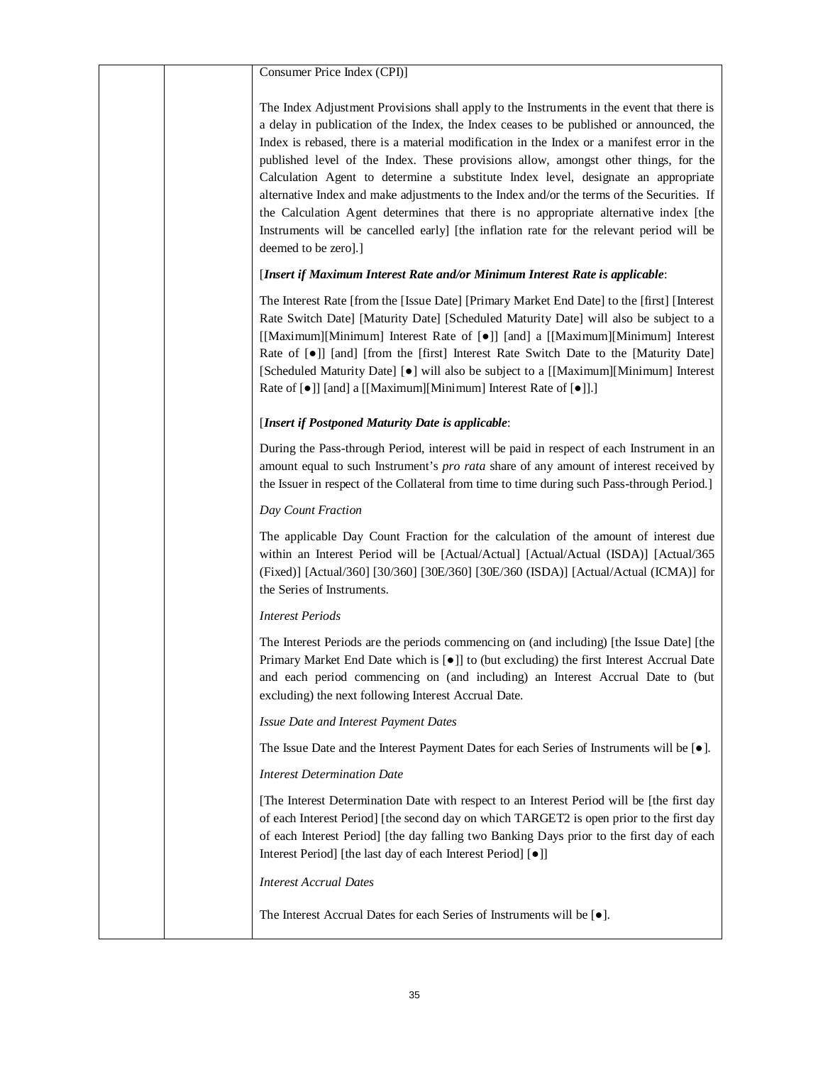Consumer Price Index (CPI)]

The Index Adjustment Provisions shall apply to the Instruments in the event that there is a delay in publication of the Index, the Index ceases to be published or announced, the Index is rebased, there is a material modification in the Index or a manifest error in the published level of the Index. These provisions allow, amongst other things, for the Calculation Agent to determine a substitute Index level, designate an appropriate alternative Index and make adjustments to the Index and/or the terms of the Securities. If the Calculation Agent determines that there is no appropriate alternative index [the Instruments will be cancelled early] [the inflation rate for the relevant period will be deemed to be zero].]

[***Insert if Maximum Interest Rate and/or Minimum Interest Rate is applicable***:

The Interest Rate [from the [Issue Date] [Primary Market End Date] to the [first] [Interest Rate Switch Date] [Maturity Date] [Scheduled Maturity Date] will also be subject to a [[Maximum][Minimum] Interest Rate of [●]] [and] a [[Maximum][Minimum] Interest Rate of [●]] [and] [from the [first] Interest Rate Switch Date to the [Maturity Date] [Scheduled Maturity Date] [●] will also be subject to a [[Maximum][Minimum] Interest Rate of [●]] [and] a [[Maximum][Minimum] Interest Rate of [●]].]

[***Insert if Postponed Maturity Date is applicable***:

During the Pass-through Period, interest will be paid in respect of each Instrument in an amount equal to such Instrument's *pro rata* share of any amount of interest received by the Issuer in respect of the Collateral from time to time during such Pass-through Period.]

*Day Count Fraction*

The applicable Day Count Fraction for the calculation of the amount of interest due within an Interest Period will be [Actual/Actual] [Actual/Actual (ISDA)] [Actual/365 (Fixed)] [Actual/360] [30/360] [30E/360] [30E/360 (ISDA)] [Actual/Actual (ICMA)] for the Series of Instruments.

*Interest Periods*

The Interest Periods are the periods commencing on (and including) [the Issue Date] [the Primary Market End Date which is [●]] to (but excluding) the first Interest Accrual Date and each period commencing on (and including) an Interest Accrual Date to (but excluding) the next following Interest Accrual Date.

*Issue Date and Interest Payment Dates*

The Issue Date and the Interest Payment Dates for each Series of Instruments will be [●].

*Interest Determination Date*

[The Interest Determination Date with respect to an Interest Period will be [the first day of each Interest Period] [the second day on which TARGET2 is open prior to the first day of each Interest Period] [the day falling two Banking Days prior to the first day of each Interest Period] [the last day of each Interest Period] [●]]

*Interest Accrual Dates*

The Interest Accrual Dates for each Series of Instruments will be [●].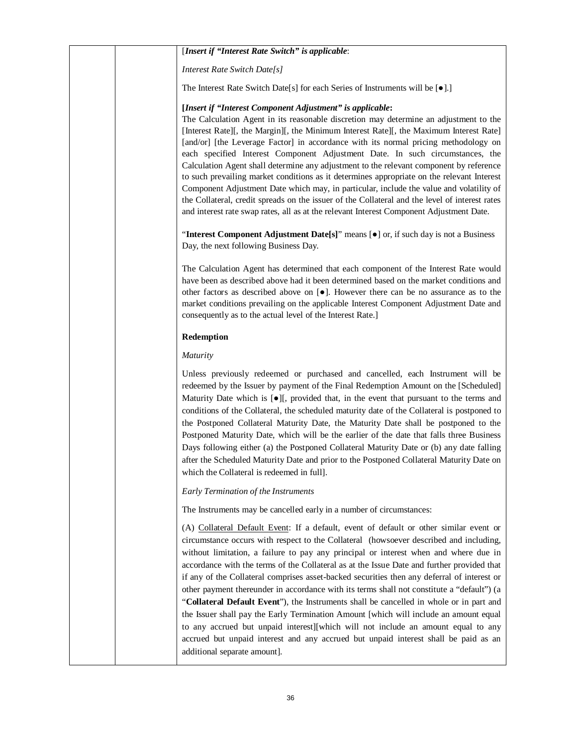[*Insert if "Interest Rate Switch" is applicable*:

*Interest Rate Switch Date[s]*

The Interest Rate Switch Date[s] for each Series of Instruments will be [●].]

**[*Insert if "Interest Component Adjustment" is applicable*:**
The Calculation Agent in its reasonable discretion may determine an adjustment to the [Interest Rate][, the Margin][, the Minimum Interest Rate][, the Maximum Interest Rate] [and/or] [the Leverage Factor] in accordance with its normal pricing methodology on each specified Interest Component Adjustment Date. In such circumstances, the Calculation Agent shall determine any adjustment to the relevant component by reference to such prevailing market conditions as it determines appropriate on the relevant Interest Component Adjustment Date which may, in particular, include the value and volatility of the Collateral, credit spreads on the issuer of the Collateral and the level of interest rates and interest rate swap rates, all as at the relevant Interest Component Adjustment Date.

"**Interest Component Adjustment Date[s]**" means [●] or, if such day is not a Business Day, the next following Business Day.

The Calculation Agent has determined that each component of the Interest Rate would have been as described above had it been determined based on the market conditions and other factors as described above on [●]. However there can be no assurance as to the market conditions prevailing on the applicable Interest Component Adjustment Date and consequently as to the actual level of the Interest Rate.]

**Redemption**

*Maturity*

Unless previously redeemed or purchased and cancelled, each Instrument will be redeemed by the Issuer by payment of the Final Redemption Amount on the [Scheduled] Maturity Date which is [●][, provided that, in the event that pursuant to the terms and conditions of the Collateral, the scheduled maturity date of the Collateral is postponed to the Postponed Collateral Maturity Date, the Maturity Date shall be postponed to the Postponed Maturity Date, which will be the earlier of the date that falls three Business Days following either (a) the Postponed Collateral Maturity Date or (b) any date falling after the Scheduled Maturity Date and prior to the Postponed Collateral Maturity Date on which the Collateral is redeemed in full].

*Early Termination of the Instruments*

The Instruments may be cancelled early in a number of circumstances:

(A) Collateral Default Event: If a default, event of default or other similar event or circumstance occurs with respect to the Collateral (howsoever described and including, without limitation, a failure to pay any principal or interest when and where due in accordance with the terms of the Collateral as at the Issue Date and further provided that if any of the Collateral comprises asset-backed securities then any deferral of interest or other payment thereunder in accordance with its terms shall not constitute a "default") (a "**Collateral Default Event**"), the Instruments shall be cancelled in whole or in part and the Issuer shall pay the Early Termination Amount [which will include an amount equal to any accrued but unpaid interest][which will not include an amount equal to any accrued but unpaid interest and any accrued but unpaid interest shall be paid as an additional separate amount].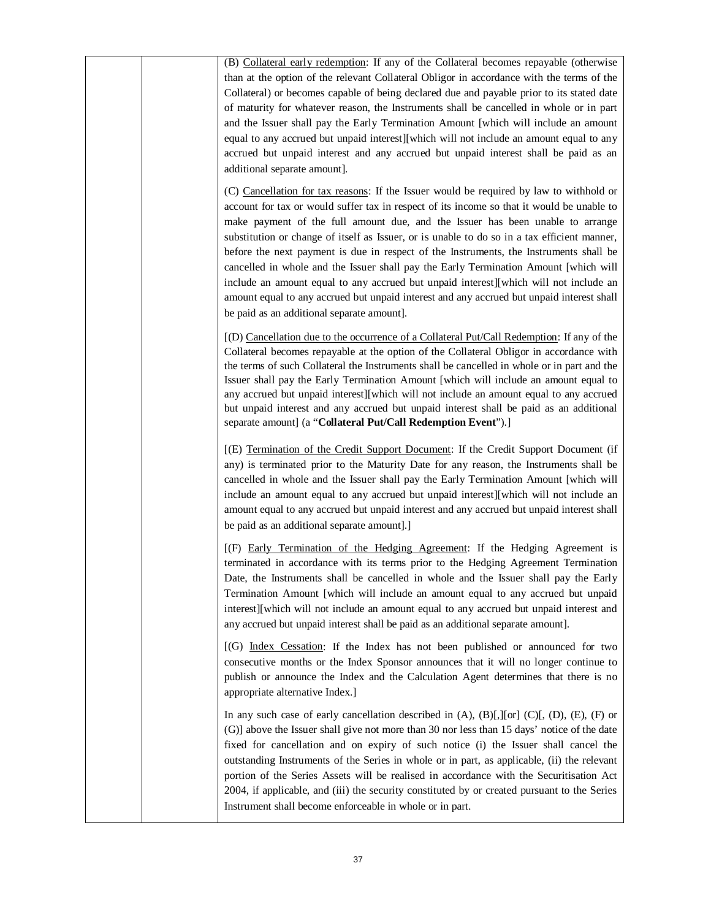| | | (B) <u>Collateral early redemption</u>: If any of the Collateral becomes repayable (otherwise than at the option of the relevant Collateral Obligor in accordance with the terms of the Collateral) or becomes capable of being declared due and payable prior to its stated date of maturity for whatever reason, the Instruments shall be cancelled in whole or in part and the Issuer shall pay the Early Termination Amount [which will include an amount equal to any accrued but unpaid interest][which will not include an amount equal to any accrued but unpaid interest and any accrued but unpaid interest shall be paid as an additional separate amount].<br><br>(C) <u>Cancellation for tax reasons</u>: If the Issuer would be required by law to withhold or account for tax or would suffer tax in respect of its income so that it would be unable to make payment of the full amount due, and the Issuer has been unable to arrange substitution or change of itself as Issuer, or is unable to do so in a tax efficient manner, before the next payment is due in respect of the Instruments, the Instruments shall be cancelled in whole and the Issuer shall pay the Early Termination Amount [which will include an amount equal to any accrued but unpaid interest][which will not include an amount equal to any accrued but unpaid interest and any accrued but unpaid interest shall be paid as an additional separate amount].<br><br>[(D) <u>Cancellation due to the occurrence of a Collateral Put/Call Redemption</u>: If any of the Collateral becomes repayable at the option of the Collateral Obligor in accordance with the terms of such Collateral the Instruments shall be cancelled in whole or in part and the Issuer shall pay the Early Termination Amount [which will include an amount equal to any accrued but unpaid interest][which will not include an amount equal to any accrued but unpaid interest and any accrued but unpaid interest shall be paid as an additional separate amount] (a "**Collateral Put/Call Redemption Event**").]<br><br>[(E) <u>Termination of the Credit Support Document</u>: If the Credit Support Document (if any) is terminated prior to the Maturity Date for any reason, the Instruments shall be cancelled in whole and the Issuer shall pay the Early Termination Amount [which will include an amount equal to any accrued but unpaid interest][which will not include an amount equal to any accrued but unpaid interest and any accrued but unpaid interest shall be paid as an additional separate amount].]<br><br>[(F) <u>Early Termination of the Hedging Agreement</u>: If the Hedging Agreement is terminated in accordance with its terms prior to the Hedging Agreement Termination Date, the Instruments shall be cancelled in whole and the Issuer shall pay the Early Termination Amount [which will include an amount equal to any accrued but unpaid interest][which will not include an amount equal to any accrued but unpaid interest and any accrued but unpaid interest shall be paid as an additional separate amount].<br><br>[(G) <u>Index Cessation</u>: If the Index has not been published or announced for two consecutive months or the Index Sponsor announces that it will no longer continue to publish or announce the Index and the Calculation Agent determines that there is no appropriate alternative Index.]<br><br>In any such case of early cancellation described in (A), (B)[,][or] (C)[, (D), (E), (F) or (G)] above the Issuer shall give not more than 30 nor less than 15 days' notice of the date fixed for cancellation and on expiry of such notice (i) the Issuer shall cancel the outstanding Instruments of the Series in whole or in part, as applicable, (ii) the relevant portion of the Series Assets will be realised in accordance with the Securitisation Act 2004, if applicable, and (iii) the security constituted by or created pursuant to the Series Instrument shall become enforceable in whole or in part. |
|---|---|---|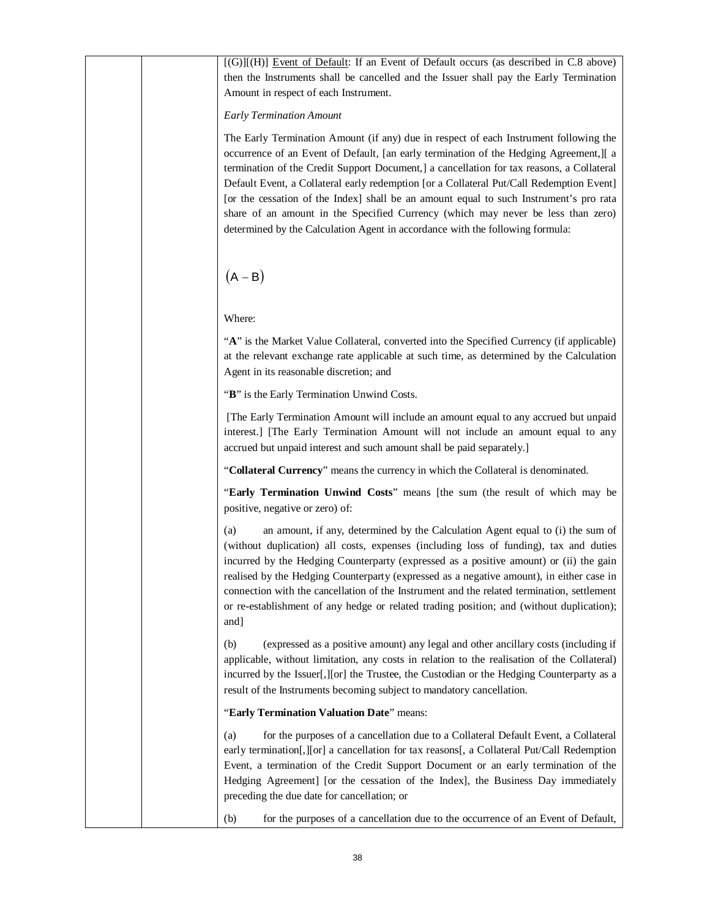[(G)][(H)] <u>Event of Default</u>: If an Event of Default occurs (as described in C.8 above) then the Instruments shall be cancelled and the Issuer shall pay the Early Termination Amount in respect of each Instrument.

*Early Termination Amount*

The Early Termination Amount (if any) due in respect of each Instrument following the occurrence of an Event of Default, [an early termination of the Hedging Agreement,][ a termination of the Credit Support Document,] a cancellation for tax reasons, a Collateral Default Event, a Collateral early redemption [or a Collateral Put/Call Redemption Event] [or the cessation of the Index] shall be an amount equal to such Instrument's pro rata share of an amount in the Specified Currency (which may never be less than zero) determined by the Calculation Agent in accordance with the following formula:

$$(A - B)$$

Where:

"**A**" is the Market Value Collateral, converted into the Specified Currency (if applicable) at the relevant exchange rate applicable at such time, as determined by the Calculation Agent in its reasonable discretion; and

"**B**" is the Early Termination Unwind Costs.

[The Early Termination Amount will include an amount equal to any accrued but unpaid interest.] [The Early Termination Amount will not include an amount equal to any accrued but unpaid interest and such amount shall be paid separately.]

"**Collateral Currency**" means the currency in which the Collateral is denominated.

"**Early Termination Unwind Costs**" means [the sum (the result of which may be positive, negative or zero) of:

(a) an amount, if any, determined by the Calculation Agent equal to (i) the sum of (without duplication) all costs, expenses (including loss of funding), tax and duties incurred by the Hedging Counterparty (expressed as a positive amount) or (ii) the gain realised by the Hedging Counterparty (expressed as a negative amount), in either case in connection with the cancellation of the Instrument and the related termination, settlement or re-establishment of any hedge or related trading position; and (without duplication); and]

(b) (expressed as a positive amount) any legal and other ancillary costs (including if applicable, without limitation, any costs in relation to the realisation of the Collateral) incurred by the Issuer[,][or] the Trustee, the Custodian or the Hedging Counterparty as a result of the Instruments becoming subject to mandatory cancellation.

"**Early Termination Valuation Date**" means:

(a) for the purposes of a cancellation due to a Collateral Default Event, a Collateral early termination[,][or] a cancellation for tax reasons[, a Collateral Put/Call Redemption Event, a termination of the Credit Support Document or an early termination of the Hedging Agreement] [or the cessation of the Index], the Business Day immediately preceding the due date for cancellation; or

(b) for the purposes of a cancellation due to the occurrence of an Event of Default,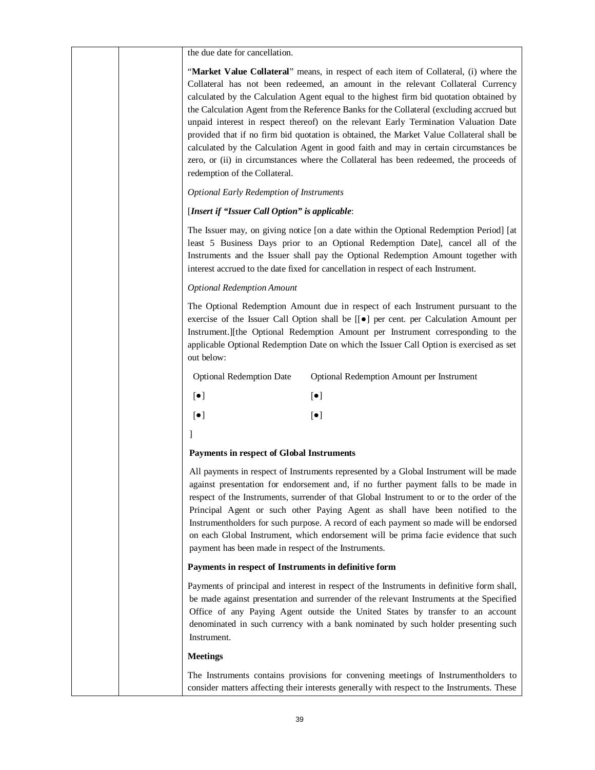the due date for cancellation.

"**Market Value Collateral**" means, in respect of each item of Collateral, (i) where the Collateral has not been redeemed, an amount in the relevant Collateral Currency calculated by the Calculation Agent equal to the highest firm bid quotation obtained by the Calculation Agent from the Reference Banks for the Collateral (excluding accrued but unpaid interest in respect thereof) on the relevant Early Termination Valuation Date provided that if no firm bid quotation is obtained, the Market Value Collateral shall be calculated by the Calculation Agent in good faith and may in certain circumstances be zero, or (ii) in circumstances where the Collateral has been redeemed, the proceeds of redemption of the Collateral.

*Optional Early Redemption of Instruments*

[***Insert if "Issuer Call Option" is applicable***:

The Issuer may, on giving notice [on a date within the Optional Redemption Period] [at least 5 Business Days prior to an Optional Redemption Date], cancel all of the Instruments and the Issuer shall pay the Optional Redemption Amount together with interest accrued to the date fixed for cancellation in respect of each Instrument.

*Optional Redemption Amount*

The Optional Redemption Amount due in respect of each Instrument pursuant to the exercise of the Issuer Call Option shall be [[●] per cent. per Calculation Amount per Instrument.][the Optional Redemption Amount per Instrument corresponding to the applicable Optional Redemption Date on which the Issuer Call Option is exercised as set out below:

| Optional Redemption Date | Optional Redemption Amount per Instrument |
|---|---|
| [●] | [●] |
| [●] | [●] |

]

**Payments in respect of Global Instruments**

All payments in respect of Instruments represented by a Global Instrument will be made against presentation for endorsement and, if no further payment falls to be made in respect of the Instruments, surrender of that Global Instrument to or to the order of the Principal Agent or such other Paying Agent as shall have been notified to the Instrumentholders for such purpose. A record of each payment so made will be endorsed on each Global Instrument, which endorsement will be prima facie evidence that such payment has been made in respect of the Instruments.

**Payments in respect of Instruments in definitive form**

Payments of principal and interest in respect of the Instruments in definitive form shall, be made against presentation and surrender of the relevant Instruments at the Specified Office of any Paying Agent outside the United States by transfer to an account denominated in such currency with a bank nominated by such holder presenting such Instrument.

**Meetings**

The Instruments contains provisions for convening meetings of Instrumentholders to consider matters affecting their interests generally with respect to the Instruments. These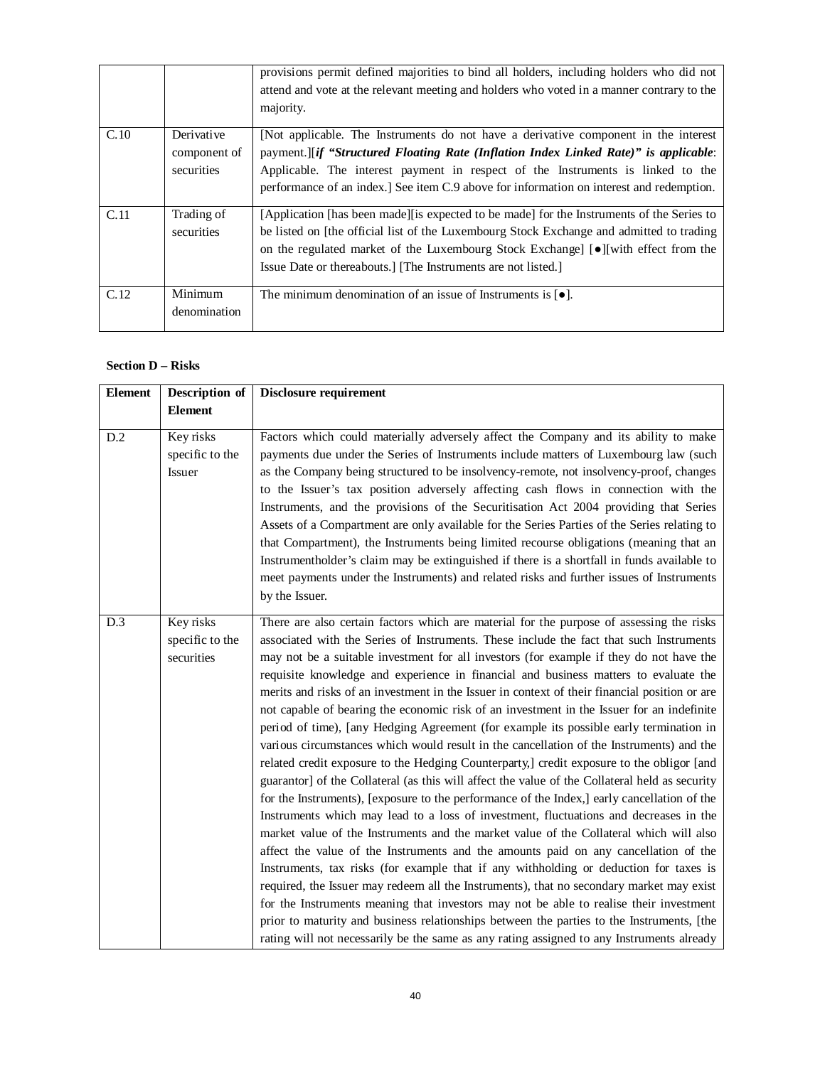| | | |
|---|---|---|
| | | provisions permit defined majorities to bind all holders, including holders who did not attend and vote at the relevant meeting and holders who voted in a manner contrary to the majority. |
| C.10 | Derivative component of securities | [Not applicable. The Instruments do not have a derivative component in the interest payment.][***if "Structured Floating Rate (Inflation Index Linked Rate)" is applicable***: Applicable. The interest payment in respect of the Instruments is linked to the performance of an index.] See item C.9 above for information on interest and redemption. |
| C.11 | Trading of securities | [Application [has been made][is expected to be made] for the Instruments of the Series to be listed on [the official list of the Luxembourg Stock Exchange and admitted to trading on the regulated market of the Luxembourg Stock Exchange] [●][with effect from the Issue Date or thereabouts.] [The Instruments are not listed.] |
| C.12 | Minimum denomination | The minimum denomination of an issue of Instruments is [●]. |

**Section D – Risks**

| Element | Description of Element | Disclosure requirement |
|---|---|---|
| D.2 | Key risks specific to the Issuer | Factors which could materially adversely affect the Company and its ability to make payments due under the Series of Instruments include matters of Luxembourg law (such as the Company being structured to be insolvency-remote, not insolvency-proof, changes to the Issuer's tax position adversely affecting cash flows in connection with the Instruments, and the provisions of the Securitisation Act 2004 providing that Series Assets of a Compartment are only available for the Series Parties of the Series relating to that Compartment), the Instruments being limited recourse obligations (meaning that an Instrumentholder's claim may be extinguished if there is a shortfall in funds available to meet payments under the Instruments) and related risks and further issues of Instruments by the Issuer. |
| D.3 | Key risks specific to the securities | There are also certain factors which are material for the purpose of assessing the risks associated with the Series of Instruments. These include the fact that such Instruments may not be a suitable investment for all investors (for example if they do not have the requisite knowledge and experience in financial and business matters to evaluate the merits and risks of an investment in the Issuer in context of their financial position or are not capable of bearing the economic risk of an investment in the Issuer for an indefinite period of time), [any Hedging Agreement (for example its possible early termination in various circumstances which would result in the cancellation of the Instruments) and the related credit exposure to the Hedging Counterparty,] credit exposure to the obligor [and guarantor] of the Collateral (as this will affect the value of the Collateral held as security for the Instruments), [exposure to the performance of the Index,] early cancellation of the Instruments which may lead to a loss of investment, fluctuations and decreases in the market value of the Instruments and the market value of the Collateral which will also affect the value of the Instruments and the amounts paid on any cancellation of the Instruments, tax risks (for example that if any withholding or deduction for taxes is required, the Issuer may redeem all the Instruments), that no secondary market may exist for the Instruments meaning that investors may not be able to realise their investment prior to maturity and business relationships between the parties to the Instruments, [the rating will not necessarily be the same as any rating assigned to any Instruments already |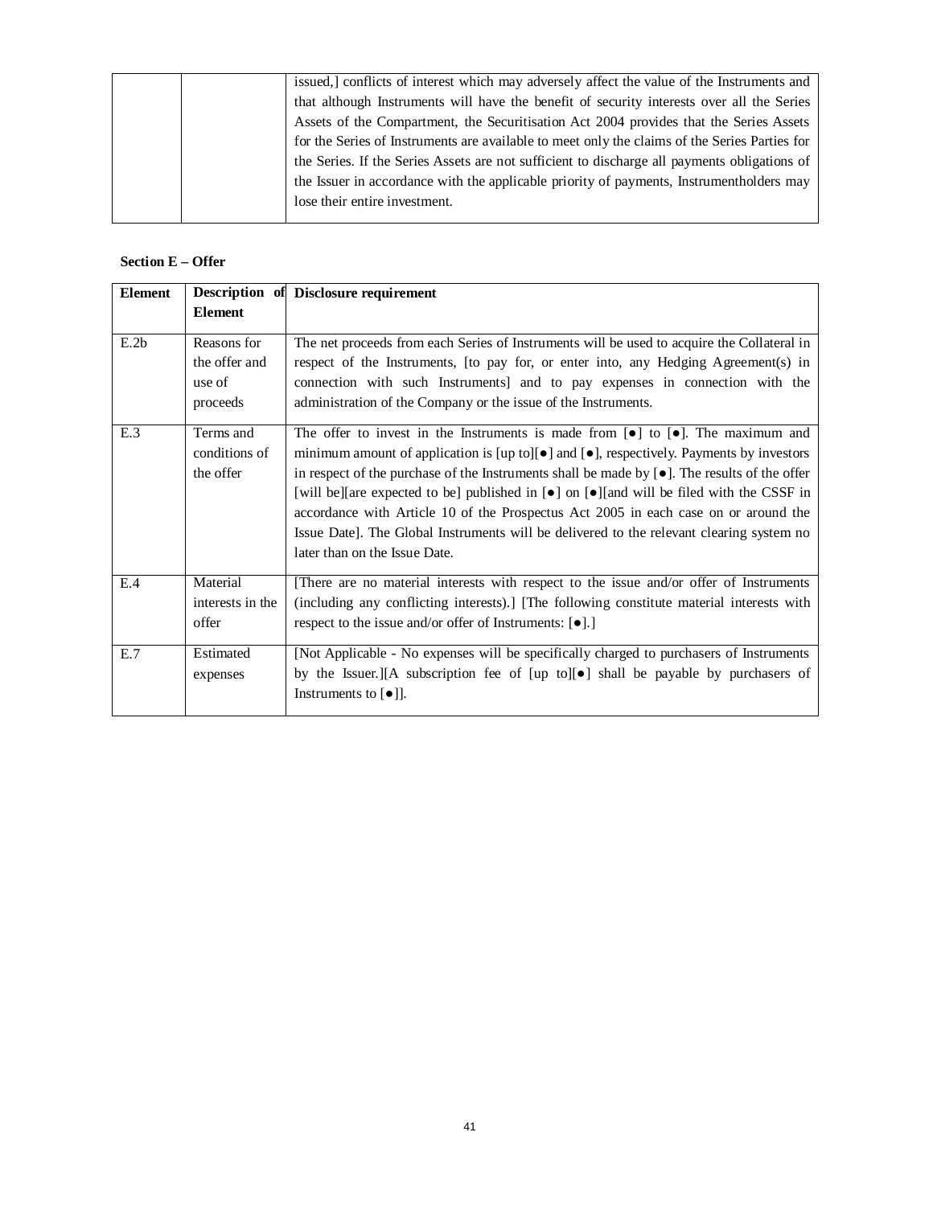| | | issued,] conflicts of interest which may adversely affect the value of the Instruments and that although Instruments will have the benefit of security interests over all the Series Assets of the Compartment, the Securitisation Act 2004 provides that the Series Assets for the Series of Instruments are available to meet only the claims of the Series Parties for the Series. If the Series Assets are not sufficient to discharge all payments obligations of the Issuer in accordance with the applicable priority of payments, Instrumentholders may lose their entire investment. |
|---|---|---|

**Section E – Offer**

| **Element** | **Description of Element** | **Disclosure requirement** |
|---|---|---|
| E.2b | Reasons for the offer and use of proceeds | The net proceeds from each Series of Instruments will be used to acquire the Collateral in respect of the Instruments, [to pay for, or enter into, any Hedging Agreement(s) in connection with such Instruments] and to pay expenses in connection with the administration of the Company or the issue of the Instruments. |
| E.3 | Terms and conditions of the offer | The offer to invest in the Instruments is made from [●] to [●]. The maximum and minimum amount of application is [up to][●] and [●], respectively. Payments by investors in respect of the purchase of the Instruments shall be made by [●]. The results of the offer [will be][are expected to be] published in [●] on [●][and will be filed with the CSSF in accordance with Article 10 of the Prospectus Act 2005 in each case on or around the Issue Date]. The Global Instruments will be delivered to the relevant clearing system no later than on the Issue Date. |
| E.4 | Material interests in the offer | [There are no material interests with respect to the issue and/or offer of Instruments (including any conflicting interests).] [The following constitute material interests with respect to the issue and/or offer of Instruments: [●].] |
| E.7 | Estimated expenses | [Not Applicable - No expenses will be specifically charged to purchasers of Instruments by the Issuer.][A subscription fee of [up to][●] shall be payable by purchasers of Instruments to [●]]. |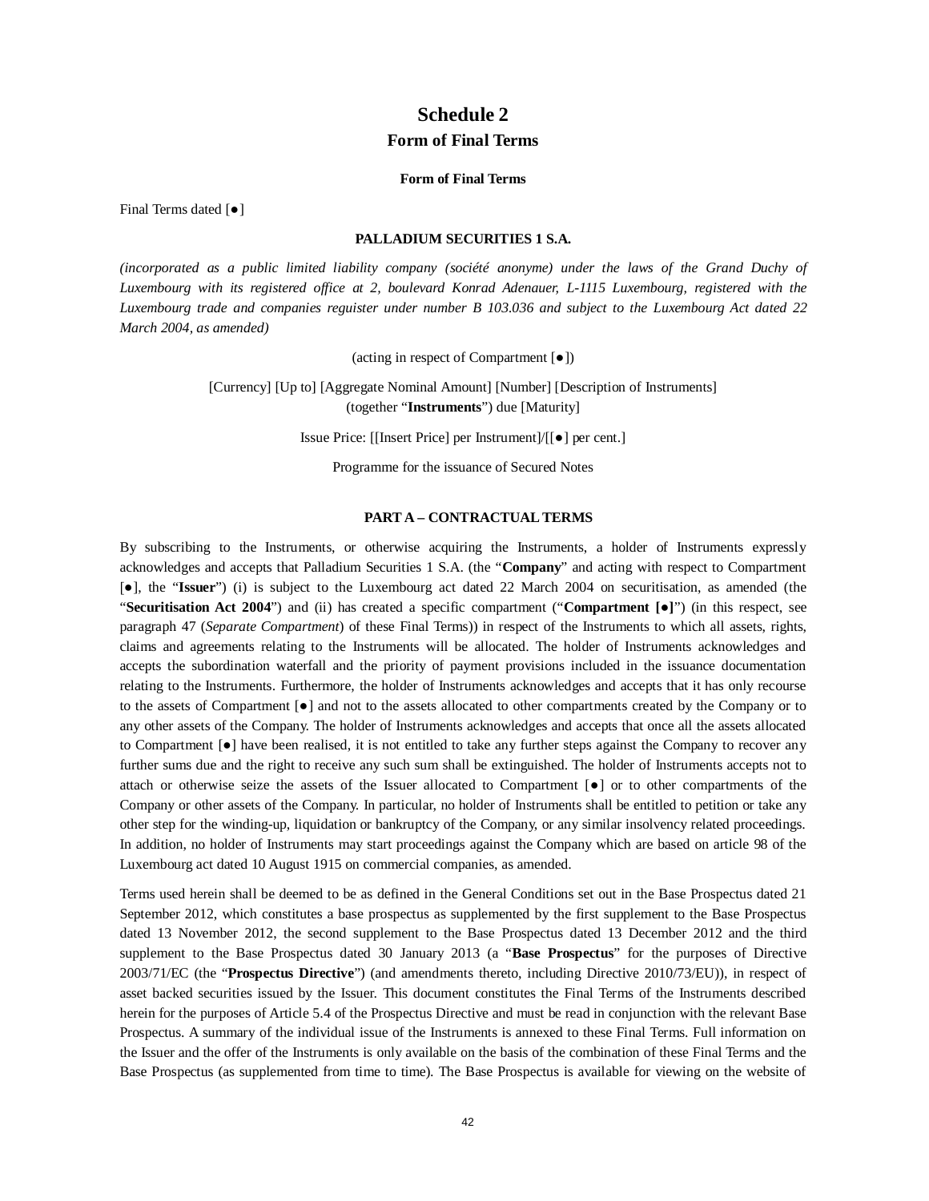# Schedule 2

## Form of Final Terms

**Form of Final Terms**

Final Terms dated [●]

**PALLADIUM SECURITIES 1 S.A.**

*(incorporated as a public limited liability company (société anonyme) under the laws of the Grand Duchy of Luxembourg with its registered office at 2, boulevard Konrad Adenauer, L-1115 Luxembourg, registered with the Luxembourg trade and companies reguister under number B 103.036 and subject to the Luxembourg Act dated 22 March 2004, as amended)*

(acting in respect of Compartment [●])

[Currency] [Up to] [Aggregate Nominal Amount] [Number] [Description of Instruments] (together "**Instruments**") due [Maturity]

Issue Price: [[Insert Price] per Instrument]/[[●] per cent.]

Programme for the issuance of Secured Notes

**PART A – CONTRACTUAL TERMS**

By subscribing to the Instruments, or otherwise acquiring the Instruments, a holder of Instruments expressly acknowledges and accepts that Palladium Securities 1 S.A. (the "**Company**" and acting with respect to Compartment [●], the "**Issuer**") (i) is subject to the Luxembourg act dated 22 March 2004 on securitisation, as amended (the "**Securitisation Act 2004**") and (ii) has created a specific compartment ("**Compartment [●]**") (in this respect, see paragraph 47 (*Separate Compartment*) of these Final Terms)) in respect of the Instruments to which all assets, rights, claims and agreements relating to the Instruments will be allocated. The holder of Instruments acknowledges and accepts the subordination waterfall and the priority of payment provisions included in the issuance documentation relating to the Instruments. Furthermore, the holder of Instruments acknowledges and accepts that it has only recourse to the assets of Compartment [●] and not to the assets allocated to other compartments created by the Company or to any other assets of the Company. The holder of Instruments acknowledges and accepts that once all the assets allocated to Compartment [●] have been realised, it is not entitled to take any further steps against the Company to recover any further sums due and the right to receive any such sum shall be extinguished. The holder of Instruments accepts not to attach or otherwise seize the assets of the Issuer allocated to Compartment [●] or to other compartments of the Company or other assets of the Company. In particular, no holder of Instruments shall be entitled to petition or take any other step for the winding-up, liquidation or bankruptcy of the Company, or any similar insolvency related proceedings. In addition, no holder of Instruments may start proceedings against the Company which are based on article 98 of the Luxembourg act dated 10 August 1915 on commercial companies, as amended.

Terms used herein shall be deemed to be as defined in the General Conditions set out in the Base Prospectus dated 21 September 2012, which constitutes a base prospectus as supplemented by the first supplement to the Base Prospectus dated 13 November 2012, the second supplement to the Base Prospectus dated 13 December 2012 and the third supplement to the Base Prospectus dated 30 January 2013 (a "**Base Prospectus**" for the purposes of Directive 2003/71/EC (the "**Prospectus Directive**") (and amendments thereto, including Directive 2010/73/EU)), in respect of asset backed securities issued by the Issuer. This document constitutes the Final Terms of the Instruments described herein for the purposes of Article 5.4 of the Prospectus Directive and must be read in conjunction with the relevant Base Prospectus. A summary of the individual issue of the Instruments is annexed to these Final Terms. Full information on the Issuer and the offer of the Instruments is only available on the basis of the combination of these Final Terms and the Base Prospectus (as supplemented from time to time). The Base Prospectus is available for viewing on the website of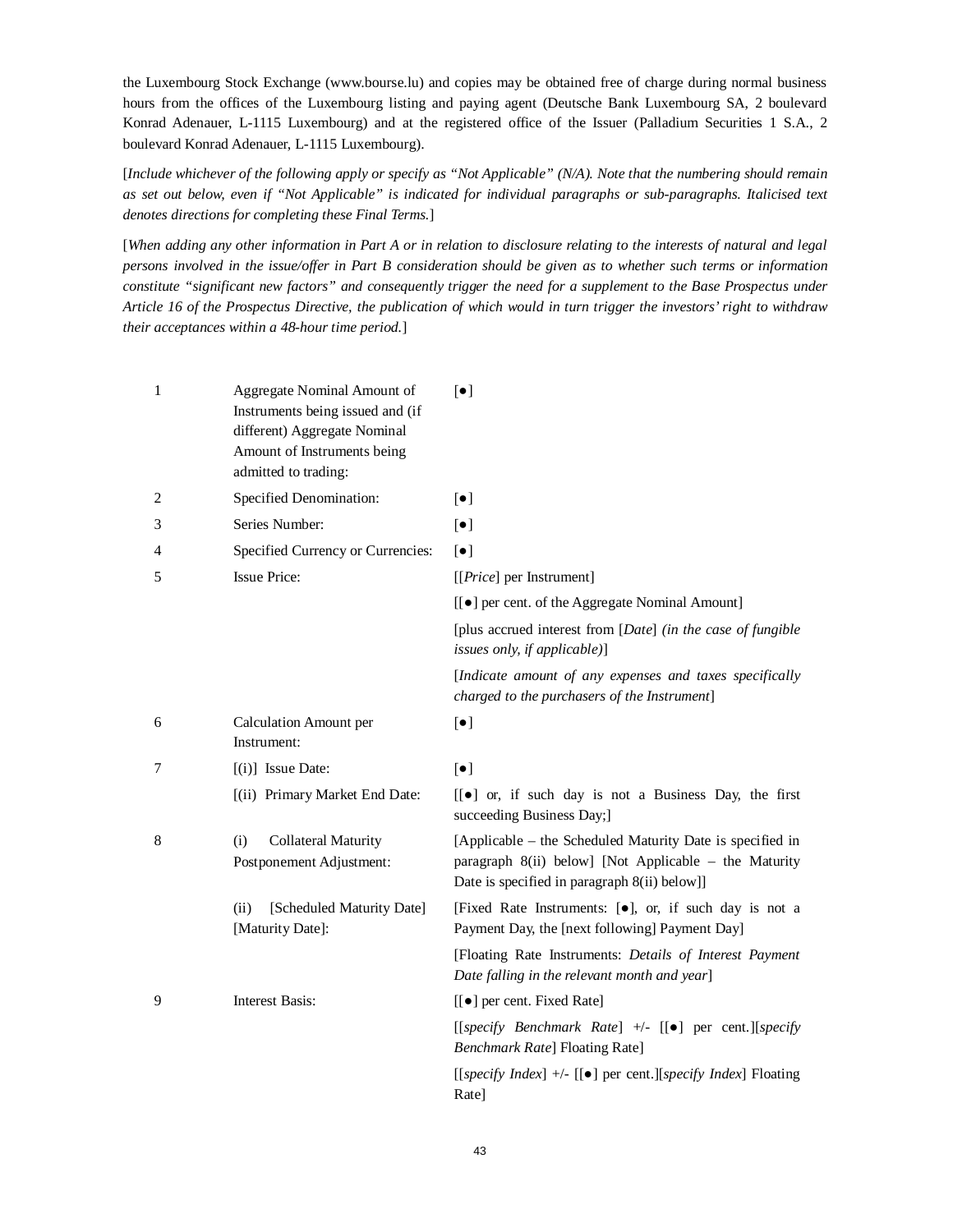the Luxembourg Stock Exchange (www.bourse.lu) and copies may be obtained free of charge during normal business hours from the offices of the Luxembourg listing and paying agent (Deutsche Bank Luxembourg SA, 2 boulevard Konrad Adenauer, L-1115 Luxembourg) and at the registered office of the Issuer (Palladium Securities 1 S.A., 2 boulevard Konrad Adenauer, L-1115 Luxembourg).

[*Include whichever of the following apply or specify as "Not Applicable" (N/A). Note that the numbering should remain as set out below, even if "Not Applicable" is indicated for individual paragraphs or sub-paragraphs. Italicised text denotes directions for completing these Final Terms.*]

[*When adding any other information in Part A or in relation to disclosure relating to the interests of natural and legal persons involved in the issue/offer in Part B consideration should be given as to whether such terms or information constitute "significant new factors" and consequently trigger the need for a supplement to the Base Prospectus under Article 16 of the Prospectus Directive, the publication of which would in turn trigger the investors' right to withdraw their acceptances within a 48-hour time period.*]

| | | |
|---|---|---|
| 1 | Aggregate Nominal Amount of Instruments being issued and (if different) Aggregate Nominal Amount of Instruments being admitted to trading: | [●] |
| 2 | Specified Denomination: | [●] |
| 3 | Series Number: | [●] |
| 4 | Specified Currency or Currencies: | [●] |
| 5 | Issue Price: | [[*Price*] per Instrument] |
| | | [[●] per cent. of the Aggregate Nominal Amount] |
| | | [plus accrued interest from [*Date*] *(in the case of fungible issues only, if applicable)*] |
| | | [*Indicate amount of any expenses and taxes specifically charged to the purchasers of the Instrument*] |
| 6 | Calculation Amount per Instrument: | [●] |
| 7 | [(i)] Issue Date: | [●] |
| | [(ii) Primary Market End Date: | [[●] or, if such day is not a Business Day, the first succeeding Business Day;] |
| 8 | (i) Collateral Maturity Postponement Adjustment: | [Applicable – the Scheduled Maturity Date is specified in paragraph 8(ii) below] [Not Applicable – the Maturity Date is specified in paragraph 8(ii) below]] |
| | (ii) [Scheduled Maturity Date] [Maturity Date]: | [Fixed Rate Instruments: [●], or, if such day is not a Payment Day, the [next following] Payment Day] |
| | | [Floating Rate Instruments: *Details of Interest Payment Date falling in the relevant month and year*] |
| 9 | Interest Basis: | [[●] per cent. Fixed Rate] |
| | | [[*specify Benchmark Rate*] +/- [[●] per cent.][*specify Benchmark Rate*] Floating Rate] |
| | | [[*specify Index*] +/- [[●] per cent.][*specify Index*] Floating Rate] |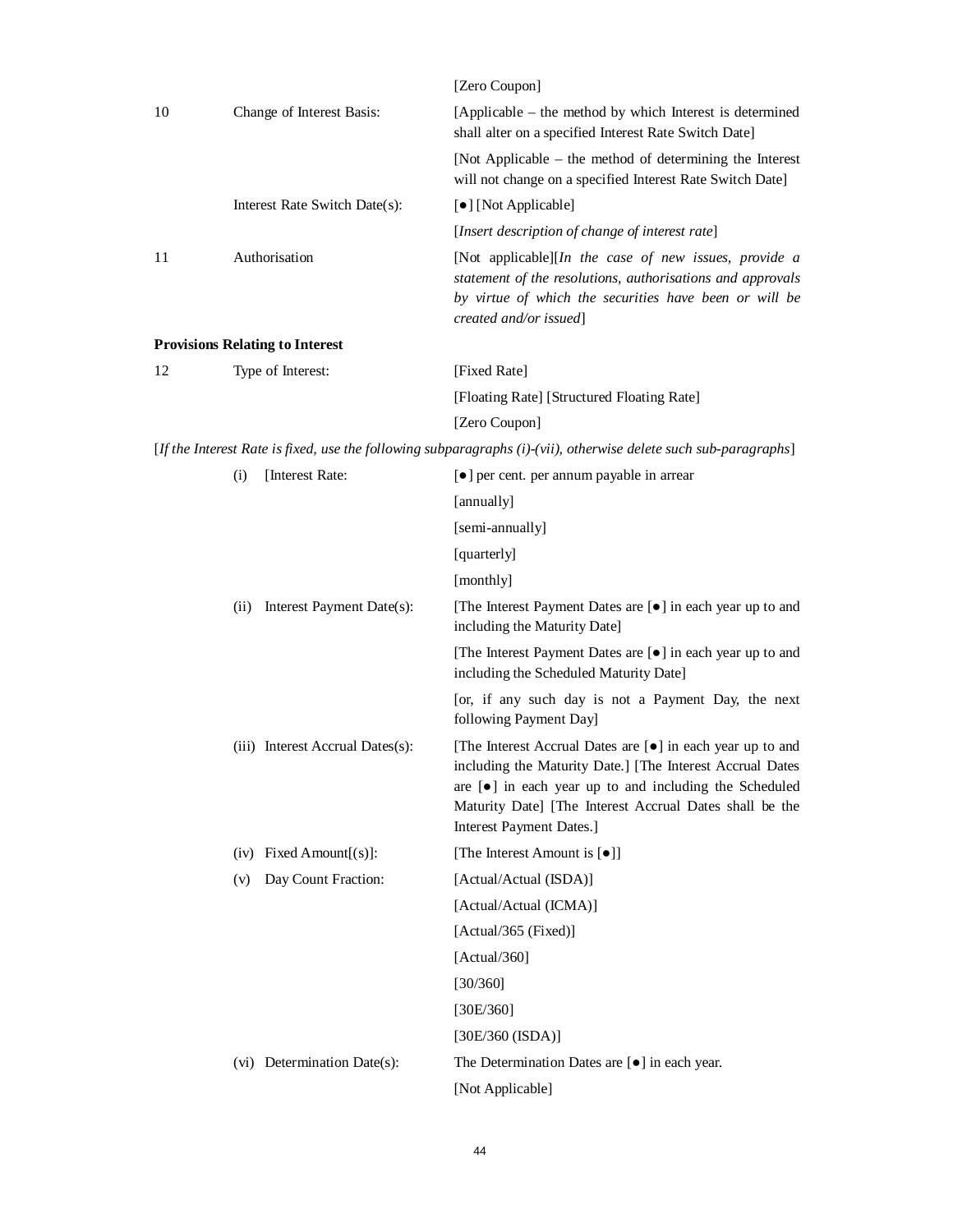| | | |
|---|---|---|
| | | [Zero Coupon] |
| 10 | Change of Interest Basis: | [Applicable – the method by which Interest is determined shall alter on a specified Interest Rate Switch Date] |
| | | [Not Applicable – the method of determining the Interest will not change on a specified Interest Rate Switch Date] |
| | Interest Rate Switch Date(s): | [●] [Not Applicable] |
| | | [*Insert description of change of interest rate*] |
| 11 | Authorisation | [Not applicable][*In the case of new issues, provide a statement of the resolutions, authorisations and approvals by virtue of which the securities have been or will be created and/or issued*] |

**Provisions Relating to Interest**

| | | |
|---|---|---|
| 12 | Type of Interest: | [Fixed Rate] |
| | | [Floating Rate] [Structured Floating Rate] |
| | | [Zero Coupon] |

[*If the Interest Rate is fixed, use the following subparagraphs (i)-(vii), otherwise delete such sub-paragraphs*]

| | | |
|---|---|---|
| | (i) [Interest Rate: | [●] per cent. per annum payable in arrear |
| | | [annually] |
| | | [semi-annually] |
| | | [quarterly] |
| | | [monthly] |
| | (ii) Interest Payment Date(s): | [The Interest Payment Dates are [●] in each year up to and including the Maturity Date] |
| | | [The Interest Payment Dates are [●] in each year up to and including the Scheduled Maturity Date] |
| | | [or, if any such day is not a Payment Day, the next following Payment Day] |
| | (iii) Interest Accrual Dates(s): | [The Interest Accrual Dates are [●] in each year up to and including the Maturity Date.] [The Interest Accrual Dates are [●] in each year up to and including the Scheduled Maturity Date] [The Interest Accrual Dates shall be the Interest Payment Dates.] |
| | (iv) Fixed Amount[(s)]: | [The Interest Amount is [●]] |
| | (v) Day Count Fraction: | [Actual/Actual (ISDA)] |
| | | [Actual/Actual (ICMA)] |
| | | [Actual/365 (Fixed)] |
| | | [Actual/360] |
| | | [30/360] |
| | | [30E/360] |
| | | [30E/360 (ISDA)] |
| | (vi) Determination Date(s): | The Determination Dates are [●] in each year. |
| | | [Not Applicable] |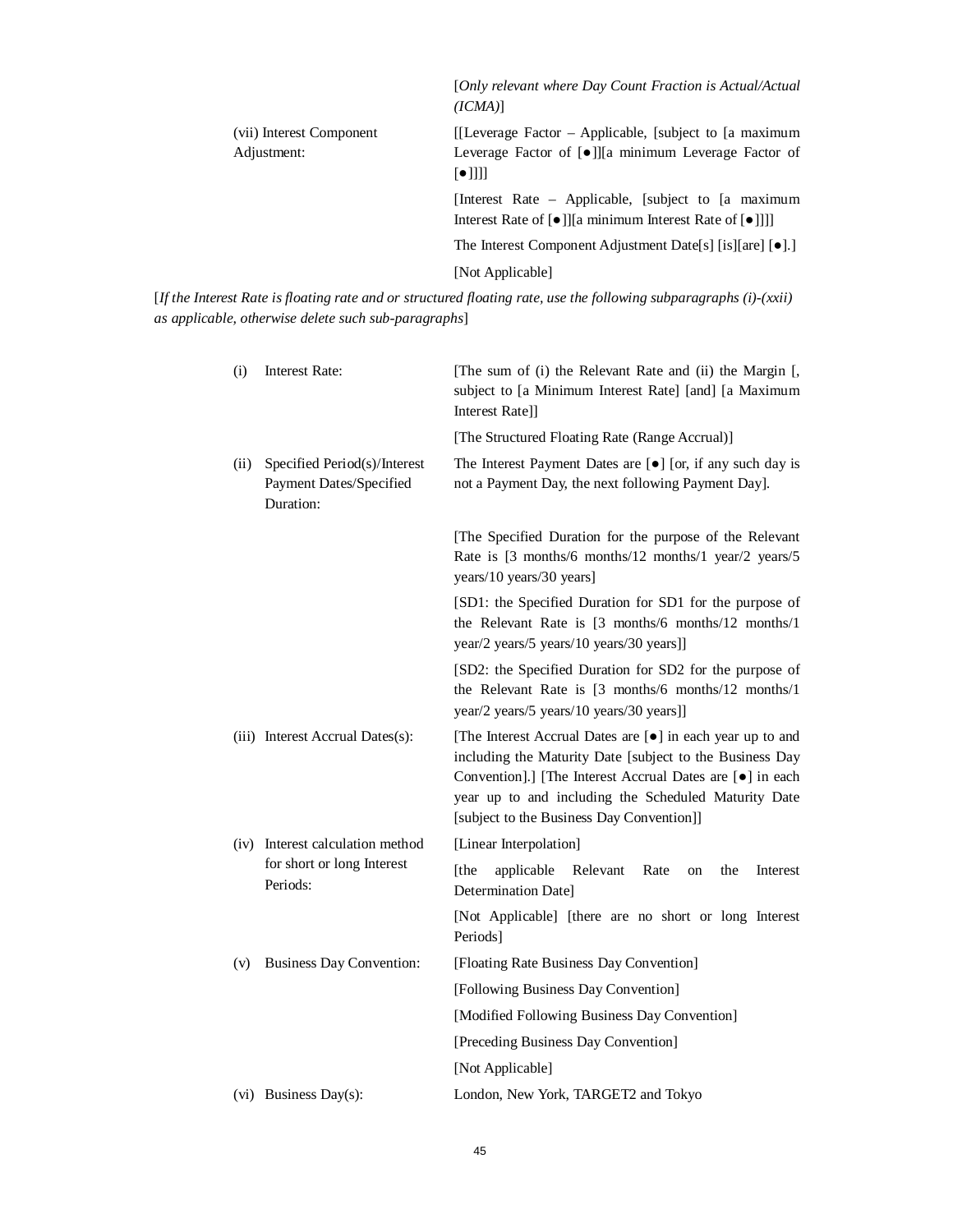| | |
|---|---|
| | [*Only relevant where Day Count Fraction is Actual/Actual (ICMA)*] |
| (vii) Interest Component Adjustment: | [[Leverage Factor – Applicable, [subject to [a maximum Leverage Factor of [●]][a minimum Leverage Factor of [●]]]] |
| | [Interest Rate – Applicable, [subject to [a maximum Interest Rate of [●]][a minimum Interest Rate of [●]]]] |
| | The Interest Component Adjustment Date[s] [is][are] [●].] |
| | [Not Applicable] |

[*If the Interest Rate is floating rate and or structured floating rate, use the following subparagraphs (i)-(xxii) as applicable, otherwise delete such sub-paragraphs*]

| | | |
|---|---|---|
| (i) | Interest Rate: | [The sum of (i) the Relevant Rate and (ii) the Margin [, subject to [a Minimum Interest Rate] [and] [a Maximum Interest Rate]] |
| | | [The Structured Floating Rate (Range Accrual)] |
| (ii) | Specified Period(s)/Interest Payment Dates/Specified Duration: | The Interest Payment Dates are [●] [or, if any such day is not a Payment Day, the next following Payment Day]. |
| | | [The Specified Duration for the purpose of the Relevant Rate is [3 months/6 months/12 months/1 year/2 years/5 years/10 years/30 years] |
| | | [SD1: the Specified Duration for SD1 for the purpose of the Relevant Rate is [3 months/6 months/12 months/1 year/2 years/5 years/10 years/30 years]] |
| | | [SD2: the Specified Duration for SD2 for the purpose of the Relevant Rate is [3 months/6 months/12 months/1 year/2 years/5 years/10 years/30 years]] |
| (iii) | Interest Accrual Dates(s): | [The Interest Accrual Dates are [●] in each year up to and including the Maturity Date [subject to the Business Day Convention].] [The Interest Accrual Dates are [●] in each year up to and including the Scheduled Maturity Date [subject to the Business Day Convention]] |
| (iv) | Interest calculation method for short or long Interest Periods: | [Linear Interpolation] |
| | | [the applicable Relevant Rate on the Interest Determination Date] |
| | | [Not Applicable] [there are no short or long Interest Periods] |
| (v) | Business Day Convention: | [Floating Rate Business Day Convention] |
| | | [Following Business Day Convention] |
| | | [Modified Following Business Day Convention] |
| | | [Preceding Business Day Convention] |
| | | [Not Applicable] |
| (vi) | Business Day(s): | London, New York, TARGET2 and Tokyo |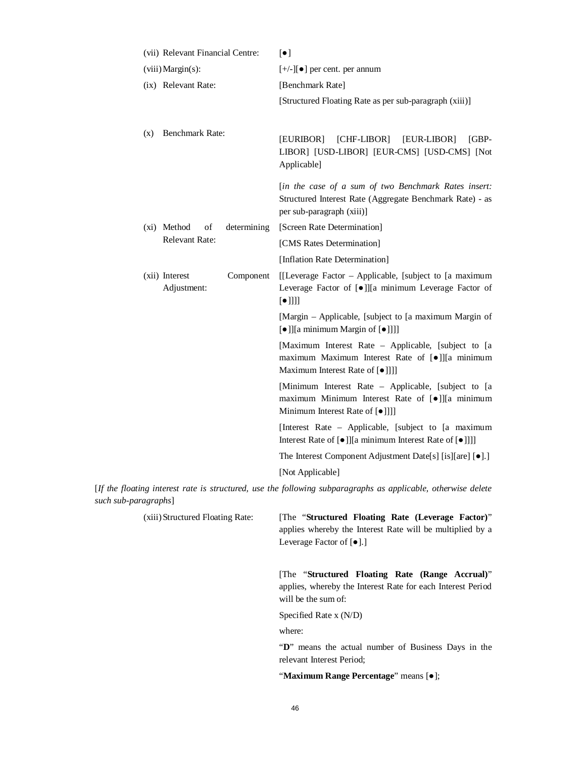| | |
|---|---|
| (vii) Relevant Financial Centre: | [●] |
| (viii) Margin(s): | [+/-][●] per cent. per annum |
| (ix) Relevant Rate: | [Benchmark Rate]<br><br>[Structured Floating Rate as per sub-paragraph (xiii)] |
| (x) Benchmark Rate: | [EURIBOR] [CHF-LIBOR] [EUR-LIBOR] [GBP-LIBOR] [USD-LIBOR] [EUR-CMS] [USD-CMS] [Not Applicable]<br><br>[*in the case of a sum of two Benchmark Rates insert:* Structured Interest Rate (Aggregate Benchmark Rate) - as per sub-paragraph (xiii)] |
| (xi) Method of determining Relevant Rate: | [Screen Rate Determination]<br><br>[CMS Rates Determination]<br><br>[Inflation Rate Determination] |
| (xii) Interest Component Adjustment: | [[Leverage Factor – Applicable, [subject to [a maximum Leverage Factor of [●]][a minimum Leverage Factor of [●]]]]<br><br>[Margin – Applicable, [subject to [a maximum Margin of [●]][a minimum Margin of [●]]]]<br><br>[Maximum Interest Rate – Applicable, [subject to [a maximum Maximum Interest Rate of [●]][a minimum Maximum Interest Rate of [●]]]]<br><br>[Minimum Interest Rate – Applicable, [subject to [a maximum Minimum Interest Rate of [●]][a minimum Minimum Interest Rate of [●]]]]<br><br>[Interest Rate – Applicable, [subject to [a maximum Interest Rate of [●]][a minimum Interest Rate of [●]]]]<br><br>The Interest Component Adjustment Date[s] [is][are] [●].]<br><br>[Not Applicable] |

[*If the floating interest rate is structured, use the following subparagraphs as applicable, otherwise delete such sub-paragraphs*]

| | |
|---|---|
| (xiii) Structured Floating Rate: | [The "**Structured Floating Rate (Leverage Factor)**" applies whereby the Interest Rate will be multiplied by a Leverage Factor of [●].]<br><br>[The "**Structured Floating Rate (Range Accrual)**" applies, whereby the Interest Rate for each Interest Period will be the sum of:<br><br>Specified Rate x (N/D)<br><br>where:<br><br>"**D**" means the actual number of Business Days in the relevant Interest Period;<br><br>"**Maximum Range Percentage**" means [●]; |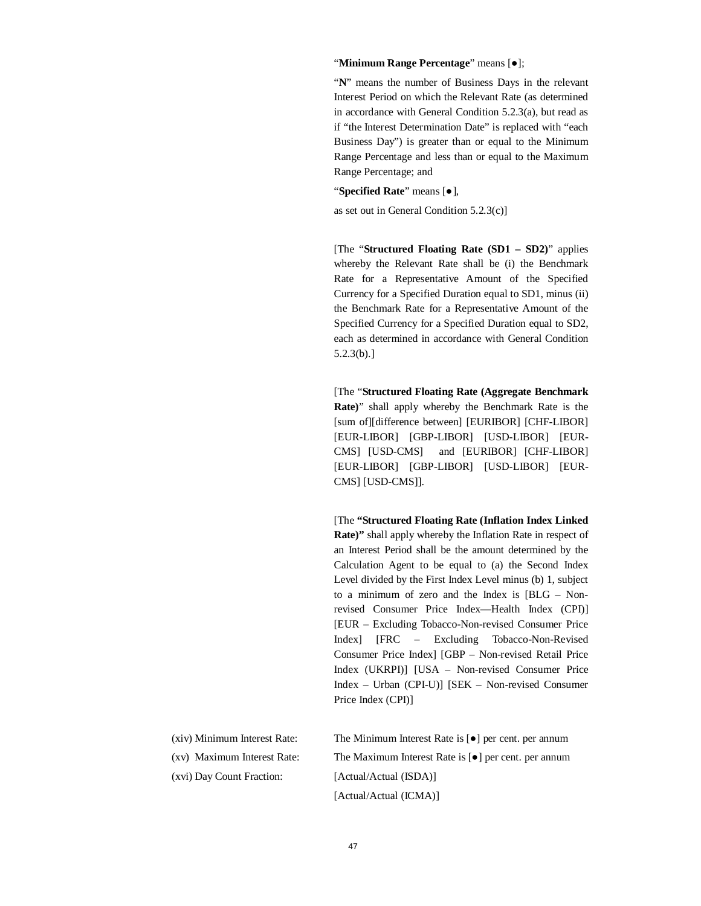"**Minimum Range Percentage**" means [●];

"**N**" means the number of Business Days in the relevant Interest Period on which the Relevant Rate (as determined in accordance with General Condition 5.2.3(a), but read as if "the Interest Determination Date" is replaced with "each Business Day") is greater than or equal to the Minimum Range Percentage and less than or equal to the Maximum Range Percentage; and

"**Specified Rate**" means [●],

as set out in General Condition 5.2.3(c)]

[The "**Structured Floating Rate (SD1 – SD2)**" applies whereby the Relevant Rate shall be (i) the Benchmark Rate for a Representative Amount of the Specified Currency for a Specified Duration equal to SD1, minus (ii) the Benchmark Rate for a Representative Amount of the Specified Currency for a Specified Duration equal to SD2, each as determined in accordance with General Condition 5.2.3(b).]

[The "**Structured Floating Rate (Aggregate Benchmark Rate)**" shall apply whereby the Benchmark Rate is the [sum of][difference between] [EURIBOR] [CHF-LIBOR] [EUR-LIBOR] [GBP-LIBOR] [USD-LIBOR] [EUR-CMS] [USD-CMS] and [EURIBOR] [CHF-LIBOR] [EUR-LIBOR] [GBP-LIBOR] [USD-LIBOR] [EUR-CMS] [USD-CMS]].

[The **"Structured Floating Rate (Inflation Index Linked Rate)"** shall apply whereby the Inflation Rate in respect of an Interest Period shall be the amount determined by the Calculation Agent to be equal to (a) the Second Index Level divided by the First Index Level minus (b) 1, subject to a minimum of zero and the Index is [BLG – Non-revised Consumer Price Index—Health Index (CPI)] [EUR – Excluding Tobacco-Non-revised Consumer Price Index] [FRC – Excluding Tobacco-Non-Revised Consumer Price Index] [GBP – Non-revised Retail Price Index (UKRPI)] [USA – Non-revised Consumer Price Index – Urban (CPI-U)] [SEK – Non-revised Consumer Price Index (CPI)]

(xiv) Minimum Interest Rate: The Minimum Interest Rate is [●] per cent. per annum

(xv) Maximum Interest Rate: The Maximum Interest Rate is [●] per cent. per annum

(xvi) Day Count Fraction: [Actual/Actual (ISDA)]

[Actual/Actual (ICMA)]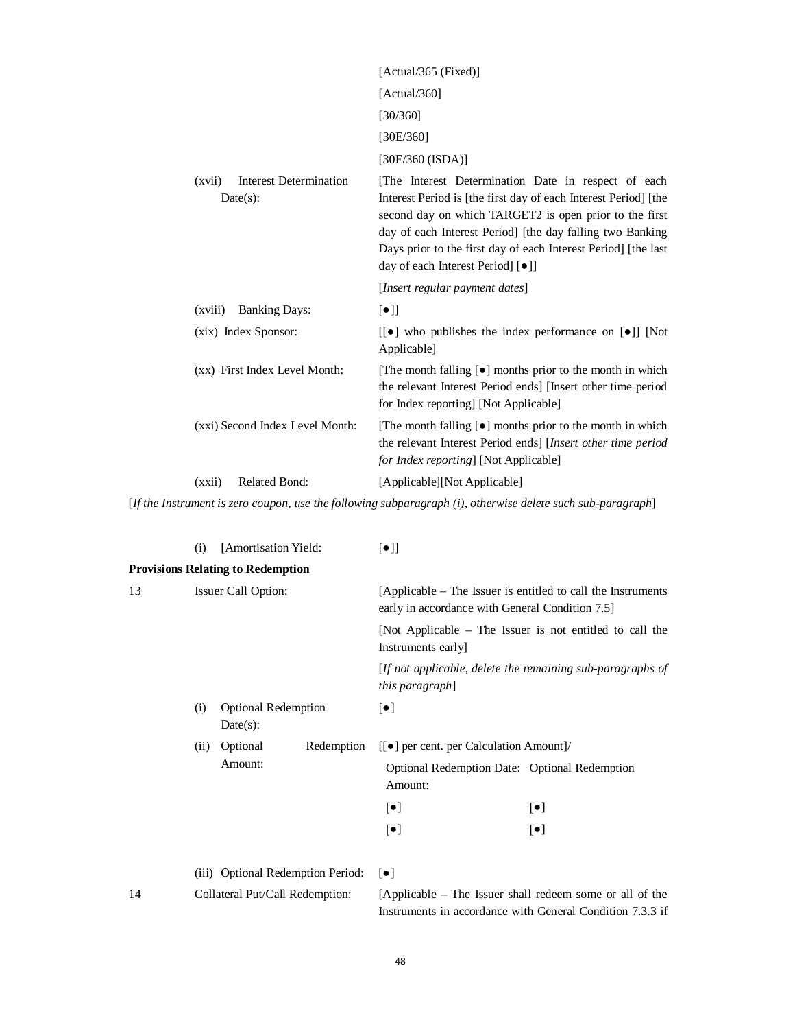| | |
|---|---|
| | [Actual/365 (Fixed)] |
| | [Actual/360] |
| | [30/360] |
| | [30E/360] |
| | [30E/360 (ISDA)] |
| (xvii) Interest Determination Date(s): | [The Interest Determination Date in respect of each Interest Period is [the first day of each Interest Period] [the second day on which TARGET2 is open prior to the first day of each Interest Period] [the day falling two Banking Days prior to the first day of each Interest Period] [the last day of each Interest Period] [●]] |
| | [*Insert regular payment dates*] |
| (xviii) Banking Days: | [●]] |
| (xix) Index Sponsor: | [[●] who publishes the index performance on [●]] [Not Applicable] |
| (xx) First Index Level Month: | [The month falling [●] months prior to the month in which the relevant Interest Period ends] [Insert other time period for Index reporting] [Not Applicable] |
| (xxi) Second Index Level Month: | [The month falling [●] months prior to the month in which the relevant Interest Period ends] [*Insert other time period for Index reporting*] [Not Applicable] |
| (xxii) Related Bond: | [Applicable][Not Applicable] |

[*If the Instrument is zero coupon, use the following subparagraph (i), otherwise delete such sub-paragraph*]

| | |
|---|---|
| (i) [Amortisation Yield: | [●]] |

**Provisions Relating to Redemption**

| | | |
|---|---|---|
| 13 | Issuer Call Option: | [Applicable – The Issuer is entitled to call the Instruments early in accordance with General Condition 7.5] |
| | | [Not Applicable – The Issuer is not entitled to call the Instruments early] |
| | | [*If not applicable, delete the remaining sub-paragraphs of this paragraph*] |
| | (i) Optional Redemption Date(s): | [●] |
| | (ii) Optional Redemption Amount: | [[●] per cent. per Calculation Amount]/ |
| | | Optional Redemption Date: Optional Redemption Amount: |
| | | [●] [●] |
| | | [●] [●] |
| | (iii) Optional Redemption Period: | [●] |
| 14 | Collateral Put/Call Redemption: | [Applicable – The Issuer shall redeem some or all of the Instruments in accordance with General Condition 7.3.3 if |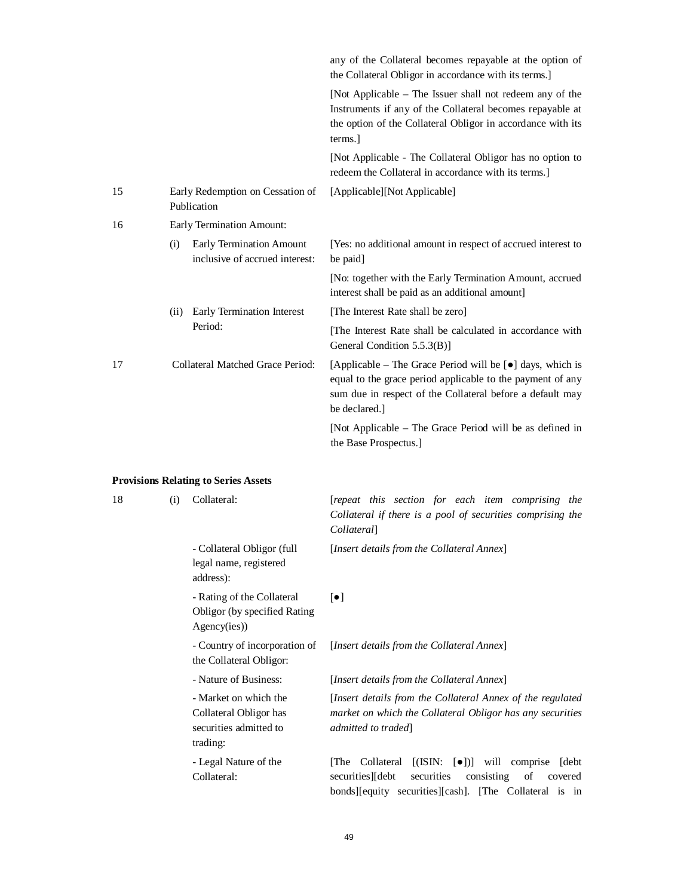| | | | |
|---|---|---|---|
| | | | any of the Collateral becomes repayable at the option of the Collateral Obligor in accordance with its terms.] |
| | | | [Not Applicable – The Issuer shall not redeem any of the Instruments if any of the Collateral becomes repayable at the option of the Collateral Obligor in accordance with its terms.] |
| | | | [Not Applicable - The Collateral Obligor has no option to redeem the Collateral in accordance with its terms.] |
| 15 | Early Redemption on Cessation of Publication | | [Applicable][Not Applicable] |
| 16 | Early Termination Amount: | | |
| | (i) | Early Termination Amount inclusive of accrued interest: | [Yes: no additional amount in respect of accrued interest to be paid] |
| | | | [No: together with the Early Termination Amount, accrued interest shall be paid as an additional amount] |
| | (ii) | Early Termination Interest Period: | [The Interest Rate shall be zero] |
| | | | [The Interest Rate shall be calculated in accordance with General Condition 5.5.3(B)] |
| 17 | Collateral Matched Grace Period: | | [Applicable – The Grace Period will be [●] days, which is equal to the grace period applicable to the payment of any sum due in respect of the Collateral before a default may be declared.] |
| | | | [Not Applicable – The Grace Period will be as defined in the Base Prospectus.] |

**Provisions Relating to Series Assets**

| | | | |
|---|---|---|---|
| 18 | (i) | Collateral: | [*repeat this section for each item comprising the Collateral if there is a pool of securities comprising the Collateral*] |
| | | - Collateral Obligor (full legal name, registered address): | [*Insert details from the Collateral Annex*] |
| | | - Rating of the Collateral Obligor (by specified Rating Agency(ies)) | [●] |
| | | - Country of incorporation of the Collateral Obligor: | [*Insert details from the Collateral Annex*] |
| | | - Nature of Business: | [*Insert details from the Collateral Annex*] |
| | | - Market on which the Collateral Obligor has securities admitted to trading: | [*Insert details from the Collateral Annex of the regulated market on which the Collateral Obligor has any securities admitted to traded*] |
| | | - Legal Nature of the Collateral: | [The Collateral [(ISIN: [●])] will comprise [debt securities][debt securities consisting of covered bonds][equity securities][cash]. [The Collateral is in |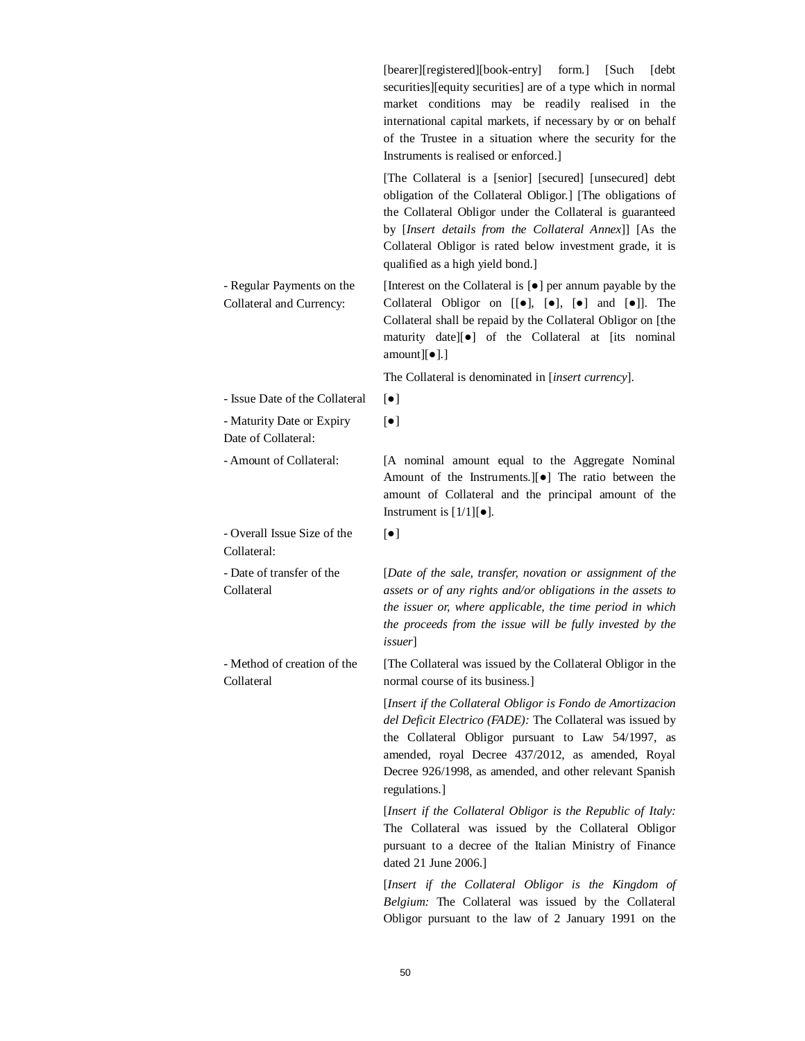| | |
|---|---|
| | [bearer][registered][book-entry] form.] [Such [debt securities][equity securities] are of a type which in normal market conditions may be readily realised in the international capital markets, if necessary by or on behalf of the Trustee in a situation where the security for the Instruments is realised or enforced.]<br><br>[The Collateral is a [senior] [secured] [unsecured] debt obligation of the Collateral Obligor.] [The obligations of the Collateral Obligor under the Collateral is guaranteed by [*Insert details from the Collateral Annex*]] [As the Collateral Obligor is rated below investment grade, it is qualified as a high yield bond.] |
| - Regular Payments on the Collateral and Currency: | [Interest on the Collateral is [●] per annum payable by the Collateral Obligor on [[●], [●], [●] and [●]]. The Collateral shall be repaid by the Collateral Obligor on [the maturity date][●] of the Collateral at [its nominal amount][●].]<br><br>The Collateral is denominated in [*insert currency*]. |
| - Issue Date of the Collateral | [●] |
| - Maturity Date or Expiry Date of Collateral: | [●] |
| - Amount of Collateral: | [A nominal amount equal to the Aggregate Nominal Amount of the Instruments.][●] The ratio between the amount of Collateral and the principal amount of the Instrument is [1/1][●]. |
| - Overall Issue Size of the Collateral: | [●] |
| - Date of transfer of the Collateral | [*Date of the sale, transfer, novation or assignment of the assets or of any rights and/or obligations in the assets to the issuer or, where applicable, the time period in which the proceeds from the issue will be fully invested by the issuer*] |
| - Method of creation of the Collateral | [The Collateral was issued by the Collateral Obligor in the normal course of its business.]<br><br>[*Insert if the Collateral Obligor is Fondo de Amortizacion del Deficit Electrico (FADE):* The Collateral was issued by the Collateral Obligor pursuant to Law 54/1997, as amended, royal Decree 437/2012, as amended, Royal Decree 926/1998, as amended, and other relevant Spanish regulations.]<br><br>[*Insert if the Collateral Obligor is the Republic of Italy:* The Collateral was issued by the Collateral Obligor pursuant to a decree of the Italian Ministry of Finance dated 21 June 2006.]<br><br>[*Insert if the Collateral Obligor is the Kingdom of Belgium:* The Collateral was issued by the Collateral Obligor pursuant to the law of 2 January 1991 on the |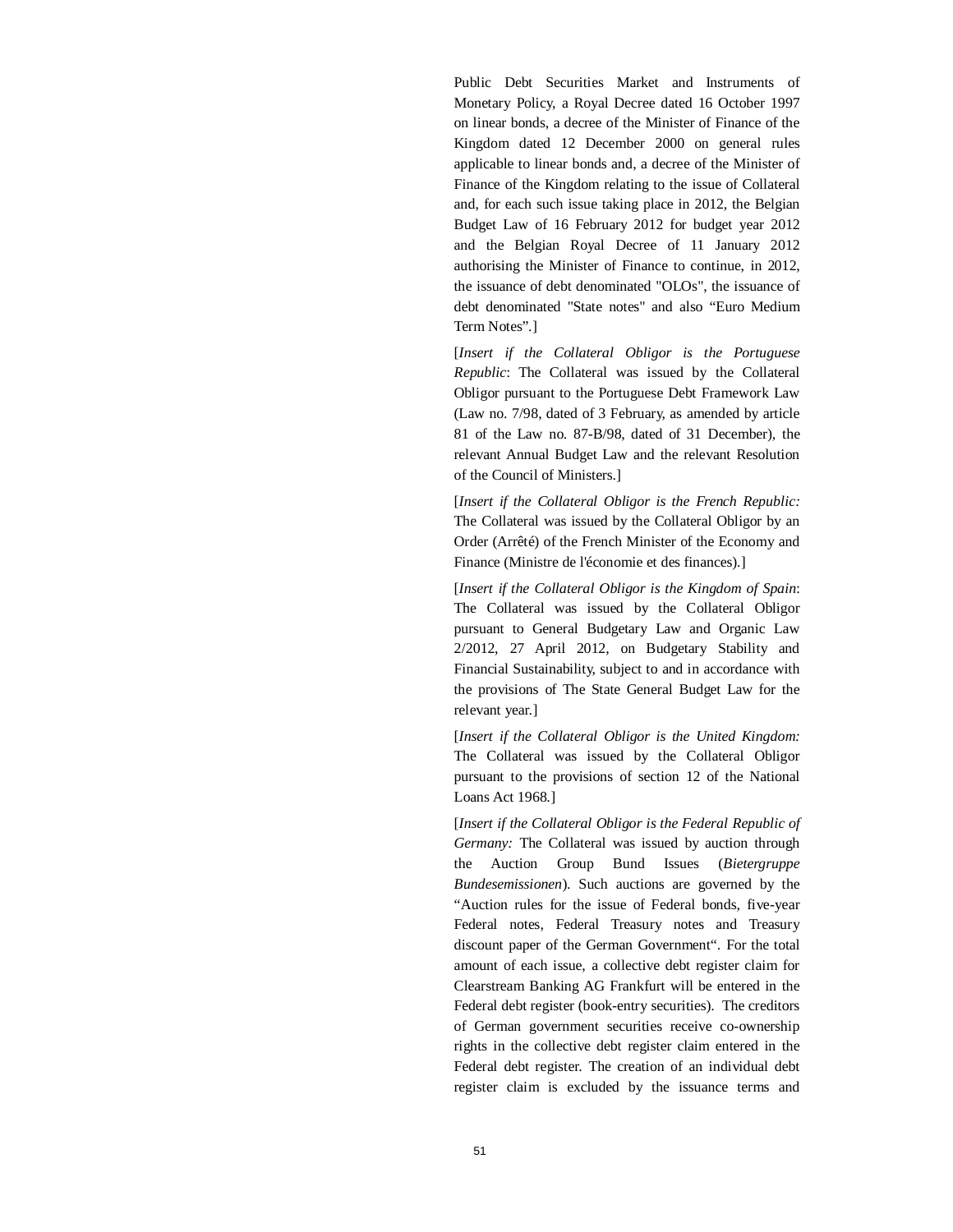Public Debt Securities Market and Instruments of Monetary Policy, a Royal Decree dated 16 October 1997 on linear bonds, a decree of the Minister of Finance of the Kingdom dated 12 December 2000 on general rules applicable to linear bonds and, a decree of the Minister of Finance of the Kingdom relating to the issue of Collateral and, for each such issue taking place in 2012, the Belgian Budget Law of 16 February 2012 for budget year 2012 and the Belgian Royal Decree of 11 January 2012 authorising the Minister of Finance to continue, in 2012, the issuance of debt denominated "OLOs", the issuance of debt denominated "State notes" and also "Euro Medium Term Notes".]

[*Insert if the Collateral Obligor is the Portuguese Republic*: The Collateral was issued by the Collateral Obligor pursuant to the Portuguese Debt Framework Law (Law no. 7/98, dated of 3 February, as amended by article 81 of the Law no. 87-B/98, dated of 31 December), the relevant Annual Budget Law and the relevant Resolution of the Council of Ministers.]

[*Insert if the Collateral Obligor is the French Republic:* The Collateral was issued by the Collateral Obligor by an Order (Arrêté) of the French Minister of the Economy and Finance (Ministre de l'économie et des finances).]

[*Insert if the Collateral Obligor is the Kingdom of Spain*: The Collateral was issued by the Collateral Obligor pursuant to General Budgetary Law and Organic Law 2/2012, 27 April 2012, on Budgetary Stability and Financial Sustainability, subject to and in accordance with the provisions of The State General Budget Law for the relevant year.]

[*Insert if the Collateral Obligor is the United Kingdom:* The Collateral was issued by the Collateral Obligor pursuant to the provisions of section 12 of the National Loans Act 1968.]

[*Insert if the Collateral Obligor is the Federal Republic of Germany:* The Collateral was issued by auction through the Auction Group Bund Issues (*Bietergruppe Bundesemissionen*). Such auctions are governed by the "Auction rules for the issue of Federal bonds, five-year Federal notes, Federal Treasury notes and Treasury discount paper of the German Government". For the total amount of each issue, a collective debt register claim for Clearstream Banking AG Frankfurt will be entered in the Federal debt register (book-entry securities). The creditors of German government securities receive co-ownership rights in the collective debt register claim entered in the Federal debt register. The creation of an individual debt register claim is excluded by the issuance terms and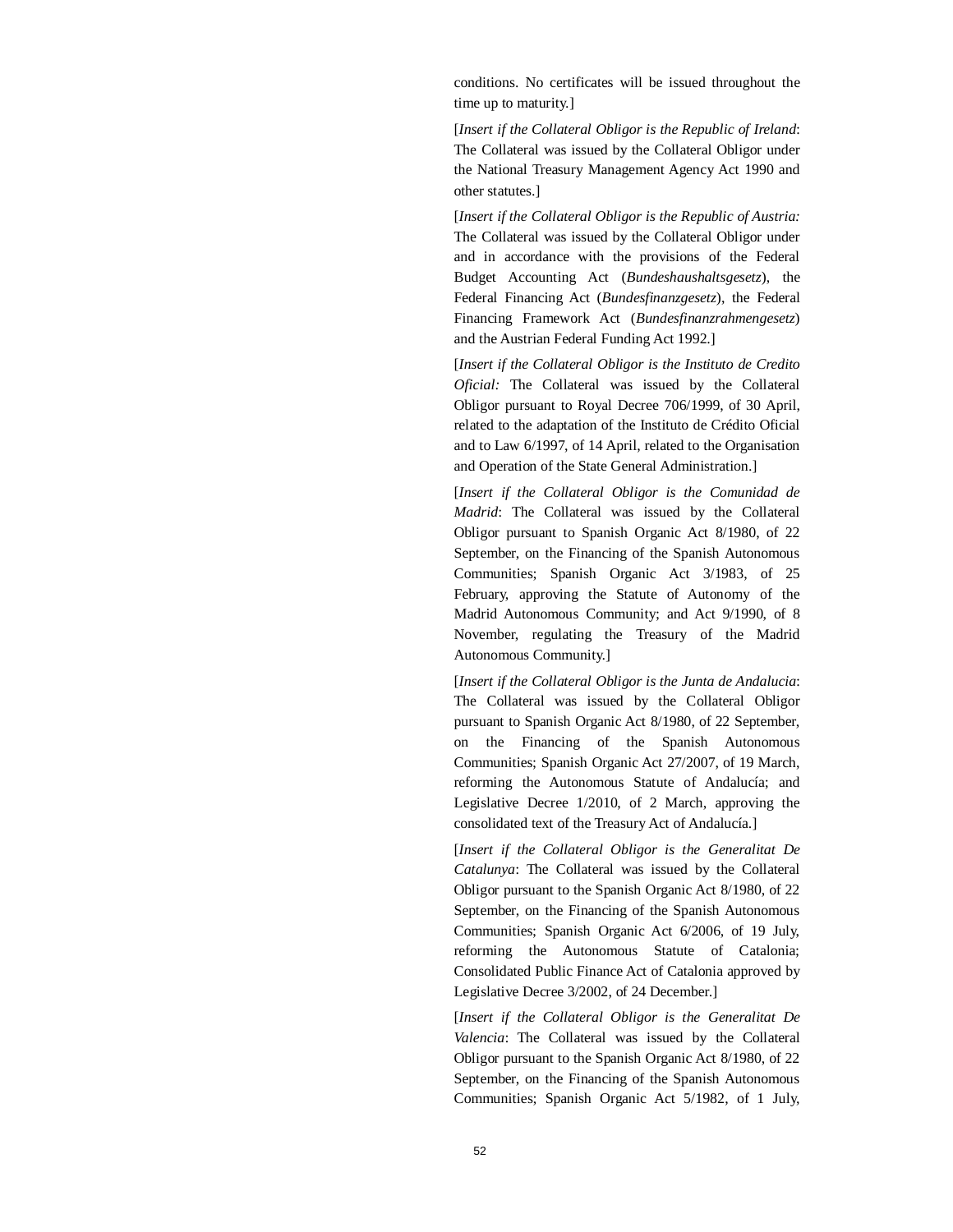conditions. No certificates will be issued throughout the time up to maturity.]

[*Insert if the Collateral Obligor is the Republic of Ireland*: The Collateral was issued by the Collateral Obligor under the National Treasury Management Agency Act 1990 and other statutes.]

[*Insert if the Collateral Obligor is the Republic of Austria:* The Collateral was issued by the Collateral Obligor under and in accordance with the provisions of the Federal Budget Accounting Act (*Bundeshaushaltsgesetz*), the Federal Financing Act (*Bundesfinanzgesetz*), the Federal Financing Framework Act (*Bundesfinanzrahmengesetz*) and the Austrian Federal Funding Act 1992.]

[*Insert if the Collateral Obligor is the Instituto de Credito Oficial:* The Collateral was issued by the Collateral Obligor pursuant to Royal Decree 706/1999, of 30 April, related to the adaptation of the Instituto de Crédito Oficial and to Law 6/1997, of 14 April, related to the Organisation and Operation of the State General Administration.]

[*Insert if the Collateral Obligor is the Comunidad de Madrid*: The Collateral was issued by the Collateral Obligor pursuant to Spanish Organic Act 8/1980, of 22 September, on the Financing of the Spanish Autonomous Communities; Spanish Organic Act 3/1983, of 25 February, approving the Statute of Autonomy of the Madrid Autonomous Community; and Act 9/1990, of 8 November, regulating the Treasury of the Madrid Autonomous Community.]

[*Insert if the Collateral Obligor is the Junta de Andalucia*: The Collateral was issued by the Collateral Obligor pursuant to Spanish Organic Act 8/1980, of 22 September, on the Financing of the Spanish Autonomous Communities; Spanish Organic Act 27/2007, of 19 March, reforming the Autonomous Statute of Andalucía; and Legislative Decree 1/2010, of 2 March, approving the consolidated text of the Treasury Act of Andalucía.]

[*Insert if the Collateral Obligor is the Generalitat De Catalunya*: The Collateral was issued by the Collateral Obligor pursuant to the Spanish Organic Act 8/1980, of 22 September, on the Financing of the Spanish Autonomous Communities; Spanish Organic Act 6/2006, of 19 July, reforming the Autonomous Statute of Catalonia; Consolidated Public Finance Act of Catalonia approved by Legislative Decree 3/2002, of 24 December.]

[*Insert if the Collateral Obligor is the Generalitat De Valencia*: The Collateral was issued by the Collateral Obligor pursuant to the Spanish Organic Act 8/1980, of 22 September, on the Financing of the Spanish Autonomous Communities; Spanish Organic Act 5/1982, of 1 July,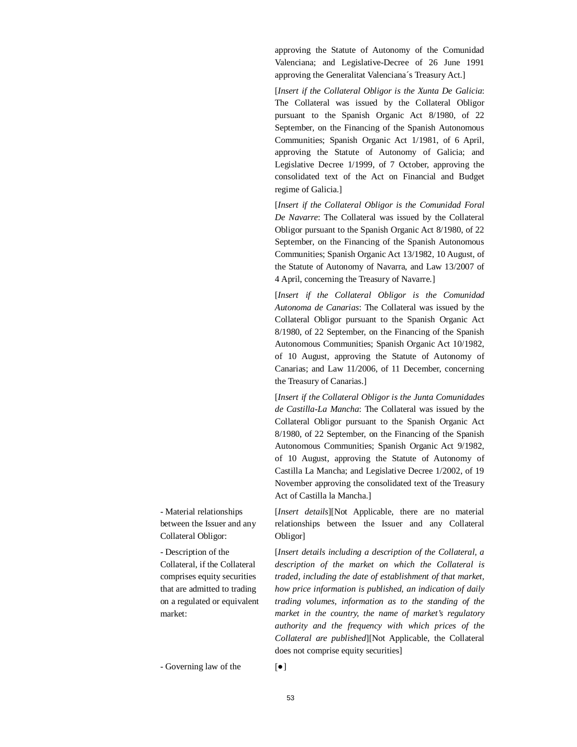approving the Statute of Autonomy of the Comunidad Valenciana; and Legislative-Decree of 26 June 1991 approving the Generalitat Valenciana´s Treasury Act.]

[*Insert if the Collateral Obligor is the Xunta De Galicia*: The Collateral was issued by the Collateral Obligor pursuant to the Spanish Organic Act 8/1980, of 22 September, on the Financing of the Spanish Autonomous Communities; Spanish Organic Act 1/1981, of 6 April, approving the Statute of Autonomy of Galicia; and Legislative Decree 1/1999, of 7 October, approving the consolidated text of the Act on Financial and Budget regime of Galicia.]

[*Insert if the Collateral Obligor is the Comunidad Foral De Navarre*: The Collateral was issued by the Collateral Obligor pursuant to the Spanish Organic Act 8/1980, of 22 September, on the Financing of the Spanish Autonomous Communities; Spanish Organic Act 13/1982, 10 August, of the Statute of Autonomy of Navarra, and Law 13/2007 of 4 April, concerning the Treasury of Navarre.]

[*Insert if the Collateral Obligor is the Comunidad Autonoma de Canarias*: The Collateral was issued by the Collateral Obligor pursuant to the Spanish Organic Act 8/1980, of 22 September, on the Financing of the Spanish Autonomous Communities; Spanish Organic Act 10/1982, of 10 August, approving the Statute of Autonomy of Canarias; and Law 11/2006, of 11 December, concerning the Treasury of Canarias.]

[*Insert if the Collateral Obligor is the Junta Comunidades de Castilla-La Mancha*: The Collateral was issued by the Collateral Obligor pursuant to the Spanish Organic Act 8/1980, of 22 September, on the Financing of the Spanish Autonomous Communities; Spanish Organic Act 9/1982, of 10 August, approving the Statute of Autonomy of Castilla La Mancha; and Legislative Decree 1/2002, of 19 November approving the consolidated text of the Treasury Act of Castilla la Mancha.]

| | |
|---|---|
| - Material relationships between the Issuer and any Collateral Obligor: | [*Insert details*][Not Applicable, there are no material relationships between the Issuer and any Collateral Obligor] |
| - Description of the Collateral, if the Collateral comprises equity securities that are admitted to trading on a regulated or equivalent market: | [*Insert details including a description of the Collateral, a description of the market on which the Collateral is traded, including the date of establishment of that market, how price information is published, an indication of daily trading volumes, information as to the standing of the market in the country, the name of market's regulatory authority and the frequency with which prices of the Collateral are published*][Not Applicable, the Collateral does not comprise equity securities] |
| - Governing law of the | [●] |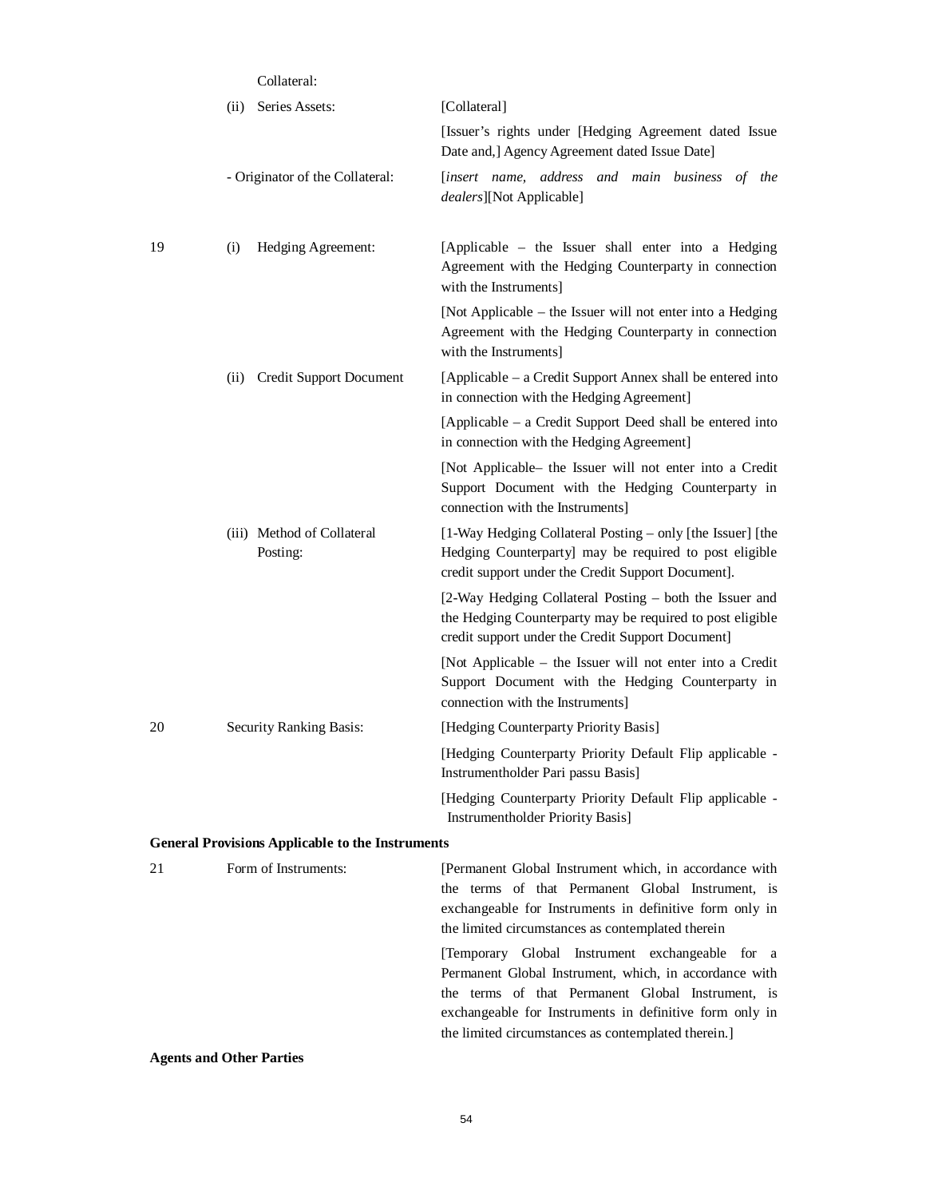| | | |
|---|---|---|
| | Collateral: | |
| | (ii) Series Assets: | [Collateral] |
| | | [Issuer's rights under [Hedging Agreement dated Issue Date and,] Agency Agreement dated Issue Date] |
| | - Originator of the Collateral: | [*insert name, address and main business of the dealers*][Not Applicable] |
| 19 | (i) Hedging Agreement: | [Applicable – the Issuer shall enter into a Hedging Agreement with the Hedging Counterparty in connection with the Instruments] |
| | | [Not Applicable – the Issuer will not enter into a Hedging Agreement with the Hedging Counterparty in connection with the Instruments] |
| | (ii) Credit Support Document | [Applicable – a Credit Support Annex shall be entered into in connection with the Hedging Agreement] |
| | | [Applicable – a Credit Support Deed shall be entered into in connection with the Hedging Agreement] |
| | | [Not Applicable– the Issuer will not enter into a Credit Support Document with the Hedging Counterparty in connection with the Instruments] |
| | (iii) Method of Collateral Posting: | [1-Way Hedging Collateral Posting – only [the Issuer] [the Hedging Counterparty] may be required to post eligible credit support under the Credit Support Document]. |
| | | [2-Way Hedging Collateral Posting – both the Issuer and the Hedging Counterparty may be required to post eligible credit support under the Credit Support Document] |
| | | [Not Applicable – the Issuer will not enter into a Credit Support Document with the Hedging Counterparty in connection with the Instruments] |
| 20 | Security Ranking Basis: | [Hedging Counterparty Priority Basis] |
| | | [Hedging Counterparty Priority Default Flip applicable - Instrumentholder Pari passu Basis] |
| | | [Hedging Counterparty Priority Default Flip applicable - Instrumentholder Priority Basis] |

**General Provisions Applicable to the Instruments**

| | | |
|---|---|---|
| 21 | Form of Instruments: | [Permanent Global Instrument which, in accordance with the terms of that Permanent Global Instrument, is exchangeable for Instruments in definitive form only in the limited circumstances as contemplated therein |
| | | [Temporary Global Instrument exchangeable for a Permanent Global Instrument, which, in accordance with the terms of that Permanent Global Instrument, is exchangeable for Instruments in definitive form only in the limited circumstances as contemplated therein.] |

**Agents and Other Parties**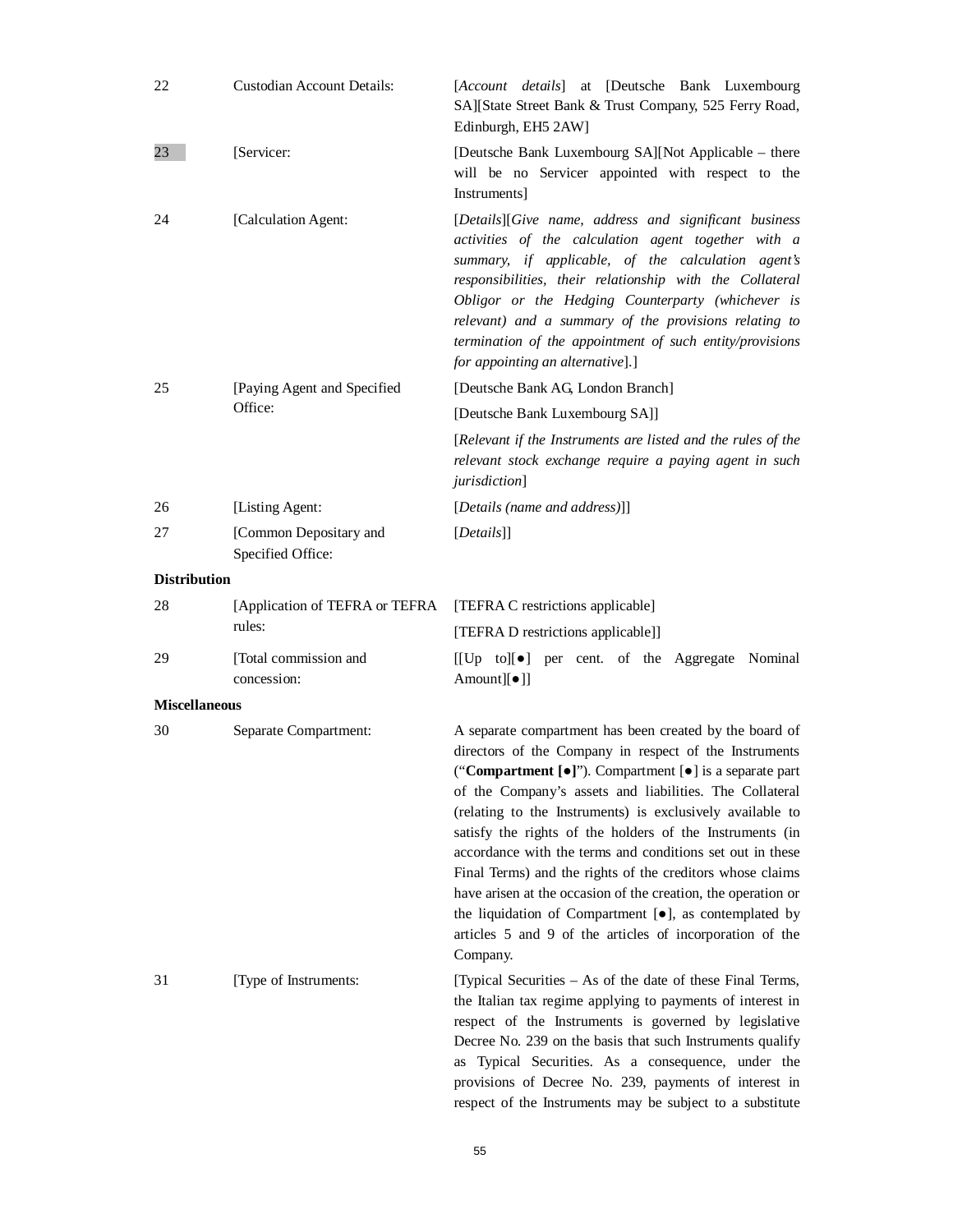| | | |
|---|---|---|
| 22 | Custodian Account Details: | [*Account details*] at [Deutsche Bank Luxembourg SA][State Street Bank & Trust Company, 525 Ferry Road, Edinburgh, EH5 2AW] |
| 23 | [Servicer: | [Deutsche Bank Luxembourg SA][Not Applicable – there will be no Servicer appointed with respect to the Instruments] |
| 24 | [Calculation Agent: | [*Details*][*Give name, address and significant business activities of the calculation agent together with a summary, if applicable, of the calculation agent's responsibilities, their relationship with the Collateral Obligor or the Hedging Counterparty (whichever is relevant) and a summary of the provisions relating to termination of the appointment of such entity/provisions for appointing an alternative*].] |
| 25 | [Paying Agent and Specified Office: | [Deutsche Bank AG, London Branch]<br>[Deutsche Bank Luxembourg SA]]<br>[*Relevant if the Instruments are listed and the rules of the relevant stock exchange require a paying agent in such jurisdiction*] |
| 26 | [Listing Agent: | [*Details (name and address)*]] |
| 27 | [Common Depositary and Specified Office: | [*Details*]] |
| **Distribution** | | |
| 28 | [Application of TEFRA or TEFRA rules: | [TEFRA C restrictions applicable]<br>[TEFRA D restrictions applicable]] |
| 29 | [Total commission and concession: | [[Up to][●] per cent. of the Aggregate Nominal Amount][●]] |
| **Miscellaneous** | | |
| 30 | Separate Compartment: | A separate compartment has been created by the board of directors of the Company in respect of the Instruments ("**Compartment [●]**"). Compartment [●] is a separate part of the Company's assets and liabilities. The Collateral (relating to the Instruments) is exclusively available to satisfy the rights of the holders of the Instruments (in accordance with the terms and conditions set out in these Final Terms) and the rights of the creditors whose claims have arisen at the occasion of the creation, the operation or the liquidation of Compartment [●], as contemplated by articles 5 and 9 of the articles of incorporation of the Company. |
| 31 | [Type of Instruments: | [Typical Securities – As of the date of these Final Terms, the Italian tax regime applying to payments of interest in respect of the Instruments is governed by legislative Decree No. 239 on the basis that such Instruments qualify as Typical Securities. As a consequence, under the provisions of Decree No. 239, payments of interest in respect of the Instruments may be subject to a substitute |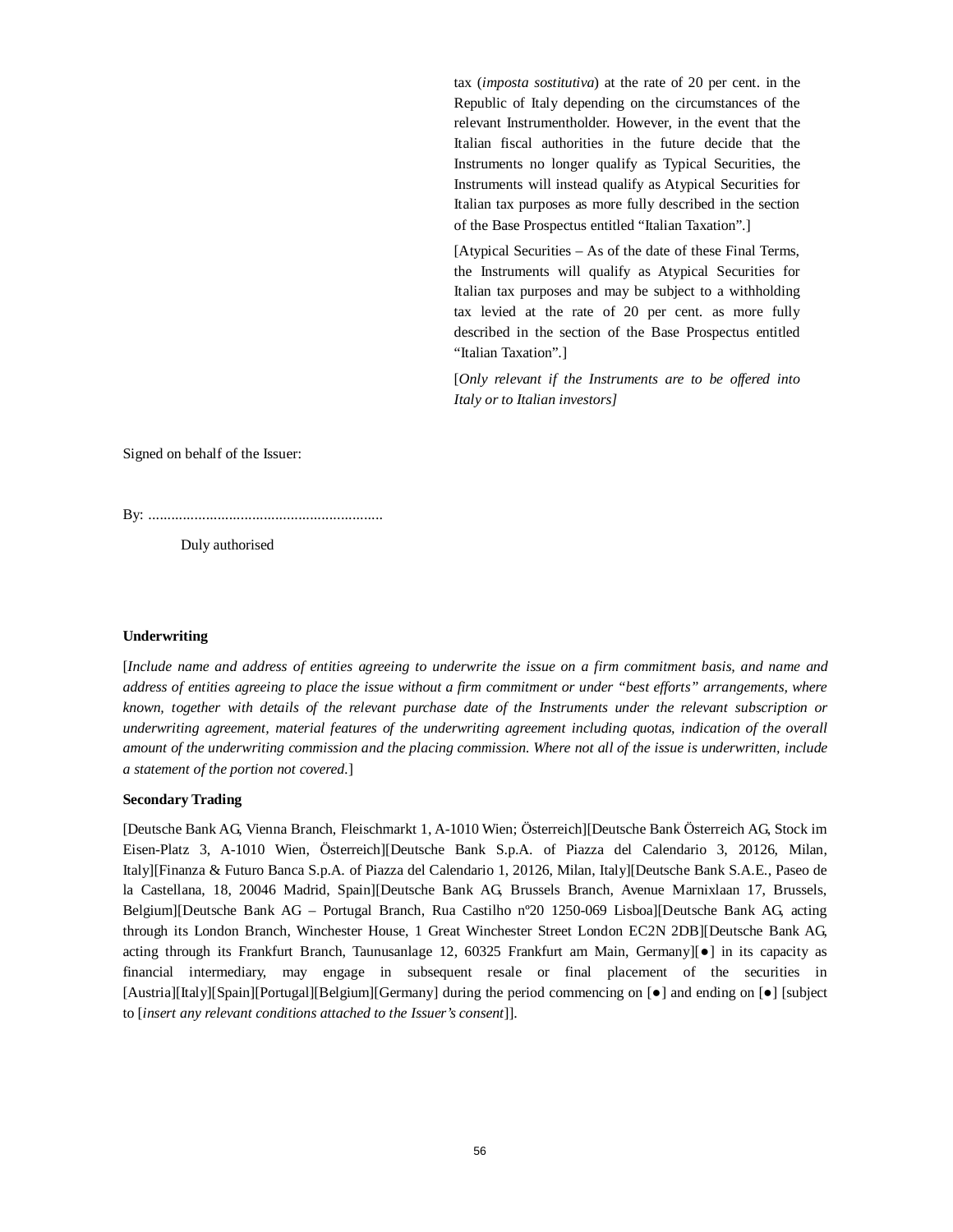tax (*imposta sostitutiva*) at the rate of 20 per cent. in the Republic of Italy depending on the circumstances of the relevant Instrumentholder. However, in the event that the Italian fiscal authorities in the future decide that the Instruments no longer qualify as Typical Securities, the Instruments will instead qualify as Atypical Securities for Italian tax purposes as more fully described in the section of the Base Prospectus entitled "Italian Taxation".]

[Atypical Securities – As of the date of these Final Terms, the Instruments will qualify as Atypical Securities for Italian tax purposes and may be subject to a withholding tax levied at the rate of 20 per cent. as more fully described in the section of the Base Prospectus entitled "Italian Taxation".]

[*Only relevant if the Instruments are to be offered into Italy or to Italian investors]*

Signed on behalf of the Issuer:

By: ............................................................

Duly authorised

**Underwriting**

[*Include name and address of entities agreeing to underwrite the issue on a firm commitment basis, and name and address of entities agreeing to place the issue without a firm commitment or under "best efforts" arrangements, where known, together with details of the relevant purchase date of the Instruments under the relevant subscription or underwriting agreement, material features of the underwriting agreement including quotas, indication of the overall amount of the underwriting commission and the placing commission. Where not all of the issue is underwritten, include a statement of the portion not covered.*]

**Secondary Trading**

[Deutsche Bank AG, Vienna Branch, Fleischmarkt 1, A-1010 Wien; Österreich][Deutsche Bank Österreich AG, Stock im Eisen-Platz 3, A-1010 Wien, Österreich][Deutsche Bank S.p.A. of Piazza del Calendario 3, 20126, Milan, Italy][Finanza & Futuro Banca S.p.A. of Piazza del Calendario 1, 20126, Milan, Italy][Deutsche Bank S.A.E., Paseo de la Castellana, 18, 20046 Madrid, Spain][Deutsche Bank AG, Brussels Branch, Avenue Marnixlaan 17, Brussels, Belgium][Deutsche Bank AG – Portugal Branch, Rua Castilho nº20 1250-069 Lisboa][Deutsche Bank AG, acting through its London Branch, Winchester House, 1 Great Winchester Street London EC2N 2DB][Deutsche Bank AG, acting through its Frankfurt Branch, Taunusanlage 12, 60325 Frankfurt am Main, Germany][●] in its capacity as financial intermediary, may engage in subsequent resale or final placement of the securities in [Austria][Italy][Spain][Portugal][Belgium][Germany] during the period commencing on [●] and ending on [●] [subject to [*insert any relevant conditions attached to the Issuer's consent*]].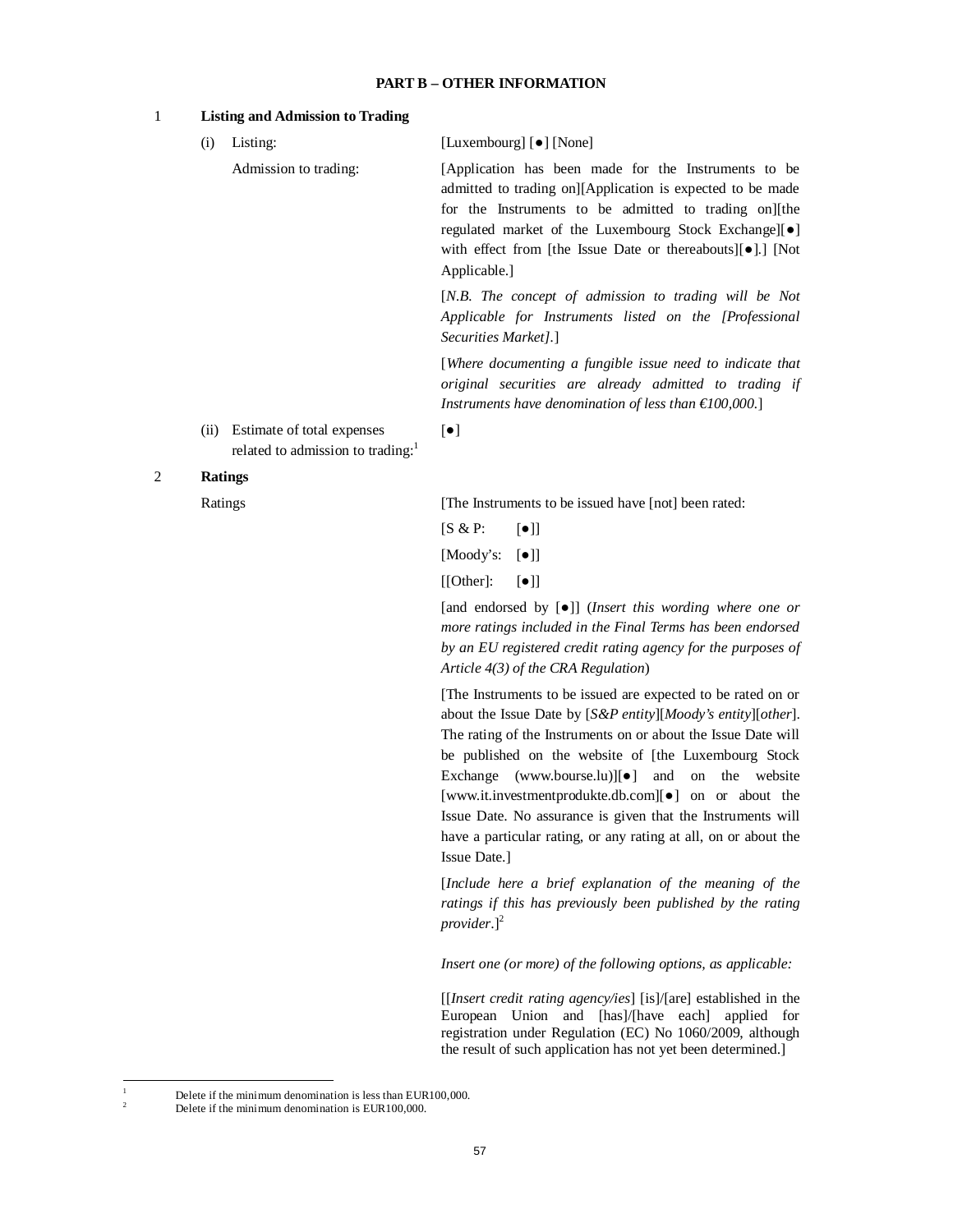**PART B – OTHER INFORMATION**

**1 Listing and Admission to Trading**

| | |
|---|---|
| (i) Listing: | [Luxembourg] [●] [None] |
| Admission to trading: | [Application has been made for the Instruments to be admitted to trading on][Application is expected to be made for the Instruments to be admitted to trading on][the regulated market of the Luxembourg Stock Exchange][●] with effect from [the Issue Date or thereabouts][●].] [Not Applicable.] |
| | [*N.B. The concept of admission to trading will be Not Applicable for Instruments listed on the [Professional Securities Market].*] |
| | [*Where documenting a fungible issue need to indicate that original securities are already admitted to trading if Instruments have denomination of less than €100,000.*] |
| (ii) Estimate of total expenses related to admission to trading:[1] | [●] |

**2 Ratings**

| | |
|---|---|
| Ratings | [The Instruments to be issued have [not] been rated: |
| | [S & P: [●]] |
| | [Moody's: [●]] |
| | [[Other]: [●]] |
| | [and endorsed by [●]] (*Insert this wording where one or more ratings included in the Final Terms has been endorsed by an EU registered credit rating agency for the purposes of Article 4(3) of the CRA Regulation*) |
| | [The Instruments to be issued are expected to be rated on or about the Issue Date by [*S&P entity*][*Moody's entity*][*other*]. The rating of the Instruments on or about the Issue Date will be published on the website of [the Luxembourg Stock Exchange (www.bourse.lu)][●] and on the website [www.it.investmentprodukte.db.com][●] on or about the Issue Date. No assurance is given that the Instruments will have a particular rating, or any rating at all, on or about the Issue Date.] |
| | [*Include here a brief explanation of the meaning of the ratings if this has previously been published by the rating provider.*][2] |
| | *Insert one (or more) of the following options, as applicable:* |
| | [[*Insert credit rating agency/ies*] [is]/[are] established in the European Union and [has]/[have each] applied for registration under Regulation (EC) No 1060/2009, although the result of such application has not yet been determined.] |

---

[1] Delete if the minimum denomination is less than EUR100,000.

[2] Delete if the minimum denomination is EUR100,000.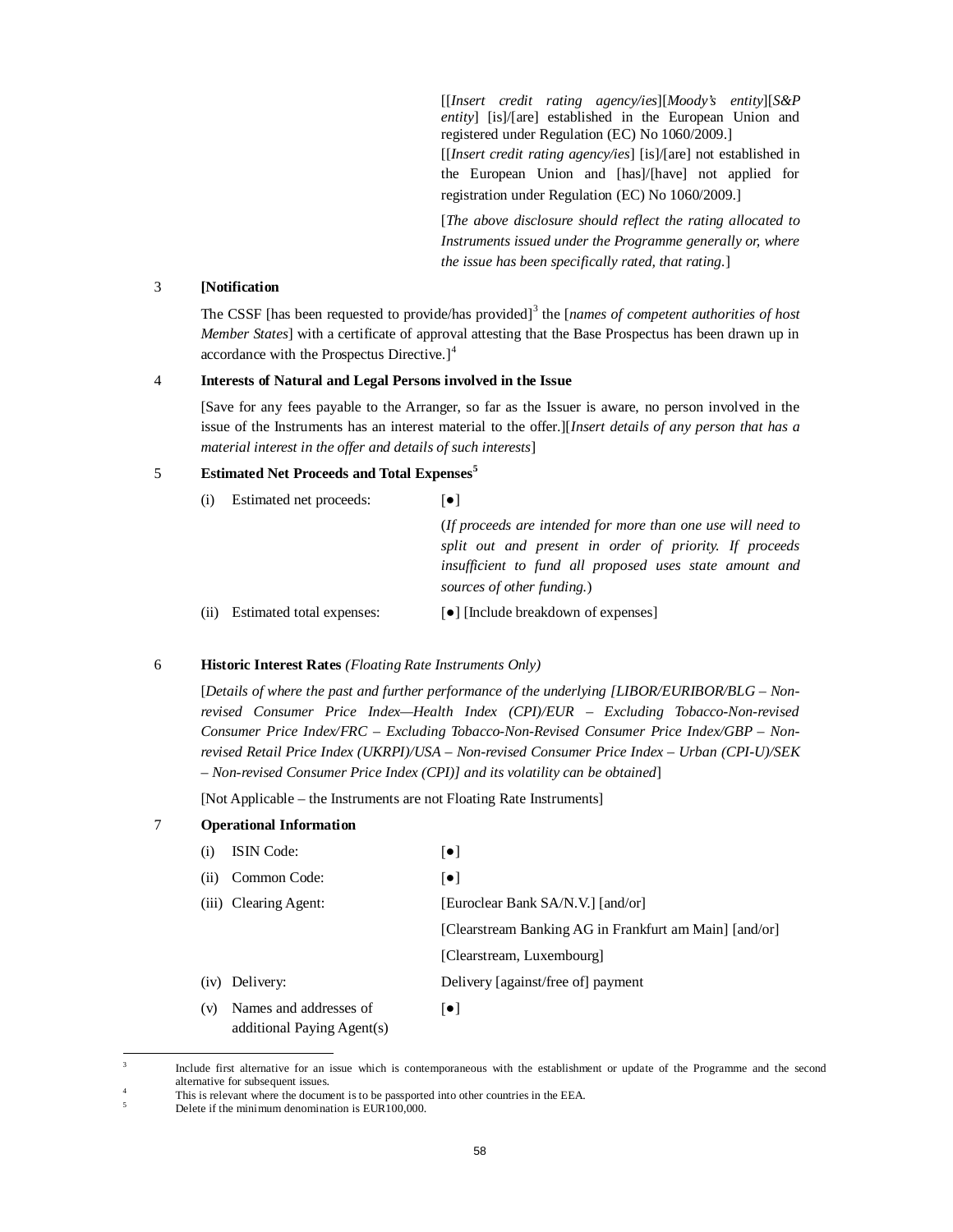[[*Insert credit rating agency/ies*][*Moody's entity*][*S&P entity*] [is]/[are] established in the European Union and registered under Regulation (EC) No 1060/2009.]

[[*Insert credit rating agency/ies*] [is]/[are] not established in the European Union and [has]/[have] not applied for registration under Regulation (EC) No 1060/2009.]

[*The above disclosure should reflect the rating allocated to Instruments issued under the Programme generally or, where the issue has been specifically rated, that rating.*]

**3 [Notification**

The CSSF [has been requested to provide/has provided][3] the [*names of competent authorities of host Member States*] with a certificate of approval attesting that the Base Prospectus has been drawn up in accordance with the Prospectus Directive.][4]

**4 Interests of Natural and Legal Persons involved in the Issue**

[Save for any fees payable to the Arranger, so far as the Issuer is aware, no person involved in the issue of the Instruments has an interest material to the offer.][*Insert details of any person that has a material interest in the offer and details of such interests*]

**5 Estimated Net Proceeds and Total Expenses[5]**

| | | |
|---|---|---|
| (i) | Estimated net proceeds: | [●] |
| | | (*If proceeds are intended for more than one use will need to split out and present in order of priority. If proceeds insufficient to fund all proposed uses state amount and sources of other funding.*) |
| (ii) | Estimated total expenses: | [●] [Include breakdown of expenses] |

**6 Historic Interest Rates** *(Floating Rate Instruments Only)*

[*Details of where the past and further performance of the underlying [LIBOR/EURIBOR/BLG – Non-revised Consumer Price Index—Health Index (CPI)/EUR – Excluding Tobacco-Non-revised Consumer Price Index/FRC – Excluding Tobacco-Non-Revised Consumer Price Index/GBP – Non-revised Retail Price Index (UKRPI)/USA – Non-revised Consumer Price Index – Urban (CPI-U)/SEK – Non-revised Consumer Price Index (CPI)] and its volatility can be obtained*]

[Not Applicable – the Instruments are not Floating Rate Instruments]

**7 Operational Information**

| | | |
|---|---|---|
| (i) | ISIN Code: | [●] |
| (ii) | Common Code: | [●] |
| (iii) | Clearing Agent: | [Euroclear Bank SA/N.V.] [and/or] |
| | | [Clearstream Banking AG in Frankfurt am Main] [and/or] |
| | | [Clearstream, Luxembourg] |
| (iv) | Delivery: | Delivery [against/free of] payment |
| (v) | Names and addresses of additional Paying Agent(s) | [●] |

---

[3] Include first alternative for an issue which is contemporaneous with the establishment or update of the Programme and the second alternative for subsequent issues.

[4] This is relevant where the document is to be passported into other countries in the EEA.

[5] Delete if the minimum denomination is EUR100,000.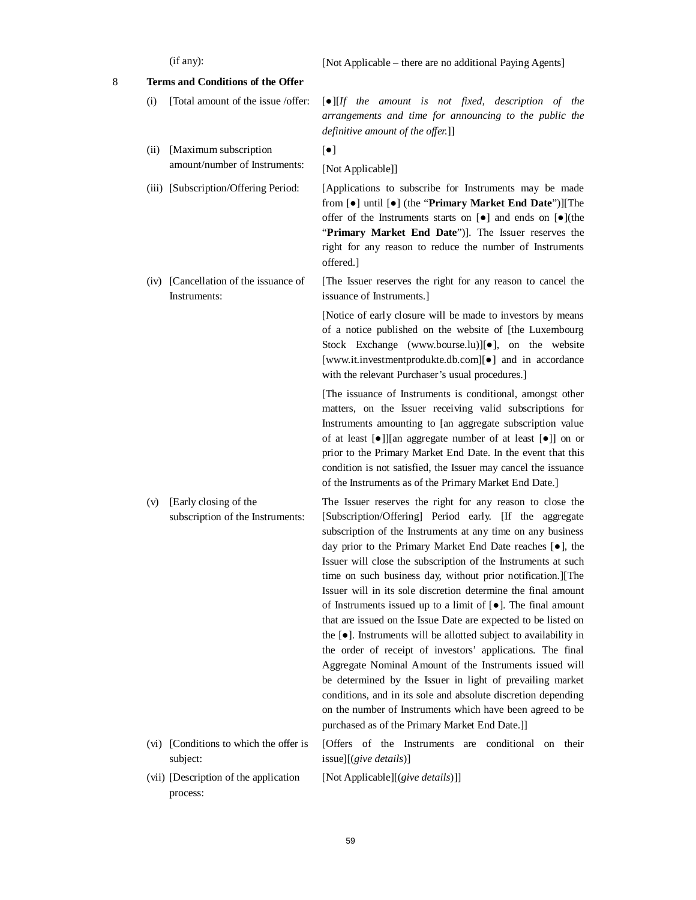| | | |
|---|---|---|
| | (if any): | [Not Applicable – there are no additional Paying Agents] |

## 8 Terms and Conditions of the Offer

| | | |
|---|---|---|
| (i) | [Total amount of the issue /offer: | [●][*If the amount is not fixed, description of the arrangements and time for announcing to the public the definitive amount of the offer.*]] |
| (ii) | [Maximum subscription amount/number of Instruments: | [●]<br><br>[Not Applicable]] |
| (iii) | [Subscription/Offering Period: | [Applications to subscribe for Instruments may be made from [●] until [●] (the "**Primary Market End Date**")][The offer of the Instruments starts on [●] and ends on [●](the "**Primary Market End Date**")]. The Issuer reserves the right for any reason to reduce the number of Instruments offered.] |
| (iv) | [Cancellation of the issuance of Instruments: | [The Issuer reserves the right for any reason to cancel the issuance of Instruments.]<br><br>[Notice of early closure will be made to investors by means of a notice published on the website of [the Luxembourg Stock Exchange (www.bourse.lu)][●], on the website [www.it.investmentprodukte.db.com][●] and in accordance with the relevant Purchaser's usual procedures.]<br><br>[The issuance of Instruments is conditional, amongst other matters, on the Issuer receiving valid subscriptions for Instruments amounting to [an aggregate subscription value of at least [●]][an aggregate number of at least [●]] on or prior to the Primary Market End Date. In the event that this condition is not satisfied, the Issuer may cancel the issuance of the Instruments as of the Primary Market End Date.] |
| (v) | [Early closing of the subscription of the Instruments: | The Issuer reserves the right for any reason to close the [Subscription/Offering] Period early. [If the aggregate subscription of the Instruments at any time on any business day prior to the Primary Market End Date reaches [●], the Issuer will close the subscription of the Instruments at such time on such business day, without prior notification.][The Issuer will in its sole discretion determine the final amount of Instruments issued up to a limit of [●]. The final amount that are issued on the Issue Date are expected to be listed on the [●]. Instruments will be allotted subject to availability in the order of receipt of investors' applications. The final Aggregate Nominal Amount of the Instruments issued will be determined by the Issuer in light of prevailing market conditions, and in its sole and absolute discretion depending on the number of Instruments which have been agreed to be purchased as of the Primary Market End Date.]] |
| (vi) | [Conditions to which the offer is subject: | [Offers of the Instruments are conditional on their issue][(*give details*)] |
| (vii) | [Description of the application process: | [Not Applicable][(*give details*)]] |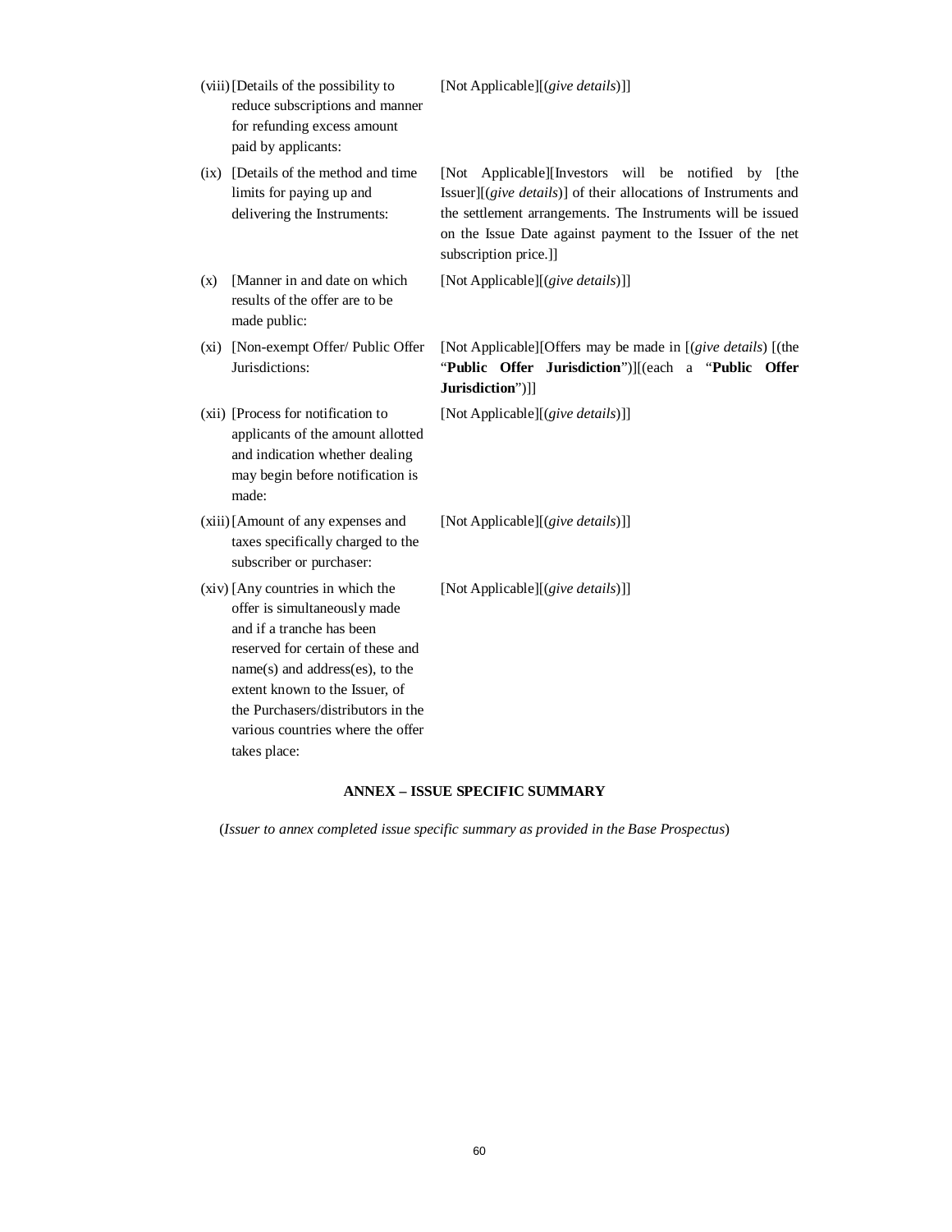| | |
|---|---|
| (viii) [Details of the possibility to reduce subscriptions and manner for refunding excess amount paid by applicants: | [Not Applicable][(*give details*)]] |
| (ix) [Details of the method and time limits for paying up and delivering the Instruments: | [Not Applicable][Investors will be notified by [the Issuer][(*give details*)] of their allocations of Instruments and the settlement arrangements. The Instruments will be issued on the Issue Date against payment to the Issuer of the net subscription price.]] |
| (x) [Manner in and date on which results of the offer are to be made public: | [Not Applicable][(*give details*)]] |
| (xi) [Non-exempt Offer/ Public Offer Jurisdictions: | [Not Applicable][Offers may be made in [(*give details*) [(the "**Public Offer Jurisdiction**")][(each a "**Public Offer Jurisdiction**")]] |
| (xii) [Process for notification to applicants of the amount allotted and indication whether dealing may begin before notification is made: | [Not Applicable][(*give details*)]] |
| (xiii) [Amount of any expenses and taxes specifically charged to the subscriber or purchaser: | [Not Applicable][(*give details*)]] |
| (xiv) [Any countries in which the offer is simultaneously made and if a tranche has been reserved for certain of these and name(s) and address(es), to the extent known to the Issuer, of the Purchasers/distributors in the various countries where the offer takes place: | [Not Applicable][(*give details*)]] |

## ANNEX – ISSUE SPECIFIC SUMMARY

(*Issuer to annex completed issue specific summary as provided in the Base Prospectus*)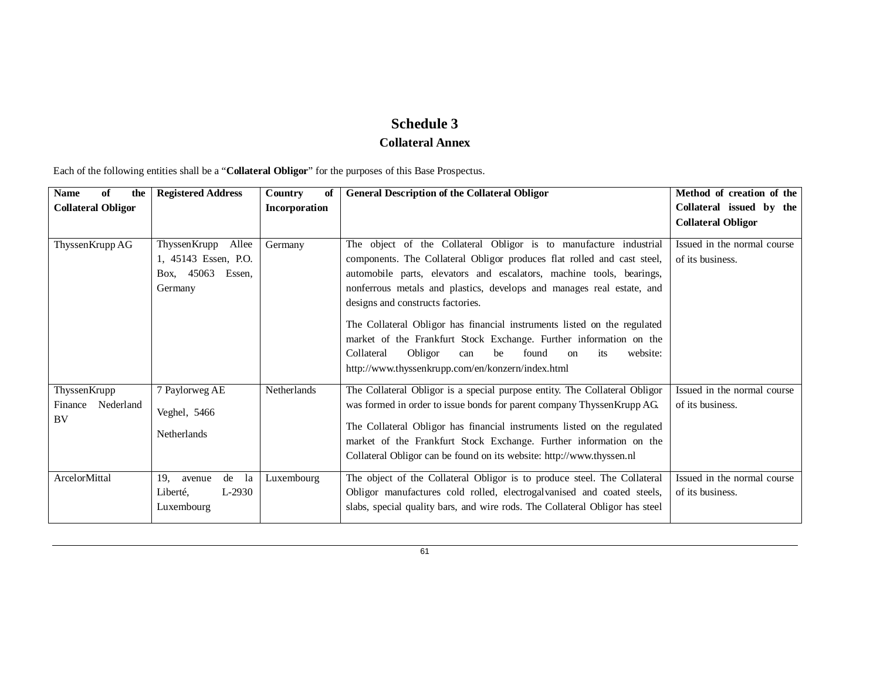# Schedule 3

## Collateral Annex

Each of the following entities shall be a "**Collateral Obligor**" for the purposes of this Base Prospectus.

| Name of the Collateral Obligor | Registered Address | Country of Incorporation | General Description of the Collateral Obligor | Method of creation of the Collateral issued by the Collateral Obligor |
|---|---|---|---|---|
| ThyssenKrupp AG | ThyssenKrupp Allee 1, 45143 Essen, P.O. Box, 45063 Essen, Germany | Germany | The object of the Collateral Obligor is to manufacture industrial components. The Collateral Obligor produces flat rolled and cast steel, automobile parts, elevators and escalators, machine tools, bearings, nonferrous metals and plastics, develops and manages real estate, and designs and constructs factories.<br><br>The Collateral Obligor has financial instruments listed on the regulated market of the Frankfurt Stock Exchange. Further information on the Collateral Obligor can be found on its website: http://www.thyssenkrupp.com/en/konzern/index.html | Issued in the normal course of its business. |
| ThyssenKrupp Finance Nederland BV | 7 Paylorweg AE<br><br>Veghel, 5466<br><br>Netherlands | Netherlands | The Collateral Obligor is a special purpose entity. The Collateral Obligor was formed in order to issue bonds for parent company ThyssenKrupp AG.<br><br>The Collateral Obligor has financial instruments listed on the regulated market of the Frankfurt Stock Exchange. Further information on the Collateral Obligor can be found on its website: http://www.thyssen.nl | Issued in the normal course of its business. |
| ArcelorMittal | 19, avenue de la Liberté, L-2930 Luxembourg | Luxembourg | The object of the Collateral Obligor is to produce steel. The Collateral Obligor manufactures cold rolled, electrogalvanised and coated steels, slabs, special quality bars, and wire rods. The Collateral Obligor has steel | Issued in the normal course of its business. |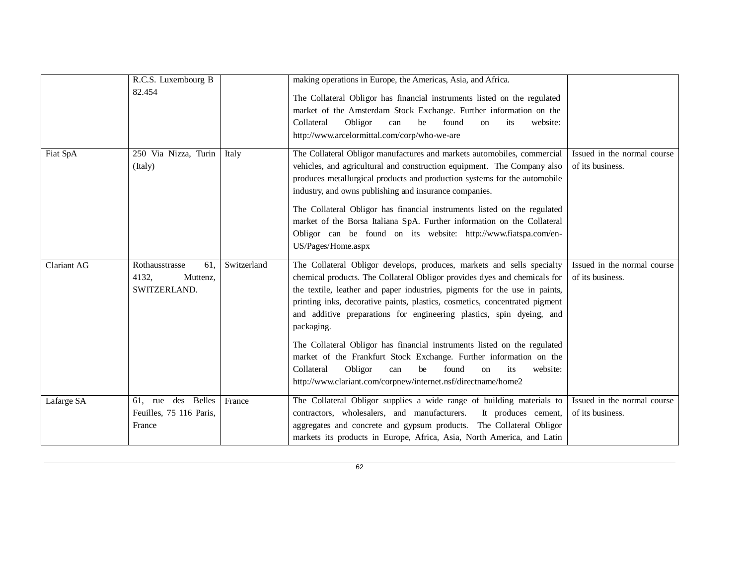| | | | | |
|---|---|---|---|---|
| | R.C.S. Luxembourg B 82.454 | | making operations in Europe, the Americas, Asia, and Africa.<br><br>The Collateral Obligor has financial instruments listed on the regulated market of the Amsterdam Stock Exchange. Further information on the Collateral Obligor can be found on its website: http://www.arcelormittal.com/corp/who-we-are | |
| Fiat SpA | 250 Via Nizza, Turin (Italy) | Italy | The Collateral Obligor manufactures and markets automobiles, commercial vehicles, and agricultural and construction equipment. The Company also produces metallurgical products and production systems for the automobile industry, and owns publishing and insurance companies.<br><br>The Collateral Obligor has financial instruments listed on the regulated market of the Borsa Italiana SpA. Further information on the Collateral Obligor can be found on its website: http://www.fiatspa.com/en-US/Pages/Home.aspx | Issued in the normal course of its business. |
| Clariant AG | Rothausstrasse 61, 4132, Muttenz, SWITZERLAND. | Switzerland | The Collateral Obligor develops, produces, markets and sells specialty chemical products. The Collateral Obligor provides dyes and chemicals for the textile, leather and paper industries, pigments for the use in paints, printing inks, decorative paints, plastics, cosmetics, concentrated pigment and additive preparations for engineering plastics, spin dyeing, and packaging.<br><br>The Collateral Obligor has financial instruments listed on the regulated market of the Frankfurt Stock Exchange. Further information on the Collateral Obligor can be found on its website: http://www.clariant.com/corpnew/internet.nsf/directname/home2 | Issued in the normal course of its business. |
| Lafarge SA | 61, rue des Belles Feuilles, 75 116 Paris, France | France | The Collateral Obligor supplies a wide range of building materials to contractors, wholesalers, and manufacturers. It produces cement, aggregates and concrete and gypsum products. The Collateral Obligor markets its products in Europe, Africa, Asia, North America, and Latin | Issued in the normal course of its business. |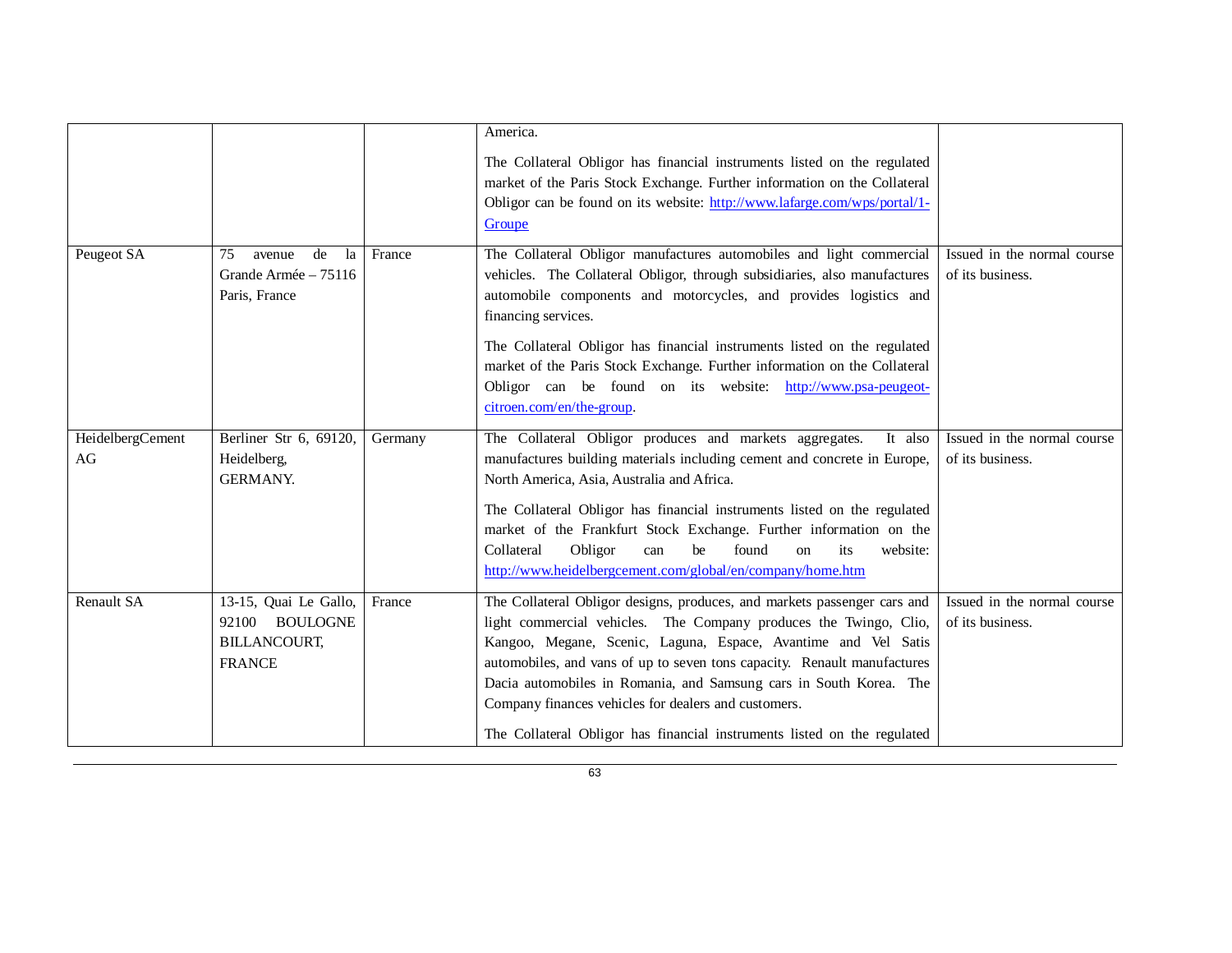| | | | | |
|---|---|---|---|---|
| | | | America.<br><br>The Collateral Obligor has financial instruments listed on the regulated market of the Paris Stock Exchange. Further information on the Collateral Obligor can be found on its website: http://www.lafarge.com/wps/portal/1-Groupe | |
| Peugeot SA | 75 avenue de la Grande Armée – 75116 Paris, France | France | The Collateral Obligor manufactures automobiles and light commercial vehicles. The Collateral Obligor, through subsidiaries, also manufactures automobile components and motorcycles, and provides logistics and financing services.<br><br>The Collateral Obligor has financial instruments listed on the regulated market of the Paris Stock Exchange. Further information on the Collateral Obligor can be found on its website: http://www.psa-peugeot-citroen.com/en/the-group. | Issued in the normal course of its business. |
| HeidelbergCement AG | Berliner Str 6, 69120, Heidelberg, GERMANY. | Germany | The Collateral Obligor produces and markets aggregates. It also manufactures building materials including cement and concrete in Europe, North America, Asia, Australia and Africa.<br><br>The Collateral Obligor has financial instruments listed on the regulated market of the Frankfurt Stock Exchange. Further information on the Collateral Obligor can be found on its website: http://www.heidelbergcement.com/global/en/company/home.htm | Issued in the normal course of its business. |
| Renault SA | 13-15, Quai Le Gallo, 92100 BOULOGNE BILLANCOURT, FRANCE | France | The Collateral Obligor designs, produces, and markets passenger cars and light commercial vehicles. The Company produces the Twingo, Clio, Kangoo, Megane, Scenic, Laguna, Espace, Avantime and Vel Satis automobiles, and vans of up to seven tons capacity. Renault manufactures Dacia automobiles in Romania, and Samsung cars in South Korea. The Company finances vehicles for dealers and customers.<br><br>The Collateral Obligor has financial instruments listed on the regulated | Issued in the normal course of its business. |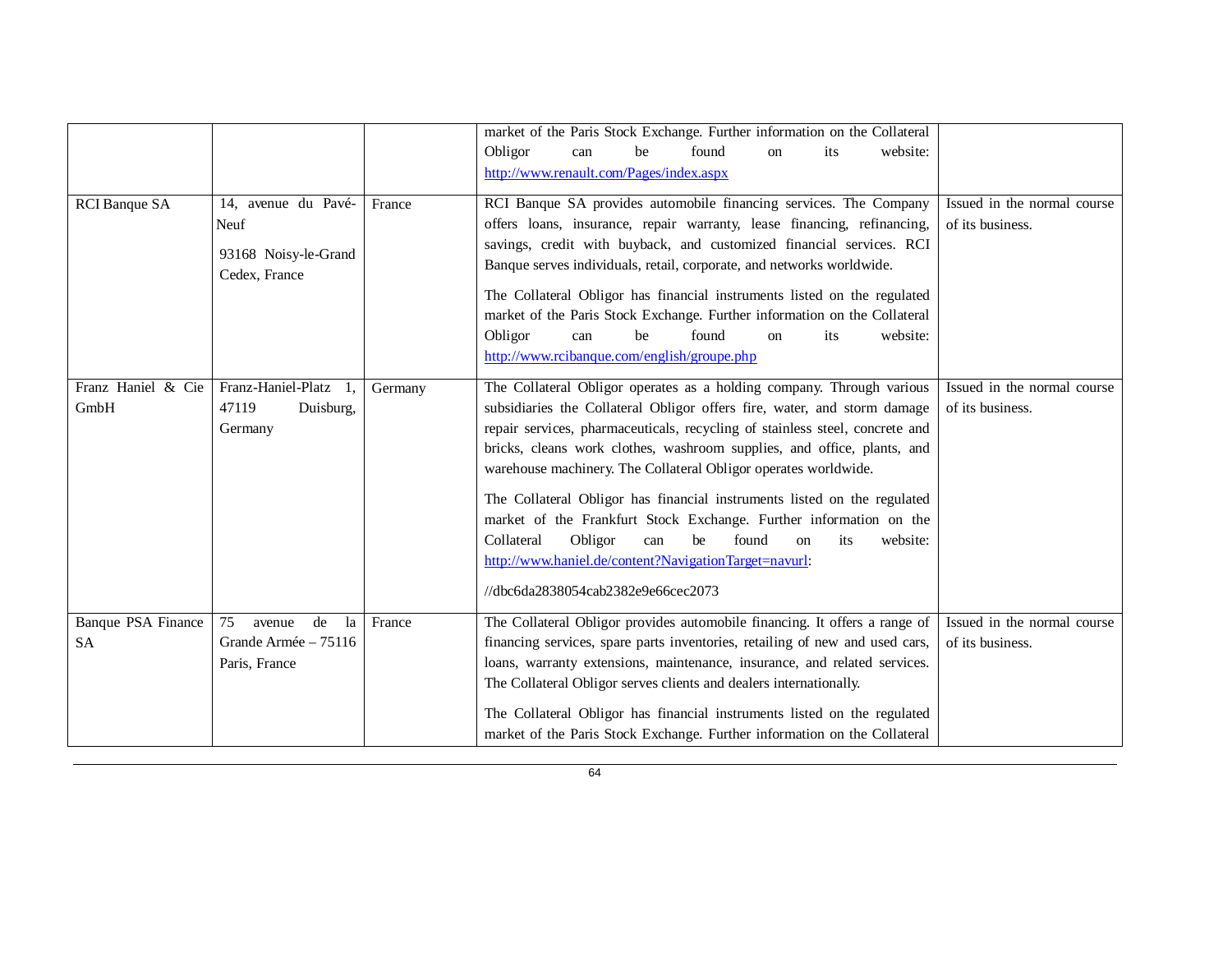| | | | | |
|---|---|---|---|---|
| | | | market of the Paris Stock Exchange. Further information on the Collateral Obligor can be found on its website: http://www.renault.com/Pages/index.aspx | |
| RCI Banque SA | 14, avenue du Pavé-Neuf<br><br>93168 Noisy-le-Grand Cedex, France | France | RCI Banque SA provides automobile financing services. The Company offers loans, insurance, repair warranty, lease financing, refinancing, savings, credit with buyback, and customized financial services. RCI Banque serves individuals, retail, corporate, and networks worldwide.<br><br>The Collateral Obligor has financial instruments listed on the regulated market of the Paris Stock Exchange. Further information on the Collateral Obligor can be found on its website: http://www.rcibanque.com/english/groupe.php | Issued in the normal course of its business. |
| Franz Haniel & Cie GmbH | Franz-Haniel-Platz 1, 47119 Duisburg, Germany | Germany | The Collateral Obligor operates as a holding company. Through various subsidiaries the Collateral Obligor offers fire, water, and storm damage repair services, pharmaceuticals, recycling of stainless steel, concrete and bricks, cleans work clothes, washroom supplies, and office, plants, and warehouse machinery. The Collateral Obligor operates worldwide.<br><br>The Collateral Obligor has financial instruments listed on the regulated market of the Frankfurt Stock Exchange. Further information on the Collateral Obligor can be found on its website: http://www.haniel.de/content?NavigationTarget=navurl:<br><br>//dbc6da2838054cab2382e9e66cec2073 | Issued in the normal course of its business. |
| Banque PSA Finance SA | 75 avenue de la Grande Armée – 75116 Paris, France | France | The Collateral Obligor provides automobile financing. It offers a range of financing services, spare parts inventories, retailing of new and used cars, loans, warranty extensions, maintenance, insurance, and related services. The Collateral Obligor serves clients and dealers internationally.<br><br>The Collateral Obligor has financial instruments listed on the regulated market of the Paris Stock Exchange. Further information on the Collateral | Issued in the normal course of its business. |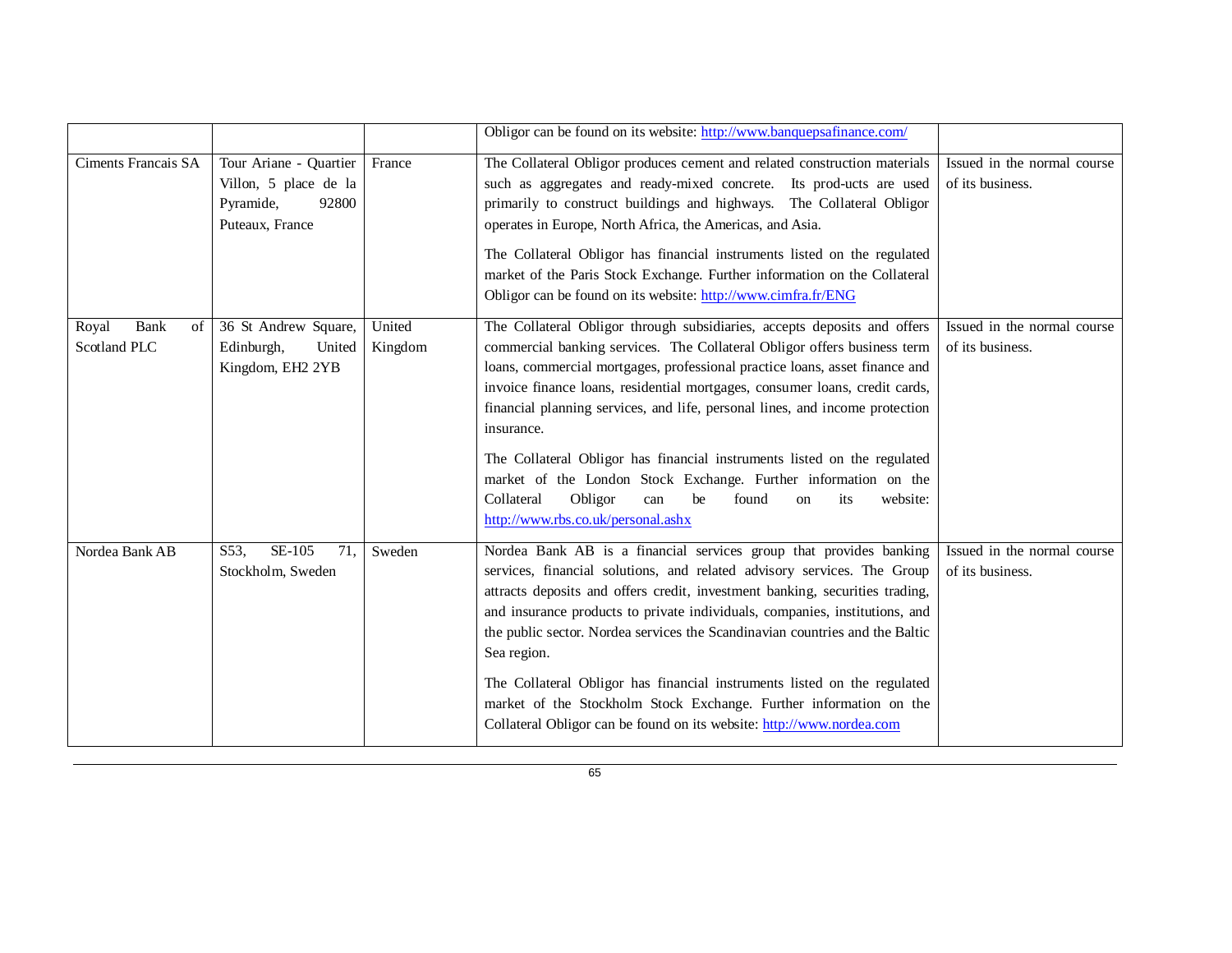| | | | | |
|---|---|---|---|---|
| | | | Obligor can be found on its website: http://www.banquepsafinance.com/ | |
| Ciments Francais SA | Tour Ariane - Quartier Villon, 5 place de la Pyramide, 92800 Puteaux, France | France | The Collateral Obligor produces cement and related construction materials such as aggregates and ready-mixed concrete. Its prod-ucts are used primarily to construct buildings and highways. The Collateral Obligor operates in Europe, North Africa, the Americas, and Asia.<br><br>The Collateral Obligor has financial instruments listed on the regulated market of the Paris Stock Exchange. Further information on the Collateral Obligor can be found on its website: http://www.cimfra.fr/ENG | Issued in the normal course of its business. |
| Royal Bank of Scotland PLC | 36 St Andrew Square, Edinburgh, United Kingdom, EH2 2YB | United Kingdom | The Collateral Obligor through subsidiaries, accepts deposits and offers commercial banking services. The Collateral Obligor offers business term loans, commercial mortgages, professional practice loans, asset finance and invoice finance loans, residential mortgages, consumer loans, credit cards, financial planning services, and life, personal lines, and income protection insurance.<br><br>The Collateral Obligor has financial instruments listed on the regulated market of the London Stock Exchange. Further information on the Collateral Obligor can be found on its website: http://www.rbs.co.uk/personal.ashx | Issued in the normal course of its business. |
| Nordea Bank AB | S53, SE-105 71, Stockholm, Sweden | Sweden | Nordea Bank AB is a financial services group that provides banking services, financial solutions, and related advisory services. The Group attracts deposits and offers credit, investment banking, securities trading, and insurance products to private individuals, companies, institutions, and the public sector. Nordea services the Scandinavian countries and the Baltic Sea region.<br><br>The Collateral Obligor has financial instruments listed on the regulated market of the Stockholm Stock Exchange. Further information on the Collateral Obligor can be found on its website: http://www.nordea.com | Issued in the normal course of its business. |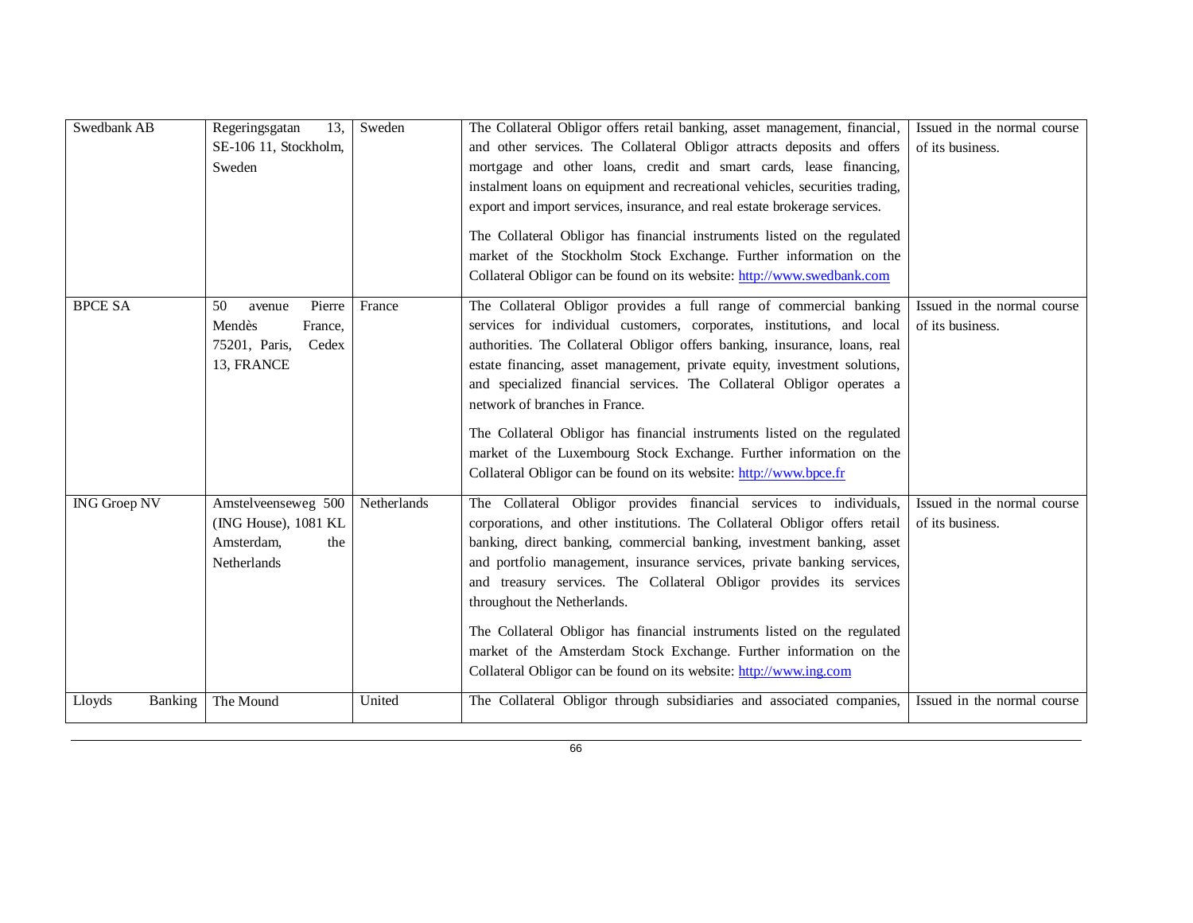| Swedbank AB | Regeringsgatan 13, SE-106 11, Stockholm, Sweden | Sweden | The Collateral Obligor offers retail banking, asset management, financial, and other services. The Collateral Obligor attracts deposits and offers mortgage and other loans, credit and smart cards, lease financing, instalment loans on equipment and recreational vehicles, securities trading, export and import services, insurance, and real estate brokerage services.<br><br>The Collateral Obligor has financial instruments listed on the regulated market of the Stockholm Stock Exchange. Further information on the Collateral Obligor can be found on its website: http://www.swedbank.com | Issued in the normal course of its business. |
|---|---|---|---|---|
| BPCE SA | 50 avenue Pierre Mendès France, 75201, Paris, Cedex 13, FRANCE | France | The Collateral Obligor provides a full range of commercial banking services for individual customers, corporates, institutions, and local authorities. The Collateral Obligor offers banking, insurance, loans, real estate financing, asset management, private equity, investment solutions, and specialized financial services. The Collateral Obligor operates a network of branches in France.<br><br>The Collateral Obligor has financial instruments listed on the regulated market of the Luxembourg Stock Exchange. Further information on the Collateral Obligor can be found on its website: http://www.bpce.fr | Issued in the normal course of its business. |
| ING Groep NV | Amstelveenseweg 500 (ING House), 1081 KL Amsterdam, the Netherlands | Netherlands | The Collateral Obligor provides financial services to individuals, corporations, and other institutions. The Collateral Obligor offers retail banking, direct banking, commercial banking, investment banking, asset and portfolio management, insurance services, private banking services, and treasury services. The Collateral Obligor provides its services throughout the Netherlands.<br><br>The Collateral Obligor has financial instruments listed on the regulated market of the Amsterdam Stock Exchange. Further information on the Collateral Obligor can be found on its website: http://www.ing.com | Issued in the normal course of its business. |
| Lloyds Banking | The Mound | United | The Collateral Obligor through subsidiaries and associated companies, | Issued in the normal course |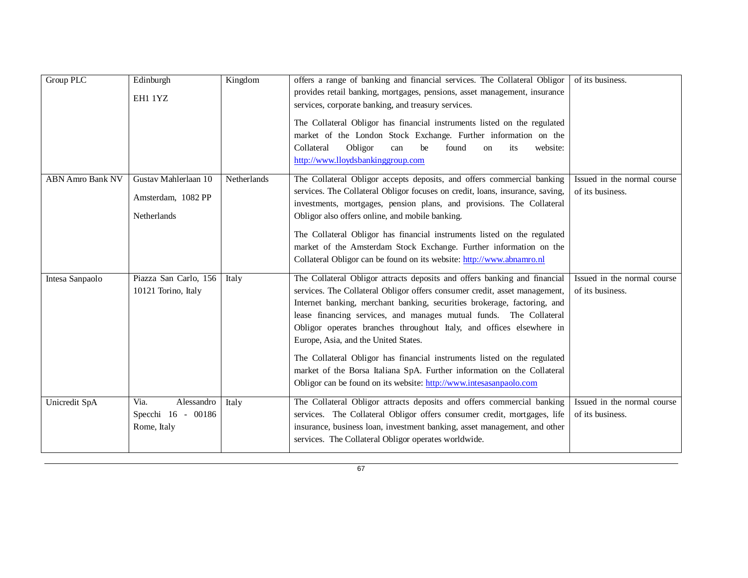| Group PLC | Edinburgh EH1 1YZ | Kingdom | offers a range of banking and financial services. The Collateral Obligor provides retail banking, mortgages, pensions, asset management, insurance services, corporate banking, and treasury services. The Collateral Obligor has financial instruments listed on the regulated market of the London Stock Exchange. Further information on the Collateral Obligor can be found on its website: [http://www.lloydsbankinggroup.com](http://www.lloydsbankinggroup.com) | of its business. |
|---|---|---|---|---|
| ABN Amro Bank NV | Gustav Mahlerlaan 10 Amsterdam, 1082 PP Netherlands | Netherlands | The Collateral Obligor accepts deposits, and offers commercial banking services. The Collateral Obligor focuses on credit, loans, insurance, saving, investments, mortgages, pension plans, and provisions. The Collateral Obligor also offers online, and mobile banking. The Collateral Obligor has financial instruments listed on the regulated market of the Amsterdam Stock Exchange. Further information on the Collateral Obligor can be found on its website: [http://www.abnamro.nl](http://www.abnamro.nl) | Issued in the normal course of its business. |
| Intesa Sanpaolo | Piazza San Carlo, 156 10121 Torino, Italy | Italy | The Collateral Obligor attracts deposits and offers banking and financial services. The Collateral Obligor offers consumer credit, asset management, Internet banking, merchant banking, securities brokerage, factoring, and lease financing services, and manages mutual funds. The Collateral Obligor operates branches throughout Italy, and offices elsewhere in Europe, Asia, and the United States. The Collateral Obligor has financial instruments listed on the regulated market of the Borsa Italiana SpA. Further information on the Collateral Obligor can be found on its website: [http://www.intesasanpaolo.com](http://www.intesasanpaolo.com) | Issued in the normal course of its business. |
| Unicredit SpA | Via. Alessandro Specchi 16 - 00186 Rome, Italy | Italy | The Collateral Obligor attracts deposits and offers commercial banking services. The Collateral Obligor offers consumer credit, mortgages, life insurance, business loan, investment banking, asset management, and other services. The Collateral Obligor operates worldwide. | Issued in the normal course of its business. |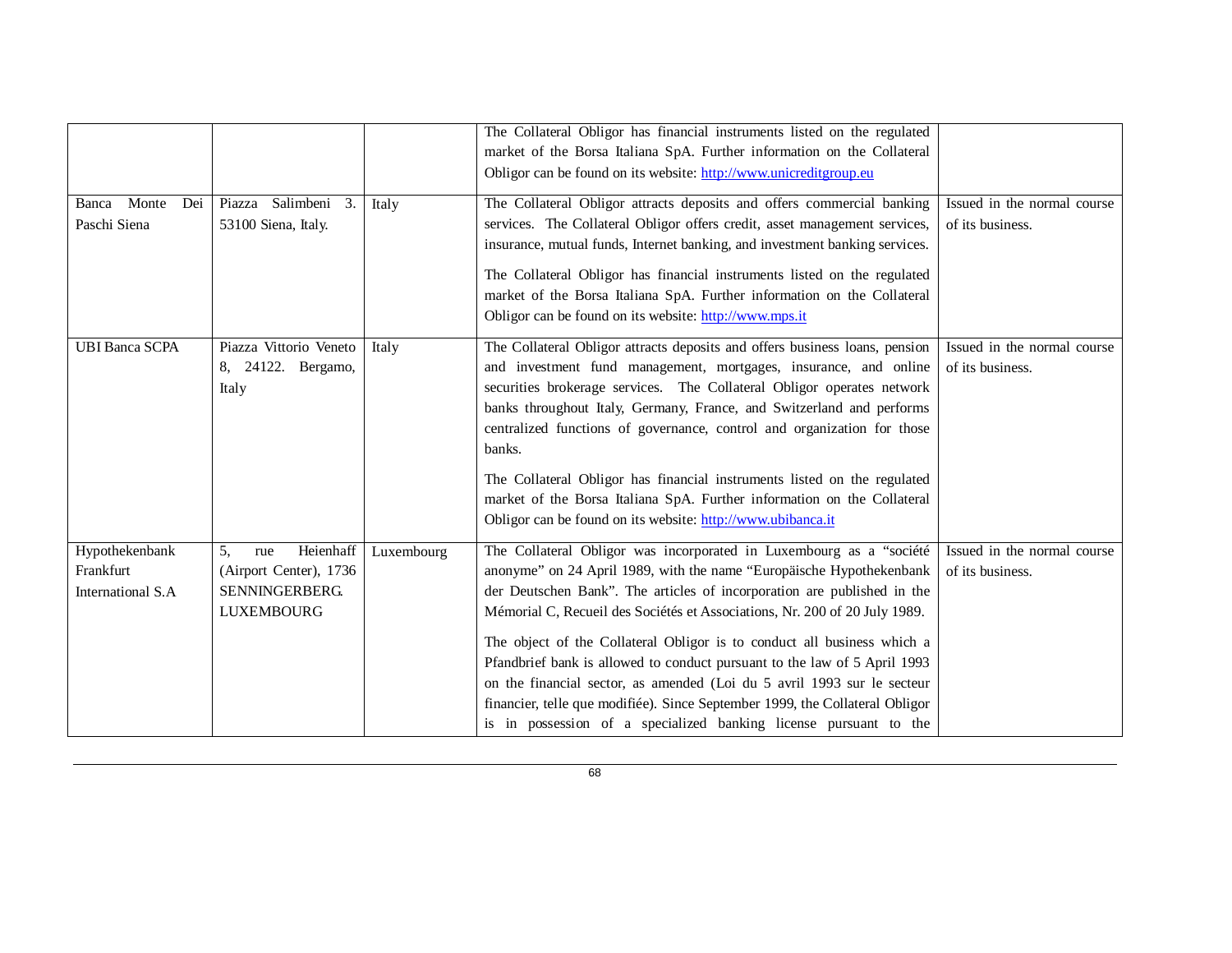| | | | | |
|---|---|---|---|---|
| | | | The Collateral Obligor has financial instruments listed on the regulated market of the Borsa Italiana SpA. Further information on the Collateral Obligor can be found on its website: http://www.unicreditgroup.eu | |
| Banca Monte Dei Paschi Siena | Piazza Salimbeni 3. 53100 Siena, Italy. | Italy | The Collateral Obligor attracts deposits and offers commercial banking services. The Collateral Obligor offers credit, asset management services, insurance, mutual funds, Internet banking, and investment banking services.<br><br>The Collateral Obligor has financial instruments listed on the regulated market of the Borsa Italiana SpA. Further information on the Collateral Obligor can be found on its website: http://www.mps.it | Issued in the normal course of its business. |
| UBI Banca SCPA | Piazza Vittorio Veneto 8, 24122. Bergamo, Italy | Italy | The Collateral Obligor attracts deposits and offers business loans, pension and investment fund management, mortgages, insurance, and online securities brokerage services. The Collateral Obligor operates network banks throughout Italy, Germany, France, and Switzerland and performs centralized functions of governance, control and organization for those banks.<br><br>The Collateral Obligor has financial instruments listed on the regulated market of the Borsa Italiana SpA. Further information on the Collateral Obligor can be found on its website: http://www.ubibanca.it | Issued in the normal course of its business. |
| Hypothekenbank Frankfurt International S.A | 5, rue Heienhaff (Airport Center), 1736 SENNINGERBERG. LUXEMBOURG | Luxembourg | The Collateral Obligor was incorporated in Luxembourg as a "société anonyme" on 24 April 1989, with the name "Europäische Hypothekenbank der Deutschen Bank". The articles of incorporation are published in the Mémorial C, Recueil des Sociétés et Associations, Nr. 200 of 20 July 1989.<br><br>The object of the Collateral Obligor is to conduct all business which a Pfandbrief bank is allowed to conduct pursuant to the law of 5 April 1993 on the financial sector, as amended (Loi du 5 avril 1993 sur le secteur financier, telle que modifiée). Since September 1999, the Collateral Obligor is in possession of a specialized banking license pursuant to the | Issued in the normal course of its business. |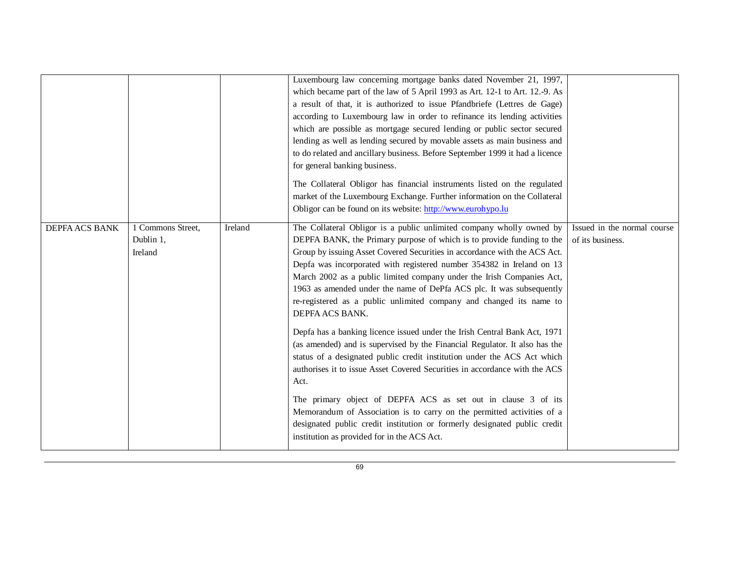| | | | | |
|---|---|---|---|---|
| | | | Luxembourg law concerning mortgage banks dated November 21, 1997, which became part of the law of 5 April 1993 as Art. 12-1 to Art. 12.-9. As a result of that, it is authorized to issue Pfandbriefe (Lettres de Gage) according to Luxembourg law in order to refinance its lending activities which are possible as mortgage secured lending or public sector secured lending as well as lending secured by movable assets as main business and to do related and ancillary business. Before September 1999 it had a licence for general banking business.<br><br>The Collateral Obligor has financial instruments listed on the regulated market of the Luxembourg Exchange. Further information on the Collateral Obligor can be found on its website: http://www.eurohypo.lu | |
| DEPFA ACS BANK | 1 Commons Street,<br>Dublin 1,<br>Ireland | Ireland | The Collateral Obligor is a public unlimited company wholly owned by DEPFA BANK, the Primary purpose of which is to provide funding to the Group by issuing Asset Covered Securities in accordance with the ACS Act. Depfa was incorporated with registered number 354382 in Ireland on 13 March 2002 as a public limited company under the Irish Companies Act, 1963 as amended under the name of DePfa ACS plc. It was subsequently re-registered as a public unlimited company and changed its name to DEPFA ACS BANK.<br><br>Depfa has a banking licence issued under the Irish Central Bank Act, 1971 (as amended) and is supervised by the Financial Regulator. It also has the status of a designated public credit institution under the ACS Act which authorises it to issue Asset Covered Securities in accordance with the ACS Act.<br><br>The primary object of DEPFA ACS as set out in clause 3 of its Memorandum of Association is to carry on the permitted activities of a designated public credit institution or formerly designated public credit institution as provided for in the ACS Act. | Issued in the normal course of its business. |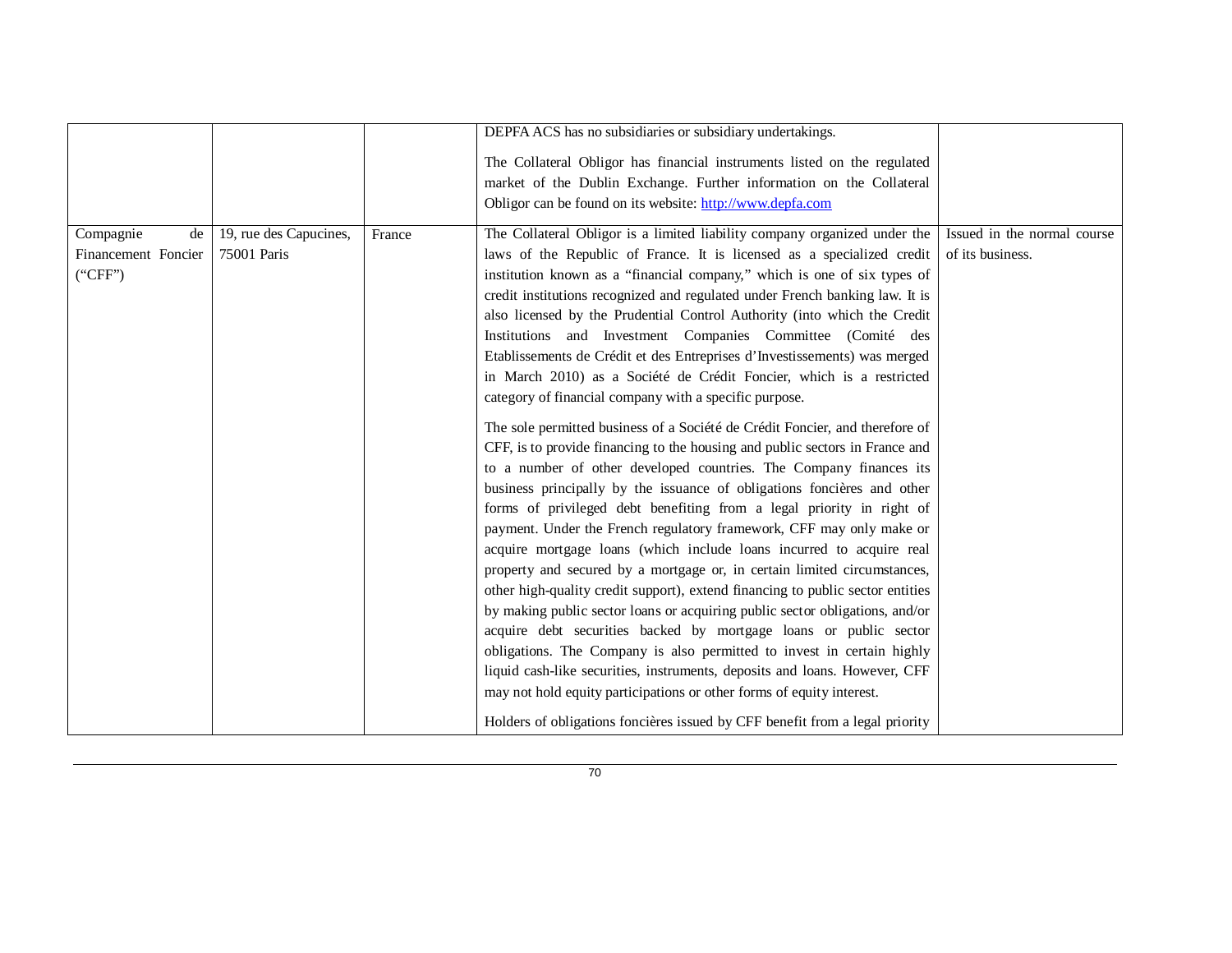| | | | | |
|---|---|---|---|---|
| | | | DEPFA ACS has no subsidiaries or subsidiary undertakings.<br><br>The Collateral Obligor has financial instruments listed on the regulated market of the Dublin Exchange. Further information on the Collateral Obligor can be found on its website: http://www.depfa.com | |
| Compagnie de Financement Foncier ("CFF") | 19, rue des Capucines, 75001 Paris | France | The Collateral Obligor is a limited liability company organized under the laws of the Republic of France. It is licensed as a specialized credit institution known as a "financial company," which is one of six types of credit institutions recognized and regulated under French banking law. It is also licensed by the Prudential Control Authority (into which the Credit Institutions and Investment Companies Committee (Comité des Etablissements de Crédit et des Entreprises d'Investissements) was merged in March 2010) as a Société de Crédit Foncier, which is a restricted category of financial company with a specific purpose.<br><br>The sole permitted business of a Société de Crédit Foncier, and therefore of CFF, is to provide financing to the housing and public sectors in France and to a number of other developed countries. The Company finances its business principally by the issuance of obligations foncières and other forms of privileged debt benefiting from a legal priority in right of payment. Under the French regulatory framework, CFF may only make or acquire mortgage loans (which include loans incurred to acquire real property and secured by a mortgage or, in certain limited circumstances, other high-quality credit support), extend financing to public sector entities by making public sector loans or acquiring public sector obligations, and/or acquire debt securities backed by mortgage loans or public sector obligations. The Company is also permitted to invest in certain highly liquid cash-like securities, instruments, deposits and loans. However, CFF may not hold equity participations or other forms of equity interest.<br><br>Holders of obligations foncières issued by CFF benefit from a legal priority | Issued in the normal course of its business. |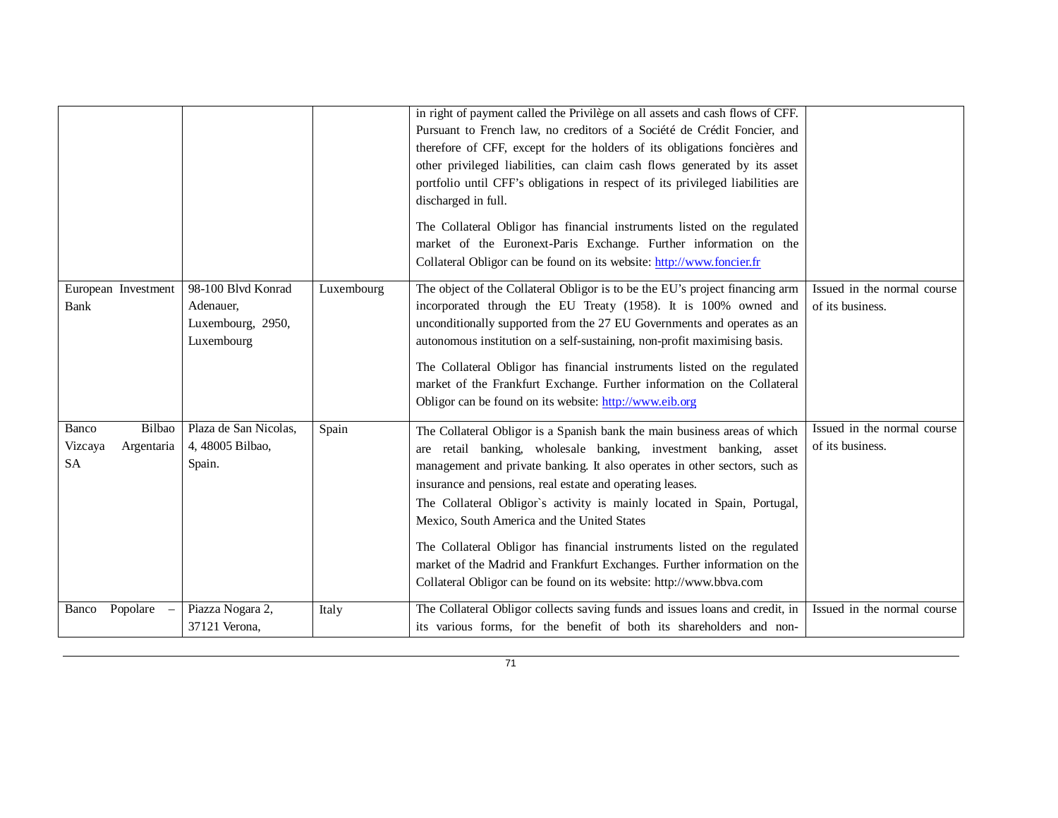| | | | | |
|---|---|---|---|---|
| | | | in right of payment called the Privilège on all assets and cash flows of CFF. Pursuant to French law, no creditors of a Société de Crédit Foncier, and therefore of CFF, except for the holders of its obligations foncières and other privileged liabilities, can claim cash flows generated by its asset portfolio until CFF's obligations in respect of its privileged liabilities are discharged in full.<br><br>The Collateral Obligor has financial instruments listed on the regulated market of the Euronext-Paris Exchange. Further information on the Collateral Obligor can be found on its website: http://www.foncier.fr | |
| European Investment Bank | 98-100 Blvd Konrad Adenauer, Luxembourg, 2950, Luxembourg | Luxembourg | The object of the Collateral Obligor is to be the EU's project financing arm incorporated through the EU Treaty (1958). It is 100% owned and unconditionally supported from the 27 EU Governments and operates as an autonomous institution on a self-sustaining, non-profit maximising basis.<br><br>The Collateral Obligor has financial instruments listed on the regulated market of the Frankfurt Exchange. Further information on the Collateral Obligor can be found on its website: http://www.eib.org | Issued in the normal course of its business. |
| Banco Bilbao Vizcaya Argentaria SA | Plaza de San Nicolas, 4, 48005 Bilbao, Spain. | Spain | The Collateral Obligor is a Spanish bank the main business areas of which are retail banking, wholesale banking, investment banking, asset management and private banking. It also operates in other sectors, such as insurance and pensions, real estate and operating leases.<br>The Collateral Obligor`s activity is mainly located in Spain, Portugal, Mexico, South America and the United States<br><br>The Collateral Obligor has financial instruments listed on the regulated market of the Madrid and Frankfurt Exchanges. Further information on the Collateral Obligor can be found on its website: http://www.bbva.com | Issued in the normal course of its business. |
| Banco Popolare – | Piazza Nogara 2, 37121 Verona, | Italy | The Collateral Obligor collects saving funds and issues loans and credit, in its various forms, for the benefit of both its shareholders and non- | Issued in the normal course |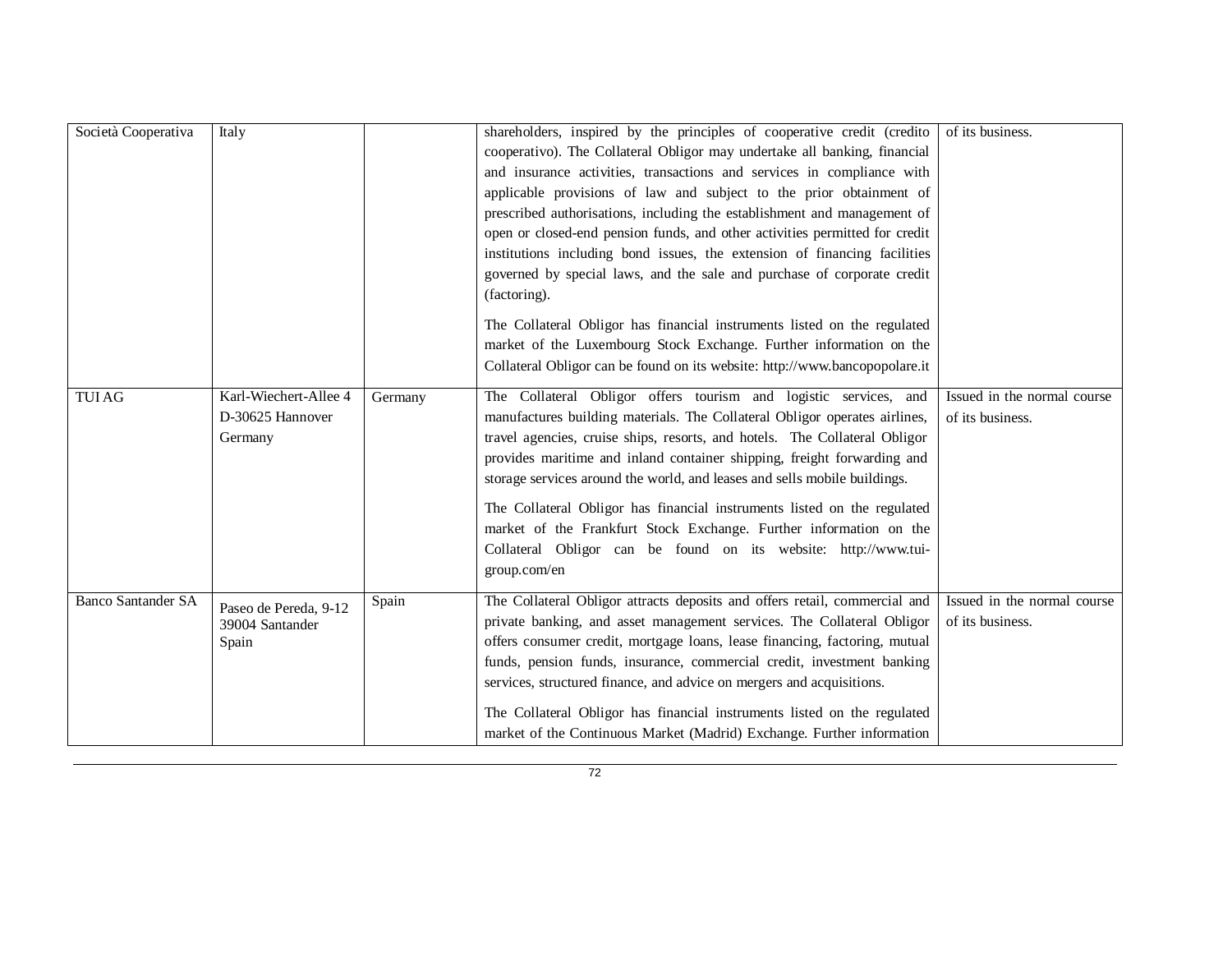| | | | | |
|---|---|---|---|---|
| Società Cooperativa | Italy | | shareholders, inspired by the principles of cooperative credit (credito cooperativo). The Collateral Obligor may undertake all banking, financial and insurance activities, transactions and services in compliance with applicable provisions of law and subject to the prior obtainment of prescribed authorisations, including the establishment and management of open or closed-end pension funds, and other activities permitted for credit institutions including bond issues, the extension of financing facilities governed by special laws, and the sale and purchase of corporate credit (factoring).<br><br>The Collateral Obligor has financial instruments listed on the regulated market of the Luxembourg Stock Exchange. Further information on the Collateral Obligor can be found on its website: http://www.bancopopolare.it | of its business. |
| TUI AG | Karl-Wiechert-Allee 4<br>D-30625 Hannover<br>Germany | Germany | The Collateral Obligor offers tourism and logistic services, and manufactures building materials. The Collateral Obligor operates airlines, travel agencies, cruise ships, resorts, and hotels. The Collateral Obligor provides maritime and inland container shipping, freight forwarding and storage services around the world, and leases and sells mobile buildings.<br><br>The Collateral Obligor has financial instruments listed on the regulated market of the Frankfurt Stock Exchange. Further information on the Collateral Obligor can be found on its website: http://www.tui-group.com/en | Issued in the normal course of its business. |
| Banco Santander SA | Paseo de Pereda, 9-12<br>39004 Santander<br>Spain | Spain | The Collateral Obligor attracts deposits and offers retail, commercial and private banking, and asset management services. The Collateral Obligor offers consumer credit, mortgage loans, lease financing, factoring, mutual funds, pension funds, insurance, commercial credit, investment banking services, structured finance, and advice on mergers and acquisitions.<br><br>The Collateral Obligor has financial instruments listed on the regulated market of the Continuous Market (Madrid) Exchange. Further information | Issued in the normal course of its business. |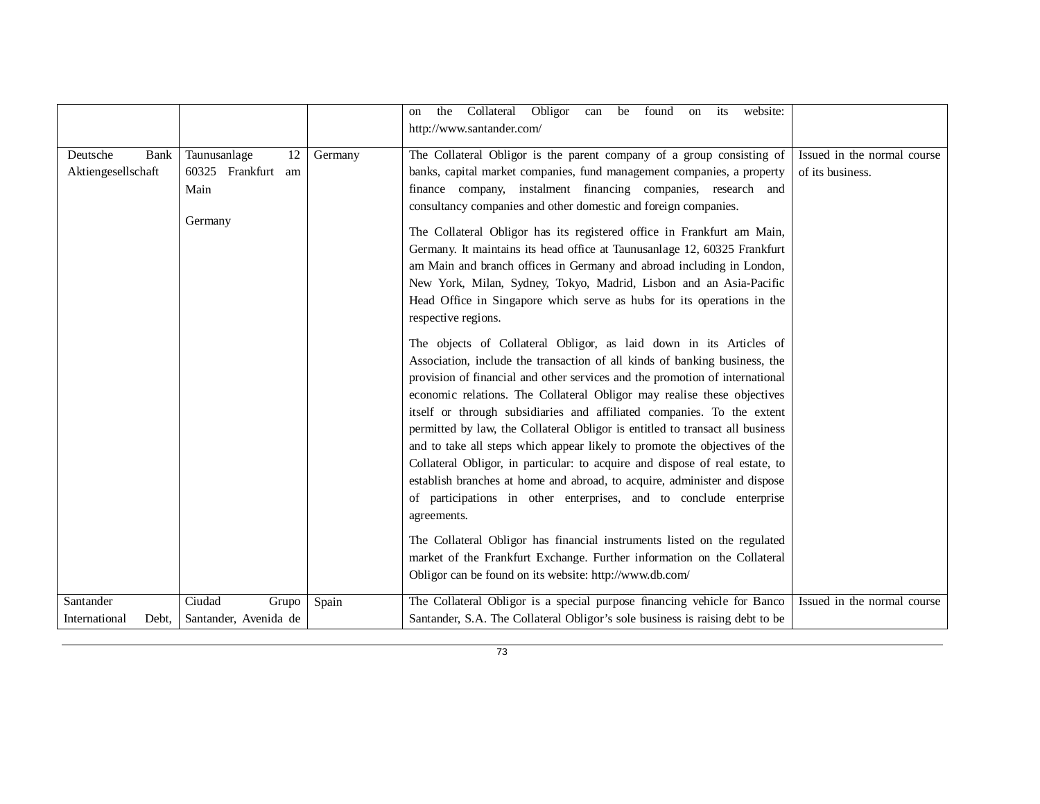|  |  |  | on the Collateral Obligor can be found on its website: http://www.santander.com/ |  |
|---|---|---|---|---|
| Deutsche Bank Aktiengesellschaft | Taunusanlage 12 60325 Frankfurt am Main<br><br>Germany | Germany | The Collateral Obligor is the parent company of a group consisting of banks, capital market companies, fund management companies, a property finance company, instalment financing companies, research and consultancy companies and other domestic and foreign companies.<br><br>The Collateral Obligor has its registered office in Frankfurt am Main, Germany. It maintains its head office at Taunusanlage 12, 60325 Frankfurt am Main and branch offices in Germany and abroad including in London, New York, Milan, Sydney, Tokyo, Madrid, Lisbon and an Asia-Pacific Head Office in Singapore which serve as hubs for its operations in the respective regions.<br><br>The objects of Collateral Obligor, as laid down in its Articles of Association, include the transaction of all kinds of banking business, the provision of financial and other services and the promotion of international economic relations. The Collateral Obligor may realise these objectives itself or through subsidiaries and affiliated companies. To the extent permitted by law, the Collateral Obligor is entitled to transact all business and to take all steps which appear likely to promote the objectives of the Collateral Obligor, in particular: to acquire and dispose of real estate, to establish branches at home and abroad, to acquire, administer and dispose of participations in other enterprises, and to conclude enterprise agreements.<br><br>The Collateral Obligor has financial instruments listed on the regulated market of the Frankfurt Exchange. Further information on the Collateral Obligor can be found on its website: http://www.db.com/ | Issued in the normal course of its business. |
| Santander International Debt, | Ciudad Grupo Santander, Avenida de | Spain | The Collateral Obligor is a special purpose financing vehicle for Banco Santander, S.A. The Collateral Obligor's sole business is raising debt to be | Issued in the normal course |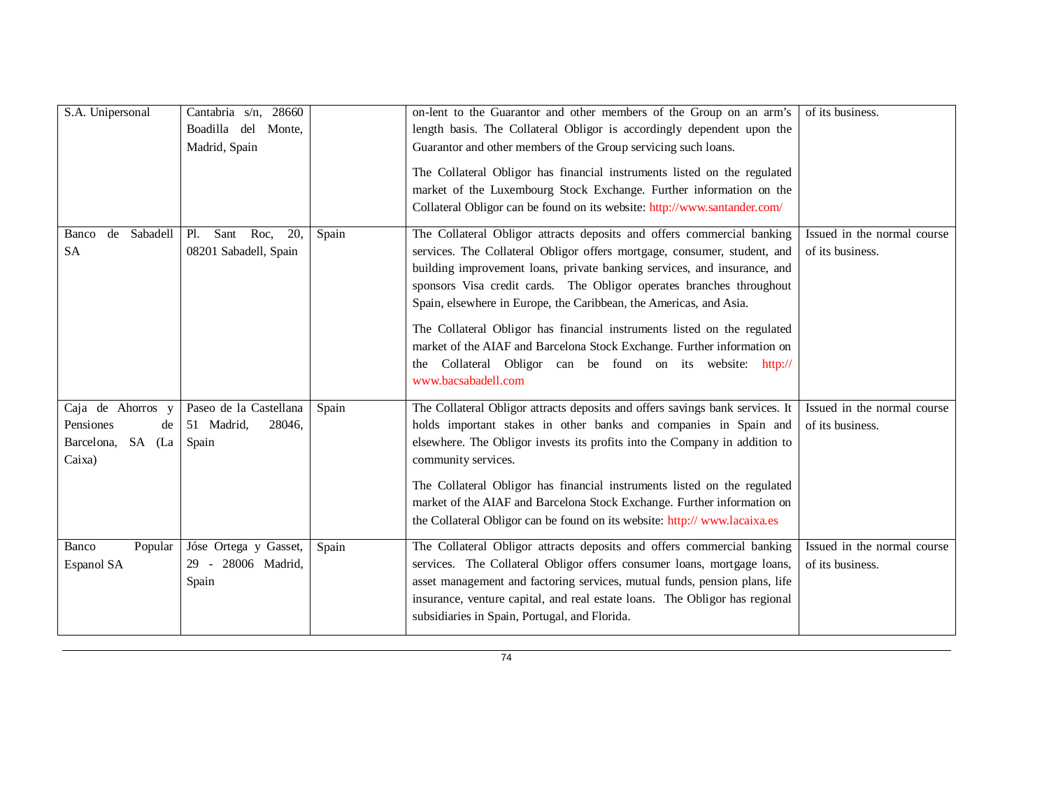| | | | | |
|---|---|---|---|---|
| S.A. Unipersonal | Cantabria s/n, 28660 Boadilla del Monte, Madrid, Spain | | on-lent to the Guarantor and other members of the Group on an arm's length basis. The Collateral Obligor is accordingly dependent upon the Guarantor and other members of the Group servicing such loans.<br><br>The Collateral Obligor has financial instruments listed on the regulated market of the Luxembourg Stock Exchange. Further information on the Collateral Obligor can be found on its website: http://www.santander.com/ | of its business. |
| Banco de Sabadell SA | Pl. Sant Roc, 20, 08201 Sabadell, Spain | Spain | The Collateral Obligor attracts deposits and offers commercial banking services. The Collateral Obligor offers mortgage, consumer, student, and building improvement loans, private banking services, and insurance, and sponsors Visa credit cards. The Obligor operates branches throughout Spain, elsewhere in Europe, the Caribbean, the Americas, and Asia.<br><br>The Collateral Obligor has financial instruments listed on the regulated market of the AIAF and Barcelona Stock Exchange. Further information on the Collateral Obligor can be found on its website: http:// www.bacsabadell.com | Issued in the normal course of its business. |
| Caja de Ahorros y Pensiones de Barcelona, SA (La Caixa) | Paseo de la Castellana 51 Madrid, 28046, Spain | Spain | The Collateral Obligor attracts deposits and offers savings bank services. It holds important stakes in other banks and companies in Spain and elsewhere. The Obligor invests its profits into the Company in addition to community services.<br><br>The Collateral Obligor has financial instruments listed on the regulated market of the AIAF and Barcelona Stock Exchange. Further information on the Collateral Obligor can be found on its website: http:// www.lacaixa.es | Issued in the normal course of its business. |
| Banco Popular Espanol SA | Jóse Ortega y Gasset, 29 - 28006 Madrid, Spain | Spain | The Collateral Obligor attracts deposits and offers commercial banking services. The Collateral Obligor offers consumer loans, mortgage loans, asset management and factoring services, mutual funds, pension plans, life insurance, venture capital, and real estate loans. The Obligor has regional subsidiaries in Spain, Portugal, and Florida. | Issued in the normal course of its business. |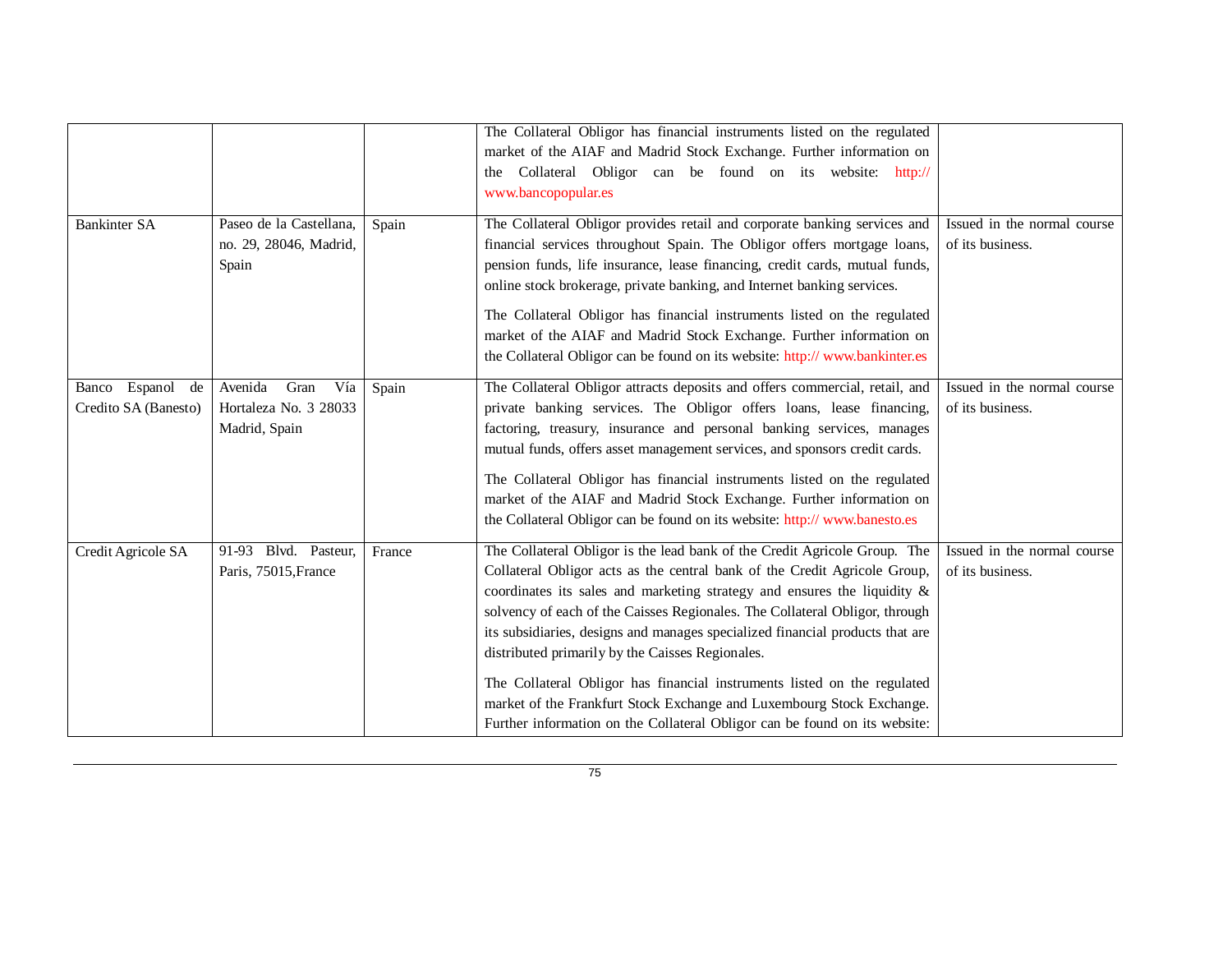| | | | | |
|---|---|---|---|---|
| | | | The Collateral Obligor has financial instruments listed on the regulated market of the AIAF and Madrid Stock Exchange. Further information on the Collateral Obligor can be found on its website: http:// www.bancopopular.es | |
| Bankinter SA | Paseo de la Castellana, no. 29, 28046, Madrid, Spain | Spain | The Collateral Obligor provides retail and corporate banking services and financial services throughout Spain. The Obligor offers mortgage loans, pension funds, life insurance, lease financing, credit cards, mutual funds, online stock brokerage, private banking, and Internet banking services.<br><br>The Collateral Obligor has financial instruments listed on the regulated market of the AIAF and Madrid Stock Exchange. Further information on the Collateral Obligor can be found on its website: http:// www.bankinter.es | Issued in the normal course of its business. |
| Banco Espanol de Credito SA (Banesto) | Avenida Gran Vía Hortaleza No. 3 28033 Madrid, Spain | Spain | The Collateral Obligor attracts deposits and offers commercial, retail, and private banking services. The Obligor offers loans, lease financing, factoring, treasury, insurance and personal banking services, manages mutual funds, offers asset management services, and sponsors credit cards.<br><br>The Collateral Obligor has financial instruments listed on the regulated market of the AIAF and Madrid Stock Exchange. Further information on the Collateral Obligor can be found on its website: http:// www.banesto.es | Issued in the normal course of its business. |
| Credit Agricole SA | 91-93 Blvd. Pasteur, Paris, 75015,France | France | The Collateral Obligor is the lead bank of the Credit Agricole Group. The Collateral Obligor acts as the central bank of the Credit Agricole Group, coordinates its sales and marketing strategy and ensures the liquidity & solvency of each of the Caisses Regionales. The Collateral Obligor, through its subsidiaries, designs and manages specialized financial products that are distributed primarily by the Caisses Regionales.<br><br>The Collateral Obligor has financial instruments listed on the regulated market of the Frankfurt Stock Exchange and Luxembourg Stock Exchange. Further information on the Collateral Obligor can be found on its website: | Issued in the normal course of its business. |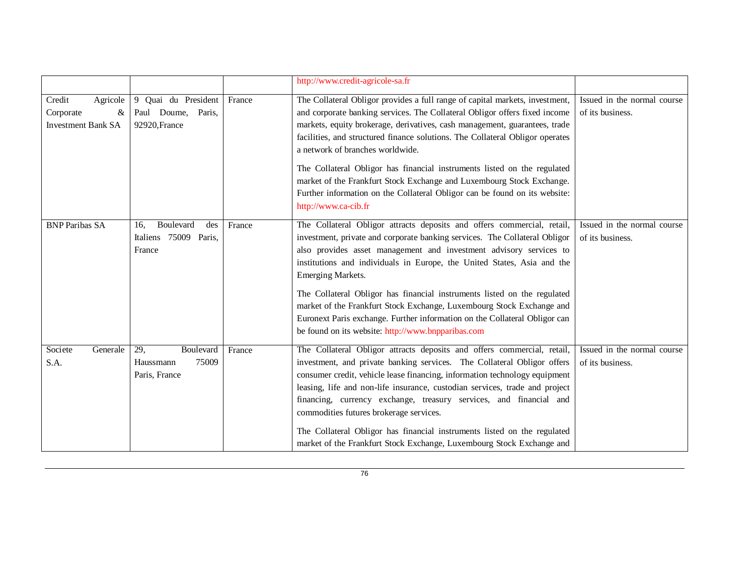| | | | | |
|---|---|---|---|---|
| | | | http://www.credit-agricole-sa.fr | |
| Credit Agricole Corporate & Investment Bank SA | 9 Quai du President Paul Doume, Paris, 92920,France | France | The Collateral Obligor provides a full range of capital markets, investment, and corporate banking services. The Collateral Obligor offers fixed income markets, equity brokerage, derivatives, cash management, guarantees, trade facilities, and structured finance solutions. The Collateral Obligor operates a network of branches worldwide.<br><br>The Collateral Obligor has financial instruments listed on the regulated market of the Frankfurt Stock Exchange and Luxembourg Stock Exchange. Further information on the Collateral Obligor can be found on its website: http://www.ca-cib.fr | Issued in the normal course of its business. |
| BNP Paribas SA | 16, Boulevard des Italiens 75009 Paris, France | France | The Collateral Obligor attracts deposits and offers commercial, retail, investment, private and corporate banking services. The Collateral Obligor also provides asset management and investment advisory services to institutions and individuals in Europe, the United States, Asia and the Emerging Markets.<br><br>The Collateral Obligor has financial instruments listed on the regulated market of the Frankfurt Stock Exchange, Luxembourg Stock Exchange and Euronext Paris exchange. Further information on the Collateral Obligor can be found on its website: http://www.bnpparibas.com | Issued in the normal course of its business. |
| Societe Generale S.A. | 29, Boulevard Haussmann 75009 Paris, France | France | The Collateral Obligor attracts deposits and offers commercial, retail, investment, and private banking services. The Collateral Obligor offers consumer credit, vehicle lease financing, information technology equipment leasing, life and non-life insurance, custodian services, trade and project financing, currency exchange, treasury services, and financial and commodities futures brokerage services.<br><br>The Collateral Obligor has financial instruments listed on the regulated market of the Frankfurt Stock Exchange, Luxembourg Stock Exchange and | Issued in the normal course of its business. |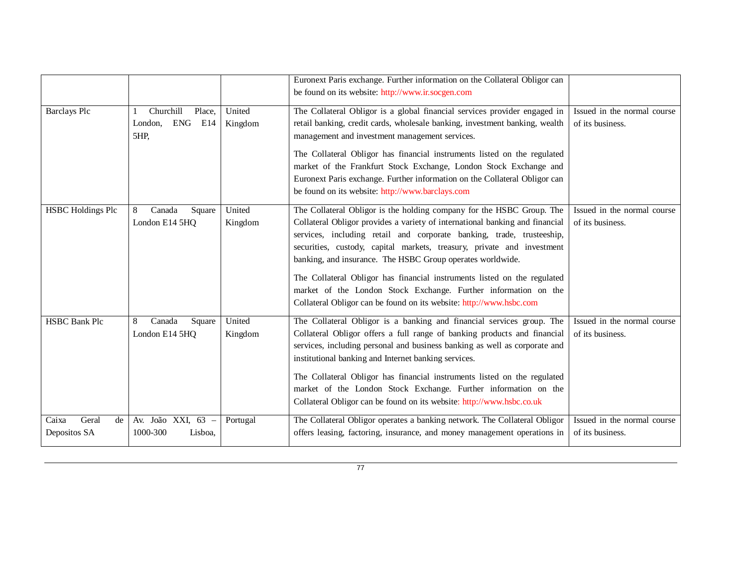| | | | | |
|---|---|---|---|---|
| | | | Euronext Paris exchange. Further information on the Collateral Obligor can be found on its website: http://www.ir.socgen.com | |
| Barclays Plc | 1 Churchill Place, London, ENG E14 5HP, | United Kingdom | The Collateral Obligor is a global financial services provider engaged in retail banking, credit cards, wholesale banking, investment banking, wealth management and investment management services.<br><br>The Collateral Obligor has financial instruments listed on the regulated market of the Frankfurt Stock Exchange, London Stock Exchange and Euronext Paris exchange. Further information on the Collateral Obligor can be found on its website: http://www.barclays.com | Issued in the normal course of its business. |
| HSBC Holdings Plc | 8 Canada Square London E14 5HQ | United Kingdom | The Collateral Obligor is the holding company for the HSBC Group. The Collateral Obligor provides a variety of international banking and financial services, including retail and corporate banking, trade, trusteeship, securities, custody, capital markets, treasury, private and investment banking, and insurance. The HSBC Group operates worldwide.<br><br>The Collateral Obligor has financial instruments listed on the regulated market of the London Stock Exchange. Further information on the Collateral Obligor can be found on its website: http://www.hsbc.com | Issued in the normal course of its business. |
| HSBC Bank Plc | 8 Canada Square London E14 5HQ | United Kingdom | The Collateral Obligor is a banking and financial services group. The Collateral Obligor offers a full range of banking products and financial services, including personal and business banking as well as corporate and institutional banking and Internet banking services.<br><br>The Collateral Obligor has financial instruments listed on the regulated market of the London Stock Exchange. Further information on the Collateral Obligor can be found on its website: http://www.hsbc.co.uk | Issued in the normal course of its business. |
| Caixa Geral de Depositos SA | Av. João XXI, 63 – 1000-300 Lisboa, | Portugal | The Collateral Obligor operates a banking network. The Collateral Obligor offers leasing, factoring, insurance, and money management operations in | Issued in the normal course of its business. |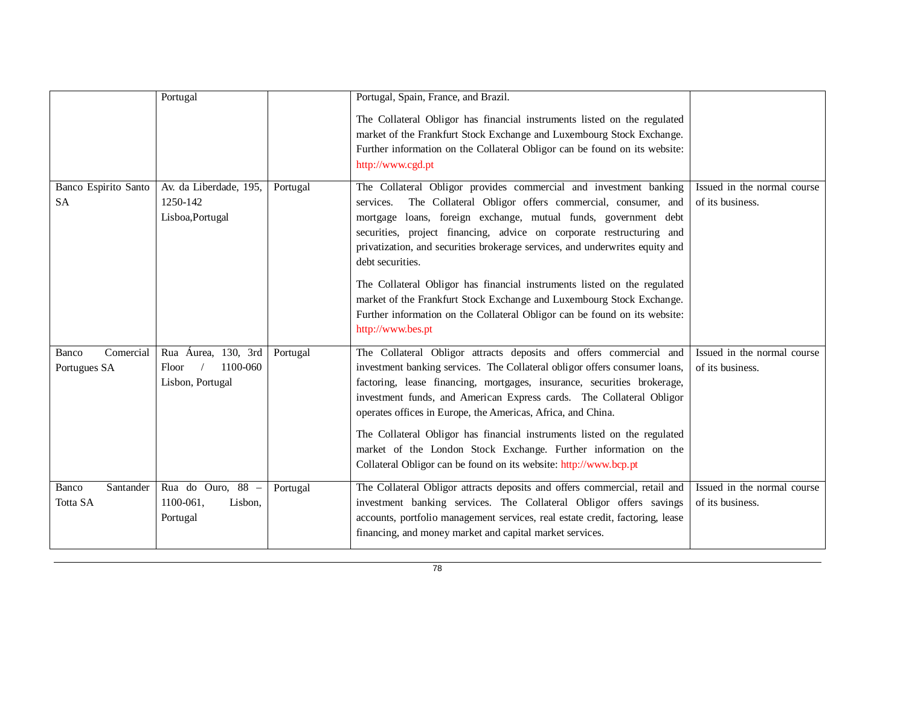|  |  |  |  |  |
|---|---|---|---|---|
|  | Portugal |  | Portugal, Spain, France, and Brazil.<br><br>The Collateral Obligor has financial instruments listed on the regulated market of the Frankfurt Stock Exchange and Luxembourg Stock Exchange. Further information on the Collateral Obligor can be found on its website: http://www.cgd.pt |  |
| Banco Espirito Santo SA | Av. da Liberdade, 195, 1250-142 Lisboa,Portugal | Portugal | The Collateral Obligor provides commercial and investment banking services. The Collateral Obligor offers commercial, consumer, and mortgage loans, foreign exchange, mutual funds, government debt securities, project financing, advice on corporate restructuring and privatization, and securities brokerage services, and underwrites equity and debt securities.<br><br>The Collateral Obligor has financial instruments listed on the regulated market of the Frankfurt Stock Exchange and Luxembourg Stock Exchange. Further information on the Collateral Obligor can be found on its website: http://www.bes.pt | Issued in the normal course of its business. |
| Banco Comercial Portugues SA | Rua Áurea, 130, 3rd Floor / 1100-060 Lisbon, Portugal | Portugal | The Collateral Obligor attracts deposits and offers commercial and investment banking services. The Collateral obligor offers consumer loans, factoring, lease financing, mortgages, insurance, securities brokerage, investment funds, and American Express cards. The Collateral Obligor operates offices in Europe, the Americas, Africa, and China.<br><br>The Collateral Obligor has financial instruments listed on the regulated market of the London Stock Exchange. Further information on the Collateral Obligor can be found on its website: http://www.bcp.pt | Issued in the normal course of its business. |
| Banco Santander Totta SA | Rua do Ouro, 88 – 1100-061, Lisbon, Portugal | Portugal | The Collateral Obligor attracts deposits and offers commercial, retail and investment banking services. The Collateral Obligor offers savings accounts, portfolio management services, real estate credit, factoring, lease financing, and money market and capital market services. | Issued in the normal course of its business. |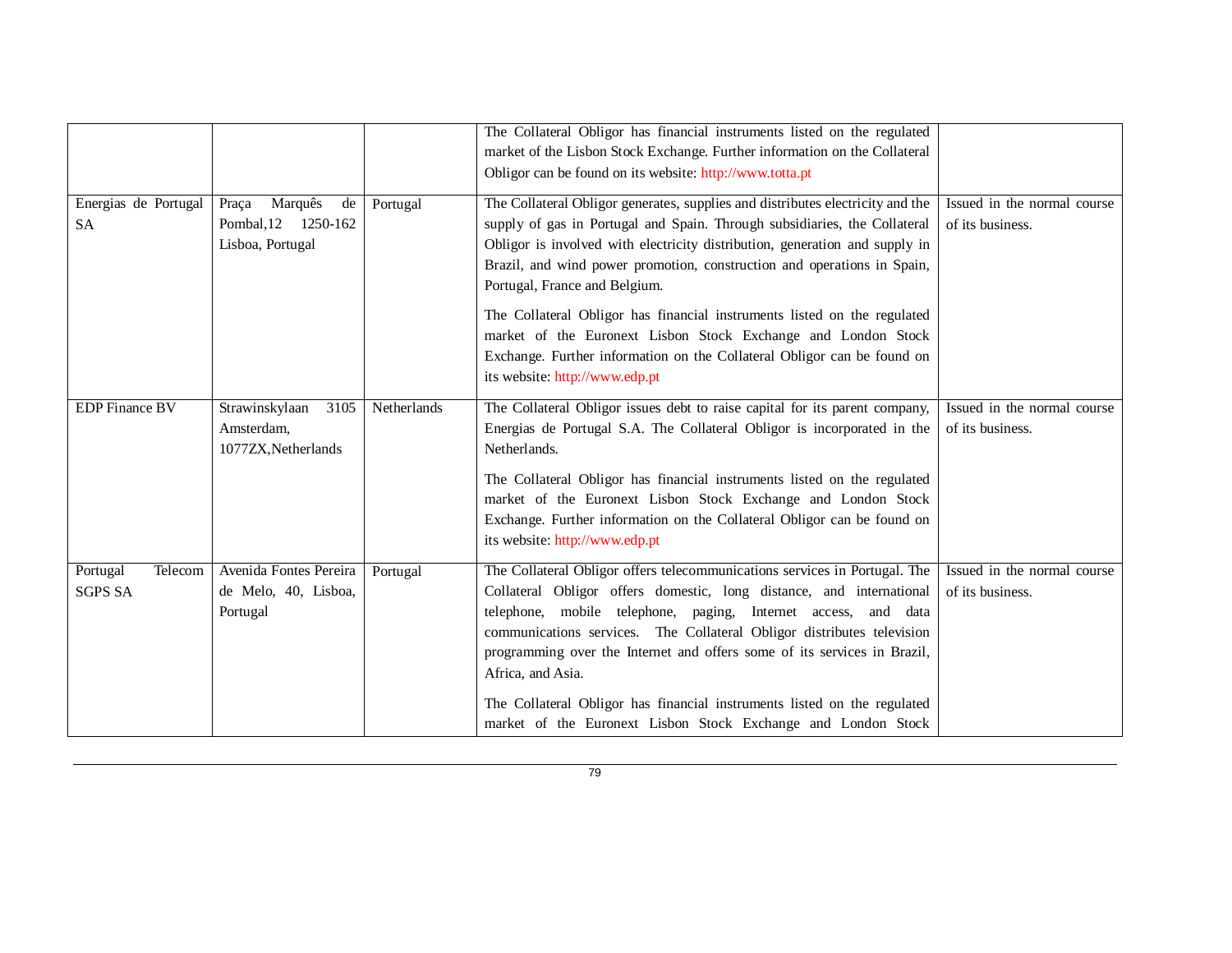| | | | | |
|---|---|---|---|---|
| | | | The Collateral Obligor has financial instruments listed on the regulated market of the Lisbon Stock Exchange. Further information on the Collateral Obligor can be found on its website: http://www.totta.pt | |
| Energias de Portugal SA | Praça Marquês de Pombal,12 1250-162 Lisboa, Portugal | Portugal | The Collateral Obligor generates, supplies and distributes electricity and the supply of gas in Portugal and Spain. Through subsidiaries, the Collateral Obligor is involved with electricity distribution, generation and supply in Brazil, and wind power promotion, construction and operations in Spain, Portugal, France and Belgium.<br><br>The Collateral Obligor has financial instruments listed on the regulated market of the Euronext Lisbon Stock Exchange and London Stock Exchange. Further information on the Collateral Obligor can be found on its website: http://www.edp.pt | Issued in the normal course of its business. |
| EDP Finance BV | Strawinskylaan 3105 Amsterdam, 1077ZX,Netherlands | Netherlands | The Collateral Obligor issues debt to raise capital for its parent company, Energias de Portugal S.A. The Collateral Obligor is incorporated in the Netherlands.<br><br>The Collateral Obligor has financial instruments listed on the regulated market of the Euronext Lisbon Stock Exchange and London Stock Exchange. Further information on the Collateral Obligor can be found on its website: http://www.edp.pt | Issued in the normal course of its business. |
| Portugal Telecom SGPS SA | Avenida Fontes Pereira de Melo, 40, Lisboa, Portugal | Portugal | The Collateral Obligor offers telecommunications services in Portugal. The Collateral Obligor offers domestic, long distance, and international telephone, mobile telephone, paging, Internet access, and data communications services. The Collateral Obligor distributes television programming over the Internet and offers some of its services in Brazil, Africa, and Asia.<br><br>The Collateral Obligor has financial instruments listed on the regulated market of the Euronext Lisbon Stock Exchange and London Stock | Issued in the normal course of its business. |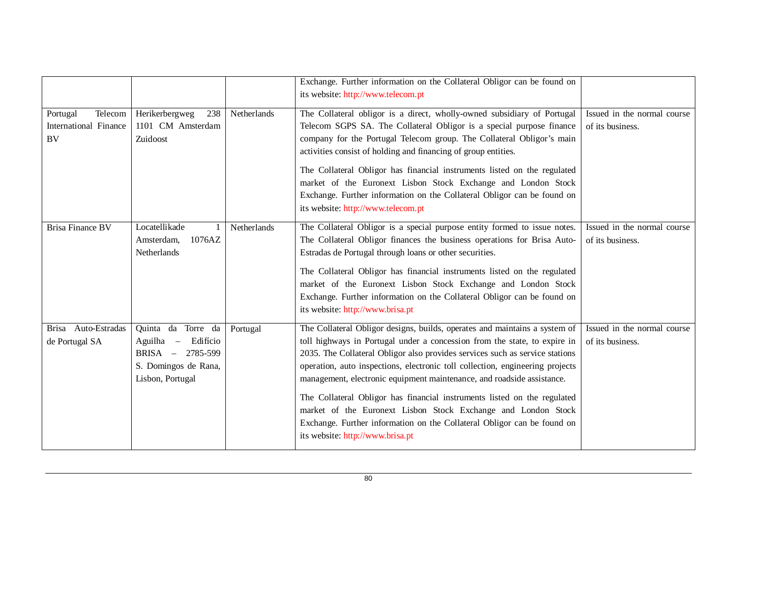| | | | | |
|---|---|---|---|---|
| | | | Exchange. Further information on the Collateral Obligor can be found on its website: http://www.telecom.pt | |
| Portugal Telecom International Finance BV | Herikerbergweg 238 1101 CM Amsterdam Zuidoost | Netherlands | The Collateral obligor is a direct, wholly-owned subsidiary of Portugal Telecom SGPS SA. The Collateral Obligor is a special purpose finance company for the Portugal Telecom group. The Collateral Obligor's main activities consist of holding and financing of group entities.<br><br>The Collateral Obligor has financial instruments listed on the regulated market of the Euronext Lisbon Stock Exchange and London Stock Exchange. Further information on the Collateral Obligor can be found on its website: http://www.telecom.pt | Issued in the normal course of its business. |
| Brisa Finance BV | Locatellikade 1 Amsterdam, 1076AZ Netherlands | Netherlands | The Collateral Obligor is a special purpose entity formed to issue notes. The Collateral Obligor finances the business operations for Brisa Auto-Estradas de Portugal through loans or other securities.<br><br>The Collateral Obligor has financial instruments listed on the regulated market of the Euronext Lisbon Stock Exchange and London Stock Exchange. Further information on the Collateral Obligor can be found on its website: http://www.brisa.pt | Issued in the normal course of its business. |
| Brisa Auto-Estradas de Portugal SA | Quinta da Torre da Aguilha – Edifício BRISA – 2785-599 S. Domingos de Rana, Lisbon, Portugal | Portugal | The Collateral Obligor designs, builds, operates and maintains a system of toll highways in Portugal under a concession from the state, to expire in 2035. The Collateral Obligor also provides services such as service stations operation, auto inspections, electronic toll collection, engineering projects management, electronic equipment maintenance, and roadside assistance.<br><br>The Collateral Obligor has financial instruments listed on the regulated market of the Euronext Lisbon Stock Exchange and London Stock Exchange. Further information on the Collateral Obligor can be found on its website: http://www.brisa.pt | Issued in the normal course of its business. |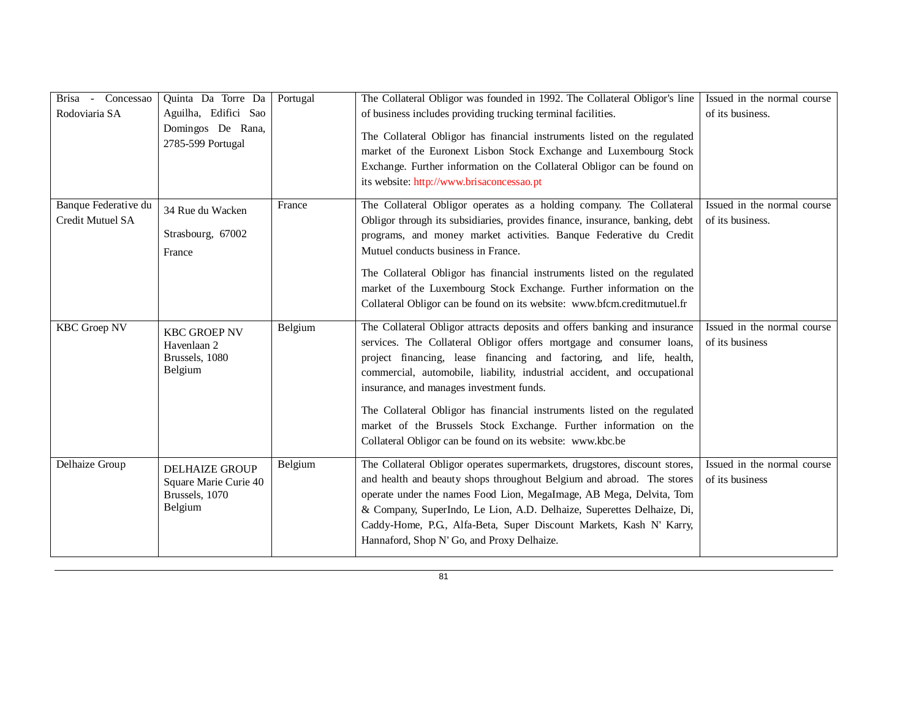| Brisa - Concessao Rodoviaria SA | Quinta Da Torre Da Aguilha, Edifici Sao Domingos De Rana, 2785-599 Portugal | Portugal | The Collateral Obligor was founded in 1992. The Collateral Obligor's line of business includes providing trucking terminal facilities.<br><br>The Collateral Obligor has financial instruments listed on the regulated market of the Euronext Lisbon Stock Exchange and Luxembourg Stock Exchange. Further information on the Collateral Obligor can be found on its website: http://www.brisaconcessao.pt | Issued in the normal course of its business. |
|---|---|---|---|---|
| Banque Federative du Credit Mutuel SA | 34 Rue du Wacken<br><br>Strasbourg, 67002<br><br>France | France | The Collateral Obligor operates as a holding company. The Collateral Obligor through its subsidiaries, provides finance, insurance, banking, debt programs, and money market activities. Banque Federative du Credit Mutuel conducts business in France.<br><br>The Collateral Obligor has financial instruments listed on the regulated market of the Luxembourg Stock Exchange. Further information on the Collateral Obligor can be found on its website: www.bfcm.creditmutuel.fr | Issued in the normal course of its business. |
| KBC Groep NV | KBC GROEP NV<br>Havenlaan 2<br>Brussels, 1080<br>Belgium | Belgium | The Collateral Obligor attracts deposits and offers banking and insurance services. The Collateral Obligor offers mortgage and consumer loans, project financing, lease financing and factoring, and life, health, commercial, automobile, liability, industrial accident, and occupational insurance, and manages investment funds.<br><br>The Collateral Obligor has financial instruments listed on the regulated market of the Brussels Stock Exchange. Further information on the Collateral Obligor can be found on its website: www.kbc.be | Issued in the normal course of its business |
| Delhaize Group | DELHAIZE GROUP<br>Square Marie Curie 40<br>Brussels, 1070<br>Belgium | Belgium | The Collateral Obligor operates supermarkets, drugstores, discount stores, and health and beauty shops throughout Belgium and abroad. The stores operate under the names Food Lion, MegaImage, AB Mega, Delvita, Tom & Company, SuperIndo, Le Lion, A.D. Delhaize, Superettes Delhaize, Di, Caddy-Home, P.G., Alfa-Beta, Super Discount Markets, Kash N' Karry, Hannaford, Shop N' Go, and Proxy Delhaize. | Issued in the normal course of its business |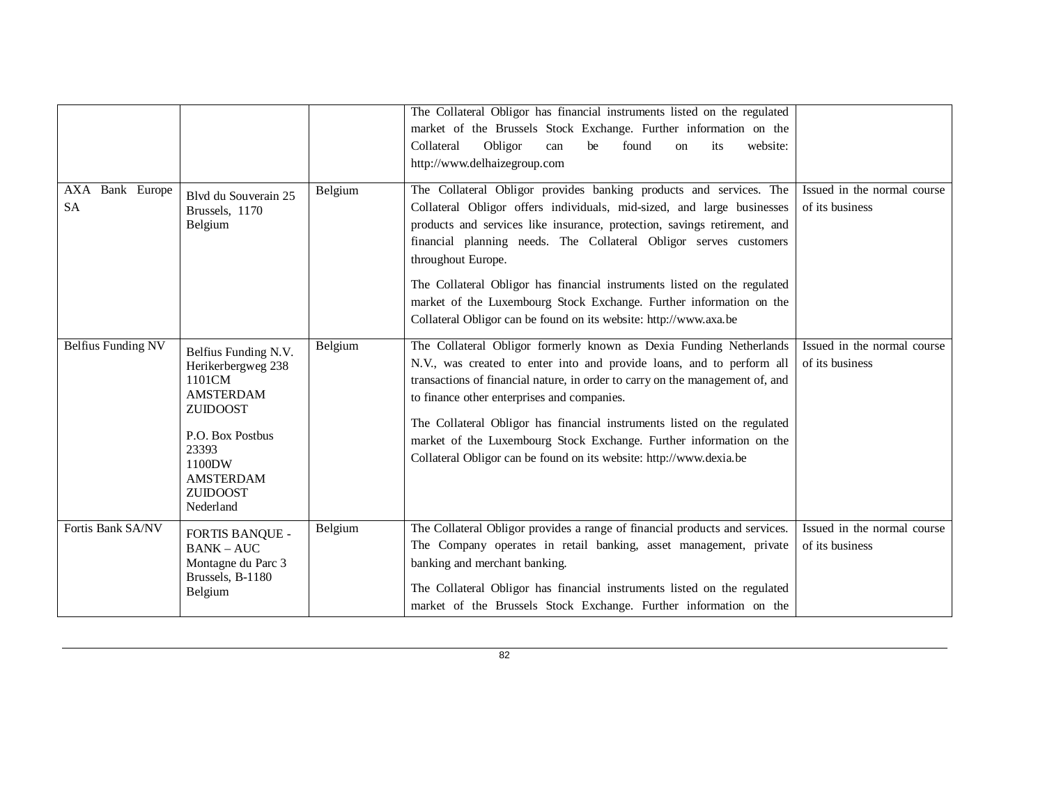| | | | | |
|---|---|---|---|---|
| | | | The Collateral Obligor has financial instruments listed on the regulated market of the Brussels Stock Exchange. Further information on the Collateral Obligor can be found on its website: http://www.delhaizegroup.com | |
| AXA Bank Europe SA | Blvd du Souverain 25 Brussels, 1170 Belgium | Belgium | The Collateral Obligor provides banking products and services. The Collateral Obligor offers individuals, mid-sized, and large businesses products and services like insurance, protection, savings retirement, and financial planning needs. The Collateral Obligor serves customers throughout Europe.<br><br>The Collateral Obligor has financial instruments listed on the regulated market of the Luxembourg Stock Exchange. Further information on the Collateral Obligor can be found on its website: http://www.axa.be | Issued in the normal course of its business |
| Belfius Funding NV | Belfius Funding N.V. Herikerbergweg 238 1101CM AMSTERDAM ZUIDOOST<br><br>P.O. Box Postbus 23393 1100DW AMSTERDAM ZUIDOOST Nederland | Belgium | The Collateral Obligor formerly known as Dexia Funding Netherlands N.V., was created to enter into and provide loans, and to perform all transactions of financial nature, in order to carry on the management of, and to finance other enterprises and companies.<br><br>The Collateral Obligor has financial instruments listed on the regulated market of the Luxembourg Stock Exchange. Further information on the Collateral Obligor can be found on its website: http://www.dexia.be | Issued in the normal course of its business |
| Fortis Bank SA/NV | FORTIS BANQUE - BANK – AUC Montagne du Parc 3 Brussels, B-1180 Belgium | Belgium | The Collateral Obligor provides a range of financial products and services. The Company operates in retail banking, asset management, private banking and merchant banking.<br><br>The Collateral Obligor has financial instruments listed on the regulated market of the Brussels Stock Exchange. Further information on the | Issued in the normal course of its business |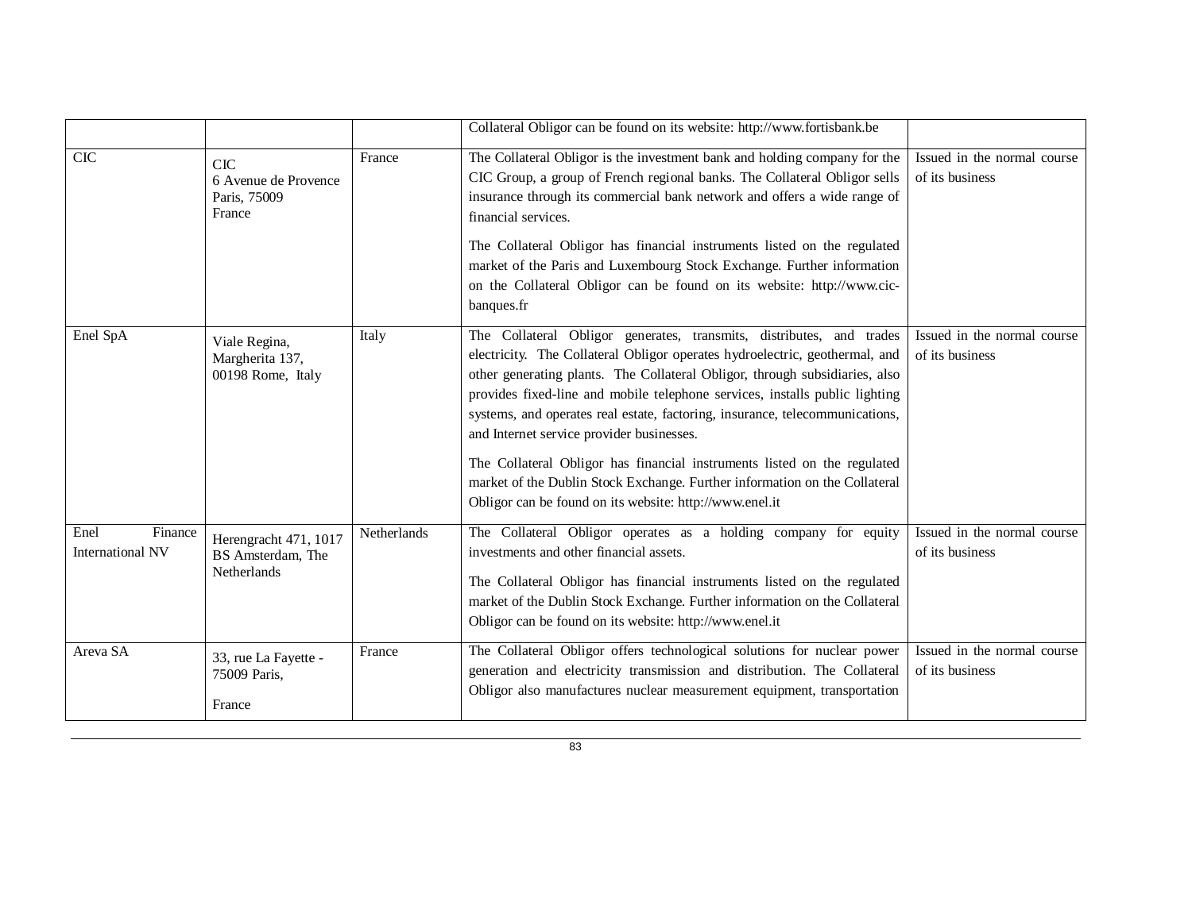| | | | | |
|---|---|---|---|---|
| | | | Collateral Obligor can be found on its website: http://www.fortisbank.be | |
| CIC | CIC<br>6 Avenue de Provence<br>Paris, 75009<br>France | France | The Collateral Obligor is the investment bank and holding company for the CIC Group, a group of French regional banks. The Collateral Obligor sells insurance through its commercial bank network and offers a wide range of financial services.<br><br>The Collateral Obligor has financial instruments listed on the regulated market of the Paris and Luxembourg Stock Exchange. Further information on the Collateral Obligor can be found on its website: http://www.cic-banques.fr | Issued in the normal course of its business |
| Enel SpA | Viale Regina, Margherita 137, 00198 Rome, Italy | Italy | The Collateral Obligor generates, transmits, distributes, and trades electricity. The Collateral Obligor operates hydroelectric, geothermal, and other generating plants. The Collateral Obligor, through subsidiaries, also provides fixed-line and mobile telephone services, installs public lighting systems, and operates real estate, factoring, insurance, telecommunications, and Internet service provider businesses.<br><br>The Collateral Obligor has financial instruments listed on the regulated market of the Dublin Stock Exchange. Further information on the Collateral Obligor can be found on its website: http://www.enel.it | Issued in the normal course of its business |
| Enel Finance International NV | Herengracht 471, 1017 BS Amsterdam, The Netherlands | Netherlands | The Collateral Obligor operates as a holding company for equity investments and other financial assets.<br><br>The Collateral Obligor has financial instruments listed on the regulated market of the Dublin Stock Exchange. Further information on the Collateral Obligor can be found on its website: http://www.enel.it | Issued in the normal course of its business |
| Areva SA | 33, rue La Fayette - 75009 Paris,<br><br>France | France | The Collateral Obligor offers technological solutions for nuclear power generation and electricity transmission and distribution. The Collateral Obligor also manufactures nuclear measurement equipment, transportation | Issued in the normal course of its business |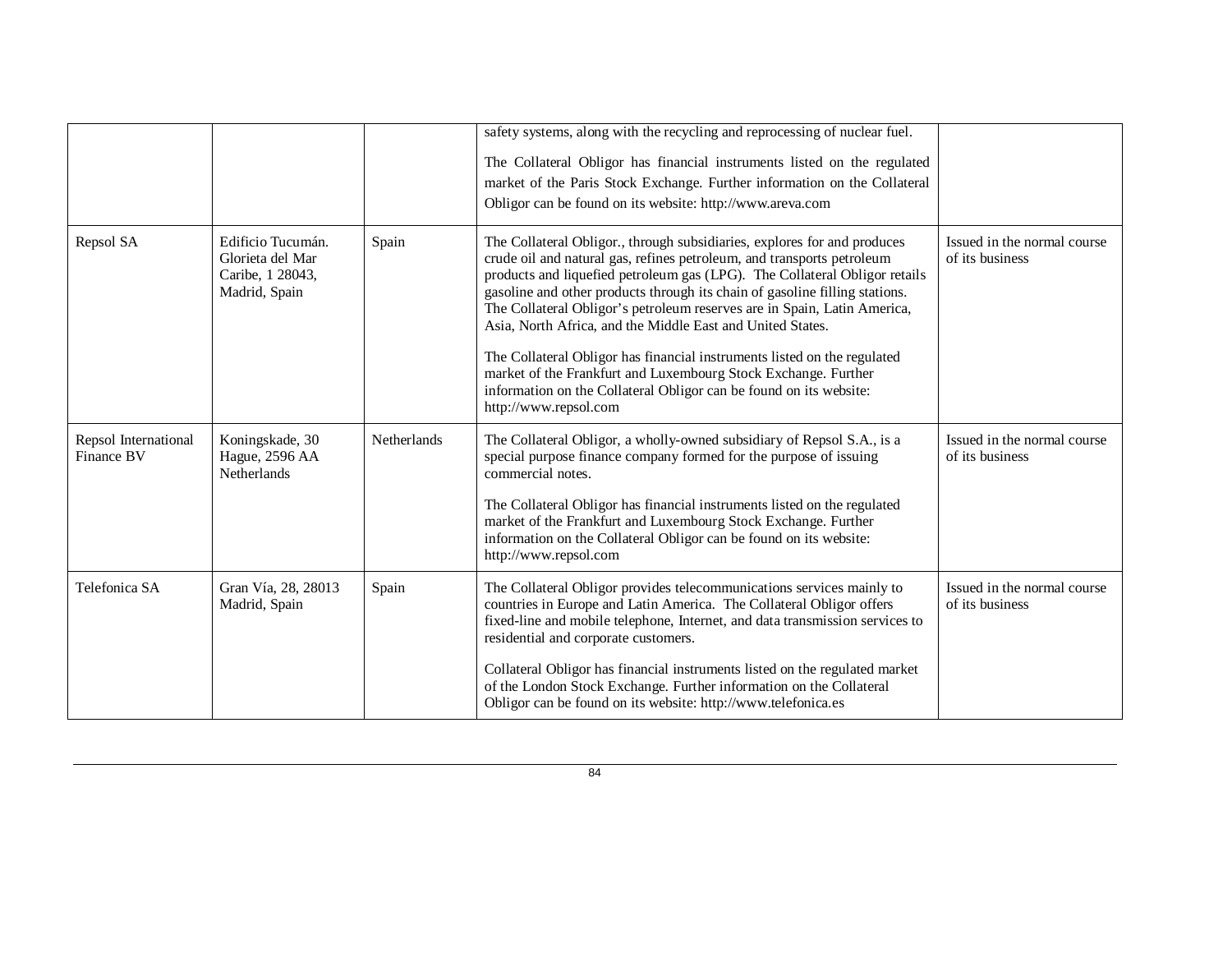| | | | | |
|---|---|---|---|---|
| | | | safety systems, along with the recycling and reprocessing of nuclear fuel.<br><br>The Collateral Obligor has financial instruments listed on the regulated market of the Paris Stock Exchange. Further information on the Collateral Obligor can be found on its website: http://www.areva.com | |
| Repsol SA | Edificio Tucumán. Glorieta del Mar Caribe, 1 28043, Madrid, Spain | Spain | The Collateral Obligor., through subsidiaries, explores for and produces crude oil and natural gas, refines petroleum, and transports petroleum products and liquefied petroleum gas (LPG). The Collateral Obligor retails gasoline and other products through its chain of gasoline filling stations. The Collateral Obligor's petroleum reserves are in Spain, Latin America, Asia, North Africa, and the Middle East and United States.<br><br>The Collateral Obligor has financial instruments listed on the regulated market of the Frankfurt and Luxembourg Stock Exchange. Further information on the Collateral Obligor can be found on its website: http://www.repsol.com | Issued in the normal course of its business |
| Repsol International Finance BV | Koningskade, 30 Hague, 2596 AA Netherlands | Netherlands | The Collateral Obligor, a wholly-owned subsidiary of Repsol S.A., is a special purpose finance company formed for the purpose of issuing commercial notes.<br><br>The Collateral Obligor has financial instruments listed on the regulated market of the Frankfurt and Luxembourg Stock Exchange. Further information on the Collateral Obligor can be found on its website: http://www.repsol.com | Issued in the normal course of its business |
| Telefonica SA | Gran Vía, 28, 28013 Madrid, Spain | Spain | The Collateral Obligor provides telecommunications services mainly to countries in Europe and Latin America. The Collateral Obligor offers fixed-line and mobile telephone, Internet, and data transmission services to residential and corporate customers.<br><br>Collateral Obligor has financial instruments listed on the regulated market of the London Stock Exchange. Further information on the Collateral Obligor can be found on its website: http://www.telefonica.es | Issued in the normal course of its business |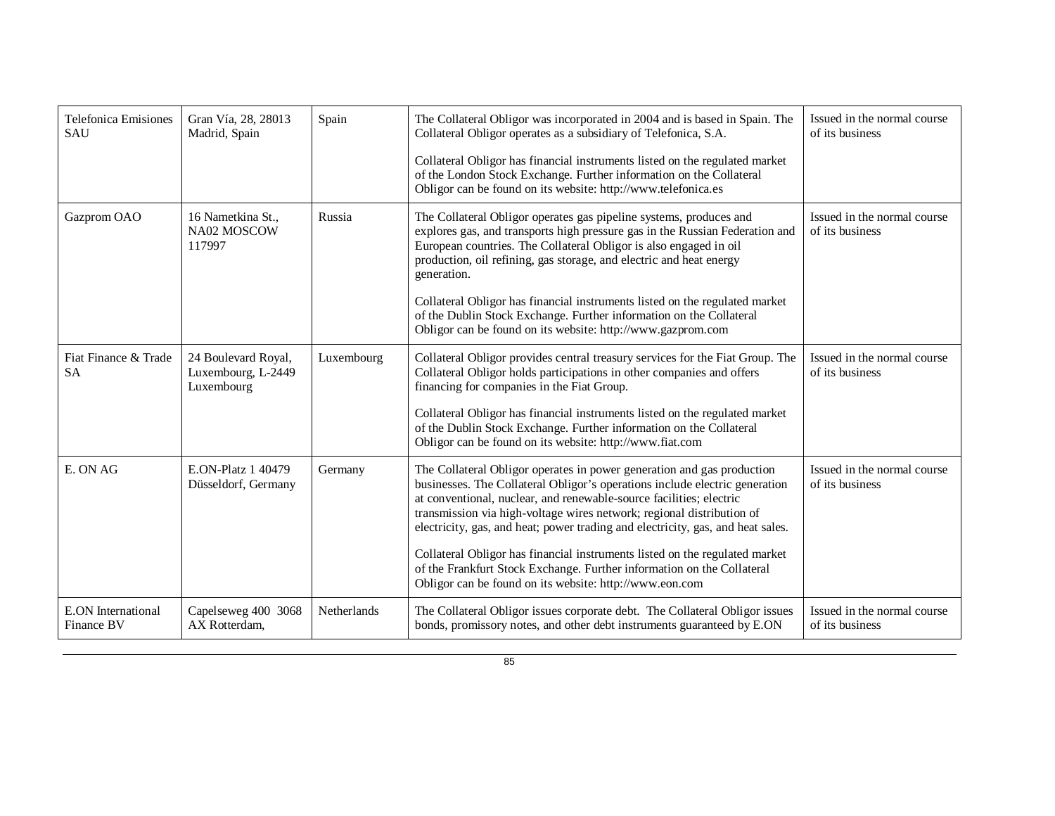| | | | | |
|---|---|---|---|---|
| Telefonica Emisiones SAU | Gran Vía, 28, 28013 Madrid, Spain | Spain | The Collateral Obligor was incorporated in 2004 and is based in Spain. The Collateral Obligor operates as a subsidiary of Telefonica, S.A.<br><br>Collateral Obligor has financial instruments listed on the regulated market of the London Stock Exchange. Further information on the Collateral Obligor can be found on its website: http://www.telefonica.es | Issued in the normal course of its business |
| Gazprom OAO | 16 Nametkina St., NA02 MOSCOW 117997 | Russia | The Collateral Obligor operates gas pipeline systems, produces and explores gas, and transports high pressure gas in the Russian Federation and European countries. The Collateral Obligor is also engaged in oil production, oil refining, gas storage, and electric and heat energy generation.<br><br>Collateral Obligor has financial instruments listed on the regulated market of the Dublin Stock Exchange. Further information on the Collateral Obligor can be found on its website: http://www.gazprom.com | Issued in the normal course of its business |
| Fiat Finance & Trade SA | 24 Boulevard Royal, Luxembourg, L-2449 Luxembourg | Luxembourg | Collateral Obligor provides central treasury services for the Fiat Group. The Collateral Obligor holds participations in other companies and offers financing for companies in the Fiat Group.<br><br>Collateral Obligor has financial instruments listed on the regulated market of the Dublin Stock Exchange. Further information on the Collateral Obligor can be found on its website: http://www.fiat.com | Issued in the normal course of its business |
| E. ON AG | E.ON-Platz 1 40479 Düsseldorf, Germany | Germany | The Collateral Obligor operates in power generation and gas production businesses. The Collateral Obligor's operations include electric generation at conventional, nuclear, and renewable-source facilities; electric transmission via high-voltage wires network; regional distribution of electricity, gas, and heat; power trading and electricity, gas, and heat sales.<br><br>Collateral Obligor has financial instruments listed on the regulated market of the Frankfurt Stock Exchange. Further information on the Collateral Obligor can be found on its website: http://www.eon.com | Issued in the normal course of its business |
| E.ON International Finance BV | Capelseweg 400 3068 AX Rotterdam, | Netherlands | The Collateral Obligor issues corporate debt. The Collateral Obligor issues bonds, promissory notes, and other debt instruments guaranteed by E.ON | Issued in the normal course of its business |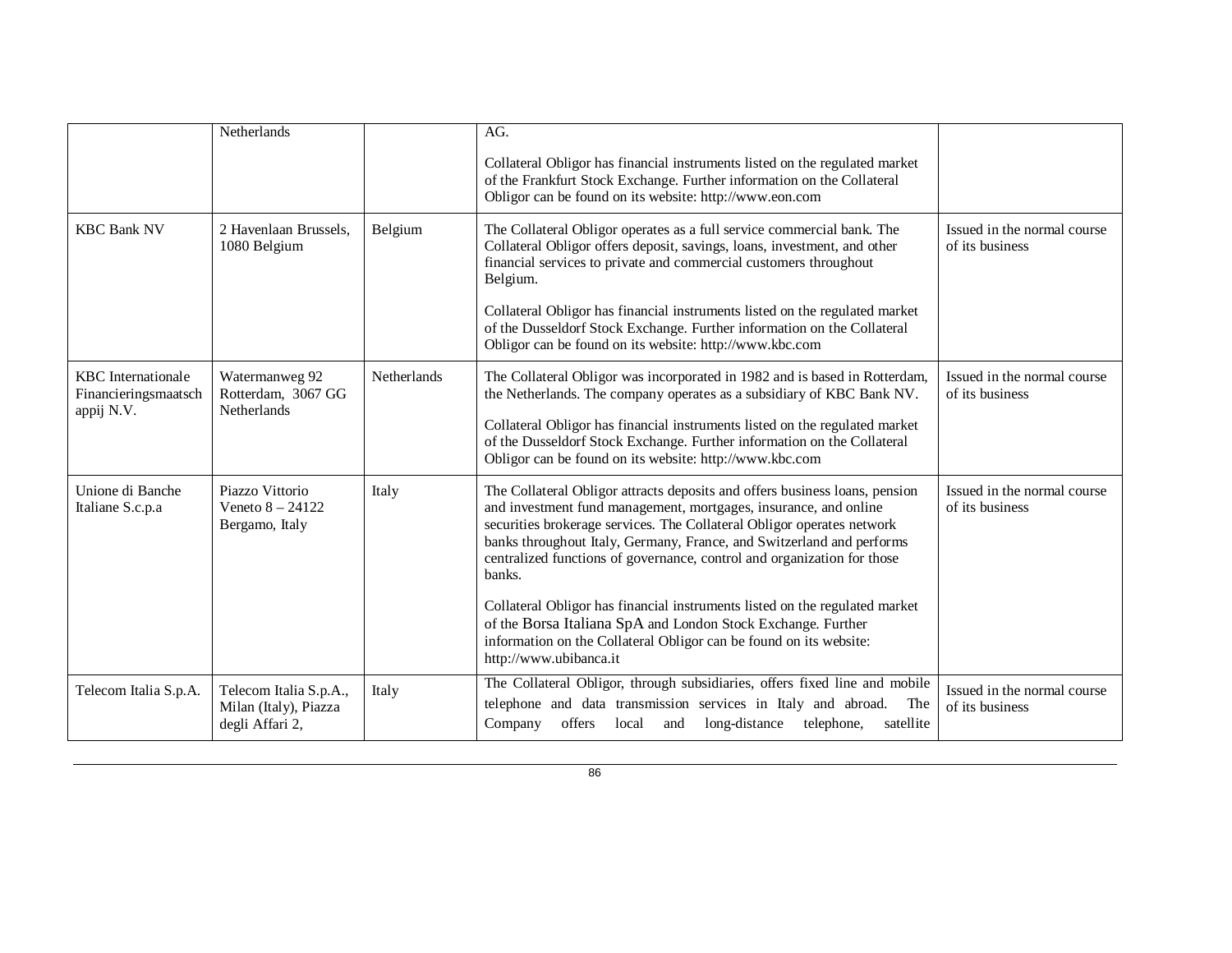| | | | | |
|---|---|---|---|---|
| | Netherlands | | AG.<br><br>Collateral Obligor has financial instruments listed on the regulated market of the Frankfurt Stock Exchange. Further information on the Collateral Obligor can be found on its website: http://www.eon.com | |
| KBC Bank NV | 2 Havenlaan Brussels, 1080 Belgium | Belgium | The Collateral Obligor operates as a full service commercial bank. The Collateral Obligor offers deposit, savings, loans, investment, and other financial services to private and commercial customers throughout Belgium.<br><br>Collateral Obligor has financial instruments listed on the regulated market of the Dusseldorf Stock Exchange. Further information on the Collateral Obligor can be found on its website: http://www.kbc.com | Issued in the normal course of its business |
| KBC Internationale Financieringsmaatschappij N.V. | Watermanweg 92 Rotterdam, 3067 GG Netherlands | Netherlands | The Collateral Obligor was incorporated in 1982 and is based in Rotterdam, the Netherlands. The company operates as a subsidiary of KBC Bank NV.<br><br>Collateral Obligor has financial instruments listed on the regulated market of the Dusseldorf Stock Exchange. Further information on the Collateral Obligor can be found on its website: http://www.kbc.com | Issued in the normal course of its business |
| Unione di Banche Italiane S.c.p.a | Piazzo Vittorio Veneto 8 – 24122 Bergamo, Italy | Italy | The Collateral Obligor attracts deposits and offers business loans, pension and investment fund management, mortgages, insurance, and online securities brokerage services. The Collateral Obligor operates network banks throughout Italy, Germany, France, and Switzerland and performs centralized functions of governance, control and organization for those banks.<br><br>Collateral Obligor has financial instruments listed on the regulated market of the Borsa Italiana SpA and London Stock Exchange. Further information on the Collateral Obligor can be found on its website: http://www.ubibanca.it | Issued in the normal course of its business |
| Telecom Italia S.p.A. | Telecom Italia S.p.A., Milan (Italy), Piazza degli Affari 2, | Italy | The Collateral Obligor, through subsidiaries, offers fixed line and mobile telephone and data transmission services in Italy and abroad. The Company offers local and long-distance telephone, satellite | Issued in the normal course of its business |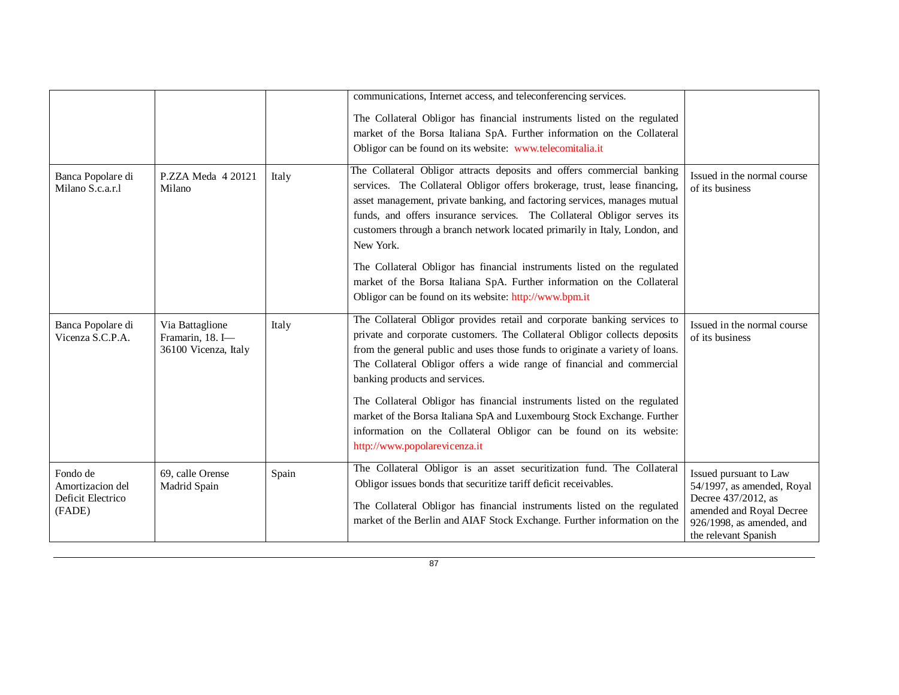| | | | | |
|---|---|---|---|---|
| | | | communications, Internet access, and teleconferencing services.<br><br>The Collateral Obligor has financial instruments listed on the regulated market of the Borsa Italiana SpA. Further information on the Collateral Obligor can be found on its website: www.telecomitalia.it | |
| Banca Popolare di Milano S.c.a.r.l | P.ZZA Meda 4 20121 Milano | Italy | The Collateral Obligor attracts deposits and offers commercial banking services. The Collateral Obligor offers brokerage, trust, lease financing, asset management, private banking, and factoring services, manages mutual funds, and offers insurance services. The Collateral Obligor serves its customers through a branch network located primarily in Italy, London, and New York.<br><br>The Collateral Obligor has financial instruments listed on the regulated market of the Borsa Italiana SpA. Further information on the Collateral Obligor can be found on its website: http://www.bpm.it | Issued in the normal course of its business |
| Banca Popolare di Vicenza S.C.P.A. | Via Battaglione Framarin, 18. I—36100 Vicenza, Italy | Italy | The Collateral Obligor provides retail and corporate banking services to private and corporate customers. The Collateral Obligor collects deposits from the general public and uses those funds to originate a variety of loans. The Collateral Obligor offers a wide range of financial and commercial banking products and services.<br><br>The Collateral Obligor has financial instruments listed on the regulated market of the Borsa Italiana SpA and Luxembourg Stock Exchange. Further information on the Collateral Obligor can be found on its website: http://www.popolarevicenza.it | Issued in the normal course of its business |
| Fondo de Amortizacion del Deficit Electrico (FADE) | 69, calle Orense Madrid Spain | Spain | The Collateral Obligor is an asset securitization fund. The Collateral Obligor issues bonds that securitize tariff deficit receivables.<br><br>The Collateral Obligor has financial instruments listed on the regulated market of the Berlin and AIAF Stock Exchange. Further information on the | Issued pursuant to Law 54/1997, as amended, Royal Decree 437/2012, as amended and Royal Decree 926/1998, as amended, and the relevant Spanish |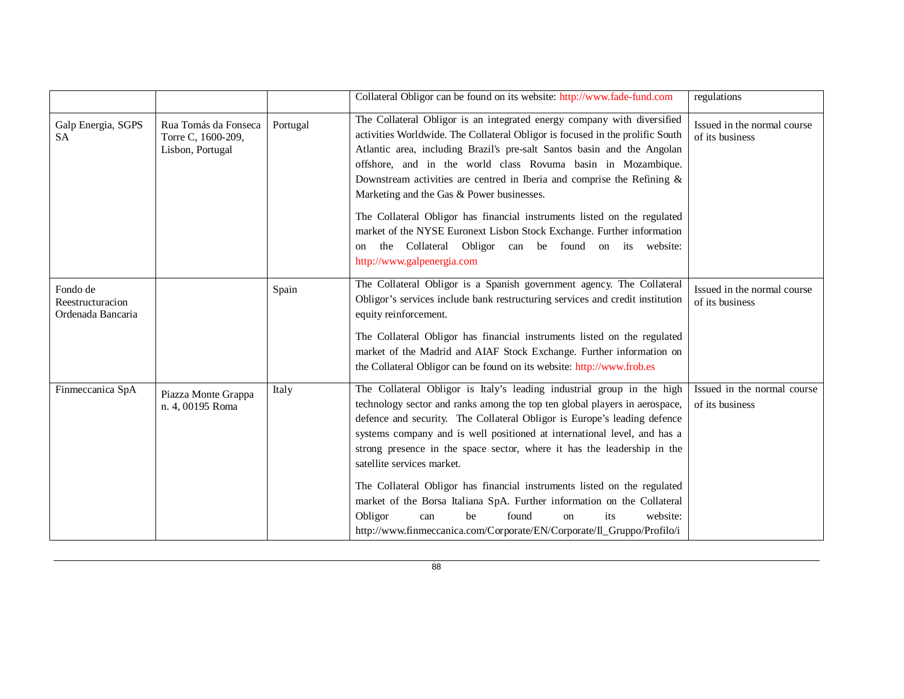| | | | | |
|---|---|---|---|---|
| | | | Collateral Obligor can be found on its website: http://www.fade-fund.com | regulations |
| Galp Energia, SGPS SA | Rua Tomás da Fonseca Torre C, 1600-209, Lisbon, Portugal | Portugal | The Collateral Obligor is an integrated energy company with diversified activities Worldwide. The Collateral Obligor is focused in the prolific South Atlantic area, including Brazil's pre-salt Santos basin and the Angolan offshore, and in the world class Rovuma basin in Mozambique. Downstream activities are centred in Iberia and comprise the Refining & Marketing and the Gas & Power businesses.<br><br>The Collateral Obligor has financial instruments listed on the regulated market of the NYSE Euronext Lisbon Stock Exchange. Further information on the Collateral Obligor can be found on its website: http://www.galpenergia.com | Issued in the normal course of its business |
| Fondo de Reestructuracion Ordenada Bancaria | | Spain | The Collateral Obligor is a Spanish government agency. The Collateral Obligor's services include bank restructuring services and credit institution equity reinforcement.<br><br>The Collateral Obligor has financial instruments listed on the regulated market of the Madrid and AIAF Stock Exchange. Further information on the Collateral Obligor can be found on its website: http://www.frob.es | Issued in the normal course of its business |
| Finmeccanica SpA | Piazza Monte Grappa n. 4, 00195 Roma | Italy | The Collateral Obligor is Italy's leading industrial group in the high technology sector and ranks among the top ten global players in aerospace, defence and security. The Collateral Obligor is Europe's leading defence systems company and is well positioned at international level, and has a strong presence in the space sector, where it has the leadership in the satellite services market.<br><br>The Collateral Obligor has financial instruments listed on the regulated market of the Borsa Italiana SpA. Further information on the Collateral Obligor can be found on its website: http://www.finmeccanica.com/Corporate/EN/Corporate/Il_Gruppo/Profilo/i | Issued in the normal course of its business |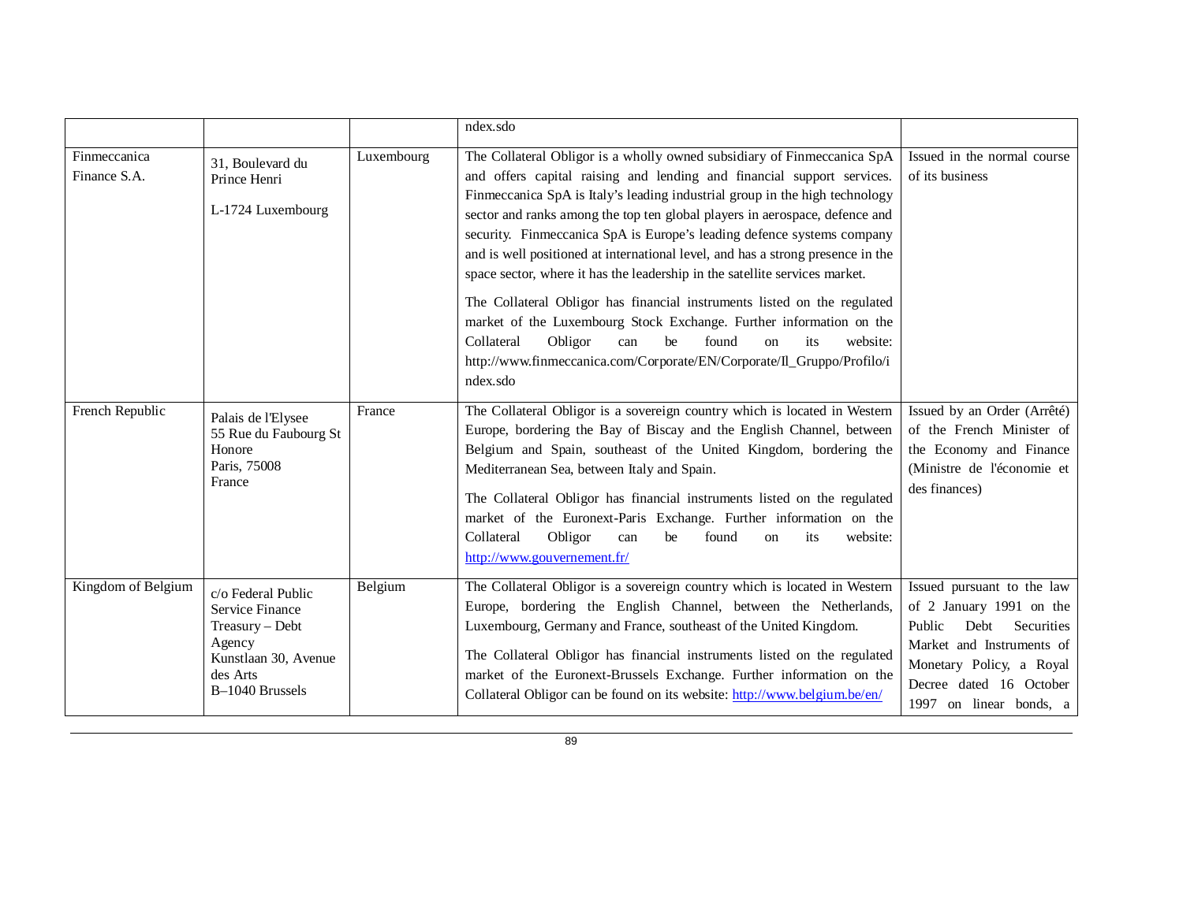| | | | ndex.sdo | |
|---|---|---|---|---|
| Finmeccanica Finance S.A. | 31, Boulevard du Prince Henri<br><br>L-1724 Luxembourg | Luxembourg | The Collateral Obligor is a wholly owned subsidiary of Finmeccanica SpA and offers capital raising and lending and financial support services. Finmeccanica SpA is Italy's leading industrial group in the high technology sector and ranks among the top ten global players in aerospace, defence and security. Finmeccanica SpA is Europe's leading defence systems company and is well positioned at international level, and has a strong presence in the space sector, where it has the leadership in the satellite services market.<br><br>The Collateral Obligor has financial instruments listed on the regulated market of the Luxembourg Stock Exchange. Further information on the Collateral Obligor can be found on its website: http://www.finmeccanica.com/Corporate/EN/Corporate/Il_Gruppo/Profilo/index.sdo | Issued in the normal course of its business |
| French Republic | Palais de l'Elysee<br>55 Rue du Faubourg St Honore<br>Paris, 75008<br>France | France | The Collateral Obligor is a sovereign country which is located in Western Europe, bordering the Bay of Biscay and the English Channel, between Belgium and Spain, southeast of the United Kingdom, bordering the Mediterranean Sea, between Italy and Spain.<br><br>The Collateral Obligor has financial instruments listed on the regulated market of the Euronext-Paris Exchange. Further information on the Collateral Obligor can be found on its website: http://www.gouvernement.fr/ | Issued by an Order (Arrêté) of the French Minister of the Economy and Finance (Ministre de l'économie et des finances) |
| Kingdom of Belgium | c/o Federal Public Service Finance<br>Treasury – Debt Agency<br>Kunstlaan 30, Avenue des Arts<br>B–1040 Brussels | Belgium | The Collateral Obligor is a sovereign country which is located in Western Europe, bordering the English Channel, between the Netherlands, Luxembourg, Germany and France, southeast of the United Kingdom.<br><br>The Collateral Obligor has financial instruments listed on the regulated market of the Euronext-Brussels Exchange. Further information on the Collateral Obligor can be found on its website: http://www.belgium.be/en/ | Issued pursuant to the law of 2 January 1991 on the Public Debt Securities Market and Instruments of Monetary Policy, a Royal Decree dated 16 October 1997 on linear bonds, a |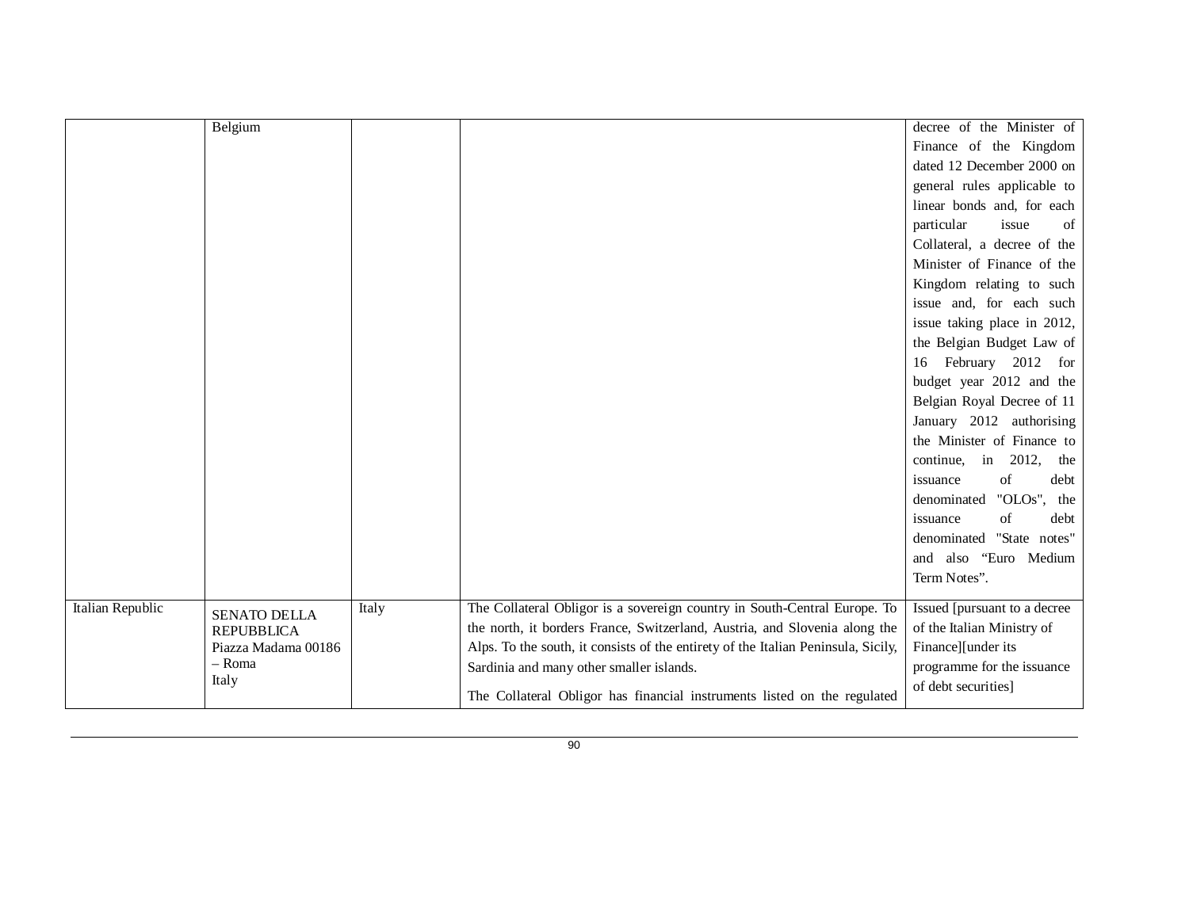|  |  |  |  |  |
|---|---|---|---|---|
|  | Belgium |  |  | decree of the Minister of Finance of the Kingdom dated 12 December 2000 on general rules applicable to linear bonds and, for each particular issue of Collateral, a decree of the Minister of Finance of the Kingdom relating to such issue and, for each such issue taking place in 2012, the Belgian Budget Law of 16 February 2012 for budget year 2012 and the Belgian Royal Decree of 11 January 2012 authorising the Minister of Finance to continue, in 2012, the issuance of debt denominated "OLOs", the issuance of debt denominated "State notes" and also "Euro Medium Term Notes". |
| Italian Republic | SENATO DELLA REPUBBLICA Piazza Madama 00186 – Roma Italy | Italy | The Collateral Obligor is a sovereign country in South-Central Europe. To the north, it borders France, Switzerland, Austria, and Slovenia along the Alps. To the south, it consists of the entirety of the Italian Peninsula, Sicily, Sardinia and many other smaller islands.<br><br>The Collateral Obligor has financial instruments listed on the regulated | Issued [pursuant to a decree of the Italian Ministry of Finance][under its programme for the issuance of debt securities] |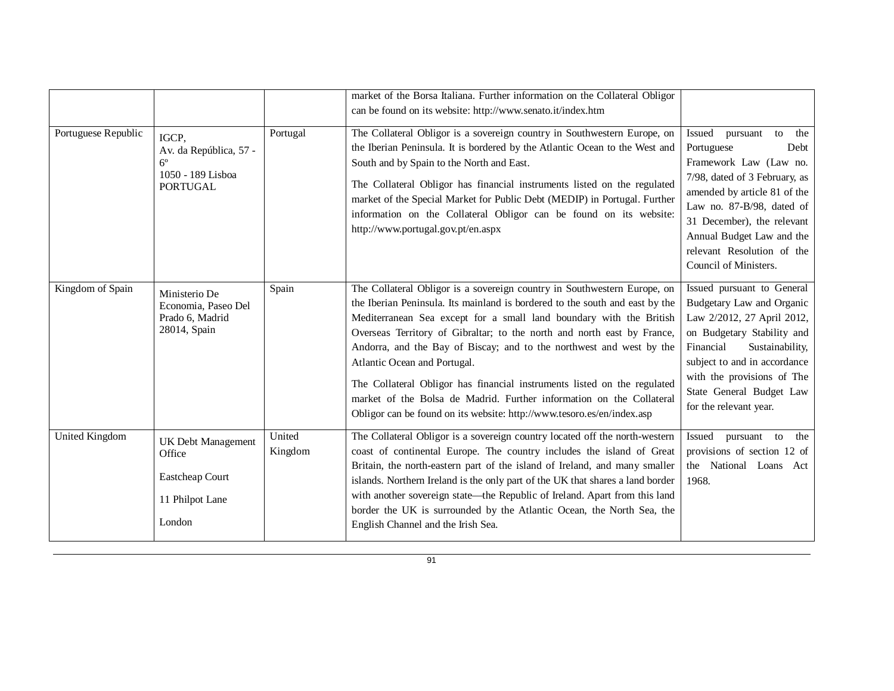| | | | | |
|---|---|---|---|---|
| | | | market of the Borsa Italiana. Further information on the Collateral Obligor can be found on its website: http://www.senato.it/index.htm | |
| Portuguese Republic | IGCP, Av. da República, 57 - 6º 1050 - 189 Lisboa PORTUGAL | Portugal | The Collateral Obligor is a sovereign country in Southwestern Europe, on the Iberian Peninsula. It is bordered by the Atlantic Ocean to the West and South and by Spain to the North and East.<br><br>The Collateral Obligor has financial instruments listed on the regulated market of the Special Market for Public Debt (MEDIP) in Portugal. Further information on the Collateral Obligor can be found on its website: http://www.portugal.gov.pt/en.aspx | Issued pursuant to the Portuguese Debt Framework Law (Law no. 7/98, dated of 3 February, as amended by article 81 of the Law no. 87-B/98, dated of 31 December), the relevant Annual Budget Law and the relevant Resolution of the Council of Ministers. |
| Kingdom of Spain | Ministerio De Economia, Paseo Del Prado 6, Madrid 28014, Spain | Spain | The Collateral Obligor is a sovereign country in Southwestern Europe, on the Iberian Peninsula. Its mainland is bordered to the south and east by the Mediterranean Sea except for a small land boundary with the British Overseas Territory of Gibraltar; to the north and north east by France, Andorra, and the Bay of Biscay; and to the northwest and west by the Atlantic Ocean and Portugal.<br><br>The Collateral Obligor has financial instruments listed on the regulated market of the Bolsa de Madrid. Further information on the Collateral Obligor can be found on its website: http://www.tesoro.es/en/index.asp | Issued pursuant to General Budgetary Law and Organic Law 2/2012, 27 April 2012, on Budgetary Stability and Financial Sustainability, subject to and in accordance with the provisions of The State General Budget Law for the relevant year. |
| United Kingdom | UK Debt Management Office<br><br>Eastcheap Court<br><br>11 Philpot Lane<br><br>London | United Kingdom | The Collateral Obligor is a sovereign country located off the north-western coast of continental Europe. The country includes the island of Great Britain, the north-eastern part of the island of Ireland, and many smaller islands. Northern Ireland is the only part of the UK that shares a land border with another sovereign state—the Republic of Ireland. Apart from this land border the UK is surrounded by the Atlantic Ocean, the North Sea, the English Channel and the Irish Sea. | Issued pursuant to the provisions of section 12 of the National Loans Act 1968. |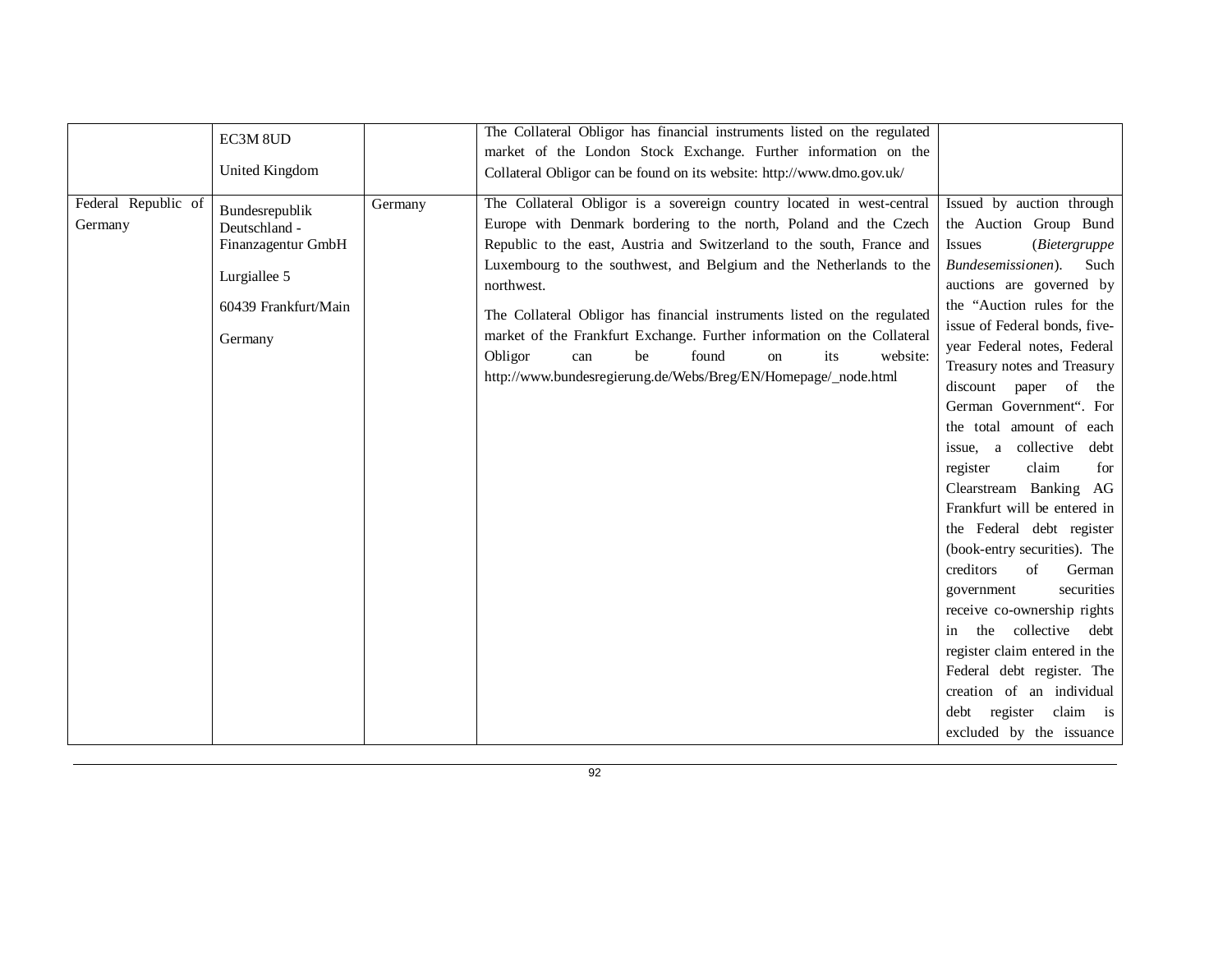|  |  |  |  |  |
|---|---|---|---|---|
|  | EC3M 8UD<br><br>United Kingdom |  | The Collateral Obligor has financial instruments listed on the regulated market of the London Stock Exchange. Further information on the Collateral Obligor can be found on its website: http://www.dmo.gov.uk/ |  |
| Federal Republic of Germany | Bundesrepublik Deutschland - Finanzagentur GmbH<br><br>Lurgiallee 5<br><br>60439 Frankfurt/Main<br><br>Germany | Germany | The Collateral Obligor is a sovereign country located in west-central Europe with Denmark bordering to the north, Poland and the Czech Republic to the east, Austria and Switzerland to the south, France and Luxembourg to the southwest, and Belgium and the Netherlands to the northwest.<br><br>The Collateral Obligor has financial instruments listed on the regulated market of the Frankfurt Exchange. Further information on the Collateral Obligor can be found on its website: http://www.bundesregierung.de/Webs/Breg/EN/Homepage/_node.html | Issued by auction through the Auction Group Bund Issues (*Bietergruppe Bundesemissionen*). Such auctions are governed by the "Auction rules for the issue of Federal bonds, five-year Federal notes, Federal Treasury notes and Treasury discount paper of the German Government". For the total amount of each issue, a collective debt register claim for Clearstream Banking AG Frankfurt will be entered in the Federal debt register (book-entry securities). The creditors of German government securities receive co-ownership rights in the collective debt register claim entered in the Federal debt register. The creation of an individual debt register claim is excluded by the issuance |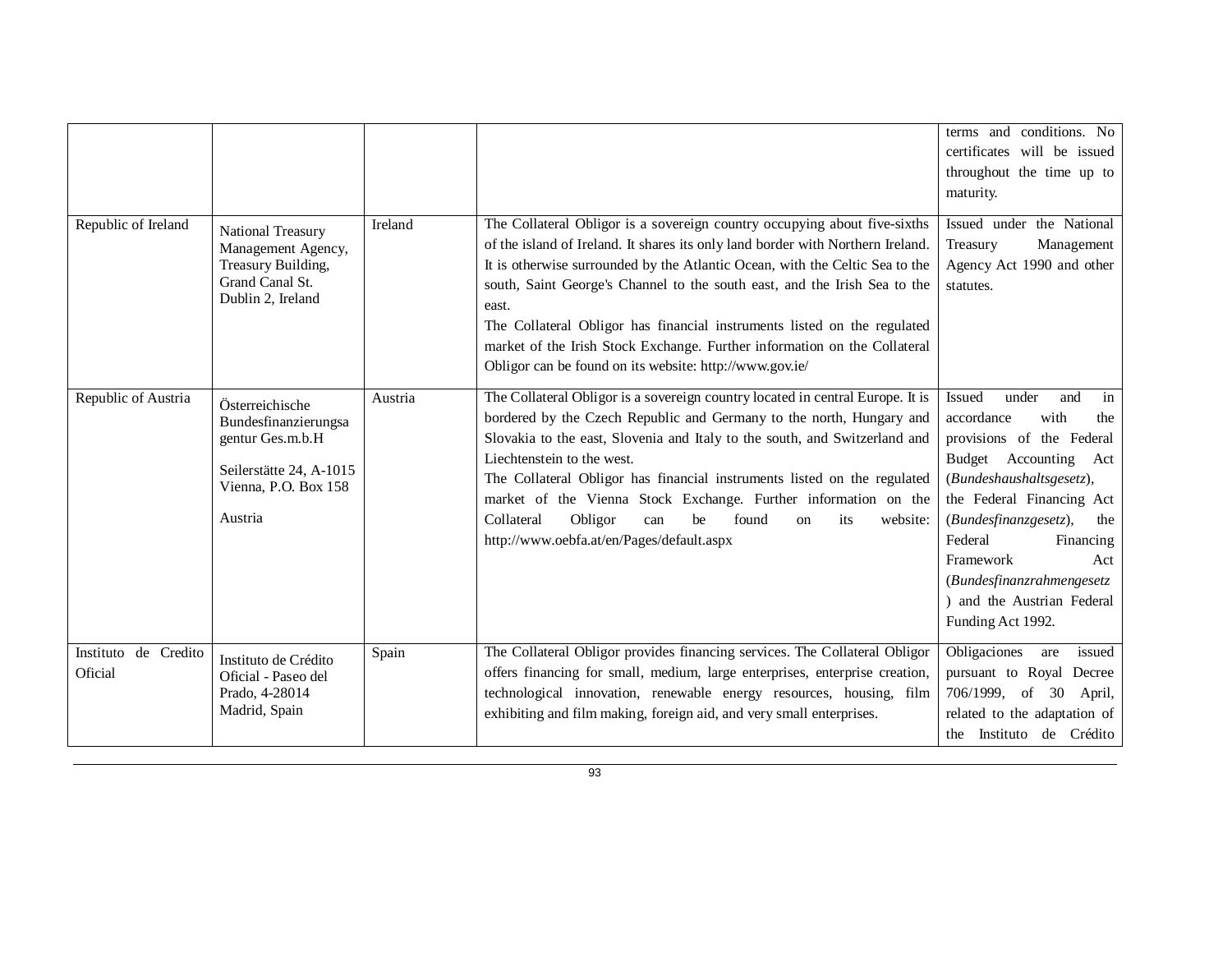| | | | | |
|---|---|---|---|---|
| | | | | terms and conditions. No certificates will be issued throughout the time up to maturity. |
| Republic of Ireland | National Treasury Management Agency, Treasury Building, Grand Canal St. Dublin 2, Ireland | Ireland | The Collateral Obligor is a sovereign country occupying about five-sixths of the island of Ireland. It shares its only land border with Northern Ireland. It is otherwise surrounded by the Atlantic Ocean, with the Celtic Sea to the south, Saint George's Channel to the south east, and the Irish Sea to the east.<br>The Collateral Obligor has financial instruments listed on the regulated market of the Irish Stock Exchange. Further information on the Collateral Obligor can be found on its website: http://www.gov.ie/ | Issued under the National Treasury Management Agency Act 1990 and other statutes. |
| Republic of Austria | Österreichische Bundesfinanzierungsagentur Ges.m.b.H<br><br>Seilerstätte 24, A-1015 Vienna, P.O. Box 158<br><br>Austria | Austria | The Collateral Obligor is a sovereign country located in central Europe. It is bordered by the Czech Republic and Germany to the north, Hungary and Slovakia to the east, Slovenia and Italy to the south, and Switzerland and Liechtenstein to the west.<br>The Collateral Obligor has financial instruments listed on the regulated market of the Vienna Stock Exchange. Further information on the Collateral Obligor can be found on its website: http://www.oebfa.at/en/Pages/default.aspx | Issued under and in accordance with the provisions of the Federal Budget Accounting Act (*Bundeshaushaltsgesetz*), the Federal Financing Act (*Bundesfinanzgesetz*), the Federal Financing Framework Act (*Bundesfinanzrahmengesetz*) and the Austrian Federal Funding Act 1992. |
| Instituto de Credito Oficial | Instituto de Crédito Oficial - Paseo del Prado, 4-28014 Madrid, Spain | Spain | The Collateral Obligor provides financing services. The Collateral Obligor offers financing for small, medium, large enterprises, enterprise creation, technological innovation, renewable energy resources, housing, film exhibiting and film making, foreign aid, and very small enterprises. | Obligaciones are issued pursuant to Royal Decree 706/1999, of 30 April, related to the adaptation of the Instituto de Crédito |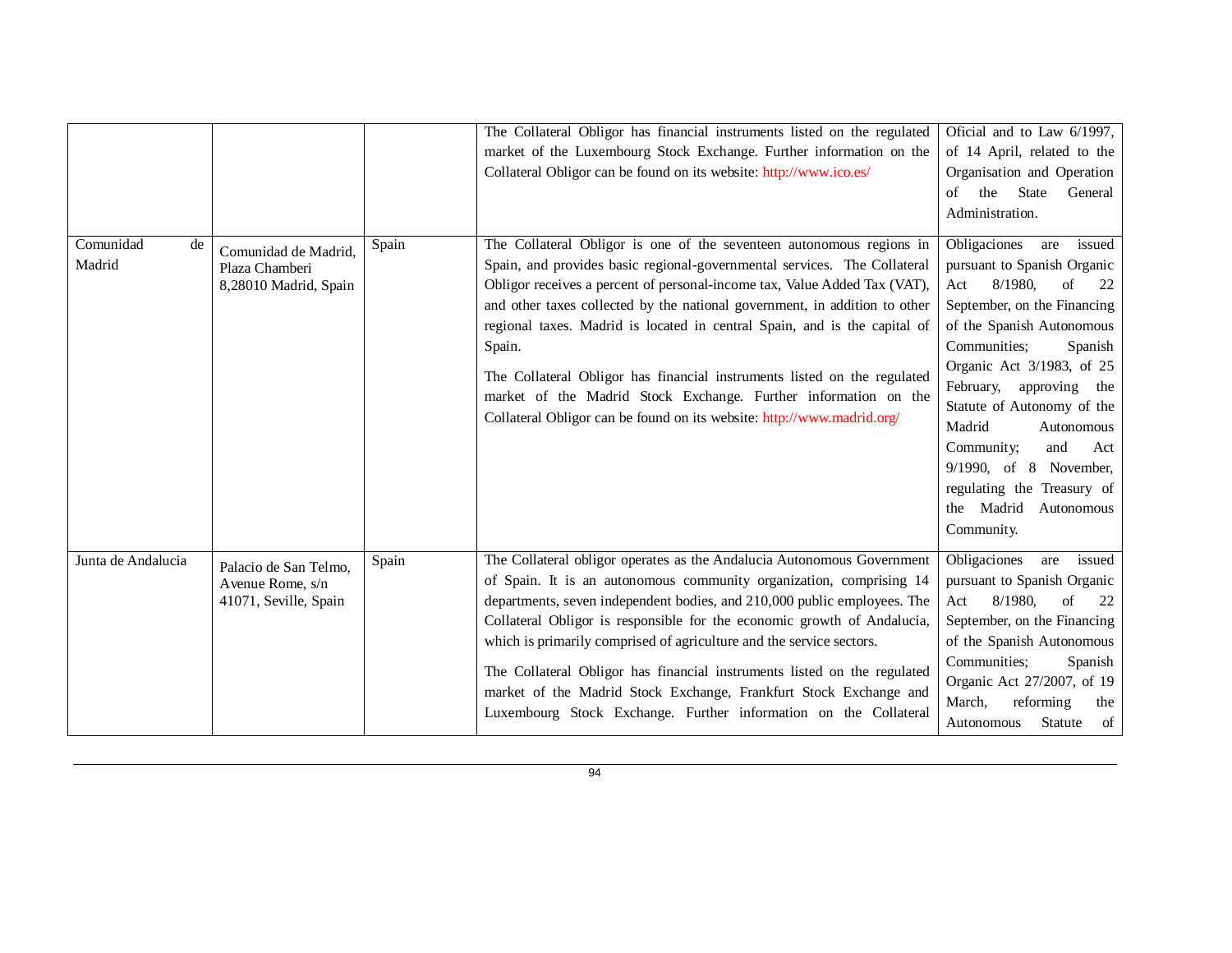| | | | | |
|---|---|---|---|---|
| | | | The Collateral Obligor has financial instruments listed on the regulated market of the Luxembourg Stock Exchange. Further information on the Collateral Obligor can be found on its website: http://www.ico.es/ | Oficial and to Law 6/1997, of 14 April, related to the Organisation and Operation of the State General Administration. |
| Comunidad de Madrid | Comunidad de Madrid, Plaza Chamberi 8,28010 Madrid, Spain | Spain | The Collateral Obligor is one of the seventeen autonomous regions in Spain, and provides basic regional-governmental services. The Collateral Obligor receives a percent of personal-income tax, Value Added Tax (VAT), and other taxes collected by the national government, in addition to other regional taxes. Madrid is located in central Spain, and is the capital of Spain.<br><br>The Collateral Obligor has financial instruments listed on the regulated market of the Madrid Stock Exchange. Further information on the Collateral Obligor can be found on its website: http://www.madrid.org/ | Obligaciones are issued pursuant to Spanish Organic Act 8/1980, of 22 September, on the Financing of the Spanish Autonomous Communities; Spanish Organic Act 3/1983, of 25 February, approving the Statute of Autonomy of the Madrid Autonomous Community; and Act 9/1990, of 8 November, regulating the Treasury of the Madrid Autonomous Community. |
| Junta de Andalucia | Palacio de San Telmo, Avenue Rome, s/n 41071, Seville, Spain | Spain | The Collateral obligor operates as the Andalucia Autonomous Government of Spain. It is an autonomous community organization, comprising 14 departments, seven independent bodies, and 210,000 public employees. The Collateral Obligor is responsible for the economic growth of Andalucia, which is primarily comprised of agriculture and the service sectors.<br><br>The Collateral Obligor has financial instruments listed on the regulated market of the Madrid Stock Exchange, Frankfurt Stock Exchange and Luxembourg Stock Exchange. Further information on the Collateral | Obligaciones are issued pursuant to Spanish Organic Act 8/1980, of 22 September, on the Financing of the Spanish Autonomous Communities; Spanish Organic Act 27/2007, of 19 March, reforming the Autonomous Statute of |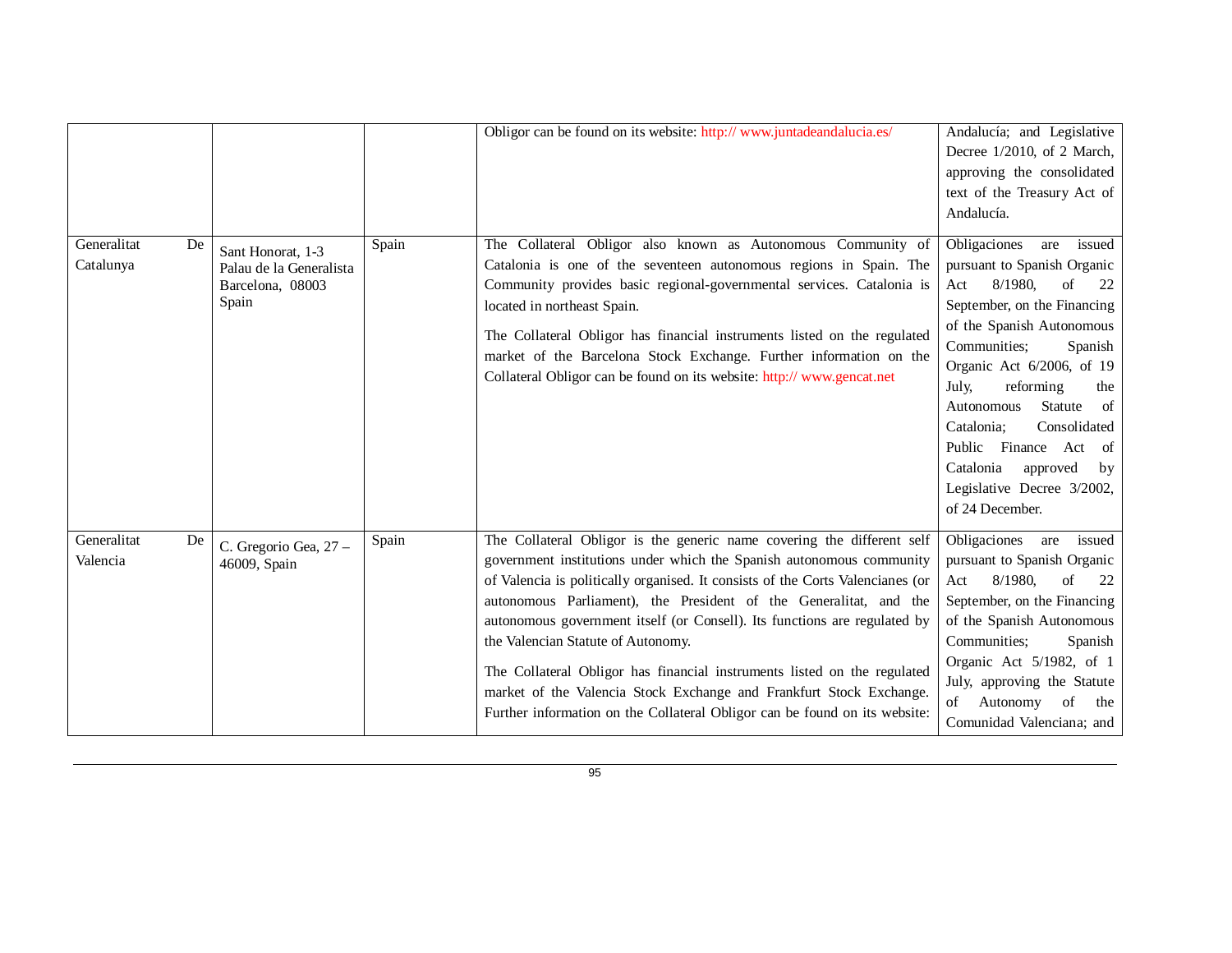| | | | | |
|---|---|---|---|---|
| | | | Obligor can be found on its website: http:// www.juntadeandalucia.es/ | Andalucía; and Legislative Decree 1/2010, of 2 March, approving the consolidated text of the Treasury Act of Andalucía. |
| Generalitat De Catalunya | Sant Honorat, 1-3 Palau de la Generalista Barcelona, 08003 Spain | Spain | The Collateral Obligor also known as Autonomous Community of Catalonia is one of the seventeen autonomous regions in Spain. The Community provides basic regional-governmental services. Catalonia is located in northeast Spain.<br><br>The Collateral Obligor has financial instruments listed on the regulated market of the Barcelona Stock Exchange. Further information on the Collateral Obligor can be found on its website: http:// www.gencat.net | Obligaciones are issued pursuant to Spanish Organic Act 8/1980, of 22 September, on the Financing of the Spanish Autonomous Communities; Spanish Organic Act 6/2006, of 19 July, reforming the Autonomous Statute of Catalonia; Consolidated Public Finance Act of Catalonia approved by Legislative Decree 3/2002, of 24 December. |
| Generalitat De Valencia | C. Gregorio Gea, 27 – 46009, Spain | Spain | The Collateral Obligor is the generic name covering the different self government institutions under which the Spanish autonomous community of Valencia is politically organised. It consists of the Corts Valencianes (or autonomous Parliament), the President of the Generalitat, and the autonomous government itself (or Consell). Its functions are regulated by the Valencian Statute of Autonomy.<br><br>The Collateral Obligor has financial instruments listed on the regulated market of the Valencia Stock Exchange and Frankfurt Stock Exchange. Further information on the Collateral Obligor can be found on its website: | Obligaciones are issued pursuant to Spanish Organic Act 8/1980, of 22 September, on the Financing of the Spanish Autonomous Communities; Spanish Organic Act 5/1982, of 1 July, approving the Statute of Autonomy of the Comunidad Valenciana; and |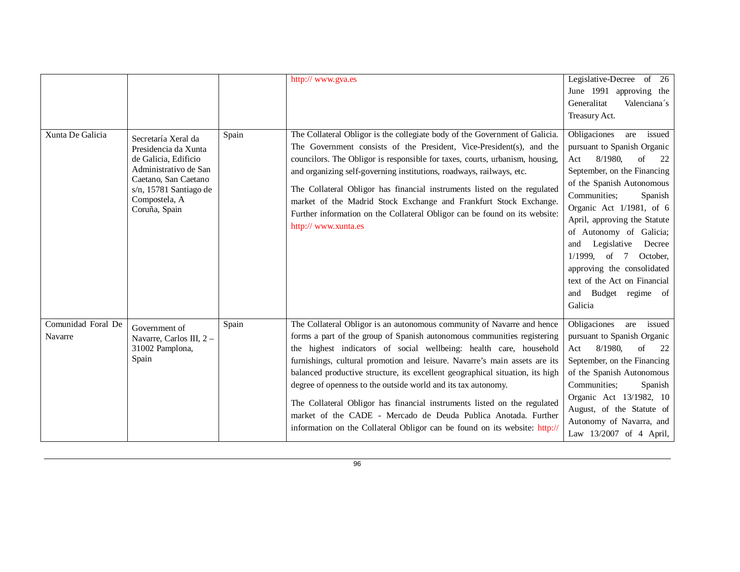| | | | | |
|---|---|---|---|---|
| | | | http:// www.gva.es | Legislative-Decree of 26 June 1991 approving the Generalitat Valenciana´s Treasury Act. |
| Xunta De Galicia | Secretaría Xeral da Presidencia da Xunta de Galicia, Edificio Administrativo de San Caetano, San Caetano s/n, 15781 Santiago de Compostela, A Coruña, Spain | Spain | The Collateral Obligor is the collegiate body of the Government of Galicia. The Government consists of the President, Vice-President(s), and the councilors. The Obligor is responsible for taxes, courts, urbanism, housing, and organizing self-governing institutions, roadways, railways, etc.<br><br>The Collateral Obligor has financial instruments listed on the regulated market of the Madrid Stock Exchange and Frankfurt Stock Exchange. Further information on the Collateral Obligor can be found on its website: http:// www.xunta.es | Obligaciones are issued pursuant to Spanish Organic Act 8/1980, of 22 September, on the Financing of the Spanish Autonomous Communities; Spanish Organic Act 1/1981, of 6 April, approving the Statute of Autonomy of Galicia; and Legislative Decree 1/1999, of 7 October, approving the consolidated text of the Act on Financial and Budget regime of Galicia |
| Comunidad Foral De Navarre | Government of Navarre, Carlos III, 2 – 31002 Pamplona, Spain | Spain | The Collateral Obligor is an autonomous community of Navarre and hence forms a part of the group of Spanish autonomous communities registering the highest indicators of social wellbeing: health care, household furnishings, cultural promotion and leisure. Navarre's main assets are its balanced productive structure, its excellent geographical situation, its high degree of openness to the outside world and its tax autonomy.<br><br>The Collateral Obligor has financial instruments listed on the regulated market of the CADE - Mercado de Deuda Publica Anotada. Further information on the Collateral Obligor can be found on its website: http:// | Obligaciones are issued pursuant to Spanish Organic Act 8/1980, of 22 September, on the Financing of the Spanish Autonomous Communities; Spanish Organic Act 13/1982, 10 August, of the Statute of Autonomy of Navarra, and Law 13/2007 of 4 April, |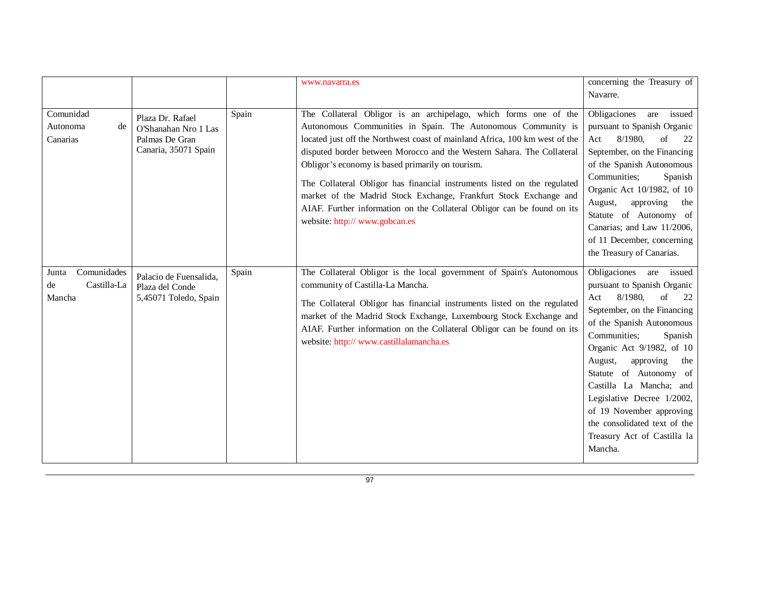| | | | | |
|---|---|---|---|---|
| | | | www.navarra.es | concerning the Treasury of Navarre. |
| Comunidad Autonoma de Canarias | Plaza Dr. Rafael O'Shanahan Nro 1 Las Palmas De Gran Canaria, 35071 Spain | Spain | The Collateral Obligor is an archipelago, which forms one of the Autonomous Communities in Spain. The Autonomous Community is located just off the Northwest coast of mainland Africa, 100 km west of the disputed border between Morocco and the Western Sahara. The Collateral Obligor's economy is based primarily on tourism.<br><br>The Collateral Obligor has financial instruments listed on the regulated market of the Madrid Stock Exchange, Frankfurt Stock Exchange and AIAF. Further information on the Collateral Obligor can be found on its website: http:// www.gobcan.es | Obligaciones are issued pursuant to Spanish Organic Act 8/1980, of 22 September, on the Financing of the Spanish Autonomous Communities; Spanish Organic Act 10/1982, of 10 August, approving the Statute of Autonomy of Canarias; and Law 11/2006, of 11 December, concerning the Treasury of Canarias. |
| Junta Comunidades de Castilla-La Mancha | Palacio de Fuensalida, Plaza del Conde 5,45071 Toledo, Spain | Spain | The Collateral Obligor is the local government of Spain's Autonomous community of Castilla-La Mancha.<br><br>The Collateral Obligor has financial instruments listed on the regulated market of the Madrid Stock Exchange, Luxembourg Stock Exchange and AIAF. Further information on the Collateral Obligor can be found on its website: http:// www.castillalamancha.es | Obligaciones are issued pursuant to Spanish Organic Act 8/1980, of 22 September, on the Financing of the Spanish Autonomous Communities; Spanish Organic Act 9/1982, of 10 August, approving the Statute of Autonomy of Castilla La Mancha; and Legislative Decree 1/2002, of 19 November approving the consolidated text of the Treasury Act of Castilla la Mancha. |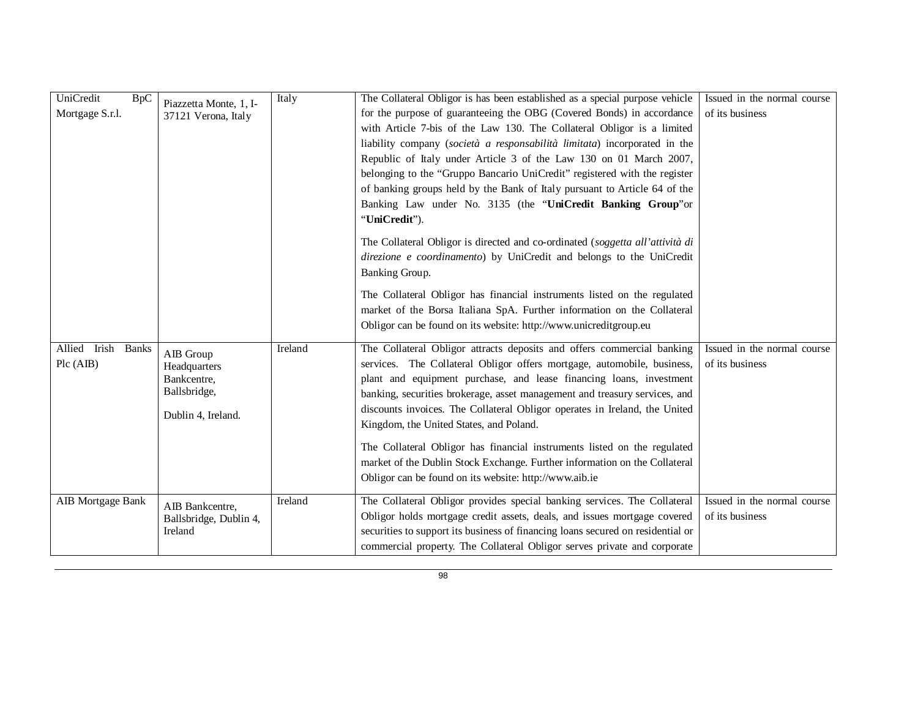| UniCredit BpC Mortgage S.r.l. | Piazzetta Monte, 1, I-37121 Verona, Italy | Italy | The Collateral Obligor is has been established as a special purpose vehicle for the purpose of guaranteeing the OBG (Covered Bonds) in accordance with Article 7-bis of the Law 130. The Collateral Obligor is a limited liability company (*società a responsabilità limitata*) incorporated in the Republic of Italy under Article 3 of the Law 130 on 01 March 2007, belonging to the "Gruppo Bancario UniCredit" registered with the register of banking groups held by the Bank of Italy pursuant to Article 64 of the Banking Law under No. 3135 (the "**UniCredit Banking Group**"or "**UniCredit**").<br><br>The Collateral Obligor is directed and co-ordinated (*soggetta all'attività di direzione e coordinamento*) by UniCredit and belongs to the UniCredit Banking Group.<br><br>The Collateral Obligor has financial instruments listed on the regulated market of the Borsa Italiana SpA. Further information on the Collateral Obligor can be found on its website: http://www.unicreditgroup.eu | Issued in the normal course of its business |
|---|---|---|---|---|
| Allied Irish Banks Plc (AIB) | AIB Group Headquarters Bankcentre, Ballsbridge,<br><br>Dublin 4, Ireland. | Ireland | The Collateral Obligor attracts deposits and offers commercial banking services. The Collateral Obligor offers mortgage, automobile, business, plant and equipment purchase, and lease financing loans, investment banking, securities brokerage, asset management and treasury services, and discounts invoices. The Collateral Obligor operates in Ireland, the United Kingdom, the United States, and Poland.<br><br>The Collateral Obligor has financial instruments listed on the regulated market of the Dublin Stock Exchange. Further information on the Collateral Obligor can be found on its website: http://www.aib.ie | Issued in the normal course of its business |
| AIB Mortgage Bank | AIB Bankcentre, Ballsbridge, Dublin 4, Ireland | Ireland | The Collateral Obligor provides special banking services. The Collateral Obligor holds mortgage credit assets, deals, and issues mortgage covered securities to support its business of financing loans secured on residential or commercial property. The Collateral Obligor serves private and corporate | Issued in the normal course of its business |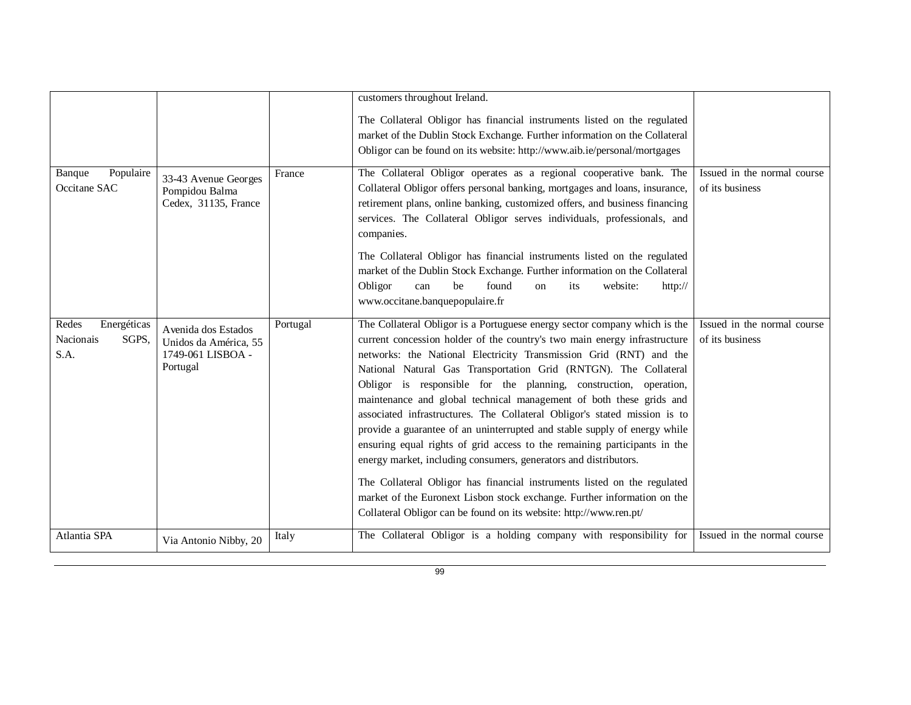| | | | | |
|---|---|---|---|---|
| | | | customers throughout Ireland.<br><br>The Collateral Obligor has financial instruments listed on the regulated market of the Dublin Stock Exchange. Further information on the Collateral Obligor can be found on its website: http://www.aib.ie/personal/mortgages | |
| Banque Populaire Occitane SAC | 33-43 Avenue Georges Pompidou Balma Cedex, 31135, France | France | The Collateral Obligor operates as a regional cooperative bank. The Collateral Obligor offers personal banking, mortgages and loans, insurance, retirement plans, online banking, customized offers, and business financing services. The Collateral Obligor serves individuals, professionals, and companies.<br><br>The Collateral Obligor has financial instruments listed on the regulated market of the Dublin Stock Exchange. Further information on the Collateral Obligor can be found on its website: http:// www.occitane.banquepopulaire.fr | Issued in the normal course of its business |
| Redes Energéticas Nacionais SGPS, S.A. | Avenida dos Estados Unidos da América, 55 1749-061 LISBOA - Portugal | Portugal | The Collateral Obligor is a Portuguese energy sector company which is the current concession holder of the country's two main energy infrastructure networks: the National Electricity Transmission Grid (RNT) and the National Natural Gas Transportation Grid (RNTGN). The Collateral Obligor is responsible for the planning, construction, operation, maintenance and global technical management of both these grids and associated infrastructures. The Collateral Obligor's stated mission is to provide a guarantee of an uninterrupted and stable supply of energy while ensuring equal rights of grid access to the remaining participants in the energy market, including consumers, generators and distributors.<br><br>The Collateral Obligor has financial instruments listed on the regulated market of the Euronext Lisbon stock exchange. Further information on the Collateral Obligor can be found on its website: http://www.ren.pt/ | Issued in the normal course of its business |
| Atlantia SPA | Via Antonio Nibby, 20 | Italy | The Collateral Obligor is a holding company with responsibility for | Issued in the normal course |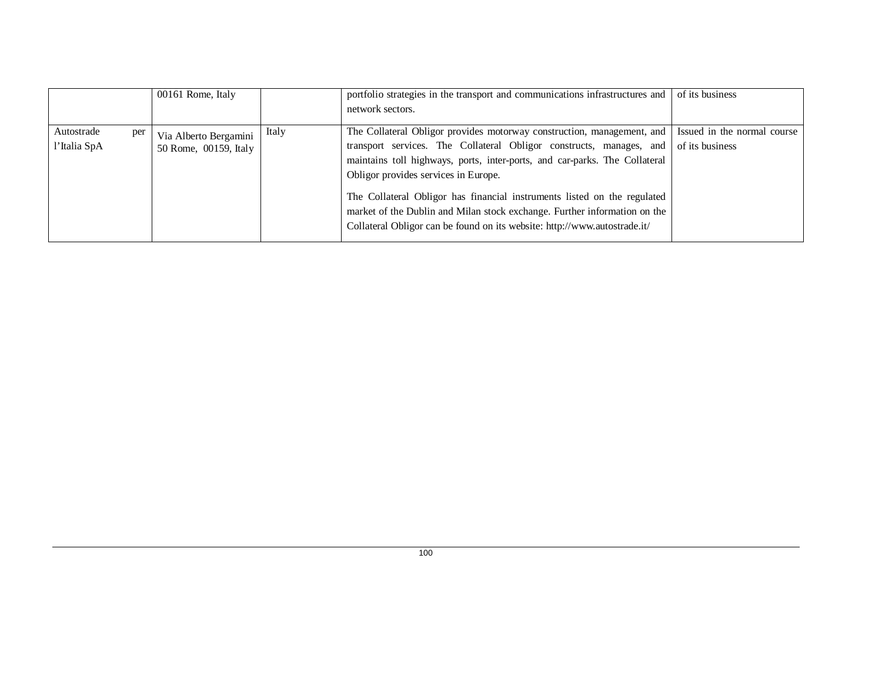| | | | | |
|---|---|---|---|---|
| | 00161 Rome, Italy | | portfolio strategies in the transport and communications infrastructures and network sectors. | of its business |
| Autostrade per l'Italia SpA | Via Alberto Bergamini 50 Rome, 00159, Italy | Italy | The Collateral Obligor provides motorway construction, management, and transport services. The Collateral Obligor constructs, manages, and maintains toll highways, ports, inter-ports, and car-parks. The Collateral Obligor provides services in Europe.<br><br>The Collateral Obligor has financial instruments listed on the regulated market of the Dublin and Milan stock exchange. Further information on the Collateral Obligor can be found on its website: http://www.autostrade.it/ | Issued in the normal course of its business |